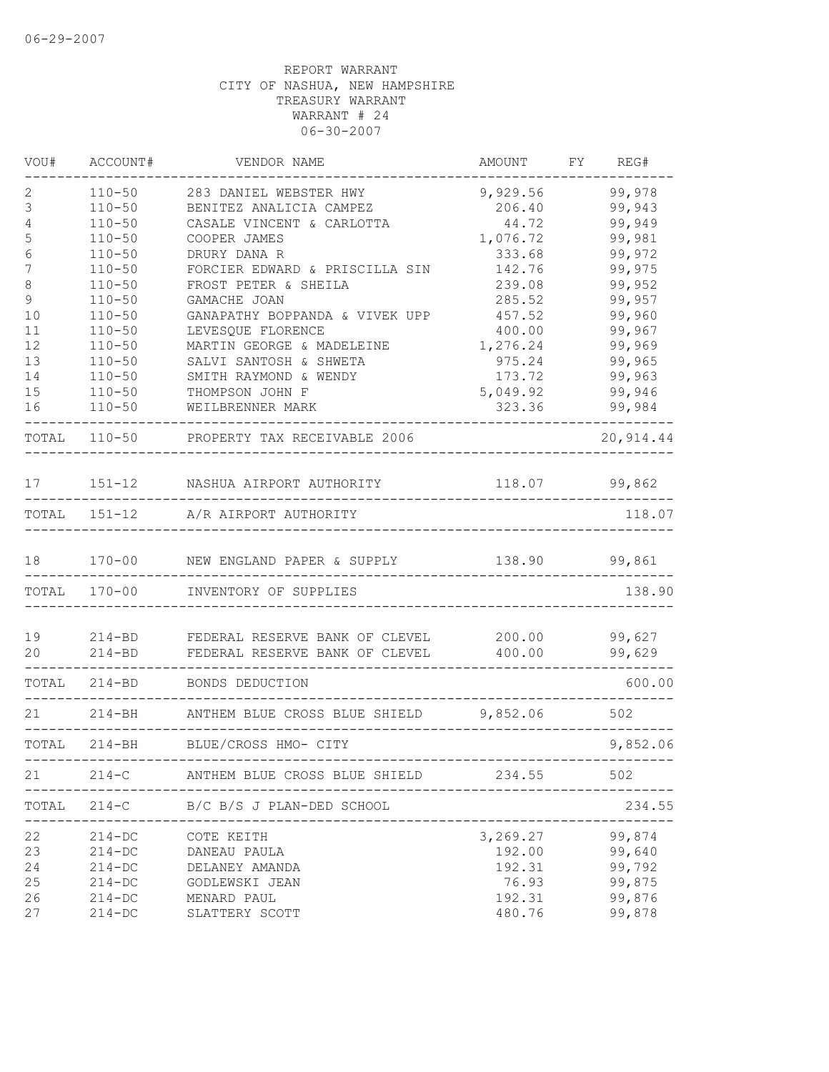06-29-2007

REPORT WARRANT
CITY OF NASHUA, NEW HAMPSHIRE
TREASURY WARRANT
WARRANT # 24
06-30-2007

| VOU# | ACCOUNT# | VENDOR NAME | AMOUNT | FY | REG# |
|---|---|---|---|---|---|
| 2 | 110-50 | 283 DANIEL WEBSTER HWY | 9,929.56 | | 99,978 |
| 3 | 110-50 | BENITEZ ANALICIA CAMPEZ | 206.40 | | 99,943 |
| 4 | 110-50 | CASALE VINCENT & CARLOTTA | 44.72 | | 99,949 |
| 5 | 110-50 | COOPER JAMES | 1,076.72 | | 99,981 |
| 6 | 110-50 | DRURY DANA R | 333.68 | | 99,972 |
| 7 | 110-50 | FORCIER EDWARD & PRISCILLA SIN | 142.76 | | 99,975 |
| 8 | 110-50 | FROST PETER & SHEILA | 239.08 | | 99,952 |
| 9 | 110-50 | GAMACHE JOAN | 285.52 | | 99,957 |
| 10 | 110-50 | GANAPATHY BOPPANDA & VIVEK UPP | 457.52 | | 99,960 |
| 11 | 110-50 | LEVESQUE FLORENCE | 400.00 | | 99,967 |
| 12 | 110-50 | MARTIN GEORGE & MADELEINE | 1,276.24 | | 99,969 |
| 13 | 110-50 | SALVI SANTOSH & SHWETA | 975.24 | | 99,965 |
| 14 | 110-50 | SMITH RAYMOND & WENDY | 173.72 | | 99,963 |
| 15 | 110-50 | THOMPSON JOHN F | 5,049.92 | | 99,946 |
| 16 | 110-50 | WEILBRENNER MARK | 323.36 | | 99,984 |
| TOTAL | 110-50 | PROPERTY TAX RECEIVABLE 2006 | | | 20,914.44 |
| 17 | 151-12 | NASHUA AIRPORT AUTHORITY | 118.07 | | 99,862 |
| TOTAL | 151-12 | A/R AIRPORT AUTHORITY | | | 118.07 |
| 18 | 170-00 | NEW ENGLAND PAPER & SUPPLY | 138.90 | | 99,861 |
| TOTAL | 170-00 | INVENTORY OF SUPPLIES | | | 138.90 |
| 19 | 214-BD | FEDERAL RESERVE BANK OF CLEVEL | 200.00 | | 99,627 |
| 20 | 214-BD | FEDERAL RESERVE BANK OF CLEVEL | 400.00 | | 99,629 |
| TOTAL | 214-BD | BONDS DEDUCTION | | | 600.00 |
| 21 | 214-BH | ANTHEM BLUE CROSS BLUE SHIELD | 9,852.06 | | 502 |
| TOTAL | 214-BH | BLUE/CROSS HMO- CITY | | | 9,852.06 |
| 21 | 214-C | ANTHEM BLUE CROSS BLUE SHIELD | 234.55 | | 502 |
| TOTAL | 214-C | B/C B/S J PLAN-DED SCHOOL | | | 234.55 |
| 22 | 214-DC | COTE KEITH | 3,269.27 | | 99,874 |
| 23 | 214-DC | DANEAU PAULA | 192.00 | | 99,640 |
| 24 | 214-DC | DELANEY AMANDA | 192.31 | | 99,792 |
| 25 | 214-DC | GODLEWSKI JEAN | 76.93 | | 99,875 |
| 26 | 214-DC | MENARD PAUL | 192.31 | | 99,876 |
| 27 | 214-DC | SLATTERY SCOTT | 480.76 | | 99,878 |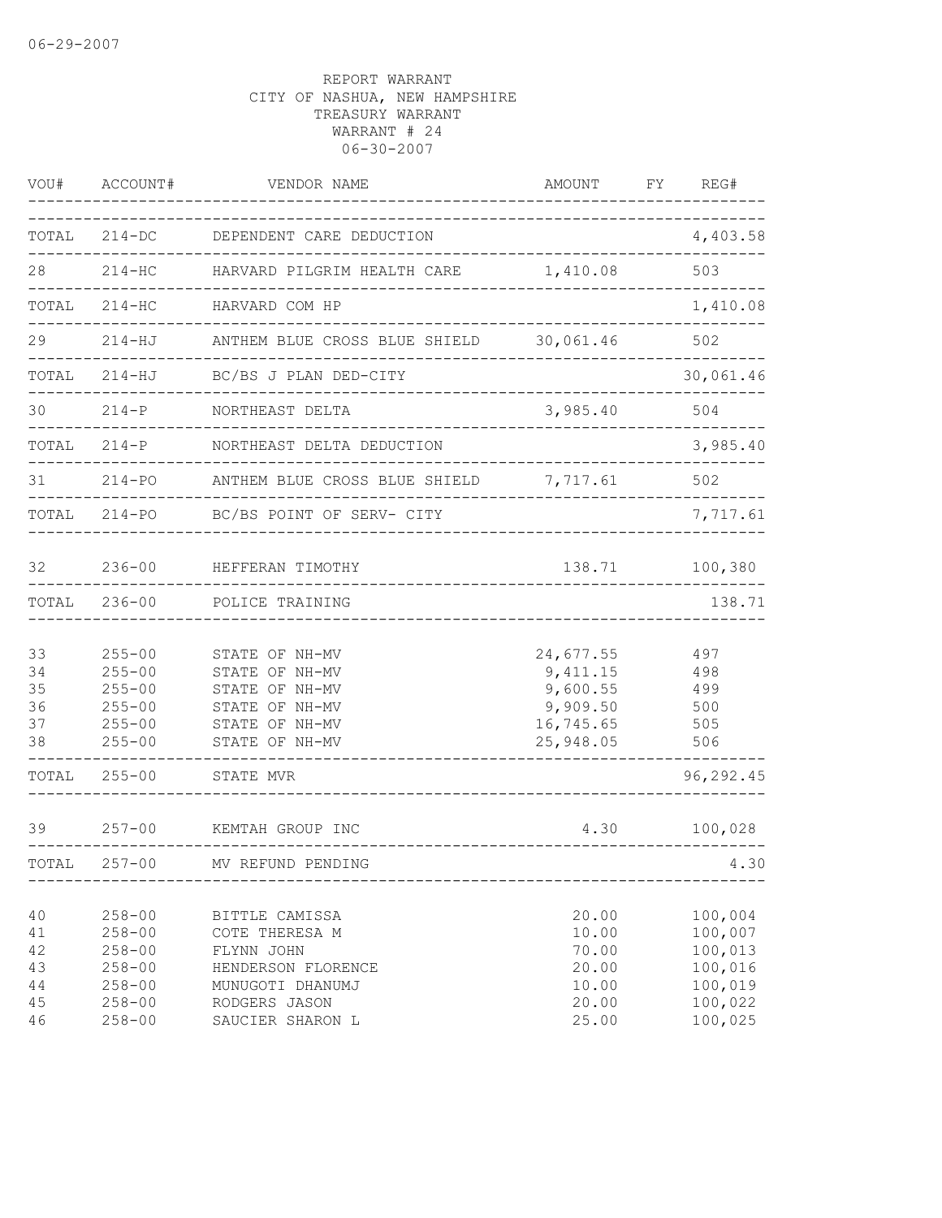REPORT WARRANT
CITY OF NASHUA, NEW HAMPSHIRE
TREASURY WARRANT
WARRANT # 24
06-30-2007

| VOU# | ACCOUNT# | VENDOR NAME | AMOUNT | FY | REG# |
|---|---|---|---|---|---|
| TOTAL | 214-DC | DEPENDENT CARE DEDUCTION | | | 4,403.58 |
| 28 | 214-HC | HARVARD PILGRIM HEALTH CARE | 1,410.08 | | 503 |
| TOTAL | 214-HC | HARVARD COM HP | | | 1,410.08 |
| 29 | 214-HJ | ANTHEM BLUE CROSS BLUE SHIELD | 30,061.46 | | 502 |
| TOTAL | 214-HJ | BC/BS J PLAN DED-CITY | | | 30,061.46 |
| 30 | 214-P | NORTHEAST DELTA | 3,985.40 | | 504 |
| TOTAL | 214-P | NORTHEAST DELTA DEDUCTION | | | 3,985.40 |
| 31 | 214-PO | ANTHEM BLUE CROSS BLUE SHIELD | 7,717.61 | | 502 |
| TOTAL | 214-PO | BC/BS POINT OF SERV- CITY | | | 7,717.61 |
| 32 | 236-00 | HEFFERAN TIMOTHY | 138.71 | | 100,380 |
| TOTAL | 236-00 | POLICE TRAINING | | | 138.71 |
| 33 | 255-00 | STATE OF NH-MV | 24,677.55 | | 497 |
| 34 | 255-00 | STATE OF NH-MV | 9,411.15 | | 498 |
| 35 | 255-00 | STATE OF NH-MV | 9,600.55 | | 499 |
| 36 | 255-00 | STATE OF NH-MV | 9,909.50 | | 500 |
| 37 | 255-00 | STATE OF NH-MV | 16,745.65 | | 505 |
| 38 | 255-00 | STATE OF NH-MV | 25,948.05 | | 506 |
| TOTAL | 255-00 | STATE MVR | | | 96,292.45 |
| 39 | 257-00 | KEMTAH GROUP INC | 4.30 | | 100,028 |
| TOTAL | 257-00 | MV REFUND PENDING | | | 4.30 |
| 40 | 258-00 | BITTLE CAMISSA | 20.00 | | 100,004 |
| 41 | 258-00 | COTE THERESA M | 10.00 | | 100,007 |
| 42 | 258-00 | FLYNN JOHN | 70.00 | | 100,013 |
| 43 | 258-00 | HENDERSON FLORENCE | 20.00 | | 100,016 |
| 44 | 258-00 | MUNUGOTI DHANUMJ | 10.00 | | 100,019 |
| 45 | 258-00 | RODGERS JASON | 20.00 | | 100,022 |
| 46 | 258-00 | SAUCIER SHARON L | 25.00 | | 100,025 |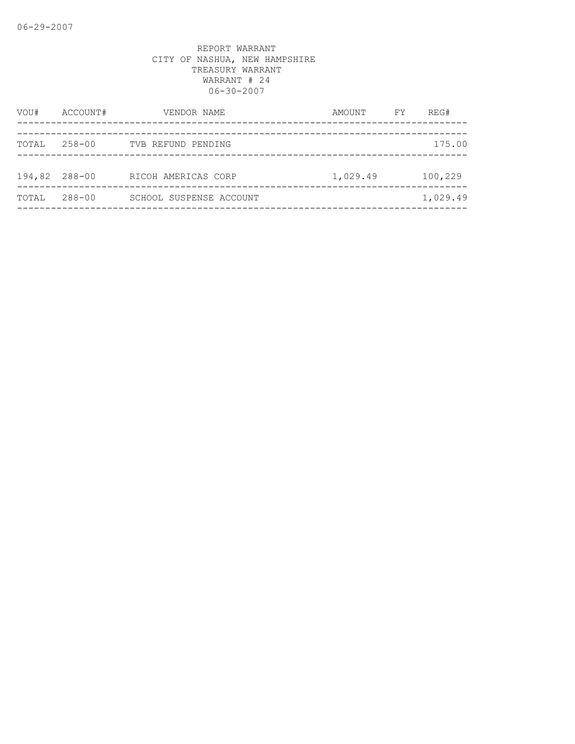REPORT WARRANT
CITY OF NASHUA, NEW HAMPSHIRE
TREASURY WARRANT
WARRANT # 24
06-30-2007

| VOU# | ACCOUNT# | VENDOR NAME | AMOUNT | FY | REG# |
|---|---|---|---|---|---|
| TOTAL | 258-00 | TVB REFUND PENDING | | | 175.00 |
| 194,82 | 288-00 | RICOH AMERICAS CORP | 1,029.49 | | 100,229 |
| TOTAL | 288-00 | SCHOOL SUSPENSE ACCOUNT | | | 1,029.49 |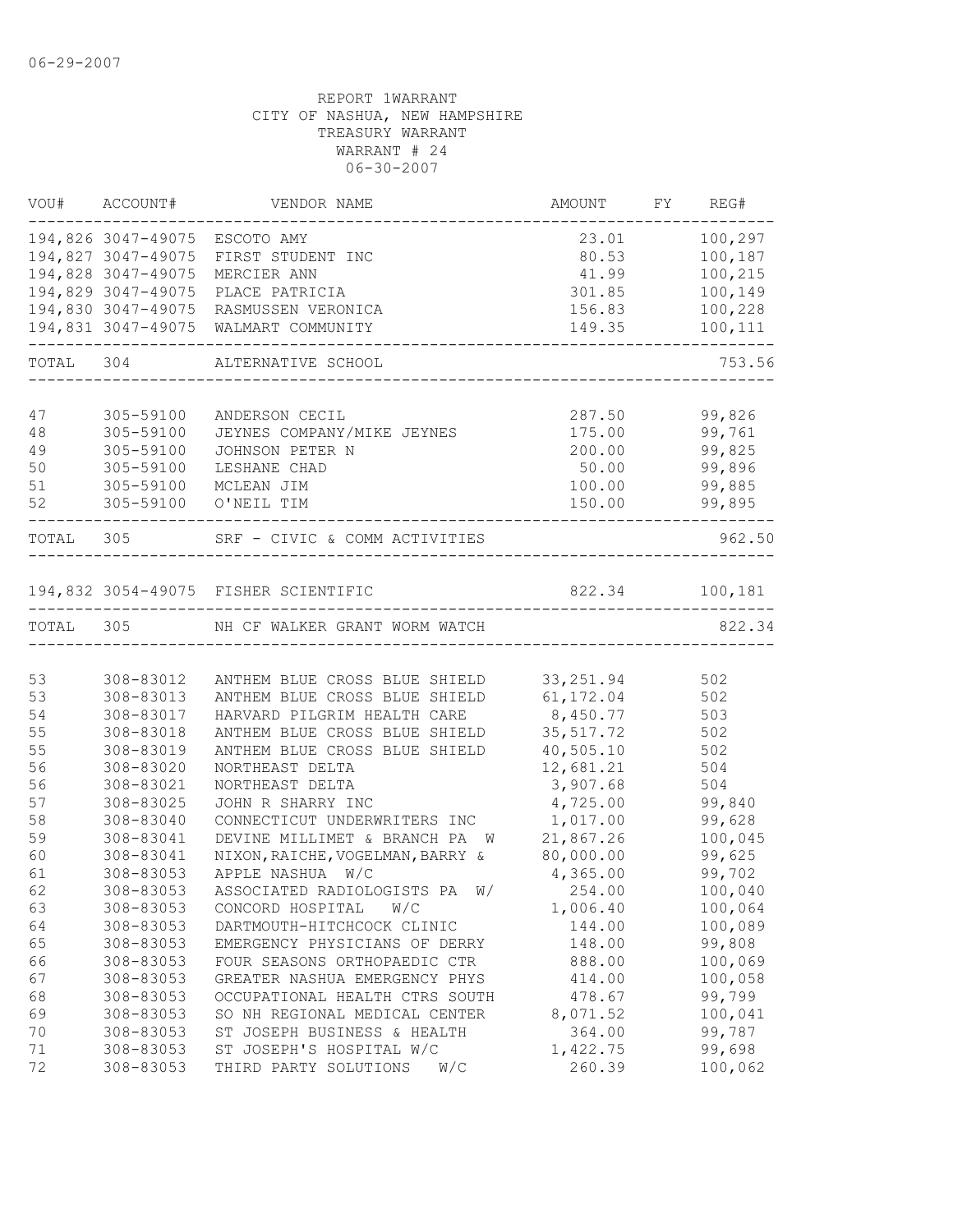06-29-2007

REPORT 1WARRANT
CITY OF NASHUA, NEW HAMPSHIRE
TREASURY WARRANT
WARRANT # 24
06-30-2007

| VOU# | ACCOUNT# | VENDOR NAME | AMOUNT | FY | REG# |
|---|---|---|---|---|---|
| 194,826 | 3047-49075 | ESCOTO AMY | 23.01 | | 100,297 |
| 194,827 | 3047-49075 | FIRST STUDENT INC | 80.53 | | 100,187 |
| 194,828 | 3047-49075 | MERCIER ANN | 41.99 | | 100,215 |
| 194,829 | 3047-49075 | PLACE PATRICIA | 301.85 | | 100,149 |
| 194,830 | 3047-49075 | RASMUSSEN VERONICA | 156.83 | | 100,228 |
| 194,831 | 3047-49075 | WALMART COMMUNITY | 149.35 | | 100,111 |
| TOTAL | 304 | ALTERNATIVE SCHOOL | | | 753.56 |
| 47 | 305-59100 | ANDERSON CECIL | 287.50 | | 99,826 |
| 48 | 305-59100 | JEYNES COMPANY/MIKE JEYNES | 175.00 | | 99,761 |
| 49 | 305-59100 | JOHNSON PETER N | 200.00 | | 99,825 |
| 50 | 305-59100 | LESHANE CHAD | 50.00 | | 99,896 |
| 51 | 305-59100 | MCLEAN JIM | 100.00 | | 99,885 |
| 52 | 305-59100 | O'NEIL TIM | 150.00 | | 99,895 |
| TOTAL | 305 | SRF - CIVIC & COMM ACTIVITIES | | | 962.50 |
| 194,832 | 3054-49075 | FISHER SCIENTIFIC | 822.34 | | 100,181 |
| TOTAL | 305 | NH CF WALKER GRANT WORM WATCH | | | 822.34 |
| 53 | 308-83012 | ANTHEM BLUE CROSS BLUE SHIELD | 33,251.94 | | 502 |
| 53 | 308-83013 | ANTHEM BLUE CROSS BLUE SHIELD | 61,172.04 | | 502 |
| 54 | 308-83017 | HARVARD PILGRIM HEALTH CARE | 8,450.77 | | 503 |
| 55 | 308-83018 | ANTHEM BLUE CROSS BLUE SHIELD | 35,517.72 | | 502 |
| 55 | 308-83019 | ANTHEM BLUE CROSS BLUE SHIELD | 40,505.10 | | 502 |
| 56 | 308-83020 | NORTHEAST DELTA | 12,681.21 | | 504 |
| 56 | 308-83021 | NORTHEAST DELTA | 3,907.68 | | 504 |
| 57 | 308-83025 | JOHN R SHARRY INC | 4,725.00 | | 99,840 |
| 58 | 308-83040 | CONNECTICUT UNDERWRITERS INC | 1,017.00 | | 99,628 |
| 59 | 308-83041 | DEVINE MILLIMET & BRANCH PA W | 21,867.26 | | 100,045 |
| 60 | 308-83041 | NIXON,RAICHE,VOGELMAN,BARRY & | 80,000.00 | | 99,625 |
| 61 | 308-83053 | APPLE NASHUA W/C | 4,365.00 | | 99,702 |
| 62 | 308-83053 | ASSOCIATED RADIOLOGISTS PA W/ | 254.00 | | 100,040 |
| 63 | 308-83053 | CONCORD HOSPITAL W/C | 1,006.40 | | 100,064 |
| 64 | 308-83053 | DARTMOUTH-HITCHCOCK CLINIC | 144.00 | | 100,089 |
| 65 | 308-83053 | EMERGENCY PHYSICIANS OF DERRY | 148.00 | | 99,808 |
| 66 | 308-83053 | FOUR SEASONS ORTHOPAEDIC CTR | 888.00 | | 100,069 |
| 67 | 308-83053 | GREATER NASHUA EMERGENCY PHYS | 414.00 | | 100,058 |
| 68 | 308-83053 | OCCUPATIONAL HEALTH CTRS SOUTH | 478.67 | | 99,799 |
| 69 | 308-83053 | SO NH REGIONAL MEDICAL CENTER | 8,071.52 | | 100,041 |
| 70 | 308-83053 | ST JOSEPH BUSINESS & HEALTH | 364.00 | | 99,787 |
| 71 | 308-83053 | ST JOSEPH'S HOSPITAL W/C | 1,422.75 | | 99,698 |
| 72 | 308-83053 | THIRD PARTY SOLUTIONS W/C | 260.39 | | 100,062 |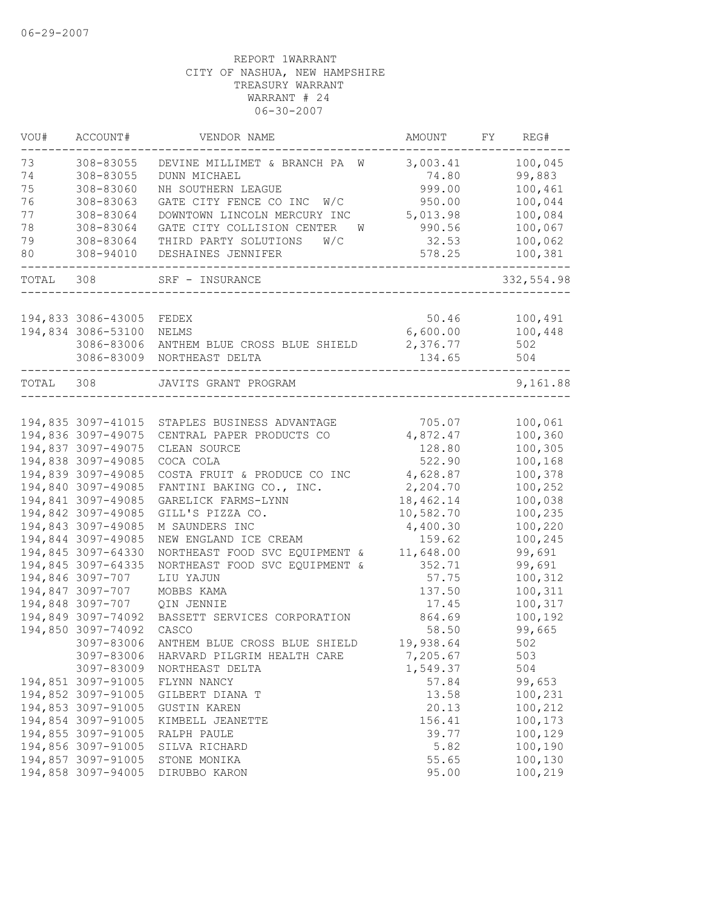06-29-2007

REPORT 1WARRANT
CITY OF NASHUA, NEW HAMPSHIRE
TREASURY WARRANT
WARRANT # 24
06-30-2007

| VOU# | ACCOUNT# | VENDOR NAME | AMOUNT | FY | REG# |
|---|---|---|---|---|---|
| 73 | 308-83055 | DEVINE MILLIMET & BRANCH PA W | 3,003.41 | | 100,045 |
| 74 | 308-83055 | DUNN MICHAEL | 74.80 | | 99,883 |
| 75 | 308-83060 | NH SOUTHERN LEAGUE | 999.00 | | 100,461 |
| 76 | 308-83063 | GATE CITY FENCE CO INC W/C | 950.00 | | 100,044 |
| 77 | 308-83064 | DOWNTOWN LINCOLN MERCURY INC | 5,013.98 | | 100,084 |
| 78 | 308-83064 | GATE CITY COLLISION CENTER W | 990.56 | | 100,067 |
| 79 | 308-83064 | THIRD PARTY SOLUTIONS W/C | 32.53 | | 100,062 |
| 80 | 308-94010 | DESHAINES JENNIFER | 578.25 | | 100,381 |
| TOTAL | 308 | SRF - INSURANCE | | | 332,554.98 |
| 194,833 | 3086-43005 | FEDEX | 50.46 | | 100,491 |
| 194,834 | 3086-53100 | NELMS | 6,600.00 | | 100,448 |
| | 3086-83006 | ANTHEM BLUE CROSS BLUE SHIELD | 2,376.77 | | 502 |
| | 3086-83009 | NORTHEAST DELTA | 134.65 | | 504 |
| TOTAL | 308 | JAVITS GRANT PROGRAM | | | 9,161.88 |
| 194,835 | 3097-41015 | STAPLES BUSINESS ADVANTAGE | 705.07 | | 100,061 |
| 194,836 | 3097-49075 | CENTRAL PAPER PRODUCTS CO | 4,872.47 | | 100,360 |
| 194,837 | 3097-49075 | CLEAN SOURCE | 128.80 | | 100,305 |
| 194,838 | 3097-49085 | COCA COLA | 522.90 | | 100,168 |
| 194,839 | 3097-49085 | COSTA FRUIT & PRODUCE CO INC | 4,628.87 | | 100,378 |
| 194,840 | 3097-49085 | FANTINI BAKING CO., INC. | 2,204.70 | | 100,252 |
| 194,841 | 3097-49085 | GARELICK FARMS-LYNN | 18,462.14 | | 100,038 |
| 194,842 | 3097-49085 | GILL'S PIZZA CO. | 10,582.70 | | 100,235 |
| 194,843 | 3097-49085 | M SAUNDERS INC | 4,400.30 | | 100,220 |
| 194,844 | 3097-49085 | NEW ENGLAND ICE CREAM | 159.62 | | 100,245 |
| 194,845 | 3097-64330 | NORTHEAST FOOD SVC EQUIPMENT & | 11,648.00 | | 99,691 |
| 194,845 | 3097-64335 | NORTHEAST FOOD SVC EQUIPMENT & | 352.71 | | 99,691 |
| 194,846 | 3097-707 | LIU YAJUN | 57.75 | | 100,312 |
| 194,847 | 3097-707 | MOBBS KAMA | 137.50 | | 100,311 |
| 194,848 | 3097-707 | QIN JENNIE | 17.45 | | 100,317 |
| 194,849 | 3097-74092 | BASSETT SERVICES CORPORATION | 864.69 | | 100,192 |
| 194,850 | 3097-74092 | CASCO | 58.50 | | 99,665 |
| | 3097-83006 | ANTHEM BLUE CROSS BLUE SHIELD | 19,938.64 | | 502 |
| | 3097-83006 | HARVARD PILGRIM HEALTH CARE | 7,205.67 | | 503 |
| | 3097-83009 | NORTHEAST DELTA | 1,549.37 | | 504 |
| 194,851 | 3097-91005 | FLYNN NANCY | 57.84 | | 99,653 |
| 194,852 | 3097-91005 | GILBERT DIANA T | 13.58 | | 100,231 |
| 194,853 | 3097-91005 | GUSTIN KAREN | 20.13 | | 100,212 |
| 194,854 | 3097-91005 | KIMBELL JEANETTE | 156.41 | | 100,173 |
| 194,855 | 3097-91005 | RALPH PAULE | 39.77 | | 100,129 |
| 194,856 | 3097-91005 | SILVA RICHARD | 5.82 | | 100,190 |
| 194,857 | 3097-91005 | STONE MONIKA | 55.65 | | 100,130 |
| 194,858 | 3097-94005 | DIRUBBO KARON | 95.00 | | 100,219 |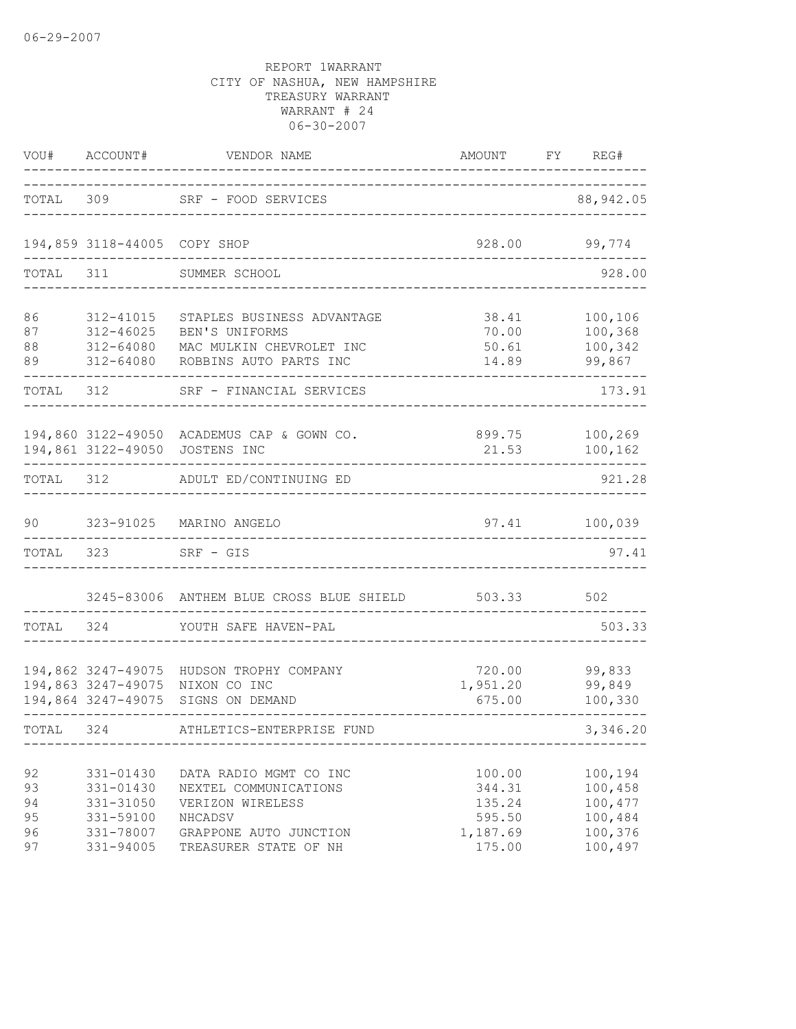06-29-2007

REPORT 1WARRANT
CITY OF NASHUA, NEW HAMPSHIRE
TREASURY WARRANT
WARRANT # 24
06-30-2007

| VOU# | ACCOUNT# | VENDOR NAME | AMOUNT | FY | REG# |
|---|---|---|---|---|---|
| TOTAL | 309 | SRF - FOOD SERVICES | | | 88,942.05 |
| 194,859 | 3118-44005 | COPY SHOP | 928.00 | | 99,774 |
| TOTAL | 311 | SUMMER SCHOOL | | | 928.00 |
| 86 | 312-41015 | STAPLES BUSINESS ADVANTAGE | 38.41 | | 100,106 |
| 87 | 312-46025 | BEN'S UNIFORMS | 70.00 | | 100,368 |
| 88 | 312-64080 | MAC MULKIN CHEVROLET INC | 50.61 | | 100,342 |
| 89 | 312-64080 | ROBBINS AUTO PARTS INC | 14.89 | | 99,867 |
| TOTAL | 312 | SRF - FINANCIAL SERVICES | | | 173.91 |
| 194,860 | 3122-49050 | ACADEMUS CAP & GOWN CO. | 899.75 | | 100,269 |
| 194,861 | 3122-49050 | JOSTENS INC | 21.53 | | 100,162 |
| TOTAL | 312 | ADULT ED/CONTINUING ED | | | 921.28 |
| 90 | 323-91025 | MARINO ANGELO | 97.41 | | 100,039 |
| TOTAL | 323 | SRF - GIS | | | 97.41 |
| | 3245-83006 | ANTHEM BLUE CROSS BLUE SHIELD | 503.33 | | 502 |
| TOTAL | 324 | YOUTH SAFE HAVEN-PAL | | | 503.33 |
| 194,862 | 3247-49075 | HUDSON TROPHY COMPANY | 720.00 | | 99,833 |
| 194,863 | 3247-49075 | NIXON CO INC | 1,951.20 | | 99,849 |
| 194,864 | 3247-49075 | SIGNS ON DEMAND | 675.00 | | 100,330 |
| TOTAL | 324 | ATHLETICS-ENTERPRISE FUND | | | 3,346.20 |
| 92 | 331-01430 | DATA RADIO MGMT CO INC | 100.00 | | 100,194 |
| 93 | 331-01430 | NEXTEL COMMUNICATIONS | 344.31 | | 100,458 |
| 94 | 331-31050 | VERIZON WIRELESS | 135.24 | | 100,477 |
| 95 | 331-59100 | NHCADSV | 595.50 | | 100,484 |
| 96 | 331-78007 | GRAPPONE AUTO JUNCTION | 1,187.69 | | 100,376 |
| 97 | 331-94005 | TREASURER STATE OF NH | 175.00 | | 100,497 |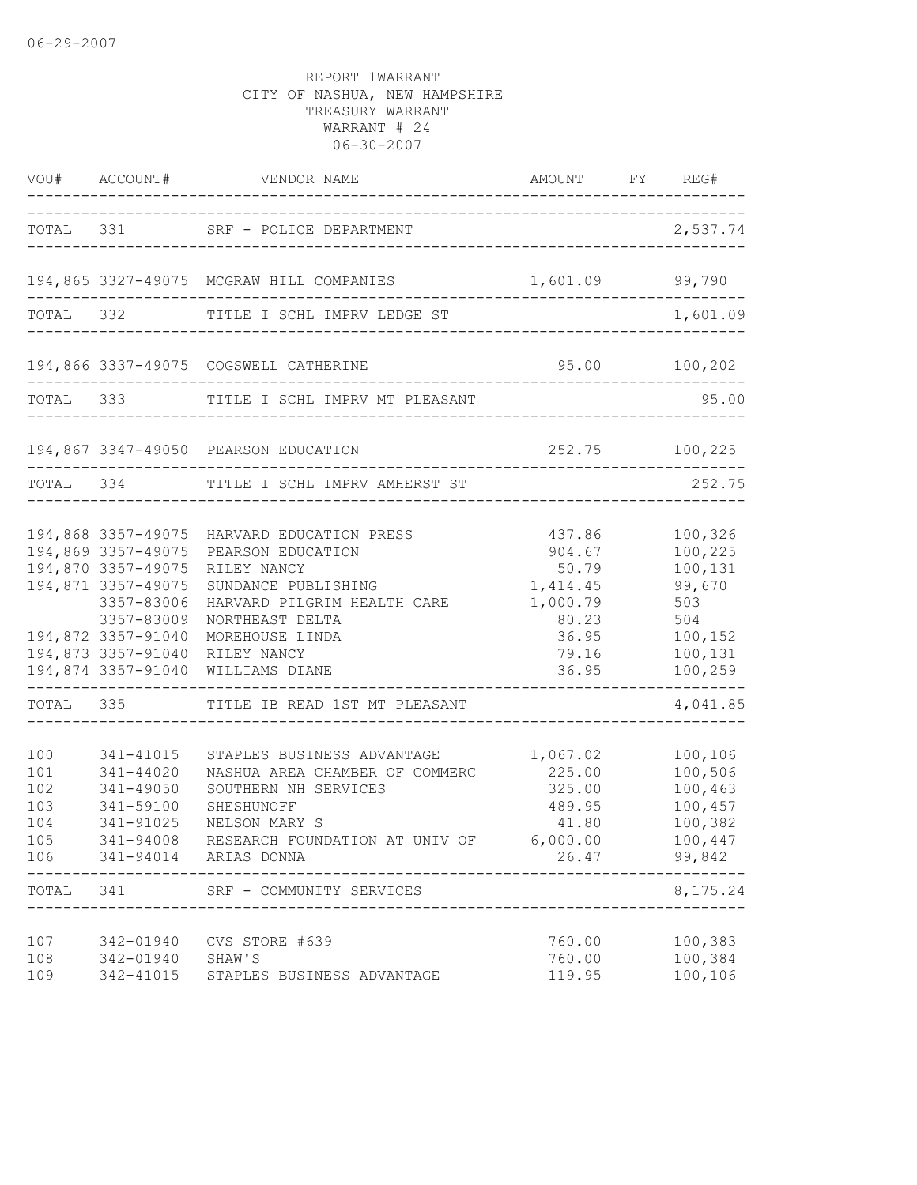06-29-2007

REPORT 1WARRANT
CITY OF NASHUA, NEW HAMPSHIRE
TREASURY WARRANT
WARRANT # 24
06-30-2007

| VOU# | ACCOUNT# | VENDOR NAME | AMOUNT | FY | REG# |
|---|---|---|---|---|---|
| TOTAL | 331 | SRF - POLICE DEPARTMENT | | | 2,537.74 |
| 194,865 | 3327-49075 | MCGRAW HILL COMPANIES | 1,601.09 | | 99,790 |
| TOTAL | 332 | TITLE I SCHL IMPRV LEDGE ST | | | 1,601.09 |
| 194,866 | 3337-49075 | COGSWELL CATHERINE | 95.00 | | 100,202 |
| TOTAL | 333 | TITLE I SCHL IMPRV MT PLEASANT | | | 95.00 |
| 194,867 | 3347-49050 | PEARSON EDUCATION | 252.75 | | 100,225 |
| TOTAL | 334 | TITLE I SCHL IMPRV AMHERST ST | | | 252.75 |
| 194,868 | 3357-49075 | HARVARD EDUCATION PRESS | 437.86 | | 100,326 |
| 194,869 | 3357-49075 | PEARSON EDUCATION | 904.67 | | 100,225 |
| 194,870 | 3357-49075 | RILEY NANCY | 50.79 | | 100,131 |
| 194,871 | 3357-49075 | SUNDANCE PUBLISHING | 1,414.45 | | 99,670 |
| | 3357-83006 | HARVARD PILGRIM HEALTH CARE | 1,000.79 | | 503 |
| | 3357-83009 | NORTHEAST DELTA | 80.23 | | 504 |
| 194,872 | 3357-91040 | MOREHOUSE LINDA | 36.95 | | 100,152 |
| 194,873 | 3357-91040 | RILEY NANCY | 79.16 | | 100,131 |
| 194,874 | 3357-91040 | WILLIAMS DIANE | 36.95 | | 100,259 |
| TOTAL | 335 | TITLE IB READ 1ST MT PLEASANT | | | 4,041.85 |
| 100 | 341-41015 | STAPLES BUSINESS ADVANTAGE | 1,067.02 | | 100,106 |
| 101 | 341-44020 | NASHUA AREA CHAMBER OF COMMERC | 225.00 | | 100,506 |
| 102 | 341-49050 | SOUTHERN NH SERVICES | 325.00 | | 100,463 |
| 103 | 341-59100 | SHESHUNOFF | 489.95 | | 100,457 |
| 104 | 341-91025 | NELSON MARY S | 41.80 | | 100,382 |
| 105 | 341-94008 | RESEARCH FOUNDATION AT UNIV OF | 6,000.00 | | 100,447 |
| 106 | 341-94014 | ARIAS DONNA | 26.47 | | 99,842 |
| TOTAL | 341 | SRF - COMMUNITY SERVICES | | | 8,175.24 |
| 107 | 342-01940 | CVS STORE #639 | 760.00 | | 100,383 |
| 108 | 342-01940 | SHAW'S | 760.00 | | 100,384 |
| 109 | 342-41015 | STAPLES BUSINESS ADVANTAGE | 119.95 | | 100,106 |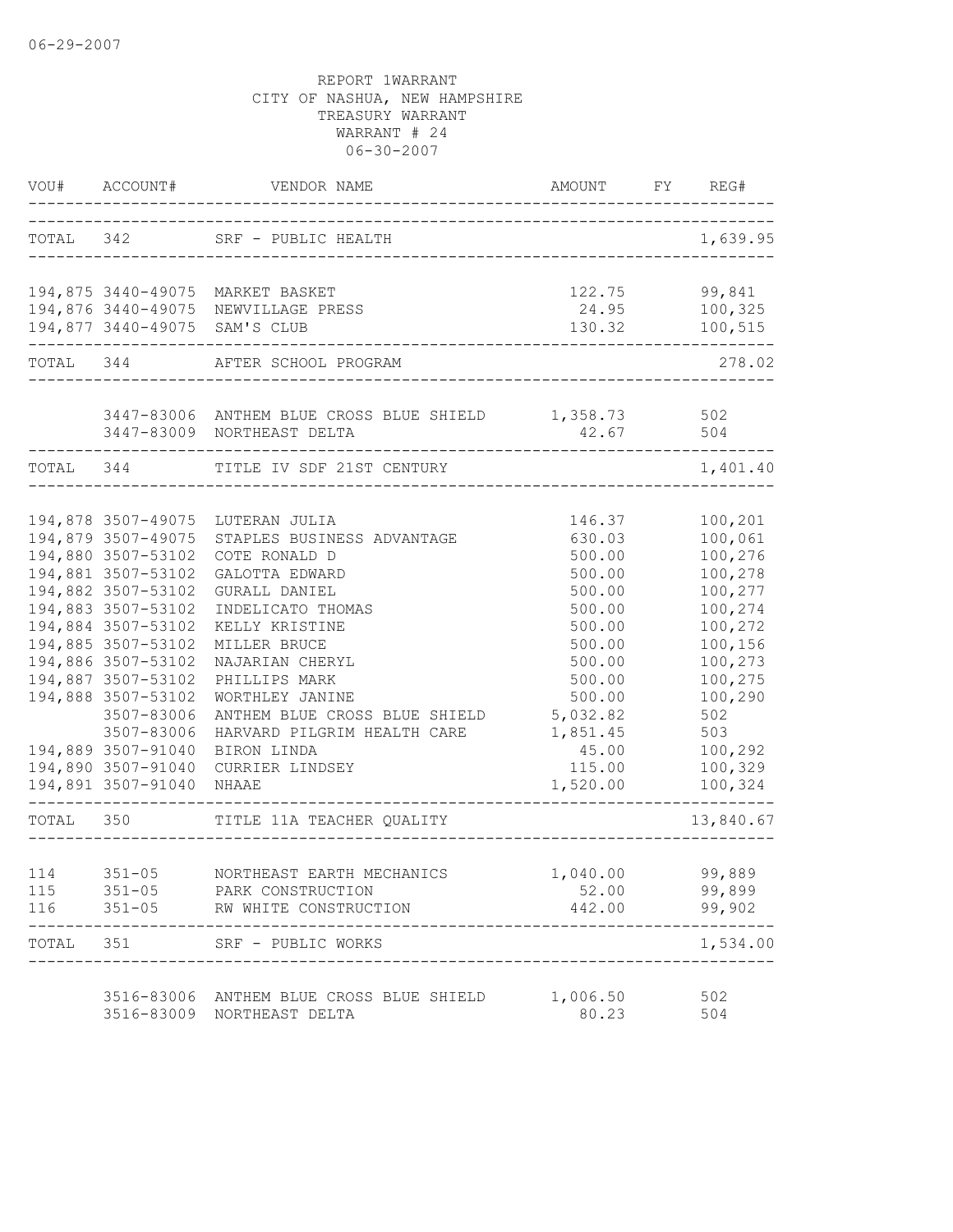06-29-2007

REPORT 1WARRANT
CITY OF NASHUA, NEW HAMPSHIRE
TREASURY WARRANT
WARRANT # 24
06-30-2007

| VOU# | ACCOUNT# | VENDOR NAME | AMOUNT | FY | REG# |
|---|---|---|---|---|---|
| TOTAL | 342 | SRF - PUBLIC HEALTH | | | 1,639.95 |
| 194,875 | 3440-49075 | MARKET BASKET | 122.75 | | 99,841 |
| 194,876 | 3440-49075 | NEWVILLAGE PRESS | 24.95 | | 100,325 |
| 194,877 | 3440-49075 | SAM'S CLUB | 130.32 | | 100,515 |
| TOTAL | 344 | AFTER SCHOOL PROGRAM | | | 278.02 |
| | 3447-83006 | ANTHEM BLUE CROSS BLUE SHIELD | 1,358.73 | | 502 |
| | 3447-83009 | NORTHEAST DELTA | 42.67 | | 504 |
| TOTAL | 344 | TITLE IV SDF 21ST CENTURY | | | 1,401.40 |
| 194,878 | 3507-49075 | LUTERAN JULIA | 146.37 | | 100,201 |
| 194,879 | 3507-49075 | STAPLES BUSINESS ADVANTAGE | 630.03 | | 100,061 |
| 194,880 | 3507-53102 | COTE RONALD D | 500.00 | | 100,276 |
| 194,881 | 3507-53102 | GALOTTA EDWARD | 500.00 | | 100,278 |
| 194,882 | 3507-53102 | GURALL DANIEL | 500.00 | | 100,277 |
| 194,883 | 3507-53102 | INDELICATO THOMAS | 500.00 | | 100,274 |
| 194,884 | 3507-53102 | KELLY KRISTINE | 500.00 | | 100,272 |
| 194,885 | 3507-53102 | MILLER BRUCE | 500.00 | | 100,156 |
| 194,886 | 3507-53102 | NAJARIAN CHERYL | 500.00 | | 100,273 |
| 194,887 | 3507-53102 | PHILLIPS MARK | 500.00 | | 100,275 |
| 194,888 | 3507-53102 | WORTHLEY JANINE | 500.00 | | 100,290 |
| | 3507-83006 | ANTHEM BLUE CROSS BLUE SHIELD | 5,032.82 | | 502 |
| | 3507-83006 | HARVARD PILGRIM HEALTH CARE | 1,851.45 | | 503 |
| 194,889 | 3507-91040 | BIRON LINDA | 45.00 | | 100,292 |
| 194,890 | 3507-91040 | CURRIER LINDSEY | 115.00 | | 100,329 |
| 194,891 | 3507-91040 | NHAAE | 1,520.00 | | 100,324 |
| TOTAL | 350 | TITLE 11A TEACHER QUALITY | | | 13,840.67 |
| 114 | 351-05 | NORTHEAST EARTH MECHANICS | 1,040.00 | | 99,889 |
| 115 | 351-05 | PARK CONSTRUCTION | 52.00 | | 99,899 |
| 116 | 351-05 | RW WHITE CONSTRUCTION | 442.00 | | 99,902 |
| TOTAL | 351 | SRF - PUBLIC WORKS | | | 1,534.00 |
| | 3516-83006 | ANTHEM BLUE CROSS BLUE SHIELD | 1,006.50 | | 502 |
| | 3516-83009 | NORTHEAST DELTA | 80.23 | | 504 |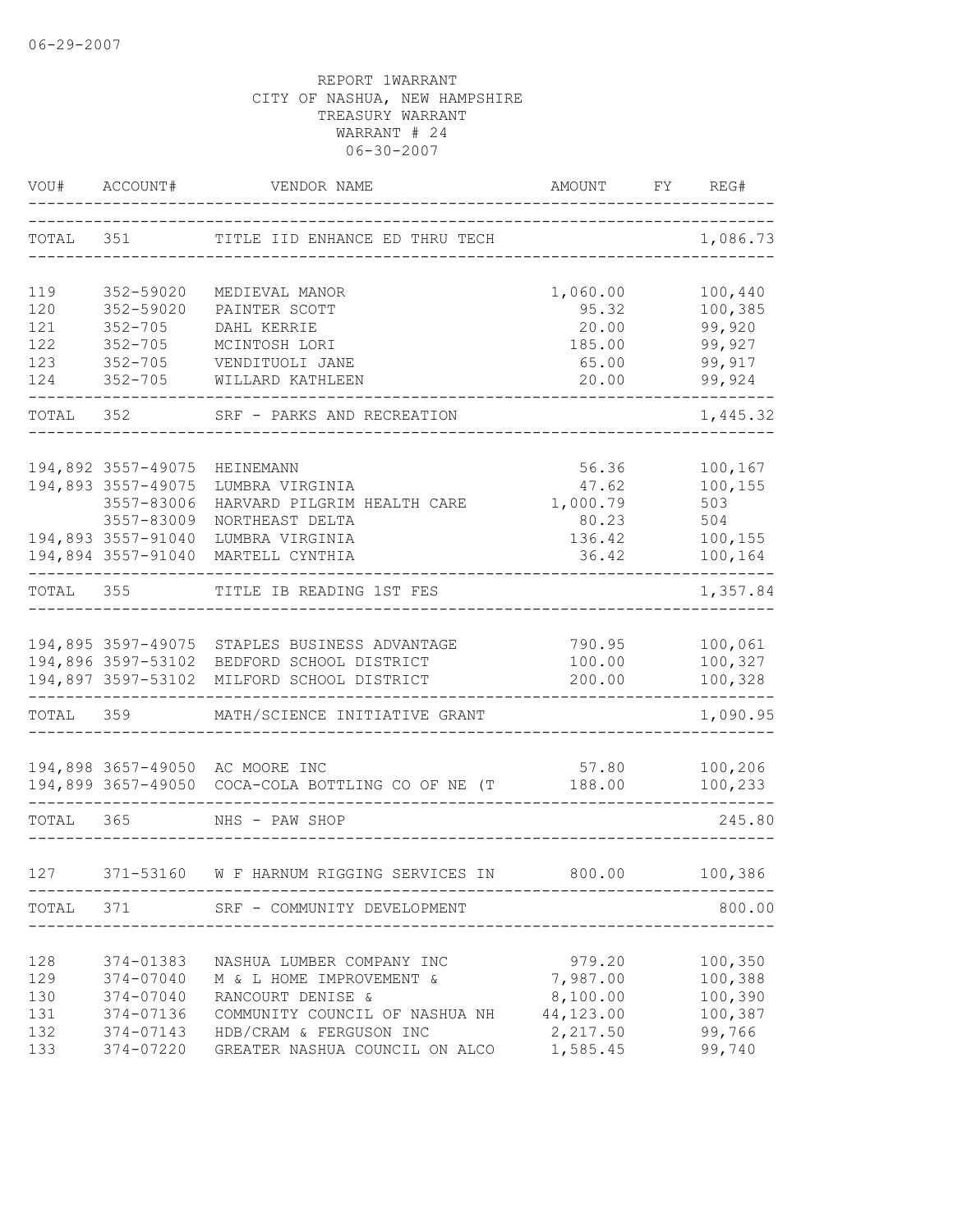06-29-2007

REPORT 1WARRANT
CITY OF NASHUA, NEW HAMPSHIRE
TREASURY WARRANT
WARRANT # 24
06-30-2007

| VOU# | ACCOUNT# | VENDOR NAME | AMOUNT | FY | REG# |
|---|---|---|---|---|---|
| TOTAL | 351 | TITLE IID ENHANCE ED THRU TECH | | | 1,086.73 |
| 119 | 352-59020 | MEDIEVAL MANOR | 1,060.00 | | 100,440 |
| 120 | 352-59020 | PAINTER SCOTT | 95.32 | | 100,385 |
| 121 | 352-705 | DAHL KERRIE | 20.00 | | 99,920 |
| 122 | 352-705 | MCINTOSH LORI | 185.00 | | 99,927 |
| 123 | 352-705 | VENDITUOLI JANE | 65.00 | | 99,917 |
| 124 | 352-705 | WILLARD KATHLEEN | 20.00 | | 99,924 |
| TOTAL | 352 | SRF - PARKS AND RECREATION | | | 1,445.32 |
| 194,892 | 3557-49075 | HEINEMANN | 56.36 | | 100,167 |
| 194,893 | 3557-49075 | LUMBRA VIRGINIA | 47.62 | | 100,155 |
| | 3557-83006 | HARVARD PILGRIM HEALTH CARE | 1,000.79 | | 503 |
| | 3557-83009 | NORTHEAST DELTA | 80.23 | | 504 |
| 194,893 | 3557-91040 | LUMBRA VIRGINIA | 136.42 | | 100,155 |
| 194,894 | 3557-91040 | MARTELL CYNTHIA | 36.42 | | 100,164 |
| TOTAL | 355 | TITLE IB READING 1ST FES | | | 1,357.84 |
| 194,895 | 3597-49075 | STAPLES BUSINESS ADVANTAGE | 790.95 | | 100,061 |
| 194,896 | 3597-53102 | BEDFORD SCHOOL DISTRICT | 100.00 | | 100,327 |
| 194,897 | 3597-53102 | MILFORD SCHOOL DISTRICT | 200.00 | | 100,328 |
| TOTAL | 359 | MATH/SCIENCE INITIATIVE GRANT | | | 1,090.95 |
| 194,898 | 3657-49050 | AC MOORE INC | 57.80 | | 100,206 |
| 194,899 | 3657-49050 | COCA-COLA BOTTLING CO OF NE (T | 188.00 | | 100,233 |
| TOTAL | 365 | NHS - PAW SHOP | | | 245.80 |
| 127 | 371-53160 | W F HARNUM RIGGING SERVICES IN | 800.00 | | 100,386 |
| TOTAL | 371 | SRF - COMMUNITY DEVELOPMENT | | | 800.00 |
| 128 | 374-01383 | NASHUA LUMBER COMPANY INC | 979.20 | | 100,350 |
| 129 | 374-07040 | M & L HOME IMPROVEMENT & | 7,987.00 | | 100,388 |
| 130 | 374-07040 | RANCOURT DENISE & | 8,100.00 | | 100,390 |
| 131 | 374-07136 | COMMUNITY COUNCIL OF NASHUA NH | 44,123.00 | | 100,387 |
| 132 | 374-07143 | HDB/CRAM & FERGUSON INC | 2,217.50 | | 99,766 |
| 133 | 374-07220 | GREATER NASHUA COUNCIL ON ALCO | 1,585.45 | | 99,740 |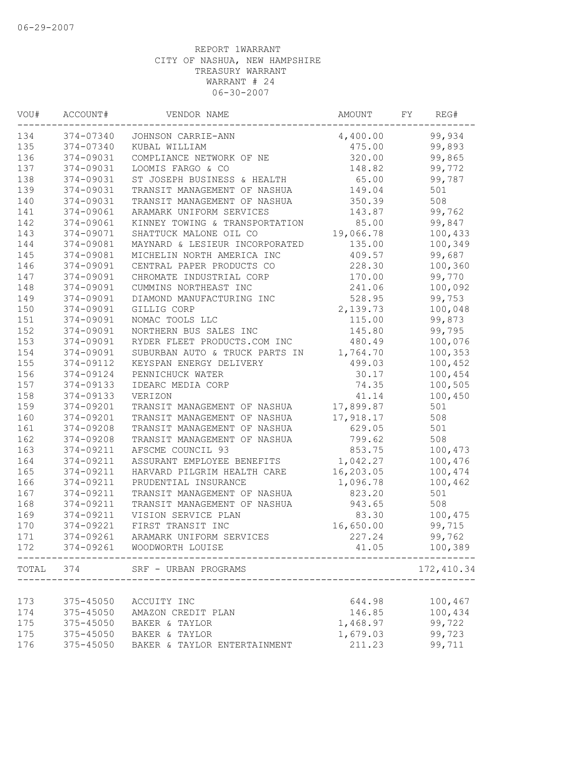REPORT 1WARRANT
CITY OF NASHUA, NEW HAMPSHIRE
TREASURY WARRANT
WARRANT # 24
06-30-2007

| VOU# | ACCOUNT# | VENDOR NAME | AMOUNT | FY | REG# |
|---|---|---|---|---|---|
| 134 | 374-07340 | JOHNSON CARRIE-ANN | 4,400.00 | | 99,934 |
| 135 | 374-07340 | KUBAL WILLIAM | 475.00 | | 99,893 |
| 136 | 374-09031 | COMPLIANCE NETWORK OF NE | 320.00 | | 99,865 |
| 137 | 374-09031 | LOOMIS FARGO & CO | 148.82 | | 99,772 |
| 138 | 374-09031 | ST JOSEPH BUSINESS & HEALTH | 65.00 | | 99,787 |
| 139 | 374-09031 | TRANSIT MANAGEMENT OF NASHUA | 149.04 | | 501 |
| 140 | 374-09031 | TRANSIT MANAGEMENT OF NASHUA | 350.39 | | 508 |
| 141 | 374-09061 | ARAMARK UNIFORM SERVICES | 143.87 | | 99,762 |
| 142 | 374-09061 | KINNEY TOWING & TRANSPORTATION | 85.00 | | 99,847 |
| 143 | 374-09071 | SHATTUCK MALONE OIL CO | 19,066.78 | | 100,433 |
| 144 | 374-09081 | MAYNARD & LESIEUR INCORPORATED | 135.00 | | 100,349 |
| 145 | 374-09081 | MICHELIN NORTH AMERICA INC | 409.57 | | 99,687 |
| 146 | 374-09091 | CENTRAL PAPER PRODUCTS CO | 228.30 | | 100,360 |
| 147 | 374-09091 | CHROMATE INDUSTRIAL CORP | 170.00 | | 99,770 |
| 148 | 374-09091 | CUMMINS NORTHEAST INC | 241.06 | | 100,092 |
| 149 | 374-09091 | DIAMOND MANUFACTURING INC | 528.95 | | 99,753 |
| 150 | 374-09091 | GILLIG CORP | 2,139.73 | | 100,048 |
| 151 | 374-09091 | NOMAC TOOLS LLC | 115.00 | | 99,873 |
| 152 | 374-09091 | NORTHERN BUS SALES INC | 145.80 | | 99,795 |
| 153 | 374-09091 | RYDER FLEET PRODUCTS.COM INC | 480.49 | | 100,076 |
| 154 | 374-09091 | SUBURBAN AUTO & TRUCK PARTS IN | 1,764.70 | | 100,353 |
| 155 | 374-09112 | KEYSPAN ENERGY DELIVERY | 499.03 | | 100,452 |
| 156 | 374-09124 | PENNICHUCK WATER | 30.17 | | 100,454 |
| 157 | 374-09133 | IDEARC MEDIA CORP | 74.35 | | 100,505 |
| 158 | 374-09133 | VERIZON | 41.14 | | 100,450 |
| 159 | 374-09201 | TRANSIT MANAGEMENT OF NASHUA | 17,899.87 | | 501 |
| 160 | 374-09201 | TRANSIT MANAGEMENT OF NASHUA | 17,918.17 | | 508 |
| 161 | 374-09208 | TRANSIT MANAGEMENT OF NASHUA | 629.05 | | 501 |
| 162 | 374-09208 | TRANSIT MANAGEMENT OF NASHUA | 799.62 | | 508 |
| 163 | 374-09211 | AFSCME COUNCIL 93 | 853.75 | | 100,473 |
| 164 | 374-09211 | ASSURANT EMPLOYEE BENEFITS | 1,042.27 | | 100,476 |
| 165 | 374-09211 | HARVARD PILGRIM HEALTH CARE | 16,203.05 | | 100,474 |
| 166 | 374-09211 | PRUDENTIAL INSURANCE | 1,096.78 | | 100,462 |
| 167 | 374-09211 | TRANSIT MANAGEMENT OF NASHUA | 823.20 | | 501 |
| 168 | 374-09211 | TRANSIT MANAGEMENT OF NASHUA | 943.65 | | 508 |
| 169 | 374-09211 | VISION SERVICE PLAN | 83.30 | | 100,475 |
| 170 | 374-09221 | FIRST TRANSIT INC | 16,650.00 | | 99,715 |
| 171 | 374-09261 | ARAMARK UNIFORM SERVICES | 227.24 | | 99,762 |
| 172 | 374-09261 | WOODWORTH LOUISE | 41.05 | | 100,389 |
| TOTAL | 374 | SRF - URBAN PROGRAMS | | | 172,410.34 |
| 173 | 375-45050 | ACCUITY INC | 644.98 | | 100,467 |
| 174 | 375-45050 | AMAZON CREDIT PLAN | 146.85 | | 100,434 |
| 175 | 375-45050 | BAKER & TAYLOR | 1,468.97 | | 99,722 |
| 175 | 375-45050 | BAKER & TAYLOR | 1,679.03 | | 99,723 |
| 176 | 375-45050 | BAKER & TAYLOR ENTERTAINMENT | 211.23 | | 99,711 |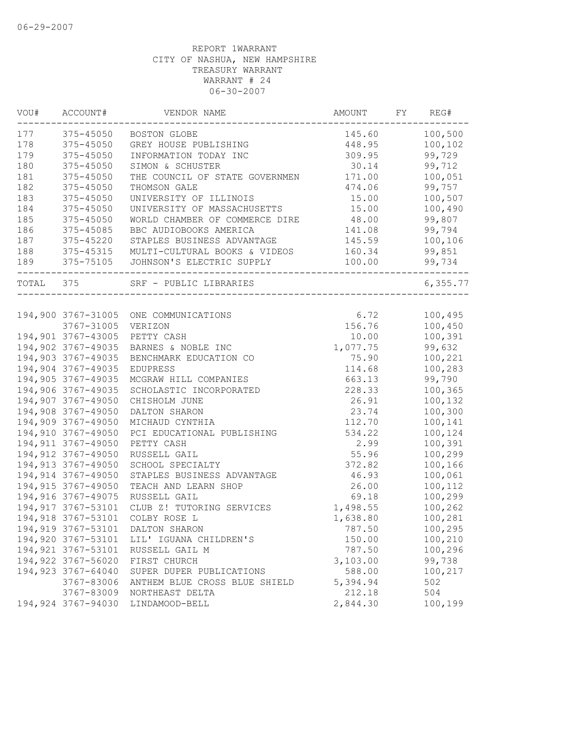06-29-2007

REPORT 1WARRANT
CITY OF NASHUA, NEW HAMPSHIRE
TREASURY WARRANT
WARRANT # 24
06-30-2007

| VOU# | ACCOUNT# | VENDOR NAME | AMOUNT | FY | REG# |
|---|---|---|---|---|---|
| 177 | 375-45050 | BOSTON GLOBE | 145.60 | | 100,500 |
| 178 | 375-45050 | GREY HOUSE PUBLISHING | 448.95 | | 100,102 |
| 179 | 375-45050 | INFORMATION TODAY INC | 309.95 | | 99,729 |
| 180 | 375-45050 | SIMON & SCHUSTER | 30.14 | | 99,712 |
| 181 | 375-45050 | THE COUNCIL OF STATE GOVERNMEN | 171.00 | | 100,051 |
| 182 | 375-45050 | THOMSON GALE | 474.06 | | 99,757 |
| 183 | 375-45050 | UNIVERSITY OF ILLINOIS | 15.00 | | 100,507 |
| 184 | 375-45050 | UNIVERSITY OF MASSACHUSETTS | 15.00 | | 100,490 |
| 185 | 375-45050 | WORLD CHAMBER OF COMMERCE DIRE | 48.00 | | 99,807 |
| 186 | 375-45085 | BBC AUDIOBOOKS AMERICA | 141.08 | | 99,794 |
| 187 | 375-45220 | STAPLES BUSINESS ADVANTAGE | 145.59 | | 100,106 |
| 188 | 375-45315 | MULTI-CULTURAL BOOKS & VIDEOS | 160.34 | | 99,851 |
| 189 | 375-75105 | JOHNSON'S ELECTRIC SUPPLY | 100.00 | | 99,734 |
| TOTAL | 375 | SRF - PUBLIC LIBRARIES | | | 6,355.77 |

| VOU# | ACCOUNT# | VENDOR NAME | AMOUNT | FY | REG# |
|---|---|---|---|---|---|
| 194,900 | 3767-31005 | ONE COMMUNICATIONS | 6.72 | | 100,495 |
| | 3767-31005 | VERIZON | 156.76 | | 100,450 |
| 194,901 | 3767-43005 | PETTY CASH | 10.00 | | 100,391 |
| 194,902 | 3767-49035 | BARNES & NOBLE INC | 1,077.75 | | 99,632 |
| 194,903 | 3767-49035 | BENCHMARK EDUCATION CO | 75.90 | | 100,221 |
| 194,904 | 3767-49035 | EDUPRESS | 114.68 | | 100,283 |
| 194,905 | 3767-49035 | MCGRAW HILL COMPANIES | 663.13 | | 99,790 |
| 194,906 | 3767-49035 | SCHOLASTIC INCORPORATED | 228.33 | | 100,365 |
| 194,907 | 3767-49050 | CHISHOLM JUNE | 26.91 | | 100,132 |
| 194,908 | 3767-49050 | DALTON SHARON | 23.74 | | 100,300 |
| 194,909 | 3767-49050 | MICHAUD CYNTHIA | 112.70 | | 100,141 |
| 194,910 | 3767-49050 | PCI EDUCATIONAL PUBLISHING | 534.22 | | 100,124 |
| 194,911 | 3767-49050 | PETTY CASH | 2.99 | | 100,391 |
| 194,912 | 3767-49050 | RUSSELL GAIL | 55.96 | | 100,299 |
| 194,913 | 3767-49050 | SCHOOL SPECIALTY | 372.82 | | 100,166 |
| 194,914 | 3767-49050 | STAPLES BUSINESS ADVANTAGE | 46.93 | | 100,061 |
| 194,915 | 3767-49050 | TEACH AND LEARN SHOP | 26.00 | | 100,112 |
| 194,916 | 3767-49075 | RUSSELL GAIL | 69.18 | | 100,299 |
| 194,917 | 3767-53101 | CLUB Z! TUTORING SERVICES | 1,498.55 | | 100,262 |
| 194,918 | 3767-53101 | COLBY ROSE L | 1,638.80 | | 100,281 |
| 194,919 | 3767-53101 | DALTON SHARON | 787.50 | | 100,295 |
| 194,920 | 3767-53101 | LIL' IGUANA CHILDREN'S | 150.00 | | 100,210 |
| 194,921 | 3767-53101 | RUSSELL GAIL M | 787.50 | | 100,296 |
| 194,922 | 3767-56020 | FIRST CHURCH | 3,103.00 | | 99,738 |
| 194,923 | 3767-64040 | SUPER DUPER PUBLICATIONS | 588.00 | | 100,217 |
| | 3767-83006 | ANTHEM BLUE CROSS BLUE SHIELD | 5,394.94 | | 502 |
| | 3767-83009 | NORTHEAST DELTA | 212.18 | | 504 |
| 194,924 | 3767-94030 | LINDAMOOD-BELL | 2,844.30 | | 100,199 |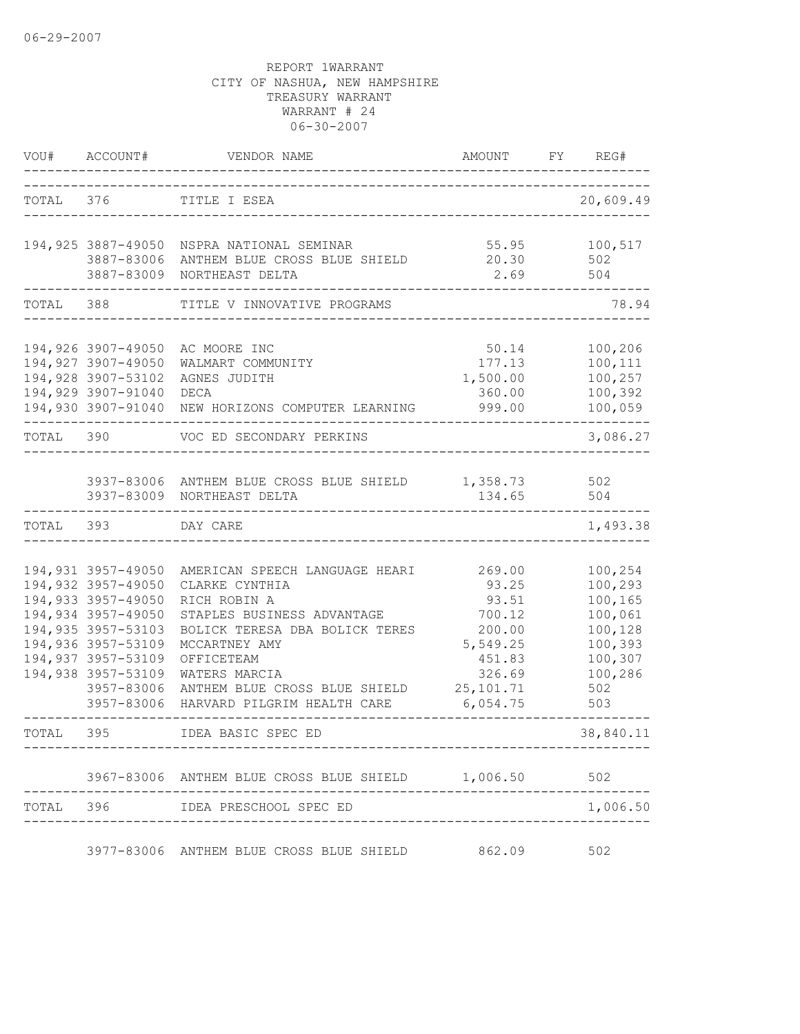06-29-2007

REPORT 1WARRANT
CITY OF NASHUA, NEW HAMPSHIRE
TREASURY WARRANT
WARRANT # 24
06-30-2007

| VOU# | ACCOUNT# | VENDOR NAME | AMOUNT | FY | REG# |
|---|---|---|---|---|---|
| TOTAL | 376 | TITLE I ESEA | | | 20,609.49 |
| 194,925 | 3887-49050 | NSPRA NATIONAL SEMINAR | 55.95 | | 100,517 |
| | 3887-83006 | ANTHEM BLUE CROSS BLUE SHIELD | 20.30 | | 502 |
| | 3887-83009 | NORTHEAST DELTA | 2.69 | | 504 |
| TOTAL | 388 | TITLE V INNOVATIVE PROGRAMS | | | 78.94 |
| 194,926 | 3907-49050 | AC MOORE INC | 50.14 | | 100,206 |
| 194,927 | 3907-49050 | WALMART COMMUNITY | 177.13 | | 100,111 |
| 194,928 | 3907-53102 | AGNES JUDITH | 1,500.00 | | 100,257 |
| 194,929 | 3907-91040 | DECA | 360.00 | | 100,392 |
| 194,930 | 3907-91040 | NEW HORIZONS COMPUTER LEARNING | 999.00 | | 100,059 |
| TOTAL | 390 | VOC ED SECONDARY PERKINS | | | 3,086.27 |
| | 3937-83006 | ANTHEM BLUE CROSS BLUE SHIELD | 1,358.73 | | 502 |
| | 3937-83009 | NORTHEAST DELTA | 134.65 | | 504 |
| TOTAL | 393 | DAY CARE | | | 1,493.38 |
| 194,931 | 3957-49050 | AMERICAN SPEECH LANGUAGE HEARI | 269.00 | | 100,254 |
| 194,932 | 3957-49050 | CLARKE CYNTHIA | 93.25 | | 100,293 |
| 194,933 | 3957-49050 | RICH ROBIN A | 93.51 | | 100,165 |
| 194,934 | 3957-49050 | STAPLES BUSINESS ADVANTAGE | 700.12 | | 100,061 |
| 194,935 | 3957-53103 | BOLICK TERESA DBA BOLICK TERES | 200.00 | | 100,128 |
| 194,936 | 3957-53109 | MCCARTNEY AMY | 5,549.25 | | 100,393 |
| 194,937 | 3957-53109 | OFFICETEAM | 451.83 | | 100,307 |
| 194,938 | 3957-53109 | WATERS MARCIA | 326.69 | | 100,286 |
| | 3957-83006 | ANTHEM BLUE CROSS BLUE SHIELD | 25,101.71 | | 502 |
| | 3957-83006 | HARVARD PILGRIM HEALTH CARE | 6,054.75 | | 503 |
| TOTAL | 395 | IDEA BASIC SPEC ED | | | 38,840.11 |
| | 3967-83006 | ANTHEM BLUE CROSS BLUE SHIELD | 1,006.50 | | 502 |
| TOTAL | 396 | IDEA PRESCHOOL SPEC ED | | | 1,006.50 |
| | 3977-83006 | ANTHEM BLUE CROSS BLUE SHIELD | 862.09 | | 502 |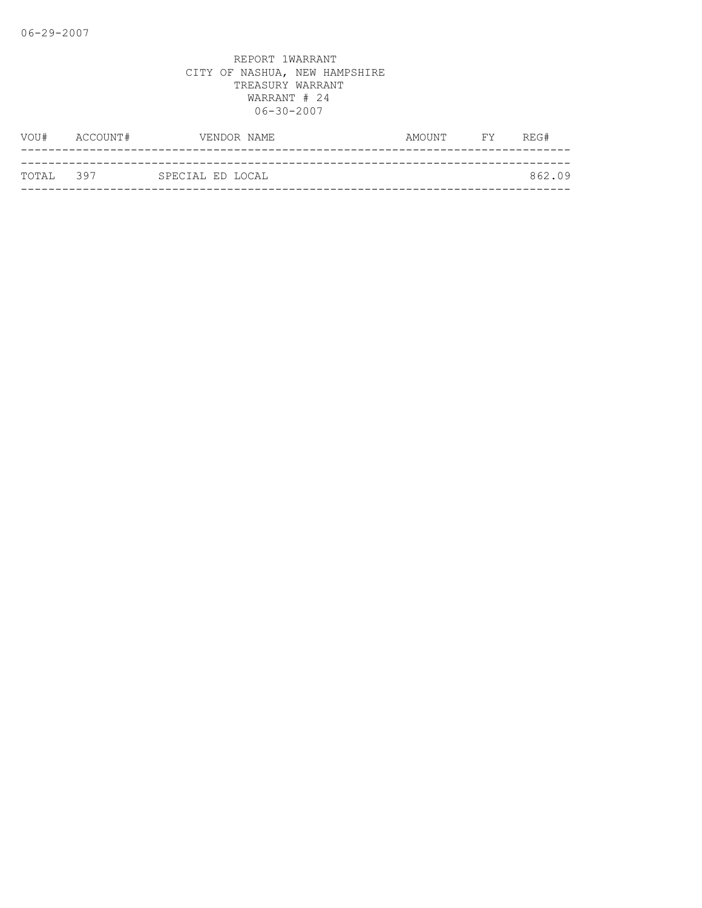06-29-2007

REPORT 1WARRANT
CITY OF NASHUA, NEW HAMPSHIRE
TREASURY WARRANT
WARRANT # 24
06-30-2007

| VOU# | ACCOUNT# | VENDOR NAME | AMOUNT | FY | REG# |
|---|---|---|---|---|---|
| TOTAL | 397 | SPECIAL ED LOCAL | | | 862.09 |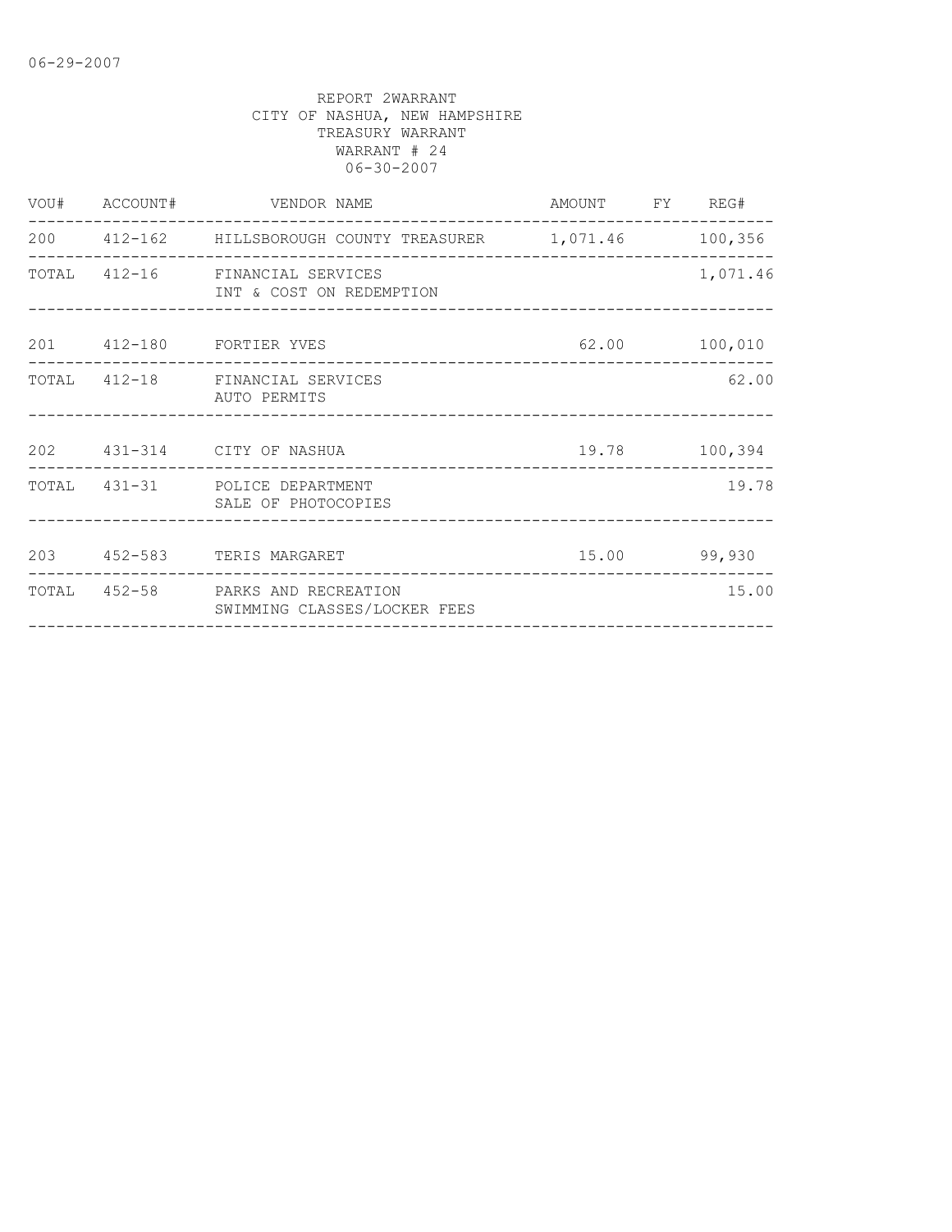REPORT 2WARRANT
CITY OF NASHUA, NEW HAMPSHIRE
TREASURY WARRANT
WARRANT # 24
06-30-2007

| VOU# | ACCOUNT# | VENDOR NAME | AMOUNT | FY | REG# |
|---|---|---|---|---|---|
| 200 | 412-162 | HILLSBOROUGH COUNTY TREASURER | 1,071.46 | | 100,356 |
| TOTAL | 412-16 | FINANCIAL SERVICES<br>INT & COST ON REDEMPTION | | | 1,071.46 |
| 201 | 412-180 | FORTIER YVES | 62.00 | | 100,010 |
| TOTAL | 412-18 | FINANCIAL SERVICES<br>AUTO PERMITS | | | 62.00 |
| 202 | 431-314 | CITY OF NASHUA | 19.78 | | 100,394 |
| TOTAL | 431-31 | POLICE DEPARTMENT<br>SALE OF PHOTOCOPIES | | | 19.78 |
| 203 | 452-583 | TERIS MARGARET | 15.00 | | 99,930 |
| TOTAL | 452-58 | PARKS AND RECREATION<br>SWIMMING CLASSES/LOCKER FEES | | | 15.00 |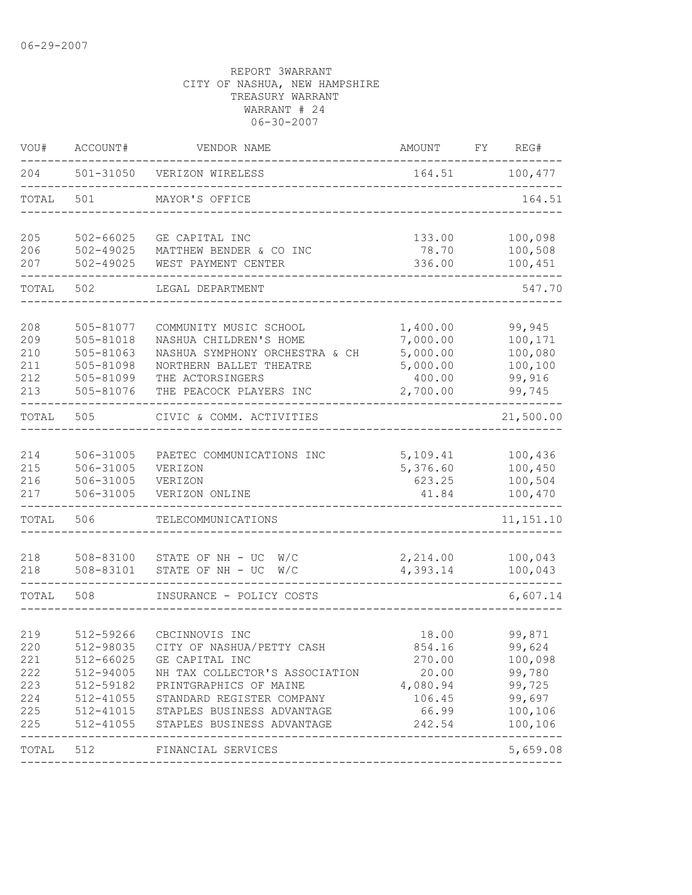06-29-2007

REPORT 3WARRANT
CITY OF NASHUA, NEW HAMPSHIRE
TREASURY WARRANT
WARRANT # 24
06-30-2007

| VOU# | ACCOUNT# | VENDOR NAME | AMOUNT | FY | REG# |
|---|---|---|---|---|---|
| 204 | 501-31050 | VERIZON WIRELESS | 164.51 | | 100,477 |
| TOTAL | 501 | MAYOR'S OFFICE | | | 164.51 |
| 205 | 502-66025 | GE CAPITAL INC | 133.00 | | 100,098 |
| 206 | 502-49025 | MATTHEW BENDER & CO INC | 78.70 | | 100,508 |
| 207 | 502-49025 | WEST PAYMENT CENTER | 336.00 | | 100,451 |
| TOTAL | 502 | LEGAL DEPARTMENT | | | 547.70 |
| 208 | 505-81077 | COMMUNITY MUSIC SCHOOL | 1,400.00 | | 99,945 |
| 209 | 505-81018 | NASHUA CHILDREN'S HOME | 7,000.00 | | 100,171 |
| 210 | 505-81063 | NASHUA SYMPHONY ORCHESTRA & CH | 5,000.00 | | 100,080 |
| 211 | 505-81098 | NORTHERN BALLET THEATRE | 5,000.00 | | 100,100 |
| 212 | 505-81099 | THE ACTORSINGERS | 400.00 | | 99,916 |
| 213 | 505-81076 | THE PEACOCK PLAYERS INC | 2,700.00 | | 99,745 |
| TOTAL | 505 | CIVIC & COMM. ACTIVITIES | | | 21,500.00 |
| 214 | 506-31005 | PAETEC COMMUNICATIONS INC | 5,109.41 | | 100,436 |
| 215 | 506-31005 | VERIZON | 5,376.60 | | 100,450 |
| 216 | 506-31005 | VERIZON | 623.25 | | 100,504 |
| 217 | 506-31005 | VERIZON ONLINE | 41.84 | | 100,470 |
| TOTAL | 506 | TELECOMMUNICATIONS | | | 11,151.10 |
| 218 | 508-83100 | STATE OF NH - UC W/C | 2,214.00 | | 100,043 |
| 218 | 508-83101 | STATE OF NH - UC W/C | 4,393.14 | | 100,043 |
| TOTAL | 508 | INSURANCE - POLICY COSTS | | | 6,607.14 |
| 219 | 512-59266 | CBCINNOVIS INC | 18.00 | | 99,871 |
| 220 | 512-98035 | CITY OF NASHUA/PETTY CASH | 854.16 | | 99,624 |
| 221 | 512-66025 | GE CAPITAL INC | 270.00 | | 100,098 |
| 222 | 512-94005 | NH TAX COLLECTOR'S ASSOCIATION | 20.00 | | 99,780 |
| 223 | 512-59182 | PRINTGRAPHICS OF MAINE | 4,080.94 | | 99,725 |
| 224 | 512-41055 | STANDARD REGISTER COMPANY | 106.45 | | 99,697 |
| 225 | 512-41015 | STAPLES BUSINESS ADVANTAGE | 66.99 | | 100,106 |
| 225 | 512-41055 | STAPLES BUSINESS ADVANTAGE | 242.54 | | 100,106 |
| TOTAL | 512 | FINANCIAL SERVICES | | | 5,659.08 |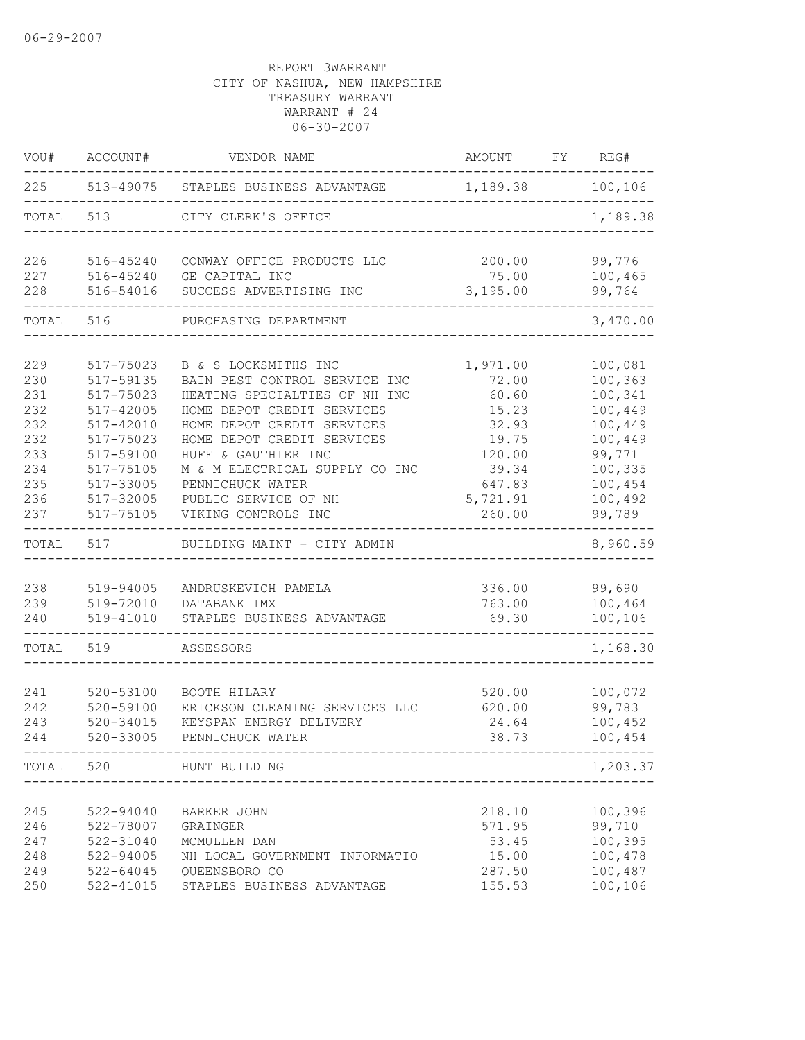06-29-2007

REPORT 3WARRANT
CITY OF NASHUA, NEW HAMPSHIRE
TREASURY WARRANT
WARRANT # 24
06-30-2007

| VOU# | ACCOUNT# | VENDOR NAME | AMOUNT | FY | REG# |
|---|---|---|---|---|---|
| 225 | 513-49075 | STAPLES BUSINESS ADVANTAGE | 1,189.38 | | 100,106 |
| TOTAL | 513 | CITY CLERK'S OFFICE | | | 1,189.38 |
| 226 | 516-45240 | CONWAY OFFICE PRODUCTS LLC | 200.00 | | 99,776 |
| 227 | 516-45240 | GE CAPITAL INC | 75.00 | | 100,465 |
| 228 | 516-54016 | SUCCESS ADVERTISING INC | 3,195.00 | | 99,764 |
| TOTAL | 516 | PURCHASING DEPARTMENT | | | 3,470.00 |
| 229 | 517-75023 | B & S LOCKSMITHS INC | 1,971.00 | | 100,081 |
| 230 | 517-59135 | BAIN PEST CONTROL SERVICE INC | 72.00 | | 100,363 |
| 231 | 517-75023 | HEATING SPECIALTIES OF NH INC | 60.60 | | 100,341 |
| 232 | 517-42005 | HOME DEPOT CREDIT SERVICES | 15.23 | | 100,449 |
| 232 | 517-42010 | HOME DEPOT CREDIT SERVICES | 32.93 | | 100,449 |
| 232 | 517-75023 | HOME DEPOT CREDIT SERVICES | 19.75 | | 100,449 |
| 233 | 517-59100 | HUFF & GAUTHIER INC | 120.00 | | 99,771 |
| 234 | 517-75105 | M & M ELECTRICAL SUPPLY CO INC | 39.34 | | 100,335 |
| 235 | 517-33005 | PENNICHUCK WATER | 647.83 | | 100,454 |
| 236 | 517-32005 | PUBLIC SERVICE OF NH | 5,721.91 | | 100,492 |
| 237 | 517-75105 | VIKING CONTROLS INC | 260.00 | | 99,789 |
| TOTAL | 517 | BUILDING MAINT - CITY ADMIN | | | 8,960.59 |
| 238 | 519-94005 | ANDRUSKEVICH PAMELA | 336.00 | | 99,690 |
| 239 | 519-72010 | DATABANK IMX | 763.00 | | 100,464 |
| 240 | 519-41010 | STAPLES BUSINESS ADVANTAGE | 69.30 | | 100,106 |
| TOTAL | 519 | ASSESSORS | | | 1,168.30 |
| 241 | 520-53100 | BOOTH HILARY | 520.00 | | 100,072 |
| 242 | 520-59100 | ERICKSON CLEANING SERVICES LLC | 620.00 | | 99,783 |
| 243 | 520-34015 | KEYSPAN ENERGY DELIVERY | 24.64 | | 100,452 |
| 244 | 520-33005 | PENNICHUCK WATER | 38.73 | | 100,454 |
| TOTAL | 520 | HUNT BUILDING | | | 1,203.37 |
| 245 | 522-94040 | BARKER JOHN | 218.10 | | 100,396 |
| 246 | 522-78007 | GRAINGER | 571.95 | | 99,710 |
| 247 | 522-31040 | MCMULLEN DAN | 53.45 | | 100,395 |
| 248 | 522-94005 | NH LOCAL GOVERNMENT INFORMATIO | 15.00 | | 100,478 |
| 249 | 522-64045 | QUEENSBORO CO | 287.50 | | 100,487 |
| 250 | 522-41015 | STAPLES BUSINESS ADVANTAGE | 155.53 | | 100,106 |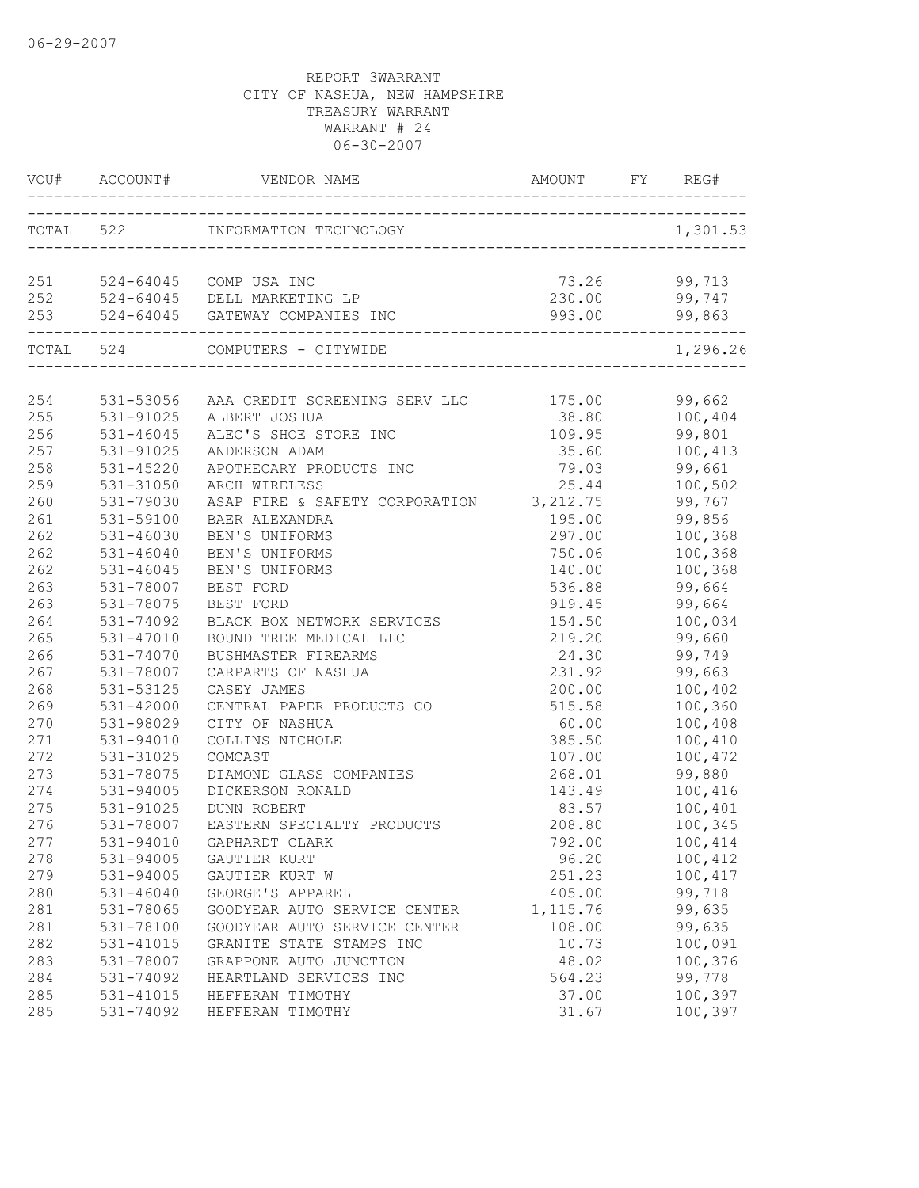06-29-2007

REPORT 3WARRANT
CITY OF NASHUA, NEW HAMPSHIRE
TREASURY WARRANT
WARRANT # 24
06-30-2007

| VOU# | ACCOUNT# | VENDOR NAME | AMOUNT | FY | REG# |
|---|---|---|---|---|---|
| TOTAL | 522 | INFORMATION TECHNOLOGY | | | 1,301.53 |
| 251 | 524-64045 | COMP USA INC | 73.26 | | 99,713 |
| 252 | 524-64045 | DELL MARKETING LP | 230.00 | | 99,747 |
| 253 | 524-64045 | GATEWAY COMPANIES INC | 993.00 | | 99,863 |
| TOTAL | 524 | COMPUTERS - CITYWIDE | | | 1,296.26 |
| 254 | 531-53056 | AAA CREDIT SCREENING SERV LLC | 175.00 | | 99,662 |
| 255 | 531-91025 | ALBERT JOSHUA | 38.80 | | 100,404 |
| 256 | 531-46045 | ALEC'S SHOE STORE INC | 109.95 | | 99,801 |
| 257 | 531-91025 | ANDERSON ADAM | 35.60 | | 100,413 |
| 258 | 531-45220 | APOTHECARY PRODUCTS INC | 79.03 | | 99,661 |
| 259 | 531-31050 | ARCH WIRELESS | 25.44 | | 100,502 |
| 260 | 531-79030 | ASAP FIRE & SAFETY CORPORATION | 3,212.75 | | 99,767 |
| 261 | 531-59100 | BAER ALEXANDRA | 195.00 | | 99,856 |
| 262 | 531-46030 | BEN'S UNIFORMS | 297.00 | | 100,368 |
| 262 | 531-46040 | BEN'S UNIFORMS | 750.06 | | 100,368 |
| 262 | 531-46045 | BEN'S UNIFORMS | 140.00 | | 100,368 |
| 263 | 531-78007 | BEST FORD | 536.88 | | 99,664 |
| 263 | 531-78075 | BEST FORD | 919.45 | | 99,664 |
| 264 | 531-74092 | BLACK BOX NETWORK SERVICES | 154.50 | | 100,034 |
| 265 | 531-47010 | BOUND TREE MEDICAL LLC | 219.20 | | 99,660 |
| 266 | 531-74070 | BUSHMASTER FIREARMS | 24.30 | | 99,749 |
| 267 | 531-78007 | CARPARTS OF NASHUA | 231.92 | | 99,663 |
| 268 | 531-53125 | CASEY JAMES | 200.00 | | 100,402 |
| 269 | 531-42000 | CENTRAL PAPER PRODUCTS CO | 515.58 | | 100,360 |
| 270 | 531-98029 | CITY OF NASHUA | 60.00 | | 100,408 |
| 271 | 531-94010 | COLLINS NICHOLE | 385.50 | | 100,410 |
| 272 | 531-31025 | COMCAST | 107.00 | | 100,472 |
| 273 | 531-78075 | DIAMOND GLASS COMPANIES | 268.01 | | 99,880 |
| 274 | 531-94005 | DICKERSON RONALD | 143.49 | | 100,416 |
| 275 | 531-91025 | DUNN ROBERT | 83.57 | | 100,401 |
| 276 | 531-78007 | EASTERN SPECIALTY PRODUCTS | 208.80 | | 100,345 |
| 277 | 531-94010 | GAPHARDT CLARK | 792.00 | | 100,414 |
| 278 | 531-94005 | GAUTIER KURT | 96.20 | | 100,412 |
| 279 | 531-94005 | GAUTIER KURT W | 251.23 | | 100,417 |
| 280 | 531-46040 | GEORGE'S APPAREL | 405.00 | | 99,718 |
| 281 | 531-78065 | GOODYEAR AUTO SERVICE CENTER | 1,115.76 | | 99,635 |
| 281 | 531-78100 | GOODYEAR AUTO SERVICE CENTER | 108.00 | | 99,635 |
| 282 | 531-41015 | GRANITE STATE STAMPS INC | 10.73 | | 100,091 |
| 283 | 531-78007 | GRAPPONE AUTO JUNCTION | 48.02 | | 100,376 |
| 284 | 531-74092 | HEARTLAND SERVICES INC | 564.23 | | 99,778 |
| 285 | 531-41015 | HEFFERAN TIMOTHY | 37.00 | | 100,397 |
| 285 | 531-74092 | HEFFERAN TIMOTHY | 31.67 | | 100,397 |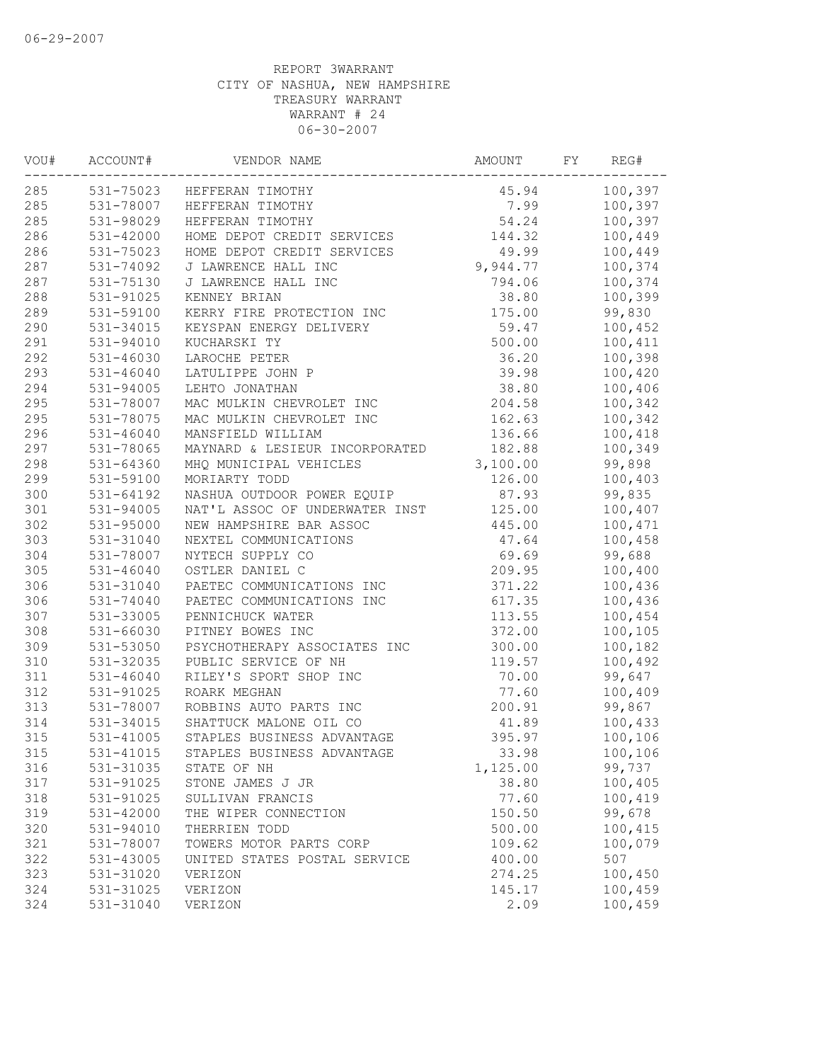06-29-2007

REPORT 3WARRANT
CITY OF NASHUA, NEW HAMPSHIRE
TREASURY WARRANT
WARRANT # 24
06-30-2007

| VOU# | ACCOUNT# | VENDOR NAME | AMOUNT | FY | REG# |
|---|---|---|---|---|---|
| 285 | 531-75023 | HEFFERAN TIMOTHY | 45.94 | | 100,397 |
| 285 | 531-78007 | HEFFERAN TIMOTHY | 7.99 | | 100,397 |
| 285 | 531-98029 | HEFFERAN TIMOTHY | 54.24 | | 100,397 |
| 286 | 531-42000 | HOME DEPOT CREDIT SERVICES | 144.32 | | 100,449 |
| 286 | 531-75023 | HOME DEPOT CREDIT SERVICES | 49.99 | | 100,449 |
| 287 | 531-74092 | J LAWRENCE HALL INC | 9,944.77 | | 100,374 |
| 287 | 531-75130 | J LAWRENCE HALL INC | 794.06 | | 100,374 |
| 288 | 531-91025 | KENNEY BRIAN | 38.80 | | 100,399 |
| 289 | 531-59100 | KERRY FIRE PROTECTION INC | 175.00 | | 99,830 |
| 290 | 531-34015 | KEYSPAN ENERGY DELIVERY | 59.47 | | 100,452 |
| 291 | 531-94010 | KUCHARSKI TY | 500.00 | | 100,411 |
| 292 | 531-46030 | LAROCHE PETER | 36.20 | | 100,398 |
| 293 | 531-46040 | LATULIPPE JOHN P | 39.98 | | 100,420 |
| 294 | 531-94005 | LEHTO JONATHAN | 38.80 | | 100,406 |
| 295 | 531-78007 | MAC MULKIN CHEVROLET INC | 204.58 | | 100,342 |
| 295 | 531-78075 | MAC MULKIN CHEVROLET INC | 162.63 | | 100,342 |
| 296 | 531-46040 | MANSFIELD WILLIAM | 136.66 | | 100,418 |
| 297 | 531-78065 | MAYNARD & LESIEUR INCORPORATED | 182.88 | | 100,349 |
| 298 | 531-64360 | MHQ MUNICIPAL VEHICLES | 3,100.00 | | 99,898 |
| 299 | 531-59100 | MORIARTY TODD | 126.00 | | 100,403 |
| 300 | 531-64192 | NASHUA OUTDOOR POWER EQUIP | 87.93 | | 99,835 |
| 301 | 531-94005 | NAT'L ASSOC OF UNDERWATER INST | 125.00 | | 100,407 |
| 302 | 531-95000 | NEW HAMPSHIRE BAR ASSOC | 445.00 | | 100,471 |
| 303 | 531-31040 | NEXTEL COMMUNICATIONS | 47.64 | | 100,458 |
| 304 | 531-78007 | NYTECH SUPPLY CO | 69.69 | | 99,688 |
| 305 | 531-46040 | OSTLER DANIEL C | 209.95 | | 100,400 |
| 306 | 531-31040 | PAETEC COMMUNICATIONS INC | 371.22 | | 100,436 |
| 306 | 531-74040 | PAETEC COMMUNICATIONS INC | 617.35 | | 100,436 |
| 307 | 531-33005 | PENNICHUCK WATER | 113.55 | | 100,454 |
| 308 | 531-66030 | PITNEY BOWES INC | 372.00 | | 100,105 |
| 309 | 531-53050 | PSYCHOTHERAPY ASSOCIATES INC | 300.00 | | 100,182 |
| 310 | 531-32035 | PUBLIC SERVICE OF NH | 119.57 | | 100,492 |
| 311 | 531-46040 | RILEY'S SPORT SHOP INC | 70.00 | | 99,647 |
| 312 | 531-91025 | ROARK MEGHAN | 77.60 | | 100,409 |
| 313 | 531-78007 | ROBBINS AUTO PARTS INC | 200.91 | | 99,867 |
| 314 | 531-34015 | SHATTUCK MALONE OIL CO | 41.89 | | 100,433 |
| 315 | 531-41005 | STAPLES BUSINESS ADVANTAGE | 395.97 | | 100,106 |
| 315 | 531-41015 | STAPLES BUSINESS ADVANTAGE | 33.98 | | 100,106 |
| 316 | 531-31035 | STATE OF NH | 1,125.00 | | 99,737 |
| 317 | 531-91025 | STONE JAMES J JR | 38.80 | | 100,405 |
| 318 | 531-91025 | SULLIVAN FRANCIS | 77.60 | | 100,419 |
| 319 | 531-42000 | THE WIPER CONNECTION | 150.50 | | 99,678 |
| 320 | 531-94010 | THERRIEN TODD | 500.00 | | 100,415 |
| 321 | 531-78007 | TOWERS MOTOR PARTS CORP | 109.62 | | 100,079 |
| 322 | 531-43005 | UNITED STATES POSTAL SERVICE | 400.00 | | 507 |
| 323 | 531-31020 | VERIZON | 274.25 | | 100,450 |
| 324 | 531-31025 | VERIZON | 145.17 | | 100,459 |
| 324 | 531-31040 | VERIZON | 2.09 | | 100,459 |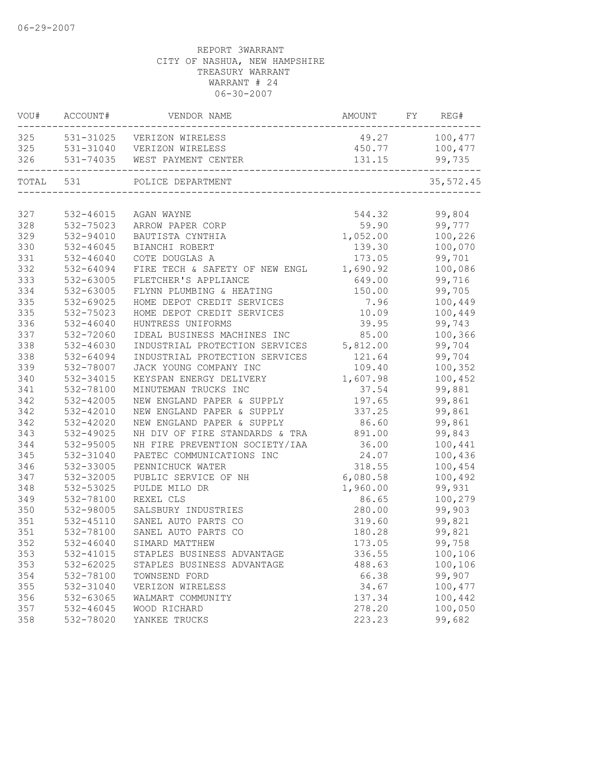06-29-2007

REPORT 3WARRANT
CITY OF NASHUA, NEW HAMPSHIRE
TREASURY WARRANT
WARRANT # 24
06-30-2007

| VOU# | ACCOUNT# | VENDOR NAME | AMOUNT | FY | REG# |
|---|---|---|---|---|---|
| 325 | 531-31025 | VERIZON WIRELESS | 49.27 | | 100,477 |
| 325 | 531-31040 | VERIZON WIRELESS | 450.77 | | 100,477 |
| 326 | 531-74035 | WEST PAYMENT CENTER | 131.15 | | 99,735 |
| TOTAL | 531 | POLICE DEPARTMENT | | | 35,572.45 |
| 327 | 532-46015 | AGAN WAYNE | 544.32 | | 99,804 |
| 328 | 532-75023 | ARROW PAPER CORP | 59.90 | | 99,777 |
| 329 | 532-94010 | BAUTISTA CYNTHIA | 1,052.00 | | 100,226 |
| 330 | 532-46045 | BIANCHI ROBERT | 139.30 | | 100,070 |
| 331 | 532-46040 | COTE DOUGLAS A | 173.05 | | 99,701 |
| 332 | 532-64094 | FIRE TECH & SAFETY OF NEW ENGL | 1,690.92 | | 100,086 |
| 333 | 532-63005 | FLETCHER'S APPLIANCE | 649.00 | | 99,716 |
| 334 | 532-63005 | FLYNN PLUMBING & HEATING | 150.00 | | 99,705 |
| 335 | 532-69025 | HOME DEPOT CREDIT SERVICES | 7.96 | | 100,449 |
| 335 | 532-75023 | HOME DEPOT CREDIT SERVICES | 10.09 | | 100,449 |
| 336 | 532-46040 | HUNTRESS UNIFORMS | 39.95 | | 99,743 |
| 337 | 532-72060 | IDEAL BUSINESS MACHINES INC | 85.00 | | 100,366 |
| 338 | 532-46030 | INDUSTRIAL PROTECTION SERVICES | 5,812.00 | | 99,704 |
| 338 | 532-64094 | INDUSTRIAL PROTECTION SERVICES | 121.64 | | 99,704 |
| 339 | 532-78007 | JACK YOUNG COMPANY INC | 109.40 | | 100,352 |
| 340 | 532-34015 | KEYSPAN ENERGY DELIVERY | 1,607.98 | | 100,452 |
| 341 | 532-78100 | MINUTEMAN TRUCKS INC | 37.54 | | 99,881 |
| 342 | 532-42005 | NEW ENGLAND PAPER & SUPPLY | 197.65 | | 99,861 |
| 342 | 532-42010 | NEW ENGLAND PAPER & SUPPLY | 337.25 | | 99,861 |
| 342 | 532-42020 | NEW ENGLAND PAPER & SUPPLY | 86.60 | | 99,861 |
| 343 | 532-49025 | NH DIV OF FIRE STANDARDS & TRA | 891.00 | | 99,843 |
| 344 | 532-95005 | NH FIRE PREVENTION SOCIETY/IAA | 36.00 | | 100,441 |
| 345 | 532-31040 | PAETEC COMMUNICATIONS INC | 24.07 | | 100,436 |
| 346 | 532-33005 | PENNICHUCK WATER | 318.55 | | 100,454 |
| 347 | 532-32005 | PUBLIC SERVICE OF NH | 6,080.58 | | 100,492 |
| 348 | 532-53025 | PULDE MILO DR | 1,960.00 | | 99,931 |
| 349 | 532-78100 | REXEL CLS | 86.65 | | 100,279 |
| 350 | 532-98005 | SALSBURY INDUSTRIES | 280.00 | | 99,903 |
| 351 | 532-45110 | SANEL AUTO PARTS CO | 319.60 | | 99,821 |
| 351 | 532-78100 | SANEL AUTO PARTS CO | 180.28 | | 99,821 |
| 352 | 532-46040 | SIMARD MATTHEW | 173.05 | | 99,758 |
| 353 | 532-41015 | STAPLES BUSINESS ADVANTAGE | 336.55 | | 100,106 |
| 353 | 532-62025 | STAPLES BUSINESS ADVANTAGE | 488.63 | | 100,106 |
| 354 | 532-78100 | TOWNSEND FORD | 66.38 | | 99,907 |
| 355 | 532-31040 | VERIZON WIRELESS | 34.67 | | 100,477 |
| 356 | 532-63065 | WALMART COMMUNITY | 137.34 | | 100,442 |
| 357 | 532-46045 | WOOD RICHARD | 278.20 | | 100,050 |
| 358 | 532-78020 | YANKEE TRUCKS | 223.23 | | 99,682 |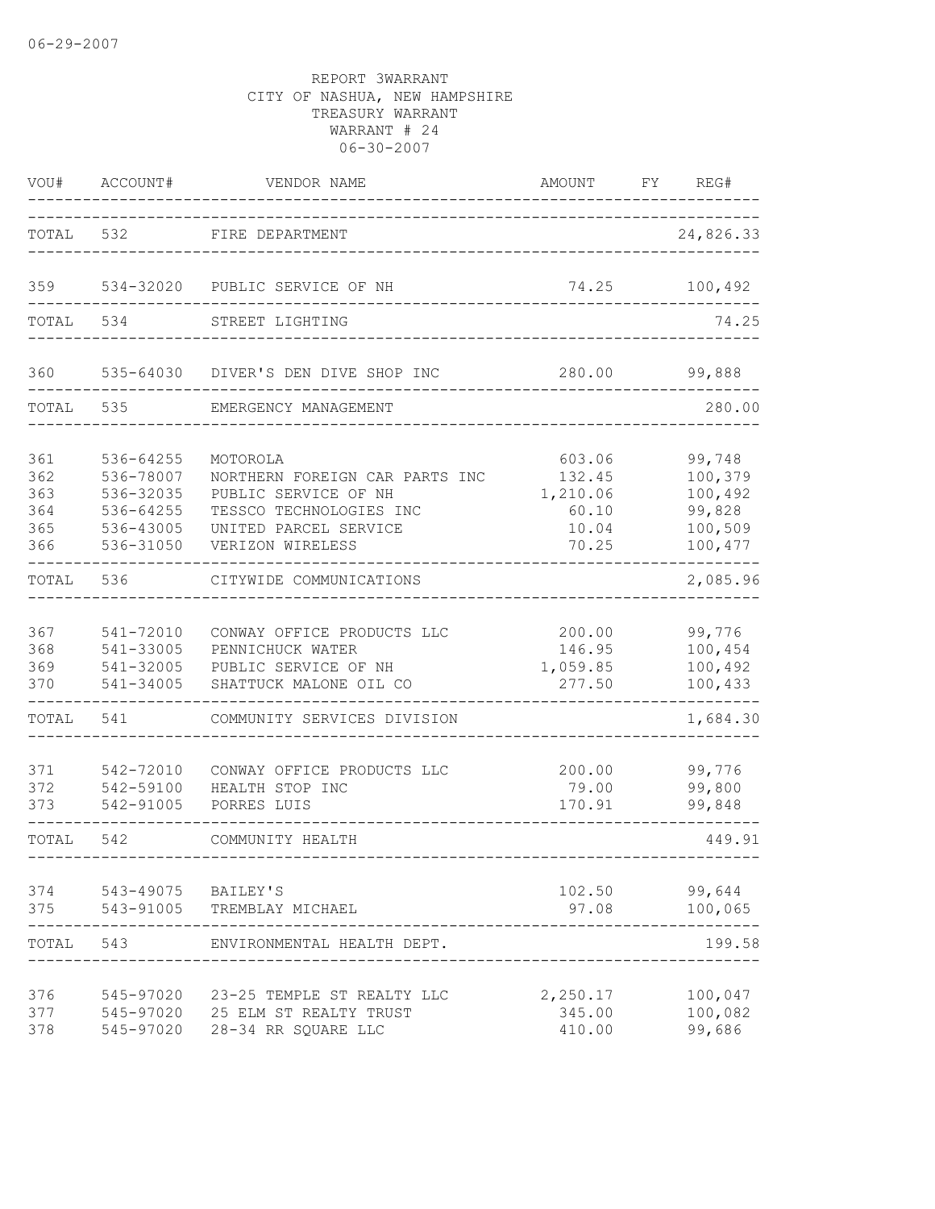06-29-2007

REPORT 3WARRANT
CITY OF NASHUA, NEW HAMPSHIRE
TREASURY WARRANT
WARRANT # 24
06-30-2007

| VOU# | ACCOUNT# | VENDOR NAME | AMOUNT | FY | REG# |
|---|---|---|---|---|---|
| TOTAL | 532 | FIRE DEPARTMENT | | | 24,826.33 |
| 359 | 534-32020 | PUBLIC SERVICE OF NH | 74.25 | | 100,492 |
| TOTAL | 534 | STREET LIGHTING | | | 74.25 |
| 360 | 535-64030 | DIVER'S DEN DIVE SHOP INC | 280.00 | | 99,888 |
| TOTAL | 535 | EMERGENCY MANAGEMENT | | | 280.00 |
| 361 | 536-64255 | MOTOROLA | 603.06 | | 99,748 |
| 362 | 536-78007 | NORTHERN FOREIGN CAR PARTS INC | 132.45 | | 100,379 |
| 363 | 536-32035 | PUBLIC SERVICE OF NH | 1,210.06 | | 100,492 |
| 364 | 536-64255 | TESSCO TECHNOLOGIES INC | 60.10 | | 99,828 |
| 365 | 536-43005 | UNITED PARCEL SERVICE | 10.04 | | 100,509 |
| 366 | 536-31050 | VERIZON WIRELESS | 70.25 | | 100,477 |
| TOTAL | 536 | CITYWIDE COMMUNICATIONS | | | 2,085.96 |
| 367 | 541-72010 | CONWAY OFFICE PRODUCTS LLC | 200.00 | | 99,776 |
| 368 | 541-33005 | PENNICHUCK WATER | 146.95 | | 100,454 |
| 369 | 541-32005 | PUBLIC SERVICE OF NH | 1,059.85 | | 100,492 |
| 370 | 541-34005 | SHATTUCK MALONE OIL CO | 277.50 | | 100,433 |
| TOTAL | 541 | COMMUNITY SERVICES DIVISION | | | 1,684.30 |
| 371 | 542-72010 | CONWAY OFFICE PRODUCTS LLC | 200.00 | | 99,776 |
| 372 | 542-59100 | HEALTH STOP INC | 79.00 | | 99,800 |
| 373 | 542-91005 | PORRES LUIS | 170.91 | | 99,848 |
| TOTAL | 542 | COMMUNITY HEALTH | | | 449.91 |
| 374 | 543-49075 | BAILEY'S | 102.50 | | 99,644 |
| 375 | 543-91005 | TREMBLAY MICHAEL | 97.08 | | 100,065 |
| TOTAL | 543 | ENVIRONMENTAL HEALTH DEPT. | | | 199.58 |
| 376 | 545-97020 | 23-25 TEMPLE ST REALTY LLC | 2,250.17 | | 100,047 |
| 377 | 545-97020 | 25 ELM ST REALTY TRUST | 345.00 | | 100,082 |
| 378 | 545-97020 | 28-34 RR SQUARE LLC | 410.00 | | 99,686 |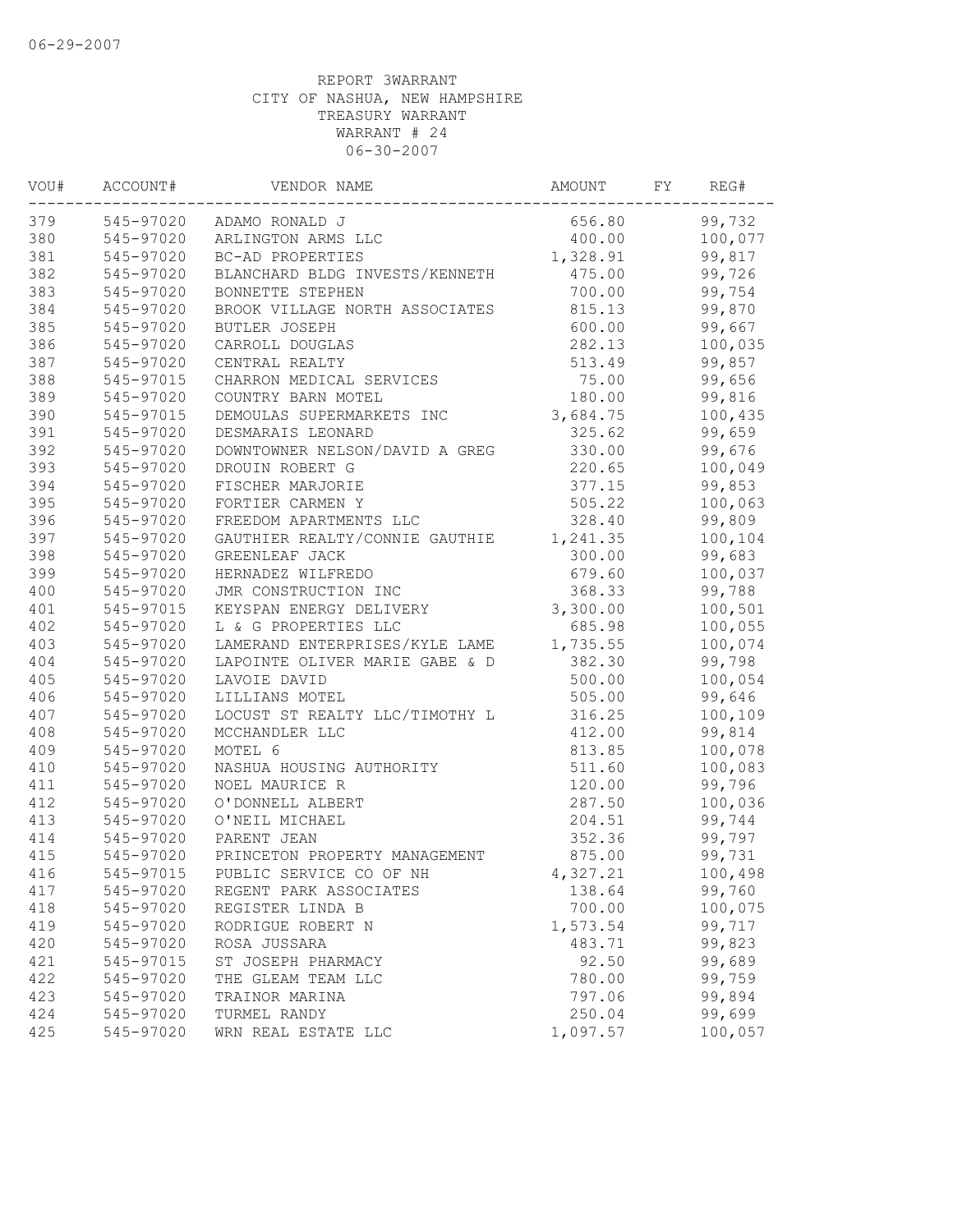06-29-2007

REPORT 3WARRANT
CITY OF NASHUA, NEW HAMPSHIRE
TREASURY WARRANT
WARRANT # 24
06-30-2007

| VOU# | ACCOUNT# | VENDOR NAME | AMOUNT | FY | REG# |
|---|---|---|---|---|---|
| 379 | 545-97020 | ADAMO RONALD J | 656.80 | | 99,732 |
| 380 | 545-97020 | ARLINGTON ARMS LLC | 400.00 | | 100,077 |
| 381 | 545-97020 | BC-AD PROPERTIES | 1,328.91 | | 99,817 |
| 382 | 545-97020 | BLANCHARD BLDG INVESTS/KENNETH | 475.00 | | 99,726 |
| 383 | 545-97020 | BONNETTE STEPHEN | 700.00 | | 99,754 |
| 384 | 545-97020 | BROOK VILLAGE NORTH ASSOCIATES | 815.13 | | 99,870 |
| 385 | 545-97020 | BUTLER JOSEPH | 600.00 | | 99,667 |
| 386 | 545-97020 | CARROLL DOUGLAS | 282.13 | | 100,035 |
| 387 | 545-97020 | CENTRAL REALTY | 513.49 | | 99,857 |
| 388 | 545-97015 | CHARRON MEDICAL SERVICES | 75.00 | | 99,656 |
| 389 | 545-97020 | COUNTRY BARN MOTEL | 180.00 | | 99,816 |
| 390 | 545-97015 | DEMOULAS SUPERMARKETS INC | 3,684.75 | | 100,435 |
| 391 | 545-97020 | DESMARAIS LEONARD | 325.62 | | 99,659 |
| 392 | 545-97020 | DOWNTOWNER NELSON/DAVID A GREG | 330.00 | | 99,676 |
| 393 | 545-97020 | DROUIN ROBERT G | 220.65 | | 100,049 |
| 394 | 545-97020 | FISCHER MARJORIE | 377.15 | | 99,853 |
| 395 | 545-97020 | FORTIER CARMEN Y | 505.22 | | 100,063 |
| 396 | 545-97020 | FREEDOM APARTMENTS LLC | 328.40 | | 99,809 |
| 397 | 545-97020 | GAUTHIER REALTY/CONNIE GAUTHIE | 1,241.35 | | 100,104 |
| 398 | 545-97020 | GREENLEAF JACK | 300.00 | | 99,683 |
| 399 | 545-97020 | HERNADEZ WILFREDO | 679.60 | | 100,037 |
| 400 | 545-97020 | JMR CONSTRUCTION INC | 368.33 | | 99,788 |
| 401 | 545-97015 | KEYSPAN ENERGY DELIVERY | 3,300.00 | | 100,501 |
| 402 | 545-97020 | L & G PROPERTIES LLC | 685.98 | | 100,055 |
| 403 | 545-97020 | LAMERAND ENTERPRISES/KYLE LAME | 1,735.55 | | 100,074 |
| 404 | 545-97020 | LAPOINTE OLIVER MARIE GABE & D | 382.30 | | 99,798 |
| 405 | 545-97020 | LAVOIE DAVID | 500.00 | | 100,054 |
| 406 | 545-97020 | LILLIANS MOTEL | 505.00 | | 99,646 |
| 407 | 545-97020 | LOCUST ST REALTY LLC/TIMOTHY L | 316.25 | | 100,109 |
| 408 | 545-97020 | MCCHANDLER LLC | 412.00 | | 99,814 |
| 409 | 545-97020 | MOTEL 6 | 813.85 | | 100,078 |
| 410 | 545-97020 | NASHUA HOUSING AUTHORITY | 511.60 | | 100,083 |
| 411 | 545-97020 | NOEL MAURICE R | 120.00 | | 99,796 |
| 412 | 545-97020 | O'DONNELL ALBERT | 287.50 | | 100,036 |
| 413 | 545-97020 | O'NEIL MICHAEL | 204.51 | | 99,744 |
| 414 | 545-97020 | PARENT JEAN | 352.36 | | 99,797 |
| 415 | 545-97020 | PRINCETON PROPERTY MANAGEMENT | 875.00 | | 99,731 |
| 416 | 545-97015 | PUBLIC SERVICE CO OF NH | 4,327.21 | | 100,498 |
| 417 | 545-97020 | REGENT PARK ASSOCIATES | 138.64 | | 99,760 |
| 418 | 545-97020 | REGISTER LINDA B | 700.00 | | 100,075 |
| 419 | 545-97020 | RODRIGUE ROBERT N | 1,573.54 | | 99,717 |
| 420 | 545-97020 | ROSA JUSSARA | 483.71 | | 99,823 |
| 421 | 545-97015 | ST JOSEPH PHARMACY | 92.50 | | 99,689 |
| 422 | 545-97020 | THE GLEAM TEAM LLC | 780.00 | | 99,759 |
| 423 | 545-97020 | TRAINOR MARINA | 797.06 | | 99,894 |
| 424 | 545-97020 | TURMEL RANDY | 250.04 | | 99,699 |
| 425 | 545-97020 | WRN REAL ESTATE LLC | 1,097.57 | | 100,057 |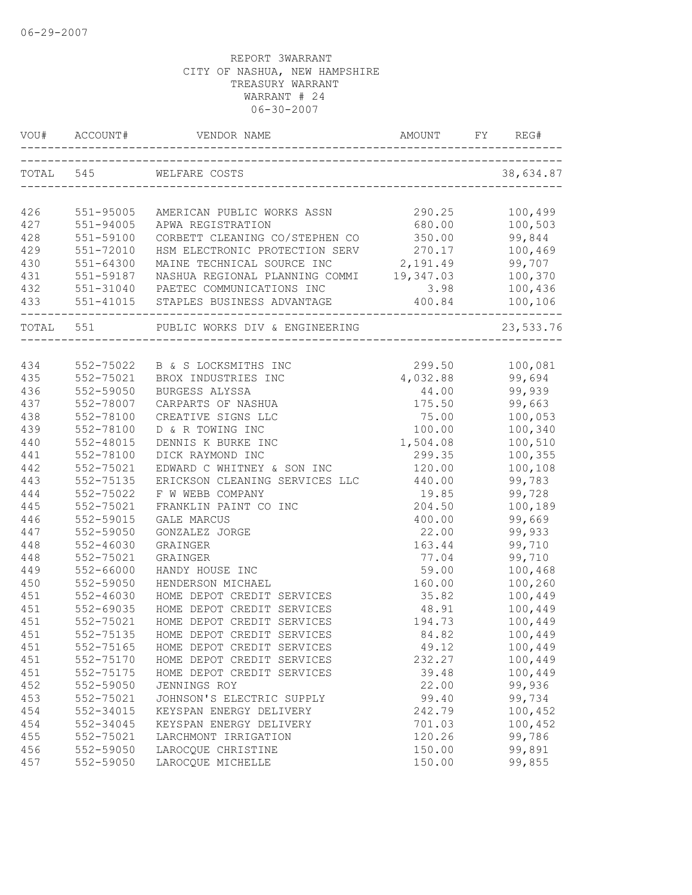06-29-2007

REPORT 3WARRANT
CITY OF NASHUA, NEW HAMPSHIRE
TREASURY WARRANT
WARRANT # 24
06-30-2007

| VOU# | ACCOUNT# | VENDOR NAME | AMOUNT | FY | REG# |
|---|---|---|---|---|---|
| TOTAL | 545 | WELFARE COSTS | | | 38,634.87 |
| 426 | 551-95005 | AMERICAN PUBLIC WORKS ASSN | 290.25 | | 100,499 |
| 427 | 551-94005 | APWA REGISTRATION | 680.00 | | 100,503 |
| 428 | 551-59100 | CORBETT CLEANING CO/STEPHEN CO | 350.00 | | 99,844 |
| 429 | 551-72010 | HSM ELECTRONIC PROTECTION SERV | 270.17 | | 100,469 |
| 430 | 551-64300 | MAINE TECHNICAL SOURCE INC | 2,191.49 | | 99,707 |
| 431 | 551-59187 | NASHUA REGIONAL PLANNING COMMI | 19,347.03 | | 100,370 |
| 432 | 551-31040 | PAETEC COMMUNICATIONS INC | 3.98 | | 100,436 |
| 433 | 551-41015 | STAPLES BUSINESS ADVANTAGE | 400.84 | | 100,106 |
| TOTAL | 551 | PUBLIC WORKS DIV & ENGINEERING | | | 23,533.76 |
| 434 | 552-75022 | B & S LOCKSMITHS INC | 299.50 | | 100,081 |
| 435 | 552-75021 | BROX INDUSTRIES INC | 4,032.88 | | 99,694 |
| 436 | 552-59050 | BURGESS ALYSSA | 44.00 | | 99,939 |
| 437 | 552-78007 | CARPARTS OF NASHUA | 175.50 | | 99,663 |
| 438 | 552-78100 | CREATIVE SIGNS LLC | 75.00 | | 100,053 |
| 439 | 552-78100 | D & R TOWING INC | 100.00 | | 100,340 |
| 440 | 552-48015 | DENNIS K BURKE INC | 1,504.08 | | 100,510 |
| 441 | 552-78100 | DICK RAYMOND INC | 299.35 | | 100,355 |
| 442 | 552-75021 | EDWARD C WHITNEY & SON INC | 120.00 | | 100,108 |
| 443 | 552-75135 | ERICKSON CLEANING SERVICES LLC | 440.00 | | 99,783 |
| 444 | 552-75022 | F W WEBB COMPANY | 19.85 | | 99,728 |
| 445 | 552-75021 | FRANKLIN PAINT CO INC | 204.50 | | 100,189 |
| 446 | 552-59015 | GALE MARCUS | 400.00 | | 99,669 |
| 447 | 552-59050 | GONZALEZ JORGE | 22.00 | | 99,933 |
| 448 | 552-46030 | GRAINGER | 163.44 | | 99,710 |
| 448 | 552-75021 | GRAINGER | 77.04 | | 99,710 |
| 449 | 552-66000 | HANDY HOUSE INC | 59.00 | | 100,468 |
| 450 | 552-59050 | HENDERSON MICHAEL | 160.00 | | 100,260 |
| 451 | 552-46030 | HOME DEPOT CREDIT SERVICES | 35.82 | | 100,449 |
| 451 | 552-69035 | HOME DEPOT CREDIT SERVICES | 48.91 | | 100,449 |
| 451 | 552-75021 | HOME DEPOT CREDIT SERVICES | 194.73 | | 100,449 |
| 451 | 552-75135 | HOME DEPOT CREDIT SERVICES | 84.82 | | 100,449 |
| 451 | 552-75165 | HOME DEPOT CREDIT SERVICES | 49.12 | | 100,449 |
| 451 | 552-75170 | HOME DEPOT CREDIT SERVICES | 232.27 | | 100,449 |
| 451 | 552-75175 | HOME DEPOT CREDIT SERVICES | 39.48 | | 100,449 |
| 452 | 552-59050 | JENNINGS ROY | 22.00 | | 99,936 |
| 453 | 552-75021 | JOHNSON'S ELECTRIC SUPPLY | 99.40 | | 99,734 |
| 454 | 552-34015 | KEYSPAN ENERGY DELIVERY | 242.79 | | 100,452 |
| 454 | 552-34045 | KEYSPAN ENERGY DELIVERY | 701.03 | | 100,452 |
| 455 | 552-75021 | LARCHMONT IRRIGATION | 120.26 | | 99,786 |
| 456 | 552-59050 | LAROCQUE CHRISTINE | 150.00 | | 99,891 |
| 457 | 552-59050 | LAROCQUE MICHELLE | 150.00 | | 99,855 |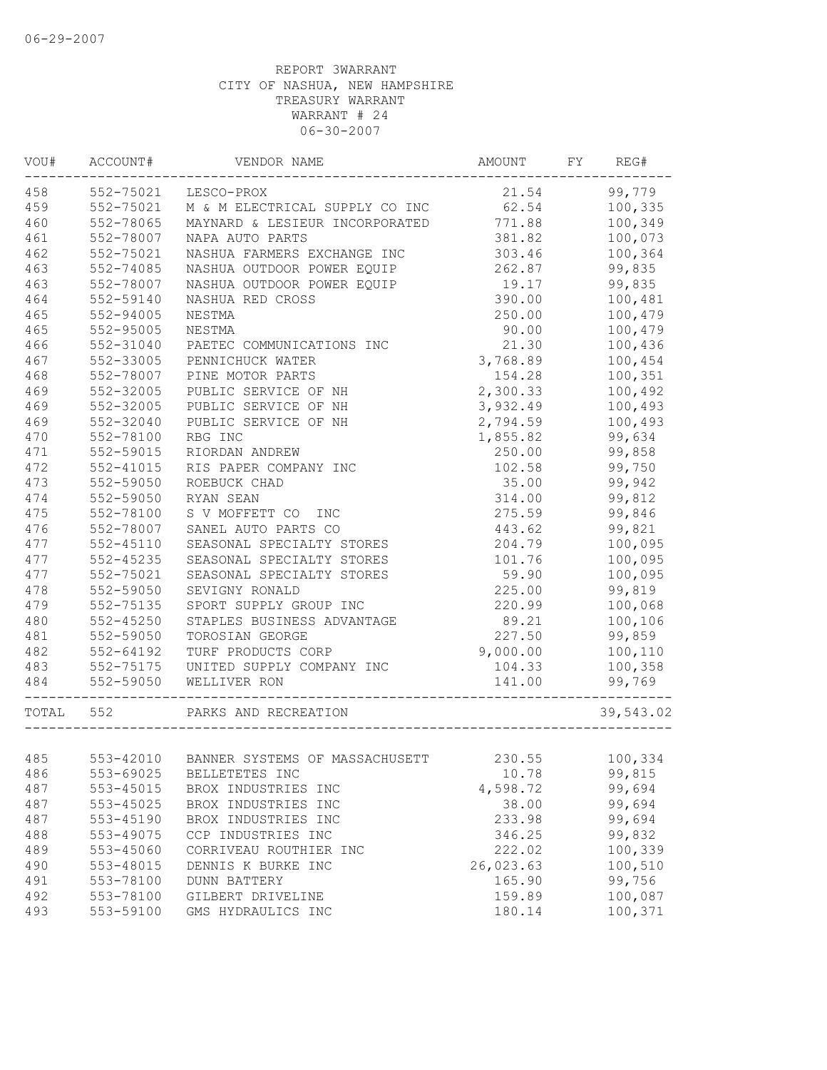REPORT 3WARRANT
CITY OF NASHUA, NEW HAMPSHIRE
TREASURY WARRANT
WARRANT # 24
06-30-2007

| VOU# | ACCOUNT# | VENDOR NAME | AMOUNT | FY | REG# |
|---|---|---|---|---|---|
| 458 | 552-75021 | LESCO-PROX | 21.54 | | 99,779 |
| 459 | 552-75021 | M & M ELECTRICAL SUPPLY CO INC | 62.54 | | 100,335 |
| 460 | 552-78065 | MAYNARD & LESIEUR INCORPORATED | 771.88 | | 100,349 |
| 461 | 552-78007 | NAPA AUTO PARTS | 381.82 | | 100,073 |
| 462 | 552-75021 | NASHUA FARMERS EXCHANGE INC | 303.46 | | 100,364 |
| 463 | 552-74085 | NASHUA OUTDOOR POWER EQUIP | 262.87 | | 99,835 |
| 463 | 552-78007 | NASHUA OUTDOOR POWER EQUIP | 19.17 | | 99,835 |
| 464 | 552-59140 | NASHUA RED CROSS | 390.00 | | 100,481 |
| 465 | 552-94005 | NESTMA | 250.00 | | 100,479 |
| 465 | 552-95005 | NESTMA | 90.00 | | 100,479 |
| 466 | 552-31040 | PAETEC COMMUNICATIONS INC | 21.30 | | 100,436 |
| 467 | 552-33005 | PENNICHUCK WATER | 3,768.89 | | 100,454 |
| 468 | 552-78007 | PINE MOTOR PARTS | 154.28 | | 100,351 |
| 469 | 552-32005 | PUBLIC SERVICE OF NH | 2,300.33 | | 100,492 |
| 469 | 552-32005 | PUBLIC SERVICE OF NH | 3,932.49 | | 100,493 |
| 469 | 552-32040 | PUBLIC SERVICE OF NH | 2,794.59 | | 100,493 |
| 470 | 552-78100 | RBG INC | 1,855.82 | | 99,634 |
| 471 | 552-59015 | RIORDAN ANDREW | 250.00 | | 99,858 |
| 472 | 552-41015 | RIS PAPER COMPANY INC | 102.58 | | 99,750 |
| 473 | 552-59050 | ROEBUCK CHAD | 35.00 | | 99,942 |
| 474 | 552-59050 | RYAN SEAN | 314.00 | | 99,812 |
| 475 | 552-78100 | S V MOFFETT CO INC | 275.59 | | 99,846 |
| 476 | 552-78007 | SANEL AUTO PARTS CO | 443.62 | | 99,821 |
| 477 | 552-45110 | SEASONAL SPECIALTY STORES | 204.79 | | 100,095 |
| 477 | 552-45235 | SEASONAL SPECIALTY STORES | 101.76 | | 100,095 |
| 477 | 552-75021 | SEASONAL SPECIALTY STORES | 59.90 | | 100,095 |
| 478 | 552-59050 | SEVIGNY RONALD | 225.00 | | 99,819 |
| 479 | 552-75135 | SPORT SUPPLY GROUP INC | 220.99 | | 100,068 |
| 480 | 552-45250 | STAPLES BUSINESS ADVANTAGE | 89.21 | | 100,106 |
| 481 | 552-59050 | TOROSIAN GEORGE | 227.50 | | 99,859 |
| 482 | 552-64192 | TURF PRODUCTS CORP | 9,000.00 | | 100,110 |
| 483 | 552-75175 | UNITED SUPPLY COMPANY INC | 104.33 | | 100,358 |
| 484 | 552-59050 | WELLIVER RON | 141.00 | | 99,769 |
| TOTAL | 552 | PARKS AND RECREATION | | | 39,543.02 |
| 485 | 553-42010 | BANNER SYSTEMS OF MASSACHUSETT | 230.55 | | 100,334 |
| 486 | 553-69025 | BELLETETES INC | 10.78 | | 99,815 |
| 487 | 553-45015 | BROX INDUSTRIES INC | 4,598.72 | | 99,694 |
| 487 | 553-45025 | BROX INDUSTRIES INC | 38.00 | | 99,694 |
| 487 | 553-45190 | BROX INDUSTRIES INC | 233.98 | | 99,694 |
| 488 | 553-49075 | CCP INDUSTRIES INC | 346.25 | | 99,832 |
| 489 | 553-45060 | CORRIVEAU ROUTHIER INC | 222.02 | | 100,339 |
| 490 | 553-48015 | DENNIS K BURKE INC | 26,023.63 | | 100,510 |
| 491 | 553-78100 | DUNN BATTERY | 165.90 | | 99,756 |
| 492 | 553-78100 | GILBERT DRIVELINE | 159.89 | | 100,087 |
| 493 | 553-59100 | GMS HYDRAULICS INC | 180.14 | | 100,371 |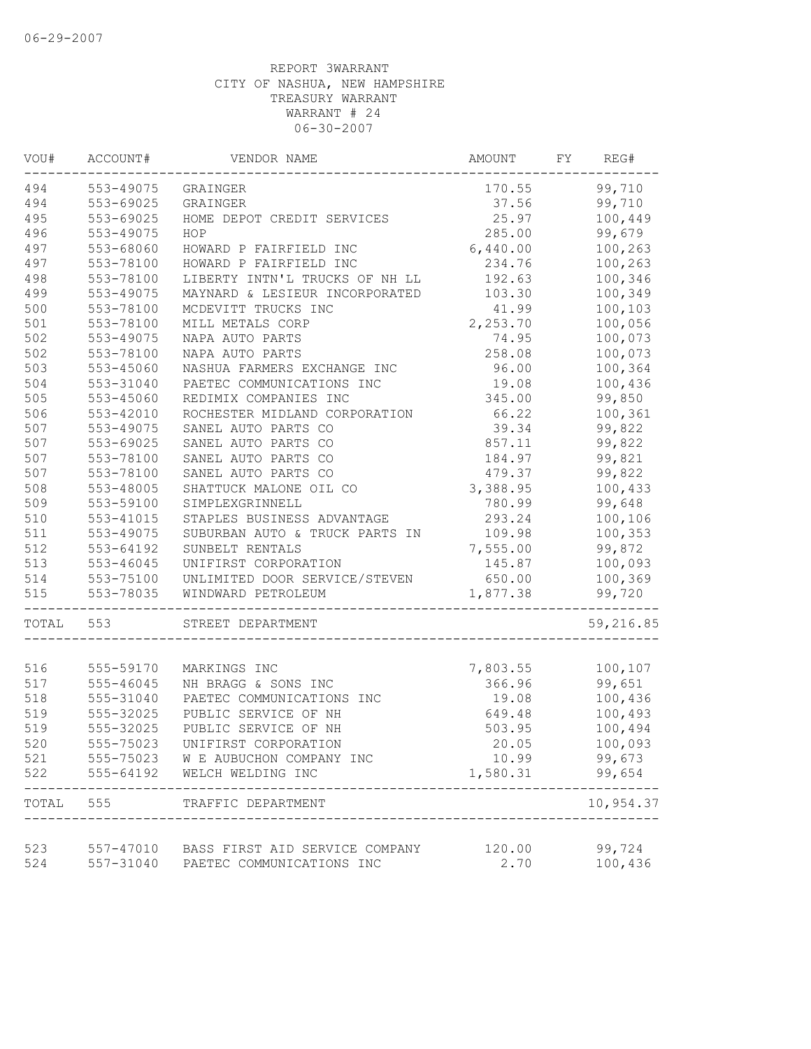06-29-2007

REPORT 3WARRANT
CITY OF NASHUA, NEW HAMPSHIRE
TREASURY WARRANT
WARRANT # 24
06-30-2007

| VOU# | ACCOUNT# | VENDOR NAME | AMOUNT | FY | REG# |
|---|---|---|---|---|---|
| 494 | 553-49075 | GRAINGER | 170.55 | | 99,710 |
| 494 | 553-69025 | GRAINGER | 37.56 | | 99,710 |
| 495 | 553-69025 | HOME DEPOT CREDIT SERVICES | 25.97 | | 100,449 |
| 496 | 553-49075 | HOP | 285.00 | | 99,679 |
| 497 | 553-68060 | HOWARD P FAIRFIELD INC | 6,440.00 | | 100,263 |
| 497 | 553-78100 | HOWARD P FAIRFIELD INC | 234.76 | | 100,263 |
| 498 | 553-78100 | LIBERTY INTN'L TRUCKS OF NH LL | 192.63 | | 100,346 |
| 499 | 553-49075 | MAYNARD & LESIEUR INCORPORATED | 103.30 | | 100,349 |
| 500 | 553-78100 | MCDEVITT TRUCKS INC | 41.99 | | 100,103 |
| 501 | 553-78100 | MILL METALS CORP | 2,253.70 | | 100,056 |
| 502 | 553-49075 | NAPA AUTO PARTS | 74.95 | | 100,073 |
| 502 | 553-78100 | NAPA AUTO PARTS | 258.08 | | 100,073 |
| 503 | 553-45060 | NASHUA FARMERS EXCHANGE INC | 96.00 | | 100,364 |
| 504 | 553-31040 | PAETEC COMMUNICATIONS INC | 19.08 | | 100,436 |
| 505 | 553-45060 | REDIMIX COMPANIES INC | 345.00 | | 99,850 |
| 506 | 553-42010 | ROCHESTER MIDLAND CORPORATION | 66.22 | | 100,361 |
| 507 | 553-49075 | SANEL AUTO PARTS CO | 39.34 | | 99,822 |
| 507 | 553-69025 | SANEL AUTO PARTS CO | 857.11 | | 99,822 |
| 507 | 553-78100 | SANEL AUTO PARTS CO | 184.97 | | 99,821 |
| 507 | 553-78100 | SANEL AUTO PARTS CO | 479.37 | | 99,822 |
| 508 | 553-48005 | SHATTUCK MALONE OIL CO | 3,388.95 | | 100,433 |
| 509 | 553-59100 | SIMPLEXGRINNELL | 780.99 | | 99,648 |
| 510 | 553-41015 | STAPLES BUSINESS ADVANTAGE | 293.24 | | 100,106 |
| 511 | 553-49075 | SUBURBAN AUTO & TRUCK PARTS IN | 109.98 | | 100,353 |
| 512 | 553-64192 | SUNBELT RENTALS | 7,555.00 | | 99,872 |
| 513 | 553-46045 | UNIFIRST CORPORATION | 145.87 | | 100,093 |
| 514 | 553-75100 | UNLIMITED DOOR SERVICE/STEVEN | 650.00 | | 100,369 |
| 515 | 553-78035 | WINDWARD PETROLEUM | 1,877.38 | | 99,720 |
| TOTAL | 553 | STREET DEPARTMENT | | | 59,216.85 |
| 516 | 555-59170 | MARKINGS INC | 7,803.55 | | 100,107 |
| 517 | 555-46045 | NH BRAGG & SONS INC | 366.96 | | 99,651 |
| 518 | 555-31040 | PAETEC COMMUNICATIONS INC | 19.08 | | 100,436 |
| 519 | 555-32025 | PUBLIC SERVICE OF NH | 649.48 | | 100,493 |
| 519 | 555-32025 | PUBLIC SERVICE OF NH | 503.95 | | 100,494 |
| 520 | 555-75023 | UNIFIRST CORPORATION | 20.05 | | 100,093 |
| 521 | 555-75023 | W E AUBUCHON COMPANY INC | 10.99 | | 99,673 |
| 522 | 555-64192 | WELCH WELDING INC | 1,580.31 | | 99,654 |
| TOTAL | 555 | TRAFFIC DEPARTMENT | | | 10,954.37 |
| 523 | 557-47010 | BASS FIRST AID SERVICE COMPANY | 120.00 | | 99,724 |
| 524 | 557-31040 | PAETEC COMMUNICATIONS INC | 2.70 | | 100,436 |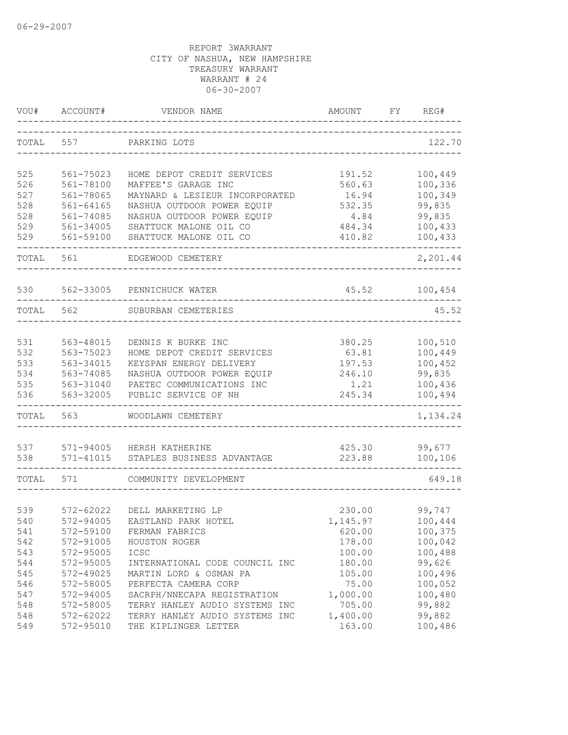06-29-2007

REPORT 3WARRANT
CITY OF NASHUA, NEW HAMPSHIRE
TREASURY WARRANT
WARRANT # 24
06-30-2007

| VOU# | ACCOUNT# | VENDOR NAME | AMOUNT | FY | REG# |
|---|---|---|---|---|---|
| TOTAL | 557 | PARKING LOTS | | | 122.70 |
| 525 | 561-75023 | HOME DEPOT CREDIT SERVICES | 191.52 | | 100,449 |
| 526 | 561-78100 | MAFFEE'S GARAGE INC | 560.63 | | 100,336 |
| 527 | 561-78065 | MAYNARD & LESIEUR INCORPORATED | 16.94 | | 100,349 |
| 528 | 561-64165 | NASHUA OUTDOOR POWER EQUIP | 532.35 | | 99,835 |
| 528 | 561-74085 | NASHUA OUTDOOR POWER EQUIP | 4.84 | | 99,835 |
| 529 | 561-34005 | SHATTUCK MALONE OIL CO | 484.34 | | 100,433 |
| 529 | 561-59100 | SHATTUCK MALONE OIL CO | 410.82 | | 100,433 |
| TOTAL | 561 | EDGEWOOD CEMETERY | | | 2,201.44 |
| 530 | 562-33005 | PENNICHUCK WATER | 45.52 | | 100,454 |
| TOTAL | 562 | SUBURBAN CEMETERIES | | | 45.52 |
| 531 | 563-48015 | DENNIS K BURKE INC | 380.25 | | 100,510 |
| 532 | 563-75023 | HOME DEPOT CREDIT SERVICES | 63.81 | | 100,449 |
| 533 | 563-34015 | KEYSPAN ENERGY DELIVERY | 197.53 | | 100,452 |
| 534 | 563-74085 | NASHUA OUTDOOR POWER EQUIP | 246.10 | | 99,835 |
| 535 | 563-31040 | PAETEC COMMUNICATIONS INC | 1.21 | | 100,436 |
| 536 | 563-32005 | PUBLIC SERVICE OF NH | 245.34 | | 100,494 |
| TOTAL | 563 | WOODLAWN CEMETERY | | | 1,134.24 |
| 537 | 571-94005 | HERSH KATHERINE | 425.30 | | 99,677 |
| 538 | 571-41015 | STAPLES BUSINESS ADVANTAGE | 223.88 | | 100,106 |
| TOTAL | 571 | COMMUNITY DEVELOPMENT | | | 649.18 |
| 539 | 572-62022 | DELL MARKETING LP | 230.00 | | 99,747 |
| 540 | 572-94005 | EASTLAND PARK HOTEL | 1,145.97 | | 100,444 |
| 541 | 572-59100 | FERMAN FABRICS | 620.00 | | 100,375 |
| 542 | 572-91005 | HOUSTON ROGER | 178.00 | | 100,042 |
| 543 | 572-95005 | ICSC | 100.00 | | 100,488 |
| 544 | 572-95005 | INTERNATIONAL CODE COUNCIL INC | 180.00 | | 99,626 |
| 545 | 572-49025 | MARTIN LORD & OSMAN PA | 105.00 | | 100,496 |
| 546 | 572-58005 | PERFECTA CAMERA CORP | 75.00 | | 100,052 |
| 547 | 572-94005 | SACRPH/NNECAPA REGISTRATION | 1,000.00 | | 100,480 |
| 548 | 572-58005 | TERRY HANLEY AUDIO SYSTEMS INC | 705.00 | | 99,882 |
| 548 | 572-62022 | TERRY HANLEY AUDIO SYSTEMS INC | 1,400.00 | | 99,882 |
| 549 | 572-95010 | THE KIPLINGER LETTER | 163.00 | | 100,486 |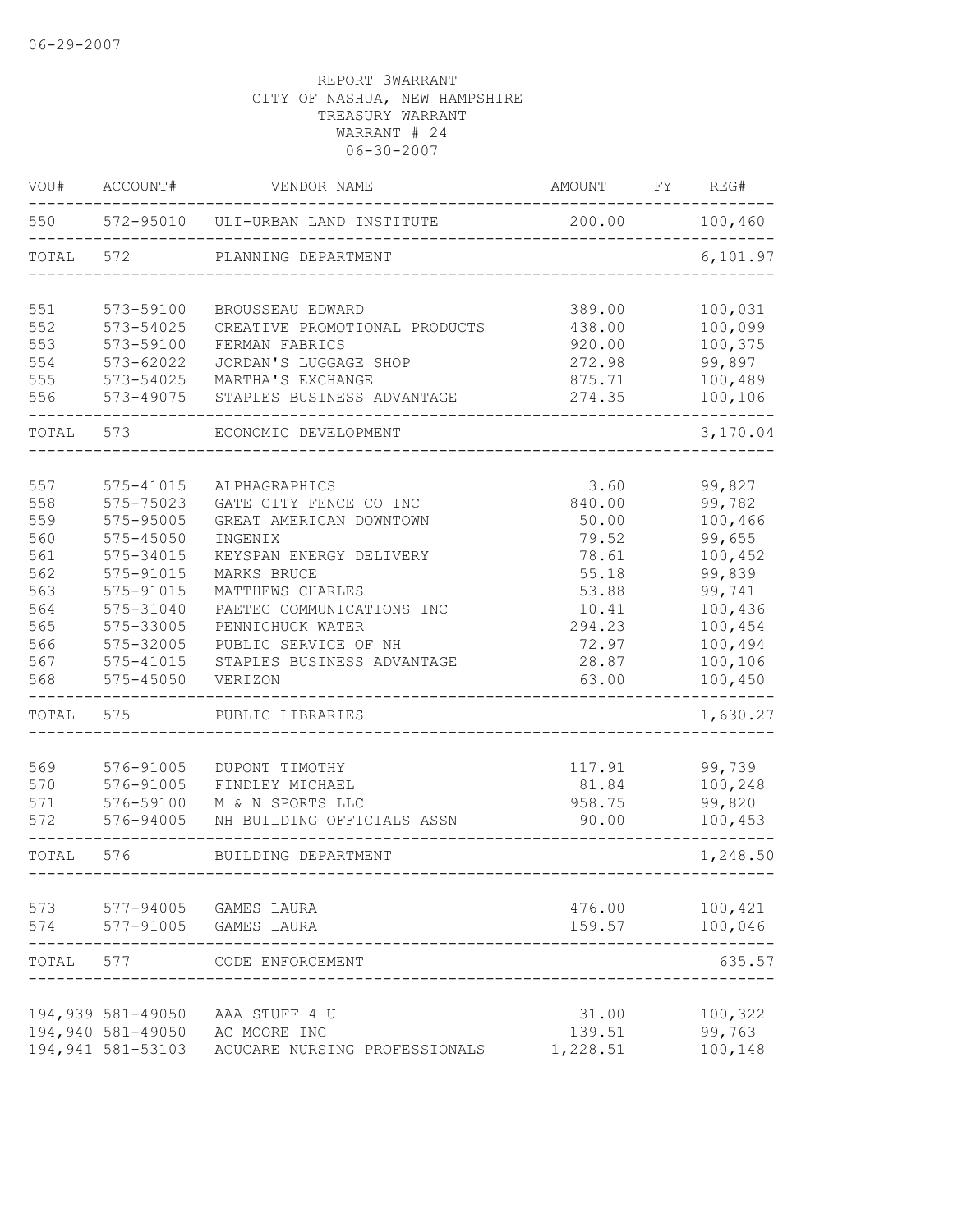06-29-2007

REPORT 3WARRANT
CITY OF NASHUA, NEW HAMPSHIRE
TREASURY WARRANT
WARRANT # 24
06-30-2007

| VOU# | ACCOUNT# | VENDOR NAME | AMOUNT | FY | REG# |
|---|---|---|---|---|---|
| 550 | 572-95010 | ULI-URBAN LAND INSTITUTE | 200.00 | | 100,460 |
| TOTAL | 572 | PLANNING DEPARTMENT | | | 6,101.97 |
| 551 | 573-59100 | BROUSSEAU EDWARD | 389.00 | | 100,031 |
| 552 | 573-54025 | CREATIVE PROMOTIONAL PRODUCTS | 438.00 | | 100,099 |
| 553 | 573-59100 | FERMAN FABRICS | 920.00 | | 100,375 |
| 554 | 573-62022 | JORDAN'S LUGGAGE SHOP | 272.98 | | 99,897 |
| 555 | 573-54025 | MARTHA'S EXCHANGE | 875.71 | | 100,489 |
| 556 | 573-49075 | STAPLES BUSINESS ADVANTAGE | 274.35 | | 100,106 |
| TOTAL | 573 | ECONOMIC DEVELOPMENT | | | 3,170.04 |
| 557 | 575-41015 | ALPHAGRAPHICS | 3.60 | | 99,827 |
| 558 | 575-75023 | GATE CITY FENCE CO INC | 840.00 | | 99,782 |
| 559 | 575-95005 | GREAT AMERICAN DOWNTOWN | 50.00 | | 100,466 |
| 560 | 575-45050 | INGENIX | 79.52 | | 99,655 |
| 561 | 575-34015 | KEYSPAN ENERGY DELIVERY | 78.61 | | 100,452 |
| 562 | 575-91015 | MARKS BRUCE | 55.18 | | 99,839 |
| 563 | 575-91015 | MATTHEWS CHARLES | 53.88 | | 99,741 |
| 564 | 575-31040 | PAETEC COMMUNICATIONS INC | 10.41 | | 100,436 |
| 565 | 575-33005 | PENNICHUCK WATER | 294.23 | | 100,454 |
| 566 | 575-32005 | PUBLIC SERVICE OF NH | 72.97 | | 100,494 |
| 567 | 575-41015 | STAPLES BUSINESS ADVANTAGE | 28.87 | | 100,106 |
| 568 | 575-45050 | VERIZON | 63.00 | | 100,450 |
| TOTAL | 575 | PUBLIC LIBRARIES | | | 1,630.27 |
| 569 | 576-91005 | DUPONT TIMOTHY | 117.91 | | 99,739 |
| 570 | 576-91005 | FINDLEY MICHAEL | 81.84 | | 100,248 |
| 571 | 576-59100 | M & N SPORTS LLC | 958.75 | | 99,820 |
| 572 | 576-94005 | NH BUILDING OFFICIALS ASSN | 90.00 | | 100,453 |
| TOTAL | 576 | BUILDING DEPARTMENT | | | 1,248.50 |
| 573 | 577-94005 | GAMES LAURA | 476.00 | | 100,421 |
| 574 | 577-91005 | GAMES LAURA | 159.57 | | 100,046 |
| TOTAL | 577 | CODE ENFORCEMENT | | | 635.57 |
| 194,939 | 581-49050 | AAA STUFF 4 U | 31.00 | | 100,322 |
| 194,940 | 581-49050 | AC MOORE INC | 139.51 | | 99,763 |
| 194,941 | 581-53103 | ACUCARE NURSING PROFESSIONALS | 1,228.51 | | 100,148 |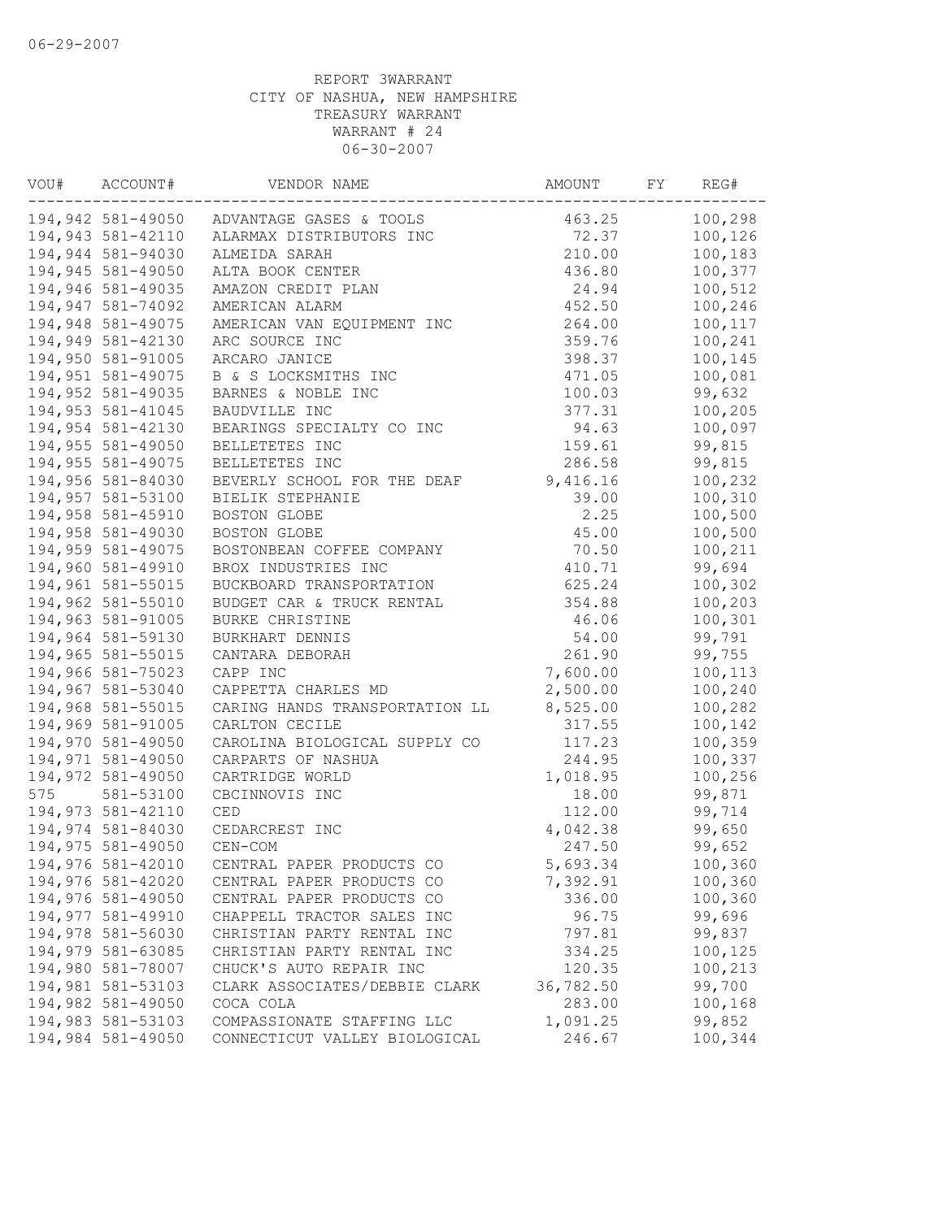06-29-2007

REPORT 3WARRANT
CITY OF NASHUA, NEW HAMPSHIRE
TREASURY WARRANT
WARRANT # 24
06-30-2007

| VOU# | ACCOUNT# | VENDOR NAME | AMOUNT | FY | REG# |
|---|---|---|---|---|---|
| 194,942 | 581-49050 | ADVANTAGE GASES & TOOLS | 463.25 | | 100,298 |
| 194,943 | 581-42110 | ALARMAX DISTRIBUTORS INC | 72.37 | | 100,126 |
| 194,944 | 581-94030 | ALMEIDA SARAH | 210.00 | | 100,183 |
| 194,945 | 581-49050 | ALTA BOOK CENTER | 436.80 | | 100,377 |
| 194,946 | 581-49035 | AMAZON CREDIT PLAN | 24.94 | | 100,512 |
| 194,947 | 581-74092 | AMERICAN ALARM | 452.50 | | 100,246 |
| 194,948 | 581-49075 | AMERICAN VAN EQUIPMENT INC | 264.00 | | 100,117 |
| 194,949 | 581-42130 | ARC SOURCE INC | 359.76 | | 100,241 |
| 194,950 | 581-91005 | ARCARO JANICE | 398.37 | | 100,145 |
| 194,951 | 581-49075 | B & S LOCKSMITHS INC | 471.05 | | 100,081 |
| 194,952 | 581-49035 | BARNES & NOBLE INC | 100.03 | | 99,632 |
| 194,953 | 581-41045 | BAUDVILLE INC | 377.31 | | 100,205 |
| 194,954 | 581-42130 | BEARINGS SPECIALTY CO INC | 94.63 | | 100,097 |
| 194,955 | 581-49050 | BELLETETES INC | 159.61 | | 99,815 |
| 194,955 | 581-49075 | BELLETETES INC | 286.58 | | 99,815 |
| 194,956 | 581-84030 | BEVERLY SCHOOL FOR THE DEAF | 9,416.16 | | 100,232 |
| 194,957 | 581-53100 | BIELIK STEPHANIE | 39.00 | | 100,310 |
| 194,958 | 581-45910 | BOSTON GLOBE | 2.25 | | 100,500 |
| 194,958 | 581-49030 | BOSTON GLOBE | 45.00 | | 100,500 |
| 194,959 | 581-49075 | BOSTONBEAN COFFEE COMPANY | 70.50 | | 100,211 |
| 194,960 | 581-49910 | BROX INDUSTRIES INC | 410.71 | | 99,694 |
| 194,961 | 581-55015 | BUCKBOARD TRANSPORTATION | 625.24 | | 100,302 |
| 194,962 | 581-55010 | BUDGET CAR & TRUCK RENTAL | 354.88 | | 100,203 |
| 194,963 | 581-91005 | BURKE CHRISTINE | 46.06 | | 100,301 |
| 194,964 | 581-59130 | BURKHART DENNIS | 54.00 | | 99,791 |
| 194,965 | 581-55015 | CANTARA DEBORAH | 261.90 | | 99,755 |
| 194,966 | 581-75023 | CAPP INC | 7,600.00 | | 100,113 |
| 194,967 | 581-53040 | CAPPETTA CHARLES MD | 2,500.00 | | 100,240 |
| 194,968 | 581-55015 | CARING HANDS TRANSPORTATION LL | 8,525.00 | | 100,282 |
| 194,969 | 581-91005 | CARLTON CECILE | 317.55 | | 100,142 |
| 194,970 | 581-49050 | CAROLINA BIOLOGICAL SUPPLY CO | 117.23 | | 100,359 |
| 194,971 | 581-49050 | CARPARTS OF NASHUA | 244.95 | | 100,337 |
| 194,972 | 581-49050 | CARTRIDGE WORLD | 1,018.95 | | 100,256 |
| 575 | 581-53100 | CBCINNOVIS INC | 18.00 | | 99,871 |
| 194,973 | 581-42110 | CED | 112.00 | | 99,714 |
| 194,974 | 581-84030 | CEDARCREST INC | 4,042.38 | | 99,650 |
| 194,975 | 581-49050 | CEN-COM | 247.50 | | 99,652 |
| 194,976 | 581-42010 | CENTRAL PAPER PRODUCTS CO | 5,693.34 | | 100,360 |
| 194,976 | 581-42020 | CENTRAL PAPER PRODUCTS CO | 7,392.91 | | 100,360 |
| 194,976 | 581-49050 | CENTRAL PAPER PRODUCTS CO | 336.00 | | 100,360 |
| 194,977 | 581-49910 | CHAPPELL TRACTOR SALES INC | 96.75 | | 99,696 |
| 194,978 | 581-56030 | CHRISTIAN PARTY RENTAL INC | 797.81 | | 99,837 |
| 194,979 | 581-63085 | CHRISTIAN PARTY RENTAL INC | 334.25 | | 100,125 |
| 194,980 | 581-78007 | CHUCK'S AUTO REPAIR INC | 120.35 | | 100,213 |
| 194,981 | 581-53103 | CLARK ASSOCIATES/DEBBIE CLARK | 36,782.50 | | 99,700 |
| 194,982 | 581-49050 | COCA COLA | 283.00 | | 100,168 |
| 194,983 | 581-53103 | COMPASSIONATE STAFFING LLC | 1,091.25 | | 99,852 |
| 194,984 | 581-49050 | CONNECTICUT VALLEY BIOLOGICAL | 246.67 | | 100,344 |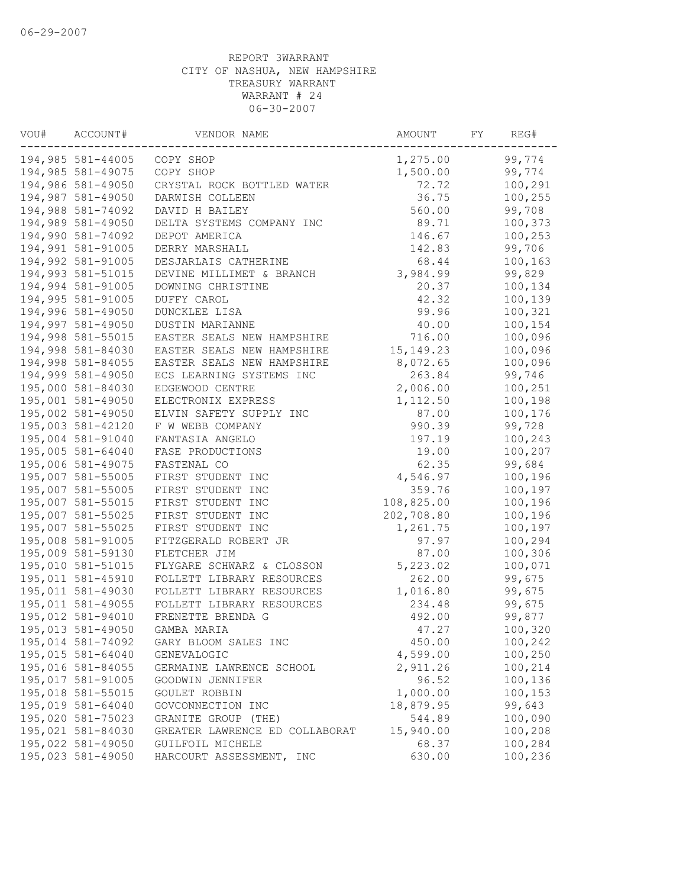06-29-2007

REPORT 3WARRANT
CITY OF NASHUA, NEW HAMPSHIRE
TREASURY WARRANT
WARRANT # 24
06-30-2007

| VOU# | ACCOUNT# | VENDOR NAME | AMOUNT | FY | REG# |
|---|---|---|---|---|---|
| 194,985 | 581-44005 | COPY SHOP | 1,275.00 | | 99,774 |
| 194,985 | 581-49075 | COPY SHOP | 1,500.00 | | 99,774 |
| 194,986 | 581-49050 | CRYSTAL ROCK BOTTLED WATER | 72.72 | | 100,291 |
| 194,987 | 581-49050 | DARWISH COLLEEN | 36.75 | | 100,255 |
| 194,988 | 581-74092 | DAVID H BAILEY | 560.00 | | 99,708 |
| 194,989 | 581-49050 | DELTA SYSTEMS COMPANY INC | 89.71 | | 100,373 |
| 194,990 | 581-74092 | DEPOT AMERICA | 146.67 | | 100,253 |
| 194,991 | 581-91005 | DERRY MARSHALL | 142.83 | | 99,706 |
| 194,992 | 581-91005 | DESJARLAIS CATHERINE | 68.44 | | 100,163 |
| 194,993 | 581-51015 | DEVINE MILLIMET & BRANCH | 3,984.99 | | 99,829 |
| 194,994 | 581-91005 | DOWNING CHRISTINE | 20.37 | | 100,134 |
| 194,995 | 581-91005 | DUFFY CAROL | 42.32 | | 100,139 |
| 194,996 | 581-49050 | DUNCKLEE LISA | 99.96 | | 100,321 |
| 194,997 | 581-49050 | DUSTIN MARIANNE | 40.00 | | 100,154 |
| 194,998 | 581-55015 | EASTER SEALS NEW HAMPSHIRE | 716.00 | | 100,096 |
| 194,998 | 581-84030 | EASTER SEALS NEW HAMPSHIRE | 15,149.23 | | 100,096 |
| 194,998 | 581-84055 | EASTER SEALS NEW HAMPSHIRE | 8,072.65 | | 100,096 |
| 194,999 | 581-49050 | ECS LEARNING SYSTEMS INC | 263.84 | | 99,746 |
| 195,000 | 581-84030 | EDGEWOOD CENTRE | 2,006.00 | | 100,251 |
| 195,001 | 581-49050 | ELECTRONIX EXPRESS | 1,112.50 | | 100,198 |
| 195,002 | 581-49050 | ELVIN SAFETY SUPPLY INC | 87.00 | | 100,176 |
| 195,003 | 581-42120 | F W WEBB COMPANY | 990.39 | | 99,728 |
| 195,004 | 581-91040 | FANTASIA ANGELO | 197.19 | | 100,243 |
| 195,005 | 581-64040 | FASE PRODUCTIONS | 19.00 | | 100,207 |
| 195,006 | 581-49075 | FASTENAL CO | 62.35 | | 99,684 |
| 195,007 | 581-55005 | FIRST STUDENT INC | 4,546.97 | | 100,196 |
| 195,007 | 581-55005 | FIRST STUDENT INC | 359.76 | | 100,197 |
| 195,007 | 581-55015 | FIRST STUDENT INC | 108,825.00 | | 100,196 |
| 195,007 | 581-55025 | FIRST STUDENT INC | 202,708.80 | | 100,196 |
| 195,007 | 581-55025 | FIRST STUDENT INC | 1,261.75 | | 100,197 |
| 195,008 | 581-91005 | FITZGERALD ROBERT JR | 97.97 | | 100,294 |
| 195,009 | 581-59130 | FLETCHER JIM | 87.00 | | 100,306 |
| 195,010 | 581-51015 | FLYGARE SCHWARZ & CLOSSON | 5,223.02 | | 100,071 |
| 195,011 | 581-45910 | FOLLETT LIBRARY RESOURCES | 262.00 | | 99,675 |
| 195,011 | 581-49030 | FOLLETT LIBRARY RESOURCES | 1,016.80 | | 99,675 |
| 195,011 | 581-49055 | FOLLETT LIBRARY RESOURCES | 234.48 | | 99,675 |
| 195,012 | 581-94010 | FRENETTE BRENDA G | 492.00 | | 99,877 |
| 195,013 | 581-49050 | GAMBA MARIA | 47.27 | | 100,320 |
| 195,014 | 581-74092 | GARY BLOOM SALES INC | 450.00 | | 100,242 |
| 195,015 | 581-64040 | GENEVALOGIC | 4,599.00 | | 100,250 |
| 195,016 | 581-84055 | GERMAINE LAWRENCE SCHOOL | 2,911.26 | | 100,214 |
| 195,017 | 581-91005 | GOODWIN JENNIFER | 96.52 | | 100,136 |
| 195,018 | 581-55015 | GOULET ROBBIN | 1,000.00 | | 100,153 |
| 195,019 | 581-64040 | GOVCONNECTION INC | 18,879.95 | | 99,643 |
| 195,020 | 581-75023 | GRANITE GROUP (THE) | 544.89 | | 100,090 |
| 195,021 | 581-84030 | GREATER LAWRENCE ED COLLABORAT | 15,940.00 | | 100,208 |
| 195,022 | 581-49050 | GUILFOIL MICHELE | 68.37 | | 100,284 |
| 195,023 | 581-49050 | HARCOURT ASSESSMENT, INC | 630.00 | | 100,236 |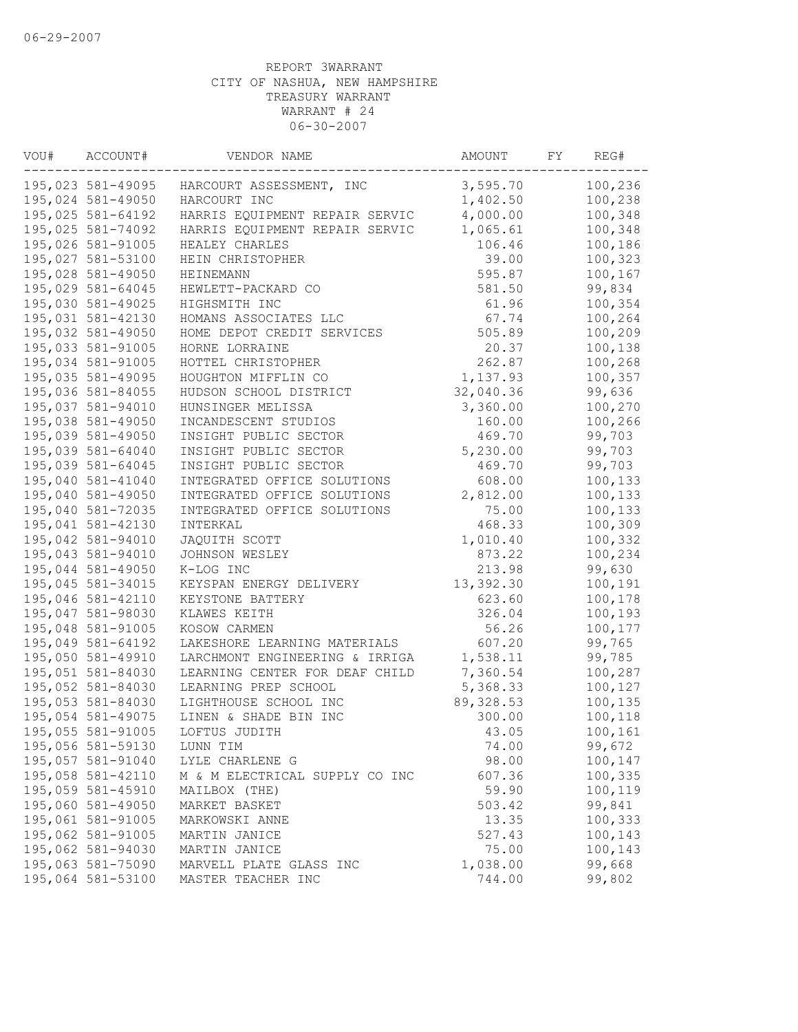06-29-2007

REPORT 3WARRANT
CITY OF NASHUA, NEW HAMPSHIRE
TREASURY WARRANT
WARRANT # 24
06-30-2007

| VOU# | ACCOUNT# | VENDOR NAME | AMOUNT | FY | REG# |
|---|---|---|---|---|---|
| 195,023 | 581-49095 | HARCOURT ASSESSMENT, INC | 3,595.70 | | 100,236 |
| 195,024 | 581-49050 | HARCOURT INC | 1,402.50 | | 100,238 |
| 195,025 | 581-64192 | HARRIS EQUIPMENT REPAIR SERVIC | 4,000.00 | | 100,348 |
| 195,025 | 581-74092 | HARRIS EQUIPMENT REPAIR SERVIC | 1,065.61 | | 100,348 |
| 195,026 | 581-91005 | HEALEY CHARLES | 106.46 | | 100,186 |
| 195,027 | 581-53100 | HEIN CHRISTOPHER | 39.00 | | 100,323 |
| 195,028 | 581-49050 | HEINEMANN | 595.87 | | 100,167 |
| 195,029 | 581-64045 | HEWLETT-PACKARD CO | 581.50 | | 99,834 |
| 195,030 | 581-49025 | HIGHSMITH INC | 61.96 | | 100,354 |
| 195,031 | 581-42130 | HOMANS ASSOCIATES LLC | 67.74 | | 100,264 |
| 195,032 | 581-49050 | HOME DEPOT CREDIT SERVICES | 505.89 | | 100,209 |
| 195,033 | 581-91005 | HORNE LORRAINE | 20.37 | | 100,138 |
| 195,034 | 581-91005 | HOTTEL CHRISTOPHER | 262.87 | | 100,268 |
| 195,035 | 581-49095 | HOUGHTON MIFFLIN CO | 1,137.93 | | 100,357 |
| 195,036 | 581-84055 | HUDSON SCHOOL DISTRICT | 32,040.36 | | 99,636 |
| 195,037 | 581-94010 | HUNSINGER MELISSA | 3,360.00 | | 100,270 |
| 195,038 | 581-49050 | INCANDESCENT STUDIOS | 160.00 | | 100,266 |
| 195,039 | 581-49050 | INSIGHT PUBLIC SECTOR | 469.70 | | 99,703 |
| 195,039 | 581-64040 | INSIGHT PUBLIC SECTOR | 5,230.00 | | 99,703 |
| 195,039 | 581-64045 | INSIGHT PUBLIC SECTOR | 469.70 | | 99,703 |
| 195,040 | 581-41040 | INTEGRATED OFFICE SOLUTIONS | 608.00 | | 100,133 |
| 195,040 | 581-49050 | INTEGRATED OFFICE SOLUTIONS | 2,812.00 | | 100,133 |
| 195,040 | 581-72035 | INTEGRATED OFFICE SOLUTIONS | 75.00 | | 100,133 |
| 195,041 | 581-42130 | INTERKAL | 468.33 | | 100,309 |
| 195,042 | 581-94010 | JAQUITH SCOTT | 1,010.40 | | 100,332 |
| 195,043 | 581-94010 | JOHNSON WESLEY | 873.22 | | 100,234 |
| 195,044 | 581-49050 | K-LOG INC | 213.98 | | 99,630 |
| 195,045 | 581-34015 | KEYSPAN ENERGY DELIVERY | 13,392.30 | | 100,191 |
| 195,046 | 581-42110 | KEYSTONE BATTERY | 623.60 | | 100,178 |
| 195,047 | 581-98030 | KLAWES KEITH | 326.04 | | 100,193 |
| 195,048 | 581-91005 | KOSOW CARMEN | 56.26 | | 100,177 |
| 195,049 | 581-64192 | LAKESHORE LEARNING MATERIALS | 607.20 | | 99,765 |
| 195,050 | 581-49910 | LARCHMONT ENGINEERING & IRRIGA | 1,538.11 | | 99,785 |
| 195,051 | 581-84030 | LEARNING CENTER FOR DEAF CHILD | 7,360.54 | | 100,287 |
| 195,052 | 581-84030 | LEARNING PREP SCHOOL | 5,368.33 | | 100,127 |
| 195,053 | 581-84030 | LIGHTHOUSE SCHOOL INC | 89,328.53 | | 100,135 |
| 195,054 | 581-49075 | LINEN & SHADE BIN INC | 300.00 | | 100,118 |
| 195,055 | 581-91005 | LOFTUS JUDITH | 43.05 | | 100,161 |
| 195,056 | 581-59130 | LUNN TIM | 74.00 | | 99,672 |
| 195,057 | 581-91040 | LYLE CHARLENE G | 98.00 | | 100,147 |
| 195,058 | 581-42110 | M & M ELECTRICAL SUPPLY CO INC | 607.36 | | 100,335 |
| 195,059 | 581-45910 | MAILBOX (THE) | 59.90 | | 100,119 |
| 195,060 | 581-49050 | MARKET BASKET | 503.42 | | 99,841 |
| 195,061 | 581-91005 | MARKOWSKI ANNE | 13.35 | | 100,333 |
| 195,062 | 581-91005 | MARTIN JANICE | 527.43 | | 100,143 |
| 195,062 | 581-94030 | MARTIN JANICE | 75.00 | | 100,143 |
| 195,063 | 581-75090 | MARVELL PLATE GLASS INC | 1,038.00 | | 99,668 |
| 195,064 | 581-53100 | MASTER TEACHER INC | 744.00 | | 99,802 |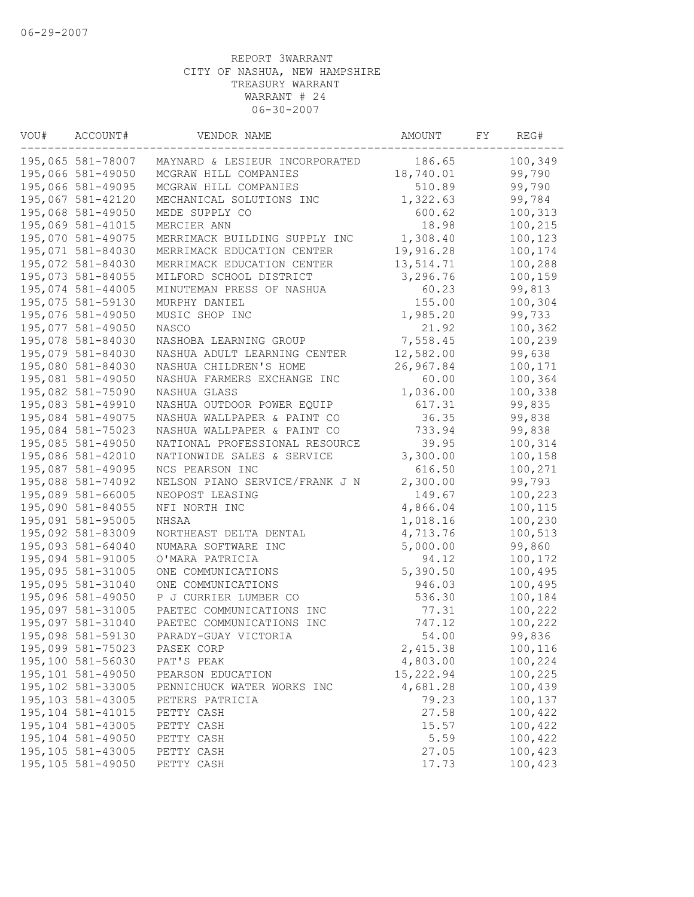06-29-2007

REPORT 3WARRANT
CITY OF NASHUA, NEW HAMPSHIRE
TREASURY WARRANT
WARRANT # 24
06-30-2007

| VOU# | ACCOUNT# | VENDOR NAME | AMOUNT | FY | REG# |
|---|---|---|---|---|---|
| 195,065 | 581-78007 | MAYNARD & LESIEUR INCORPORATED | 186.65 | | 100,349 |
| 195,066 | 581-49050 | MCGRAW HILL COMPANIES | 18,740.01 | | 99,790 |
| 195,066 | 581-49095 | MCGRAW HILL COMPANIES | 510.89 | | 99,790 |
| 195,067 | 581-42120 | MECHANICAL SOLUTIONS INC | 1,322.63 | | 99,784 |
| 195,068 | 581-49050 | MEDE SUPPLY CO | 600.62 | | 100,313 |
| 195,069 | 581-41015 | MERCIER ANN | 18.98 | | 100,215 |
| 195,070 | 581-49075 | MERRIMACK BUILDING SUPPLY INC | 1,308.40 | | 100,123 |
| 195,071 | 581-84030 | MERRIMACK EDUCATION CENTER | 19,916.28 | | 100,174 |
| 195,072 | 581-84030 | MERRIMACK EDUCATION CENTER | 13,514.71 | | 100,288 |
| 195,073 | 581-84055 | MILFORD SCHOOL DISTRICT | 3,296.76 | | 100,159 |
| 195,074 | 581-44005 | MINUTEMAN PRESS OF NASHUA | 60.23 | | 99,813 |
| 195,075 | 581-59130 | MURPHY DANIEL | 155.00 | | 100,304 |
| 195,076 | 581-49050 | MUSIC SHOP INC | 1,985.20 | | 99,733 |
| 195,077 | 581-49050 | NASCO | 21.92 | | 100,362 |
| 195,078 | 581-84030 | NASHOBA LEARNING GROUP | 7,558.45 | | 100,239 |
| 195,079 | 581-84030 | NASHUA ADULT LEARNING CENTER | 12,582.00 | | 99,638 |
| 195,080 | 581-84030 | NASHUA CHILDREN'S HOME | 26,967.84 | | 100,171 |
| 195,081 | 581-49050 | NASHUA FARMERS EXCHANGE INC | 60.00 | | 100,364 |
| 195,082 | 581-75090 | NASHUA GLASS | 1,036.00 | | 100,338 |
| 195,083 | 581-49910 | NASHUA OUTDOOR POWER EQUIP | 617.31 | | 99,835 |
| 195,084 | 581-49075 | NASHUA WALLPAPER & PAINT CO | 36.35 | | 99,838 |
| 195,084 | 581-75023 | NASHUA WALLPAPER & PAINT CO | 733.94 | | 99,838 |
| 195,085 | 581-49050 | NATIONAL PROFESSIONAL RESOURCE | 39.95 | | 100,314 |
| 195,086 | 581-42010 | NATIONWIDE SALES & SERVICE | 3,300.00 | | 100,158 |
| 195,087 | 581-49095 | NCS PEARSON INC | 616.50 | | 100,271 |
| 195,088 | 581-74092 | NELSON PIANO SERVICE/FRANK J N | 2,300.00 | | 99,793 |
| 195,089 | 581-66005 | NEOPOST LEASING | 149.67 | | 100,223 |
| 195,090 | 581-84055 | NFI NORTH INC | 4,866.04 | | 100,115 |
| 195,091 | 581-95005 | NHSAA | 1,018.16 | | 100,230 |
| 195,092 | 581-83009 | NORTHEAST DELTA DENTAL | 4,713.76 | | 100,513 |
| 195,093 | 581-64040 | NUMARA SOFTWARE INC | 5,000.00 | | 99,860 |
| 195,094 | 581-91005 | O'MARA PATRICIA | 94.12 | | 100,172 |
| 195,095 | 581-31005 | ONE COMMUNICATIONS | 5,390.50 | | 100,495 |
| 195,095 | 581-31040 | ONE COMMUNICATIONS | 946.03 | | 100,495 |
| 195,096 | 581-49050 | P J CURRIER LUMBER CO | 536.30 | | 100,184 |
| 195,097 | 581-31005 | PAETEC COMMUNICATIONS INC | 77.31 | | 100,222 |
| 195,097 | 581-31040 | PAETEC COMMUNICATIONS INC | 747.12 | | 100,222 |
| 195,098 | 581-59130 | PARADY-GUAY VICTORIA | 54.00 | | 99,836 |
| 195,099 | 581-75023 | PASEK CORP | 2,415.38 | | 100,116 |
| 195,100 | 581-56030 | PAT'S PEAK | 4,803.00 | | 100,224 |
| 195,101 | 581-49050 | PEARSON EDUCATION | 15,222.94 | | 100,225 |
| 195,102 | 581-33005 | PENNICHUCK WATER WORKS INC | 4,681.28 | | 100,439 |
| 195,103 | 581-43005 | PETERS PATRICIA | 79.23 | | 100,137 |
| 195,104 | 581-41015 | PETTY CASH | 27.58 | | 100,422 |
| 195,104 | 581-43005 | PETTY CASH | 15.57 | | 100,422 |
| 195,104 | 581-49050 | PETTY CASH | 5.59 | | 100,422 |
| 195,105 | 581-43005 | PETTY CASH | 27.05 | | 100,423 |
| 195,105 | 581-49050 | PETTY CASH | 17.73 | | 100,423 |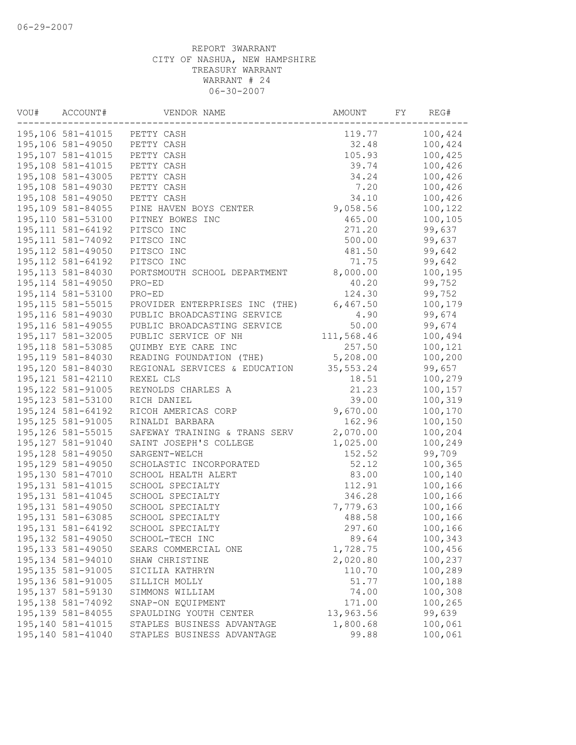06-29-2007

REPORT 3WARRANT
CITY OF NASHUA, NEW HAMPSHIRE
TREASURY WARRANT
WARRANT # 24
06-30-2007

| VOU# | ACCOUNT# | VENDOR NAME | AMOUNT | FY | REG# |
|---|---|---|---|---|---|
| 195,106 | 581-41015 | PETTY CASH | 119.77 | | 100,424 |
| 195,106 | 581-49050 | PETTY CASH | 32.48 | | 100,424 |
| 195,107 | 581-41015 | PETTY CASH | 105.93 | | 100,425 |
| 195,108 | 581-41015 | PETTY CASH | 39.74 | | 100,426 |
| 195,108 | 581-43005 | PETTY CASH | 34.24 | | 100,426 |
| 195,108 | 581-49030 | PETTY CASH | 7.20 | | 100,426 |
| 195,108 | 581-49050 | PETTY CASH | 34.10 | | 100,426 |
| 195,109 | 581-84055 | PINE HAVEN BOYS CENTER | 9,058.56 | | 100,122 |
| 195,110 | 581-53100 | PITNEY BOWES INC | 465.00 | | 100,105 |
| 195,111 | 581-64192 | PITSCO INC | 271.20 | | 99,637 |
| 195,111 | 581-74092 | PITSCO INC | 500.00 | | 99,637 |
| 195,112 | 581-49050 | PITSCO INC | 481.50 | | 99,642 |
| 195,112 | 581-64192 | PITSCO INC | 71.75 | | 99,642 |
| 195,113 | 581-84030 | PORTSMOUTH SCHOOL DEPARTMENT | 8,000.00 | | 100,195 |
| 195,114 | 581-49050 | PRO-ED | 40.20 | | 99,752 |
| 195,114 | 581-53100 | PRO-ED | 124.30 | | 99,752 |
| 195,115 | 581-55015 | PROVIDER ENTERPRISES INC (THE) | 6,467.50 | | 100,179 |
| 195,116 | 581-49030 | PUBLIC BROADCASTING SERVICE | 4.90 | | 99,674 |
| 195,116 | 581-49055 | PUBLIC BROADCASTING SERVICE | 50.00 | | 99,674 |
| 195,117 | 581-32005 | PUBLIC SERVICE OF NH | 111,568.46 | | 100,494 |
| 195,118 | 581-53085 | QUIMBY EYE CARE INC | 257.50 | | 100,121 |
| 195,119 | 581-84030 | READING FOUNDATION (THE) | 5,208.00 | | 100,200 |
| 195,120 | 581-84030 | REGIONAL SERVICES & EDUCATION | 35,553.24 | | 99,657 |
| 195,121 | 581-42110 | REXEL CLS | 18.51 | | 100,279 |
| 195,122 | 581-91005 | REYNOLDS CHARLES A | 21.23 | | 100,157 |
| 195,123 | 581-53100 | RICH DANIEL | 39.00 | | 100,319 |
| 195,124 | 581-64192 | RICOH AMERICAS CORP | 9,670.00 | | 100,170 |
| 195,125 | 581-91005 | RINALDI BARBARA | 162.96 | | 100,150 |
| 195,126 | 581-55015 | SAFEWAY TRAINING & TRANS SERV | 2,070.00 | | 100,204 |
| 195,127 | 581-91040 | SAINT JOSEPH'S COLLEGE | 1,025.00 | | 100,249 |
| 195,128 | 581-49050 | SARGENT-WELCH | 152.52 | | 99,709 |
| 195,129 | 581-49050 | SCHOLASTIC INCORPORATED | 52.12 | | 100,365 |
| 195,130 | 581-47010 | SCHOOL HEALTH ALERT | 83.00 | | 100,140 |
| 195,131 | 581-41015 | SCHOOL SPECIALTY | 112.91 | | 100,166 |
| 195,131 | 581-41045 | SCHOOL SPECIALTY | 346.28 | | 100,166 |
| 195,131 | 581-49050 | SCHOOL SPECIALTY | 7,779.63 | | 100,166 |
| 195,131 | 581-63085 | SCHOOL SPECIALTY | 488.58 | | 100,166 |
| 195,131 | 581-64192 | SCHOOL SPECIALTY | 297.60 | | 100,166 |
| 195,132 | 581-49050 | SCHOOL-TECH INC | 89.64 | | 100,343 |
| 195,133 | 581-49050 | SEARS COMMERCIAL ONE | 1,728.75 | | 100,456 |
| 195,134 | 581-94010 | SHAW CHRISTINE | 2,020.80 | | 100,237 |
| 195,135 | 581-91005 | SICILIA KATHRYN | 110.70 | | 100,289 |
| 195,136 | 581-91005 | SILLICH MOLLY | 51.77 | | 100,188 |
| 195,137 | 581-59130 | SIMMONS WILLIAM | 74.00 | | 100,308 |
| 195,138 | 581-74092 | SNAP-ON EQUIPMENT | 171.00 | | 100,265 |
| 195,139 | 581-84055 | SPAULDING YOUTH CENTER | 13,963.56 | | 99,639 |
| 195,140 | 581-41015 | STAPLES BUSINESS ADVANTAGE | 1,800.68 | | 100,061 |
| 195,140 | 581-41040 | STAPLES BUSINESS ADVANTAGE | 99.88 | | 100,061 |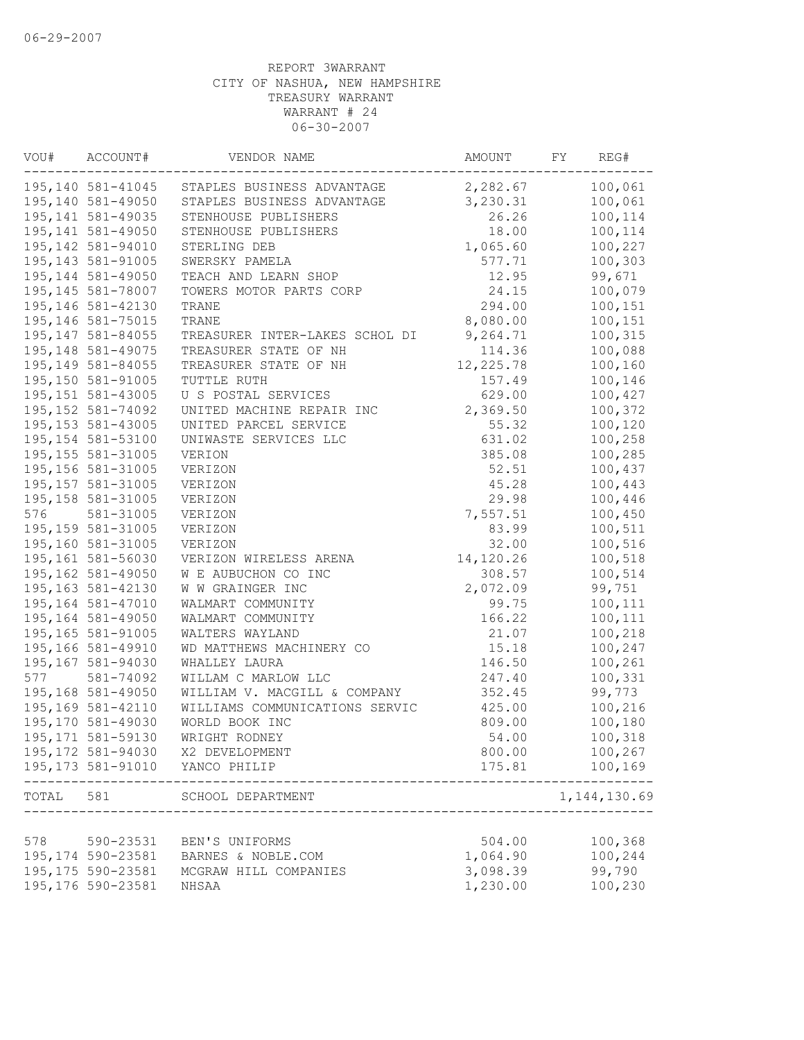06-29-2007

REPORT 3WARRANT
CITY OF NASHUA, NEW HAMPSHIRE
TREASURY WARRANT
WARRANT # 24
06-30-2007

| VOU# | ACCOUNT# | VENDOR NAME | AMOUNT | FY | REG# |
|---|---|---|---|---|---|
| 195,140 | 581-41045 | STAPLES BUSINESS ADVANTAGE | 2,282.67 | | 100,061 |
| 195,140 | 581-49050 | STAPLES BUSINESS ADVANTAGE | 3,230.31 | | 100,061 |
| 195,141 | 581-49035 | STENHOUSE PUBLISHERS | 26.26 | | 100,114 |
| 195,141 | 581-49050 | STENHOUSE PUBLISHERS | 18.00 | | 100,114 |
| 195,142 | 581-94010 | STERLING DEB | 1,065.60 | | 100,227 |
| 195,143 | 581-91005 | SWERSKY PAMELA | 577.71 | | 100,303 |
| 195,144 | 581-49050 | TEACH AND LEARN SHOP | 12.95 | | 99,671 |
| 195,145 | 581-78007 | TOWERS MOTOR PARTS CORP | 24.15 | | 100,079 |
| 195,146 | 581-42130 | TRANE | 294.00 | | 100,151 |
| 195,146 | 581-75015 | TRANE | 8,080.00 | | 100,151 |
| 195,147 | 581-84055 | TREASURER INTER-LAKES SCHOL DI | 9,264.71 | | 100,315 |
| 195,148 | 581-49075 | TREASURER STATE OF NH | 114.36 | | 100,088 |
| 195,149 | 581-84055 | TREASURER STATE OF NH | 12,225.78 | | 100,160 |
| 195,150 | 581-91005 | TUTTLE RUTH | 157.49 | | 100,146 |
| 195,151 | 581-43005 | U S POSTAL SERVICES | 629.00 | | 100,427 |
| 195,152 | 581-74092 | UNITED MACHINE REPAIR INC | 2,369.50 | | 100,372 |
| 195,153 | 581-43005 | UNITED PARCEL SERVICE | 55.32 | | 100,120 |
| 195,154 | 581-53100 | UNIWASTE SERVICES LLC | 631.02 | | 100,258 |
| 195,155 | 581-31005 | VERION | 385.08 | | 100,285 |
| 195,156 | 581-31005 | VERIZON | 52.51 | | 100,437 |
| 195,157 | 581-31005 | VERIZON | 45.28 | | 100,443 |
| 195,158 | 581-31005 | VERIZON | 29.98 | | 100,446 |
| 576 | 581-31005 | VERIZON | 7,557.51 | | 100,450 |
| 195,159 | 581-31005 | VERIZON | 83.99 | | 100,511 |
| 195,160 | 581-31005 | VERIZON | 32.00 | | 100,516 |
| 195,161 | 581-56030 | VERIZON WIRELESS ARENA | 14,120.26 | | 100,518 |
| 195,162 | 581-49050 | W E AUBUCHON CO INC | 308.57 | | 100,514 |
| 195,163 | 581-42130 | W W GRAINGER INC | 2,072.09 | | 99,751 |
| 195,164 | 581-47010 | WALMART COMMUNITY | 99.75 | | 100,111 |
| 195,164 | 581-49050 | WALMART COMMUNITY | 166.22 | | 100,111 |
| 195,165 | 581-91005 | WALTERS WAYLAND | 21.07 | | 100,218 |
| 195,166 | 581-49910 | WD MATTHEWS MACHINERY CO | 15.18 | | 100,247 |
| 195,167 | 581-94030 | WHALLEY LAURA | 146.50 | | 100,261 |
| 577 | 581-74092 | WILLAM C MARLOW LLC | 247.40 | | 100,331 |
| 195,168 | 581-49050 | WILLIAM V. MACGILL & COMPANY | 352.45 | | 99,773 |
| 195,169 | 581-42110 | WILLIAMS COMMUNICATIONS SERVIC | 425.00 | | 100,216 |
| 195,170 | 581-49030 | WORLD BOOK INC | 809.00 | | 100,180 |
| 195,171 | 581-59130 | WRIGHT RODNEY | 54.00 | | 100,318 |
| 195,172 | 581-94030 | X2 DEVELOPMENT | 800.00 | | 100,267 |
| 195,173 | 581-91010 | YANCO PHILIP | 175.81 | | 100,169 |
| TOTAL | 581 | SCHOOL DEPARTMENT | | | 1,144,130.69 |
| 578 | 590-23531 | BEN'S UNIFORMS | 504.00 | | 100,368 |
| 195,174 | 590-23581 | BARNES & NOBLE.COM | 1,064.90 | | 100,244 |
| 195,175 | 590-23581 | MCGRAW HILL COMPANIES | 3,098.39 | | 99,790 |
| 195,176 | 590-23581 | NHSAA | 1,230.00 | | 100,230 |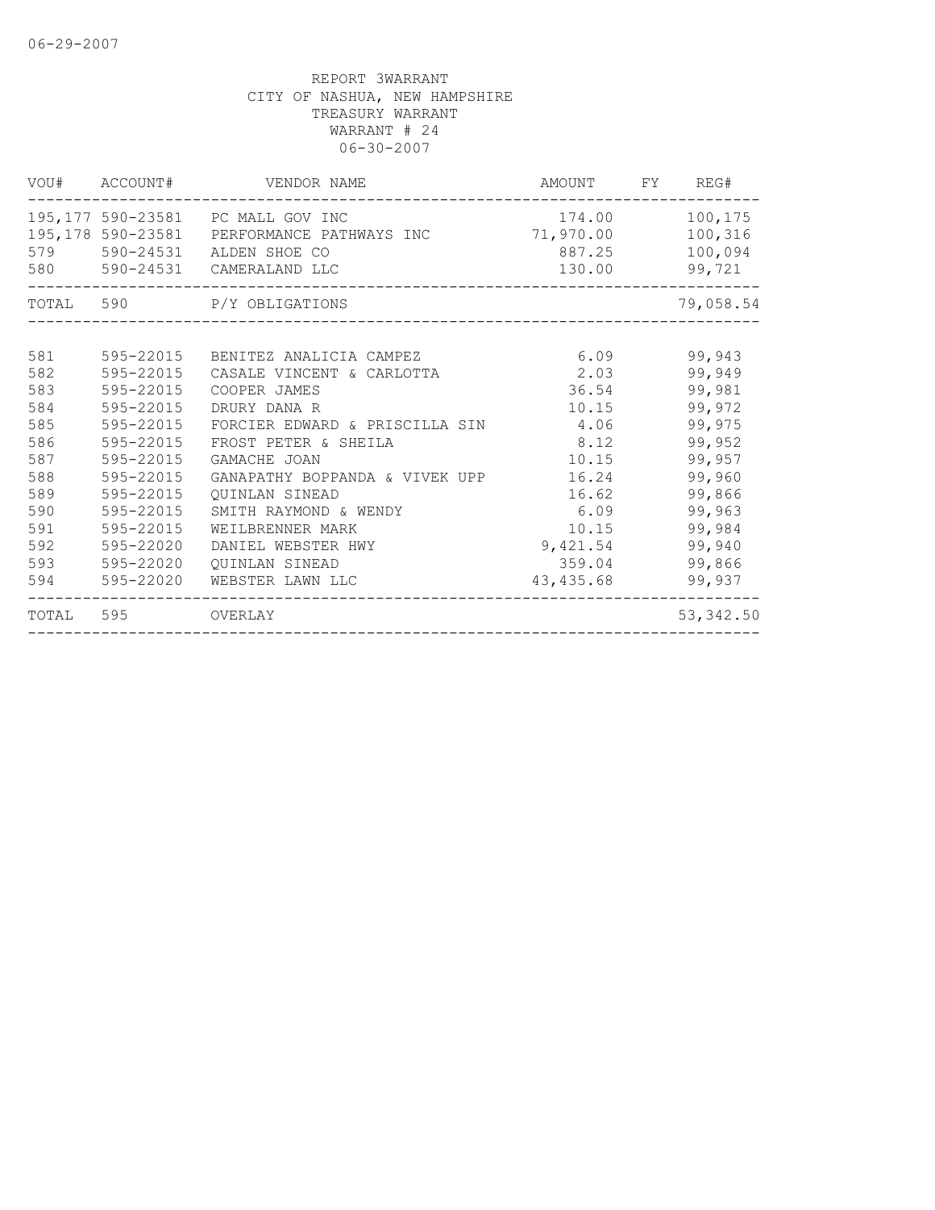06-29-2007

REPORT 3WARRANT
CITY OF NASHUA, NEW HAMPSHIRE
TREASURY WARRANT
WARRANT # 24
06-30-2007

| VOU# | ACCOUNT# | VENDOR NAME | AMOUNT | FY | REG# |
|---|---|---|---|---|---|
| 195,177 | 590-23581 | PC MALL GOV INC | 174.00 | | 100,175 |
| 195,178 | 590-23581 | PERFORMANCE PATHWAYS INC | 71,970.00 | | 100,316 |
| 579 | 590-24531 | ALDEN SHOE CO | 887.25 | | 100,094 |
| 580 | 590-24531 | CAMERALAND LLC | 130.00 | | 99,721 |
| TOTAL | 590 | P/Y OBLIGATIONS | | | 79,058.54 |

| VOU# | ACCOUNT# | VENDOR NAME | AMOUNT | FY | REG# |
|---|---|---|---|---|---|
| 581 | 595-22015 | BENITEZ ANALICIA CAMPEZ | 6.09 | | 99,943 |
| 582 | 595-22015 | CASALE VINCENT & CARLOTTA | 2.03 | | 99,949 |
| 583 | 595-22015 | COOPER JAMES | 36.54 | | 99,981 |
| 584 | 595-22015 | DRURY DANA R | 10.15 | | 99,972 |
| 585 | 595-22015 | FORCIER EDWARD & PRISCILLA SIN | 4.06 | | 99,975 |
| 586 | 595-22015 | FROST PETER & SHEILA | 8.12 | | 99,952 |
| 587 | 595-22015 | GAMACHE JOAN | 10.15 | | 99,957 |
| 588 | 595-22015 | GANAPATHY BOPPANDA & VIVEK UPP | 16.24 | | 99,960 |
| 589 | 595-22015 | QUINLAN SINEAD | 16.62 | | 99,866 |
| 590 | 595-22015 | SMITH RAYMOND & WENDY | 6.09 | | 99,963 |
| 591 | 595-22015 | WEILBRENNER MARK | 10.15 | | 99,984 |
| 592 | 595-22020 | DANIEL WEBSTER HWY | 9,421.54 | | 99,940 |
| 593 | 595-22020 | QUINLAN SINEAD | 359.04 | | 99,866 |
| 594 | 595-22020 | WEBSTER LAWN LLC | 43,435.68 | | 99,937 |
| TOTAL | 595 | OVERLAY | | | 53,342.50 |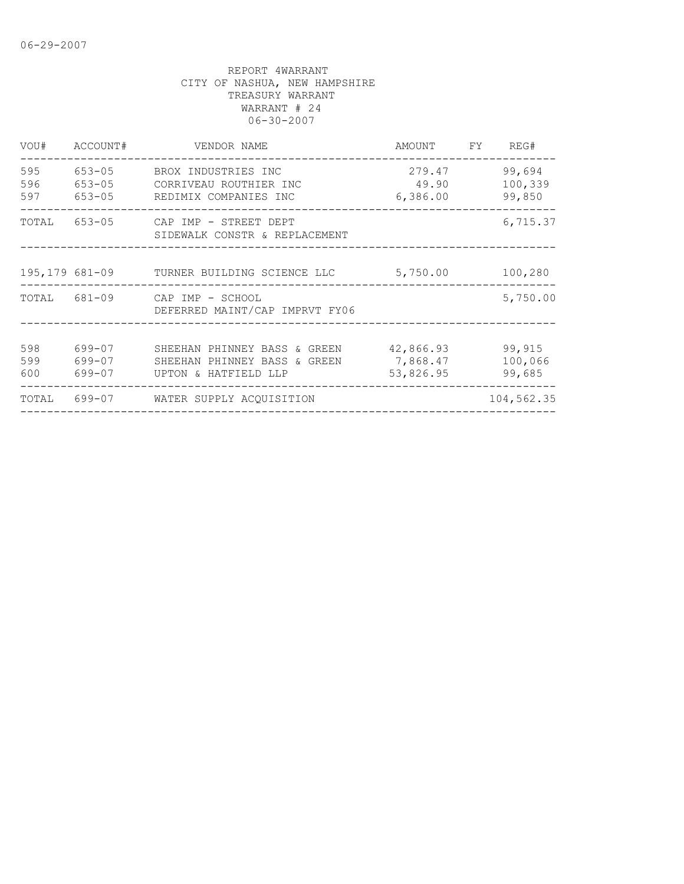06-29-2007

REPORT 4WARRANT
CITY OF NASHUA, NEW HAMPSHIRE
TREASURY WARRANT
WARRANT # 24
06-30-2007

| VOU# | ACCOUNT# | VENDOR NAME | AMOUNT | FY | REG# |
|---|---|---|---|---|---|
| 595 | 653-05 | BROX INDUSTRIES INC | 279.47 | | 99,694 |
| 596 | 653-05 | CORRIVEAU ROUTHIER INC | 49.90 | | 100,339 |
| 597 | 653-05 | REDIMIX COMPANIES INC | 6,386.00 | | 99,850 |
| TOTAL | 653-05 | CAP IMP - STREET DEPT SIDEWALK CONSTR & REPLACEMENT | | | 6,715.37 |
| 195,179 | 681-09 | TURNER BUILDING SCIENCE LLC | 5,750.00 | | 100,280 |
| TOTAL | 681-09 | CAP IMP - SCHOOL DEFERRED MAINT/CAP IMPRVT FY06 | | | 5,750.00 |
| 598 | 699-07 | SHEEHAN PHINNEY BASS & GREEN | 42,866.93 | | 99,915 |
| 599 | 699-07 | SHEEHAN PHINNEY BASS & GREEN | 7,868.47 | | 100,066 |
| 600 | 699-07 | UPTON & HATFIELD LLP | 53,826.95 | | 99,685 |
| TOTAL | 699-07 | WATER SUPPLY ACQUISITION | | | 104,562.35 |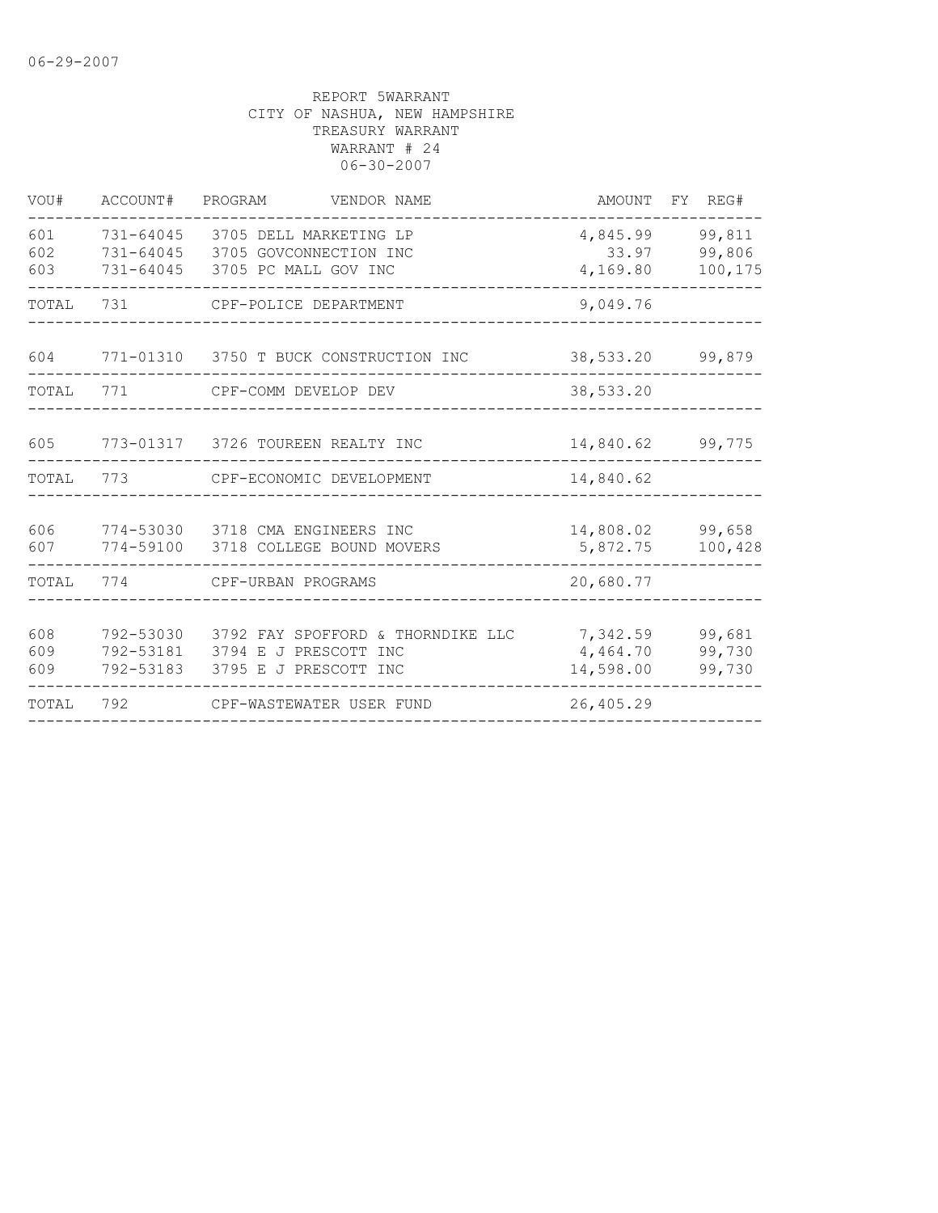06-29-2007

REPORT 5WARRANT
CITY OF NASHUA, NEW HAMPSHIRE
TREASURY WARRANT
WARRANT # 24
06-30-2007

| VOU# | ACCOUNT# | PROGRAM | VENDOR NAME | AMOUNT | FY | REG# |
|---|---|---|---|---|---|---|
| 601 | 731-64045 | 3705 | DELL MARKETING LP | 4,845.99 | | 99,811 |
| 602 | 731-64045 | 3705 | GOVCONNECTION INC | 33.97 | | 99,806 |
| 603 | 731-64045 | 3705 | PC MALL GOV INC | 4,169.80 | | 100,175 |
| TOTAL | 731 | | CPF-POLICE DEPARTMENT | 9,049.76 | | |
| 604 | 771-01310 | 3750 | T BUCK CONSTRUCTION INC | 38,533.20 | | 99,879 |
| TOTAL | 771 | | CPF-COMM DEVELOP DEV | 38,533.20 | | |
| 605 | 773-01317 | 3726 | TOUREEN REALTY INC | 14,840.62 | | 99,775 |
| TOTAL | 773 | | CPF-ECONOMIC DEVELOPMENT | 14,840.62 | | |
| 606 | 774-53030 | 3718 | CMA ENGINEERS INC | 14,808.02 | | 99,658 |
| 607 | 774-59100 | 3718 | COLLEGE BOUND MOVERS | 5,872.75 | | 100,428 |
| TOTAL | 774 | | CPF-URBAN PROGRAMS | 20,680.77 | | |
| 608 | 792-53030 | 3792 | FAY SPOFFORD & THORNDIKE LLC | 7,342.59 | | 99,681 |
| 609 | 792-53181 | 3794 | E J PRESCOTT INC | 4,464.70 | | 99,730 |
| 609 | 792-53183 | 3795 | E J PRESCOTT INC | 14,598.00 | | 99,730 |
| TOTAL | 792 | | CPF-WASTEWATER USER FUND | 26,405.29 | | |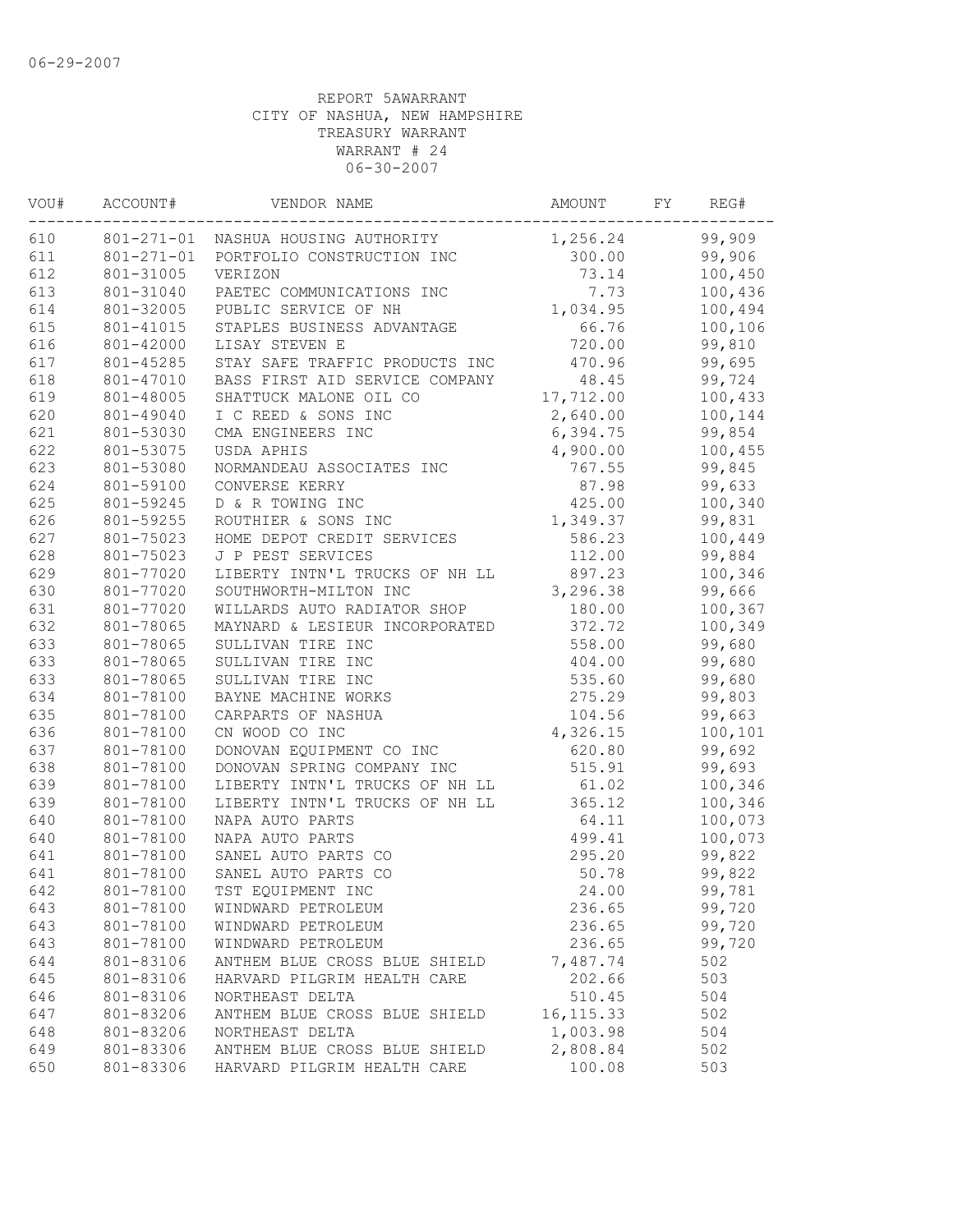06-29-2007

REPORT 5AWARRANT
CITY OF NASHUA, NEW HAMPSHIRE
TREASURY WARRANT
WARRANT # 24
06-30-2007

| VOU# | ACCOUNT# | VENDOR NAME | AMOUNT | FY | REG# |
|---|---|---|---|---|---|
| 610 | 801-271-01 | NASHUA HOUSING AUTHORITY | 1,256.24 | | 99,909 |
| 611 | 801-271-01 | PORTFOLIO CONSTRUCTION INC | 300.00 | | 99,906 |
| 612 | 801-31005 | VERIZON | 73.14 | | 100,450 |
| 613 | 801-31040 | PAETEC COMMUNICATIONS INC | 7.73 | | 100,436 |
| 614 | 801-32005 | PUBLIC SERVICE OF NH | 1,034.95 | | 100,494 |
| 615 | 801-41015 | STAPLES BUSINESS ADVANTAGE | 66.76 | | 100,106 |
| 616 | 801-42000 | LISAY STEVEN E | 720.00 | | 99,810 |
| 617 | 801-45285 | STAY SAFE TRAFFIC PRODUCTS INC | 470.96 | | 99,695 |
| 618 | 801-47010 | BASS FIRST AID SERVICE COMPANY | 48.45 | | 99,724 |
| 619 | 801-48005 | SHATTUCK MALONE OIL CO | 17,712.00 | | 100,433 |
| 620 | 801-49040 | I C REED & SONS INC | 2,640.00 | | 100,144 |
| 621 | 801-53030 | CMA ENGINEERS INC | 6,394.75 | | 99,854 |
| 622 | 801-53075 | USDA APHIS | 4,900.00 | | 100,455 |
| 623 | 801-53080 | NORMANDEAU ASSOCIATES INC | 767.55 | | 99,845 |
| 624 | 801-59100 | CONVERSE KERRY | 87.98 | | 99,633 |
| 625 | 801-59245 | D & R TOWING INC | 425.00 | | 100,340 |
| 626 | 801-59255 | ROUTHIER & SONS INC | 1,349.37 | | 99,831 |
| 627 | 801-75023 | HOME DEPOT CREDIT SERVICES | 586.23 | | 100,449 |
| 628 | 801-75023 | J P PEST SERVICES | 112.00 | | 99,884 |
| 629 | 801-77020 | LIBERTY INTN'L TRUCKS OF NH LL | 897.23 | | 100,346 |
| 630 | 801-77020 | SOUTHWORTH-MILTON INC | 3,296.38 | | 99,666 |
| 631 | 801-77020 | WILLARDS AUTO RADIATOR SHOP | 180.00 | | 100,367 |
| 632 | 801-78065 | MAYNARD & LESIEUR INCORPORATED | 372.72 | | 100,349 |
| 633 | 801-78065 | SULLIVAN TIRE INC | 558.00 | | 99,680 |
| 633 | 801-78065 | SULLIVAN TIRE INC | 404.00 | | 99,680 |
| 633 | 801-78065 | SULLIVAN TIRE INC | 535.60 | | 99,680 |
| 634 | 801-78100 | BAYNE MACHINE WORKS | 275.29 | | 99,803 |
| 635 | 801-78100 | CARPARTS OF NASHUA | 104.56 | | 99,663 |
| 636 | 801-78100 | CN WOOD CO INC | 4,326.15 | | 100,101 |
| 637 | 801-78100 | DONOVAN EQUIPMENT CO INC | 620.80 | | 99,692 |
| 638 | 801-78100 | DONOVAN SPRING COMPANY INC | 515.91 | | 99,693 |
| 639 | 801-78100 | LIBERTY INTN'L TRUCKS OF NH LL | 61.02 | | 100,346 |
| 639 | 801-78100 | LIBERTY INTN'L TRUCKS OF NH LL | 365.12 | | 100,346 |
| 640 | 801-78100 | NAPA AUTO PARTS | 64.11 | | 100,073 |
| 640 | 801-78100 | NAPA AUTO PARTS | 499.41 | | 100,073 |
| 641 | 801-78100 | SANEL AUTO PARTS CO | 295.20 | | 99,822 |
| 641 | 801-78100 | SANEL AUTO PARTS CO | 50.78 | | 99,822 |
| 642 | 801-78100 | TST EQUIPMENT INC | 24.00 | | 99,781 |
| 643 | 801-78100 | WINDWARD PETROLEUM | 236.65 | | 99,720 |
| 643 | 801-78100 | WINDWARD PETROLEUM | 236.65 | | 99,720 |
| 643 | 801-78100 | WINDWARD PETROLEUM | 236.65 | | 99,720 |
| 644 | 801-83106 | ANTHEM BLUE CROSS BLUE SHIELD | 7,487.74 | | 502 |
| 645 | 801-83106 | HARVARD PILGRIM HEALTH CARE | 202.66 | | 503 |
| 646 | 801-83106 | NORTHEAST DELTA | 510.45 | | 504 |
| 647 | 801-83206 | ANTHEM BLUE CROSS BLUE SHIELD | 16,115.33 | | 502 |
| 648 | 801-83206 | NORTHEAST DELTA | 1,003.98 | | 504 |
| 649 | 801-83306 | ANTHEM BLUE CROSS BLUE SHIELD | 2,808.84 | | 502 |
| 650 | 801-83306 | HARVARD PILGRIM HEALTH CARE | 100.08 | | 503 |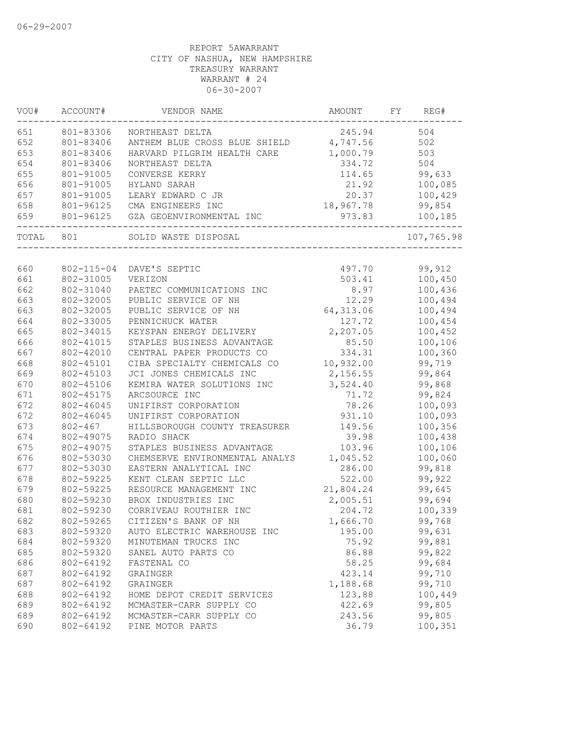06-29-2007

REPORT 5AWARRANT
CITY OF NASHUA, NEW HAMPSHIRE
TREASURY WARRANT
WARRANT # 24
06-30-2007

| VOU# | ACCOUNT# | VENDOR NAME | AMOUNT | FY | REG# |
|---|---|---|---|---|---|
| 651 | 801-83306 | NORTHEAST DELTA | 245.94 | | 504 |
| 652 | 801-83406 | ANTHEM BLUE CROSS BLUE SHIELD | 4,747.56 | | 502 |
| 653 | 801-83406 | HARVARD PILGRIM HEALTH CARE | 1,000.79 | | 503 |
| 654 | 801-83406 | NORTHEAST DELTA | 334.72 | | 504 |
| 655 | 801-91005 | CONVERSE KERRY | 114.65 | | 99,633 |
| 656 | 801-91005 | HYLAND SARAH | 21.92 | | 100,085 |
| 657 | 801-91005 | LEARY EDWARD C JR | 20.37 | | 100,429 |
| 658 | 801-96125 | CMA ENGINEERS INC | 18,967.78 | | 99,854 |
| 659 | 801-96125 | GZA GEOENVIRONMENTAL INC | 973.83 | | 100,185 |
| TOTAL | 801 | SOLID WASTE DISPOSAL | | | 107,765.98 |
| 660 | 802-115-04 | DAVE'S SEPTIC | 497.70 | | 99,912 |
| 661 | 802-31005 | VERIZON | 503.41 | | 100,450 |
| 662 | 802-31040 | PAETEC COMMUNICATIONS INC | 8.97 | | 100,436 |
| 663 | 802-32005 | PUBLIC SERVICE OF NH | 12.29 | | 100,494 |
| 663 | 802-32005 | PUBLIC SERVICE OF NH | 64,313.06 | | 100,494 |
| 664 | 802-33005 | PENNICHUCK WATER | 127.72 | | 100,454 |
| 665 | 802-34015 | KEYSPAN ENERGY DELIVERY | 2,207.05 | | 100,452 |
| 666 | 802-41015 | STAPLES BUSINESS ADVANTAGE | 85.50 | | 100,106 |
| 667 | 802-42010 | CENTRAL PAPER PRODUCTS CO | 334.31 | | 100,360 |
| 668 | 802-45101 | CIBA SPECIALTY CHEMICALS CO | 10,932.00 | | 99,719 |
| 669 | 802-45103 | JCI JONES CHEMICALS INC | 2,156.55 | | 99,864 |
| 670 | 802-45106 | KEMIRA WATER SOLUTIONS INC | 3,524.40 | | 99,868 |
| 671 | 802-45175 | ARCSOURCE INC | 71.72 | | 99,824 |
| 672 | 802-46045 | UNIFIRST CORPORATION | 78.26 | | 100,093 |
| 672 | 802-46045 | UNIFIRST CORPORATION | 931.10 | | 100,093 |
| 673 | 802-467 | HILLSBOROUGH COUNTY TREASURER | 149.56 | | 100,356 |
| 674 | 802-49075 | RADIO SHACK | 39.98 | | 100,438 |
| 675 | 802-49075 | STAPLES BUSINESS ADVANTAGE | 103.96 | | 100,106 |
| 676 | 802-53030 | CHEMSERVE ENVIRONMENTAL ANALYS | 1,045.52 | | 100,060 |
| 677 | 802-53030 | EASTERN ANALYTICAL INC | 286.00 | | 99,818 |
| 678 | 802-59225 | KENT CLEAN SEPTIC LLC | 522.00 | | 99,922 |
| 679 | 802-59225 | RESOURCE MANAGEMENT INC | 21,804.24 | | 99,645 |
| 680 | 802-59230 | BROX INDUSTRIES INC | 2,005.51 | | 99,694 |
| 681 | 802-59230 | CORRIVEAU ROUTHIER INC | 204.72 | | 100,339 |
| 682 | 802-59265 | CITIZEN'S BANK OF NH | 1,666.70 | | 99,768 |
| 683 | 802-59320 | AUTO ELECTRIC WAREHOUSE INC | 195.00 | | 99,631 |
| 684 | 802-59320 | MINUTEMAN TRUCKS INC | 75.92 | | 99,881 |
| 685 | 802-59320 | SANEL AUTO PARTS CO | 86.88 | | 99,822 |
| 686 | 802-64192 | FASTENAL CO | 58.25 | | 99,684 |
| 687 | 802-64192 | GRAINGER | 423.14 | | 99,710 |
| 687 | 802-64192 | GRAINGER | 1,188.68 | | 99,710 |
| 688 | 802-64192 | HOME DEPOT CREDIT SERVICES | 123.88 | | 100,449 |
| 689 | 802-64192 | MCMASTER-CARR SUPPLY CO | 422.69 | | 99,805 |
| 689 | 802-64192 | MCMASTER-CARR SUPPLY CO | 243.56 | | 99,805 |
| 690 | 802-64192 | PINE MOTOR PARTS | 36.79 | | 100,351 |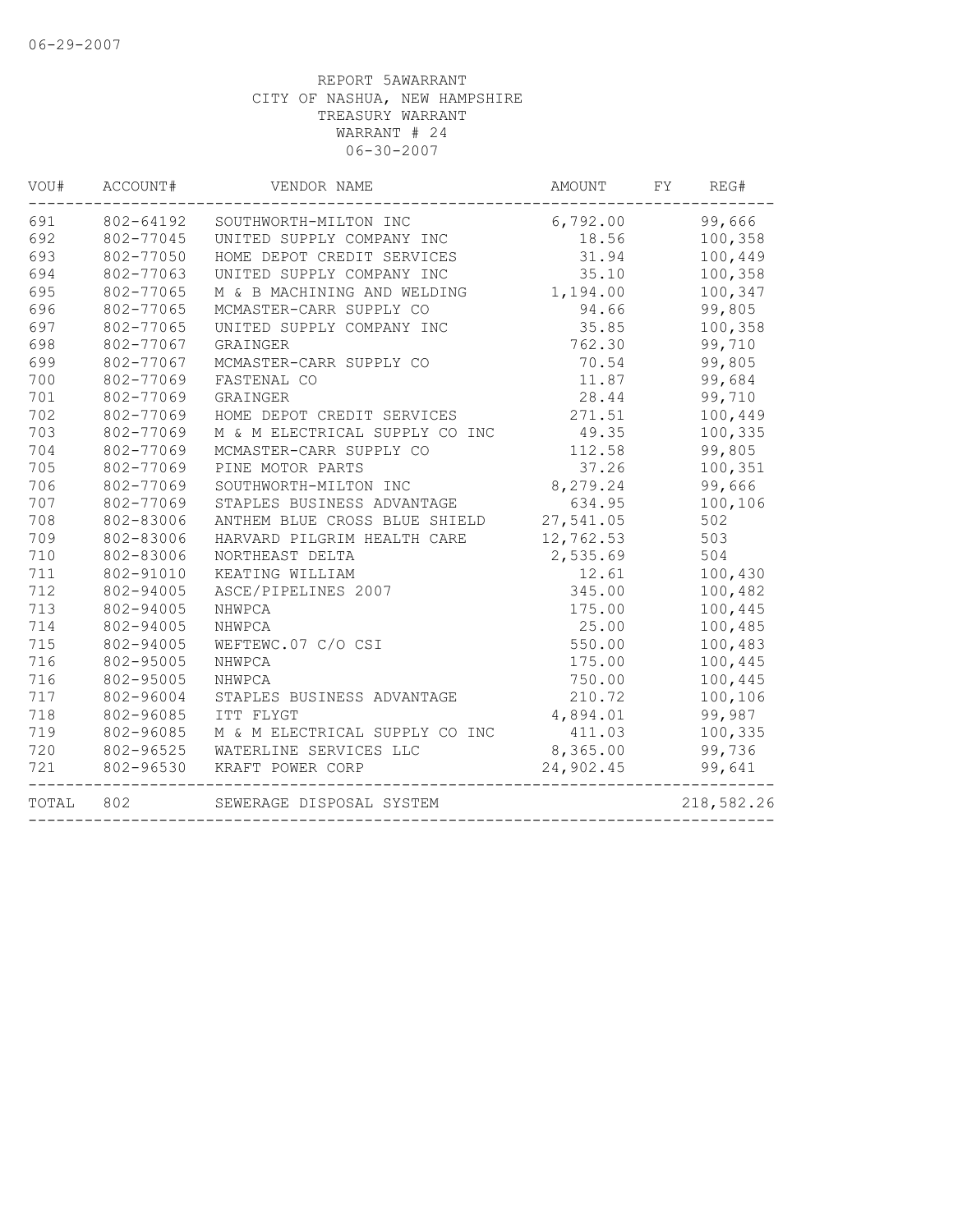REPORT 5AWARRANT
CITY OF NASHUA, NEW HAMPSHIRE
TREASURY WARRANT
WARRANT # 24
06-30-2007

| VOU# | ACCOUNT# | VENDOR NAME | AMOUNT | FY | REG# |
|---|---|---|---|---|---|
| 691 | 802-64192 | SOUTHWORTH-MILTON INC | 6,792.00 | | 99,666 |
| 692 | 802-77045 | UNITED SUPPLY COMPANY INC | 18.56 | | 100,358 |
| 693 | 802-77050 | HOME DEPOT CREDIT SERVICES | 31.94 | | 100,449 |
| 694 | 802-77063 | UNITED SUPPLY COMPANY INC | 35.10 | | 100,358 |
| 695 | 802-77065 | M & B MACHINING AND WELDING | 1,194.00 | | 100,347 |
| 696 | 802-77065 | MCMASTER-CARR SUPPLY CO | 94.66 | | 99,805 |
| 697 | 802-77065 | UNITED SUPPLY COMPANY INC | 35.85 | | 100,358 |
| 698 | 802-77067 | GRAINGER | 762.30 | | 99,710 |
| 699 | 802-77067 | MCMASTER-CARR SUPPLY CO | 70.54 | | 99,805 |
| 700 | 802-77069 | FASTENAL CO | 11.87 | | 99,684 |
| 701 | 802-77069 | GRAINGER | 28.44 | | 99,710 |
| 702 | 802-77069 | HOME DEPOT CREDIT SERVICES | 271.51 | | 100,449 |
| 703 | 802-77069 | M & M ELECTRICAL SUPPLY CO INC | 49.35 | | 100,335 |
| 704 | 802-77069 | MCMASTER-CARR SUPPLY CO | 112.58 | | 99,805 |
| 705 | 802-77069 | PINE MOTOR PARTS | 37.26 | | 100,351 |
| 706 | 802-77069 | SOUTHWORTH-MILTON INC | 8,279.24 | | 99,666 |
| 707 | 802-77069 | STAPLES BUSINESS ADVANTAGE | 634.95 | | 100,106 |
| 708 | 802-83006 | ANTHEM BLUE CROSS BLUE SHIELD | 27,541.05 | | 502 |
| 709 | 802-83006 | HARVARD PILGRIM HEALTH CARE | 12,762.53 | | 503 |
| 710 | 802-83006 | NORTHEAST DELTA | 2,535.69 | | 504 |
| 711 | 802-91010 | KEATING WILLIAM | 12.61 | | 100,430 |
| 712 | 802-94005 | ASCE/PIPELINES 2007 | 345.00 | | 100,482 |
| 713 | 802-94005 | NHWPCA | 175.00 | | 100,445 |
| 714 | 802-94005 | NHWPCA | 25.00 | | 100,485 |
| 715 | 802-94005 | WEFTEWC.07 C/O CSI | 550.00 | | 100,483 |
| 716 | 802-95005 | NHWPCA | 175.00 | | 100,445 |
| 716 | 802-95005 | NHWPCA | 750.00 | | 100,445 |
| 717 | 802-96004 | STAPLES BUSINESS ADVANTAGE | 210.72 | | 100,106 |
| 718 | 802-96085 | ITT FLYGT | 4,894.01 | | 99,987 |
| 719 | 802-96085 | M & M ELECTRICAL SUPPLY CO INC | 411.03 | | 100,335 |
| 720 | 802-96525 | WATERLINE SERVICES LLC | 8,365.00 | | 99,736 |
| 721 | 802-96530 | KRAFT POWER CORP | 24,902.45 | | 99,641 |
| TOTAL | 802 | SEWERAGE DISPOSAL SYSTEM | | | 218,582.26 |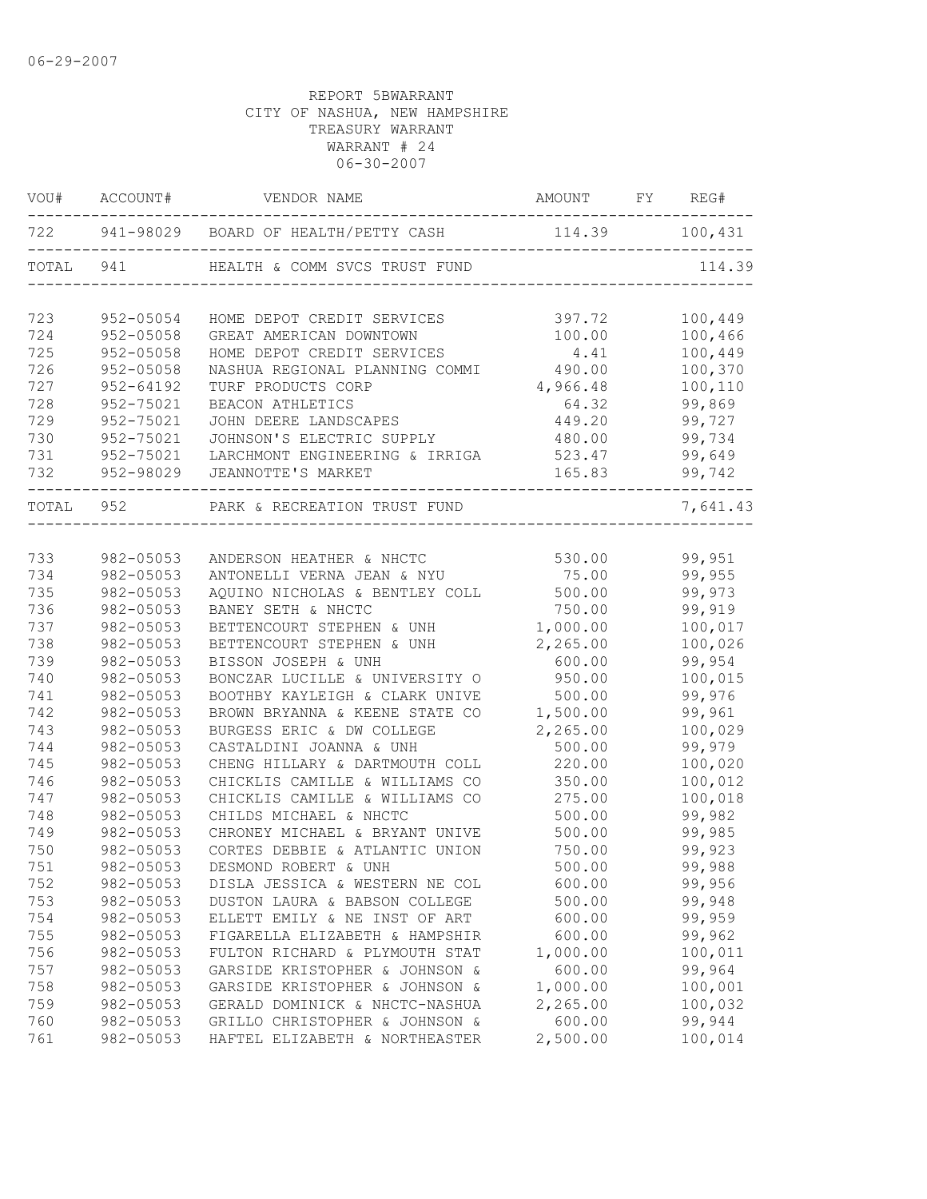06-29-2007

REPORT 5BWARRANT
CITY OF NASHUA, NEW HAMPSHIRE
TREASURY WARRANT
WARRANT # 24
06-30-2007

| VOU# | ACCOUNT# | VENDOR NAME | AMOUNT | FY | REG# |
|---|---|---|---|---|---|
| 722 | 941-98029 | BOARD OF HEALTH/PETTY CASH | 114.39 | | 100,431 |
| TOTAL | 941 | HEALTH & COMM SVCS TRUST FUND | | | 114.39 |
| 723 | 952-05054 | HOME DEPOT CREDIT SERVICES | 397.72 | | 100,449 |
| 724 | 952-05058 | GREAT AMERICAN DOWNTOWN | 100.00 | | 100,466 |
| 725 | 952-05058 | HOME DEPOT CREDIT SERVICES | 4.41 | | 100,449 |
| 726 | 952-05058 | NASHUA REGIONAL PLANNING COMMI | 490.00 | | 100,370 |
| 727 | 952-64192 | TURF PRODUCTS CORP | 4,966.48 | | 100,110 |
| 728 | 952-75021 | BEACON ATHLETICS | 64.32 | | 99,869 |
| 729 | 952-75021 | JOHN DEERE LANDSCAPES | 449.20 | | 99,727 |
| 730 | 952-75021 | JOHNSON'S ELECTRIC SUPPLY | 480.00 | | 99,734 |
| 731 | 952-75021 | LARCHMONT ENGINEERING & IRRIGA | 523.47 | | 99,649 |
| 732 | 952-98029 | JEANNOTTE'S MARKET | 165.83 | | 99,742 |
| TOTAL | 952 | PARK & RECREATION TRUST FUND | | | 7,641.43 |
| 733 | 982-05053 | ANDERSON HEATHER & NHCTC | 530.00 | | 99,951 |
| 734 | 982-05053 | ANTONELLI VERNA JEAN & NYU | 75.00 | | 99,955 |
| 735 | 982-05053 | AQUINO NICHOLAS & BENTLEY COLL | 500.00 | | 99,973 |
| 736 | 982-05053 | BANEY SETH & NHCTC | 750.00 | | 99,919 |
| 737 | 982-05053 | BETTENCOURT STEPHEN & UNH | 1,000.00 | | 100,017 |
| 738 | 982-05053 | BETTENCOURT STEPHEN & UNH | 2,265.00 | | 100,026 |
| 739 | 982-05053 | BISSON JOSEPH & UNH | 600.00 | | 99,954 |
| 740 | 982-05053 | BONCZAR LUCILLE & UNIVERSITY O | 950.00 | | 100,015 |
| 741 | 982-05053 | BOOTHBY KAYLEIGH & CLARK UNIVE | 500.00 | | 99,976 |
| 742 | 982-05053 | BROWN BRYANNA & KEENE STATE CO | 1,500.00 | | 99,961 |
| 743 | 982-05053 | BURGESS ERIC & DW COLLEGE | 2,265.00 | | 100,029 |
| 744 | 982-05053 | CASTALDINI JOANNA & UNH | 500.00 | | 99,979 |
| 745 | 982-05053 | CHENG HILLARY & DARTMOUTH COLL | 220.00 | | 100,020 |
| 746 | 982-05053 | CHICKLIS CAMILLE & WILLIAMS CO | 350.00 | | 100,012 |
| 747 | 982-05053 | CHICKLIS CAMILLE & WILLIAMS CO | 275.00 | | 100,018 |
| 748 | 982-05053 | CHILDS MICHAEL & NHCTC | 500.00 | | 99,982 |
| 749 | 982-05053 | CHRONEY MICHAEL & BRYANT UNIVE | 500.00 | | 99,985 |
| 750 | 982-05053 | CORTES DEBBIE & ATLANTIC UNION | 750.00 | | 99,923 |
| 751 | 982-05053 | DESMOND ROBERT & UNH | 500.00 | | 99,988 |
| 752 | 982-05053 | DISLA JESSICA & WESTERN NE COL | 600.00 | | 99,956 |
| 753 | 982-05053 | DUSTON LAURA & BABSON COLLEGE | 500.00 | | 99,948 |
| 754 | 982-05053 | ELLETT EMILY & NE INST OF ART | 600.00 | | 99,959 |
| 755 | 982-05053 | FIGARELLA ELIZABETH & HAMPSHIR | 600.00 | | 99,962 |
| 756 | 982-05053 | FULTON RICHARD & PLYMOUTH STAT | 1,000.00 | | 100,011 |
| 757 | 982-05053 | GARSIDE KRISTOPHER & JOHNSON & | 600.00 | | 99,964 |
| 758 | 982-05053 | GARSIDE KRISTOPHER & JOHNSON & | 1,000.00 | | 100,001 |
| 759 | 982-05053 | GERALD DOMINICK & NHCTC-NASHUA | 2,265.00 | | 100,032 |
| 760 | 982-05053 | GRILLO CHRISTOPHER & JOHNSON & | 600.00 | | 99,944 |
| 761 | 982-05053 | HAFTEL ELIZABETH & NORTHEASTER | 2,500.00 | | 100,014 |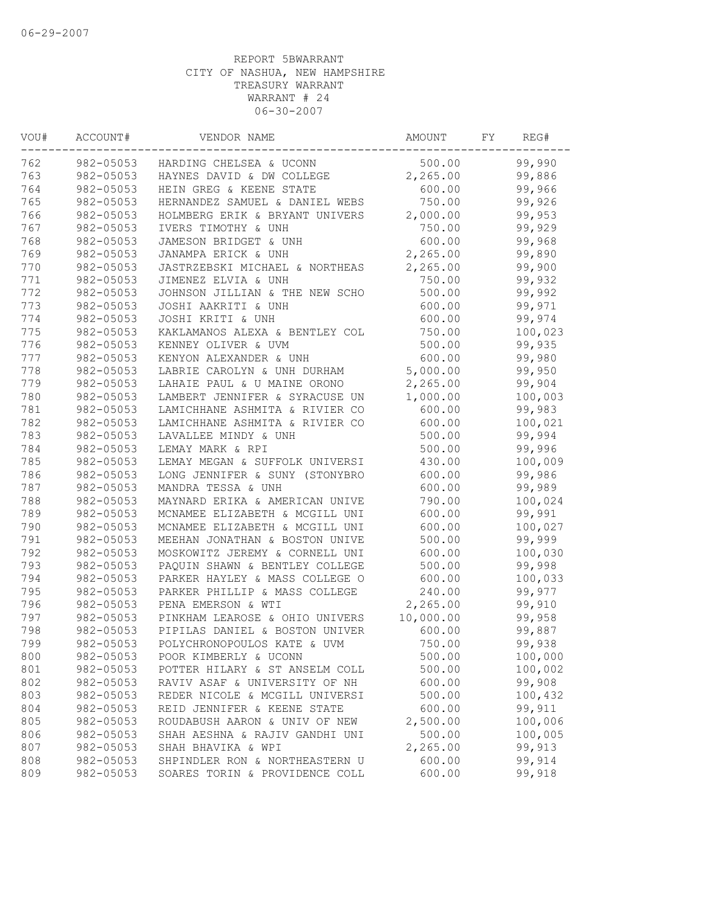06-29-2007

REPORT 5BWARRANT
CITY OF NASHUA, NEW HAMPSHIRE
TREASURY WARRANT
WARRANT # 24
06-30-2007

| VOU# | ACCOUNT# | VENDOR NAME | AMOUNT | FY | REG# |
|---|---|---|---|---|---|
| 762 | 982-05053 | HARDING CHELSEA & UCONN | 500.00 | | 99,990 |
| 763 | 982-05053 | HAYNES DAVID & DW COLLEGE | 2,265.00 | | 99,886 |
| 764 | 982-05053 | HEIN GREG & KEENE STATE | 600.00 | | 99,966 |
| 765 | 982-05053 | HERNANDEZ SAMUEL & DANIEL WEBS | 750.00 | | 99,926 |
| 766 | 982-05053 | HOLMBERG ERIK & BRYANT UNIVERS | 2,000.00 | | 99,953 |
| 767 | 982-05053 | IVERS TIMOTHY & UNH | 750.00 | | 99,929 |
| 768 | 982-05053 | JAMESON BRIDGET & UNH | 600.00 | | 99,968 |
| 769 | 982-05053 | JANAMPA ERICK & UNH | 2,265.00 | | 99,890 |
| 770 | 982-05053 | JASTRZEBSKI MICHAEL & NORTHEAS | 2,265.00 | | 99,900 |
| 771 | 982-05053 | JIMENEZ ELVIA & UNH | 750.00 | | 99,932 |
| 772 | 982-05053 | JOHNSON JILLIAN & THE NEW SCHO | 500.00 | | 99,992 |
| 773 | 982-05053 | JOSHI AAKRITI & UNH | 600.00 | | 99,971 |
| 774 | 982-05053 | JOSHI KRITI & UNH | 600.00 | | 99,974 |
| 775 | 982-05053 | KAKLAMANOS ALEXA & BENTLEY COL | 750.00 | | 100,023 |
| 776 | 982-05053 | KENNEY OLIVER & UVM | 500.00 | | 99,935 |
| 777 | 982-05053 | KENYON ALEXANDER & UNH | 600.00 | | 99,980 |
| 778 | 982-05053 | LABRIE CAROLYN & UNH DURHAM | 5,000.00 | | 99,950 |
| 779 | 982-05053 | LAHAIE PAUL & U MAINE ORONO | 2,265.00 | | 99,904 |
| 780 | 982-05053 | LAMBERT JENNIFER & SYRACUSE UN | 1,000.00 | | 100,003 |
| 781 | 982-05053 | LAMICHHANE ASHMITA & RIVIER CO | 600.00 | | 99,983 |
| 782 | 982-05053 | LAMICHHANE ASHMITA & RIVIER CO | 600.00 | | 100,021 |
| 783 | 982-05053 | LAVALLEE MINDY & UNH | 500.00 | | 99,994 |
| 784 | 982-05053 | LEMAY MARK & RPI | 500.00 | | 99,996 |
| 785 | 982-05053 | LEMAY MEGAN & SUFFOLK UNIVERSI | 430.00 | | 100,009 |
| 786 | 982-05053 | LONG JENNIFER & SUNY (STONYBRO | 600.00 | | 99,986 |
| 787 | 982-05053 | MANDRA TESSA & UNH | 600.00 | | 99,989 |
| 788 | 982-05053 | MAYNARD ERIKA & AMERICAN UNIVE | 790.00 | | 100,024 |
| 789 | 982-05053 | MCNAMEE ELIZABETH & MCGILL UNI | 600.00 | | 99,991 |
| 790 | 982-05053 | MCNAMEE ELIZABETH & MCGILL UNI | 600.00 | | 100,027 |
| 791 | 982-05053 | MEEHAN JONATHAN & BOSTON UNIVE | 500.00 | | 99,999 |
| 792 | 982-05053 | MOSKOWITZ JEREMY & CORNELL UNI | 600.00 | | 100,030 |
| 793 | 982-05053 | PAQUIN SHAWN & BENTLEY COLLEGE | 500.00 | | 99,998 |
| 794 | 982-05053 | PARKER HAYLEY & MASS COLLEGE O | 600.00 | | 100,033 |
| 795 | 982-05053 | PARKER PHILLIP & MASS COLLEGE | 240.00 | | 99,977 |
| 796 | 982-05053 | PENA EMERSON & WTI | 2,265.00 | | 99,910 |
| 797 | 982-05053 | PINKHAM LEAROSE & OHIO UNIVERS | 10,000.00 | | 99,958 |
| 798 | 982-05053 | PIPILAS DANIEL & BOSTON UNIVER | 600.00 | | 99,887 |
| 799 | 982-05053 | POLYCHRONOPOULOS KATE & UVM | 750.00 | | 99,938 |
| 800 | 982-05053 | POOR KIMBERLY & UCONN | 500.00 | | 100,000 |
| 801 | 982-05053 | POTTER HILARY & ST ANSELM COLL | 500.00 | | 100,002 |
| 802 | 982-05053 | RAVIV ASAF & UNIVERSITY OF NH | 600.00 | | 99,908 |
| 803 | 982-05053 | REDER NICOLE & MCGILL UNIVERSI | 500.00 | | 100,432 |
| 804 | 982-05053 | REID JENNIFER & KEENE STATE | 600.00 | | 99,911 |
| 805 | 982-05053 | ROUDABUSH AARON & UNIV OF NEW | 2,500.00 | | 100,006 |
| 806 | 982-05053 | SHAH AESHNA & RAJIV GANDHI UNI | 500.00 | | 100,005 |
| 807 | 982-05053 | SHAH BHAVIKA & WPI | 2,265.00 | | 99,913 |
| 808 | 982-05053 | SHPINDLER RON & NORTHEASTERN U | 600.00 | | 99,914 |
| 809 | 982-05053 | SOARES TORIN & PROVIDENCE COLL | 600.00 | | 99,918 |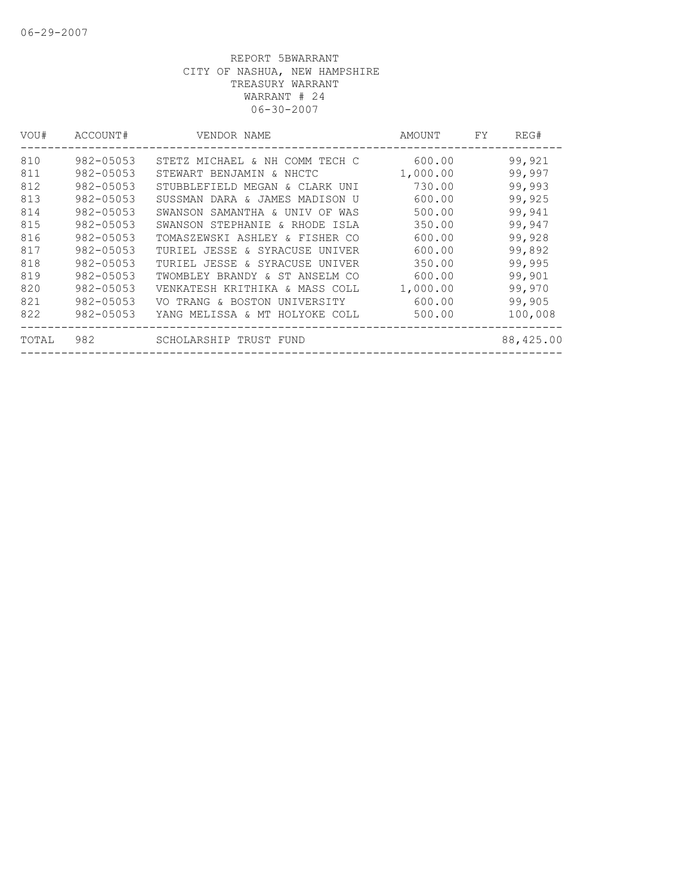06-29-2007

REPORT 5BWARRANT
CITY OF NASHUA, NEW HAMPSHIRE
TREASURY WARRANT
WARRANT # 24
06-30-2007

| VOU# | ACCOUNT# | VENDOR NAME | AMOUNT | FY | REG# |
|---|---|---|---|---|---|
| 810 | 982-05053 | STETZ MICHAEL & NH COMM TECH C | 600.00 | | 99,921 |
| 811 | 982-05053 | STEWART BENJAMIN & NHCTC | 1,000.00 | | 99,997 |
| 812 | 982-05053 | STUBBLEFIELD MEGAN & CLARK UNI | 730.00 | | 99,993 |
| 813 | 982-05053 | SUSSMAN DARA & JAMES MADISON U | 600.00 | | 99,925 |
| 814 | 982-05053 | SWANSON SAMANTHA & UNIV OF WAS | 500.00 | | 99,941 |
| 815 | 982-05053 | SWANSON STEPHANIE & RHODE ISLA | 350.00 | | 99,947 |
| 816 | 982-05053 | TOMASZEWSKI ASHLEY & FISHER CO | 600.00 | | 99,928 |
| 817 | 982-05053 | TURIEL JESSE & SYRACUSE UNIVER | 600.00 | | 99,892 |
| 818 | 982-05053 | TURIEL JESSE & SYRACUSE UNIVER | 350.00 | | 99,995 |
| 819 | 982-05053 | TWOMBLEY BRANDY & ST ANSELM CO | 600.00 | | 99,901 |
| 820 | 982-05053 | VENKATESH KRITHIKA & MASS COLL | 1,000.00 | | 99,970 |
| 821 | 982-05053 | VO TRANG & BOSTON UNIVERSITY | 600.00 | | 99,905 |
| 822 | 982-05053 | YANG MELISSA & MT HOLYOKE COLL | 500.00 | | 100,008 |
| TOTAL | 982 | SCHOLARSHIP TRUST FUND | | | 88,425.00 |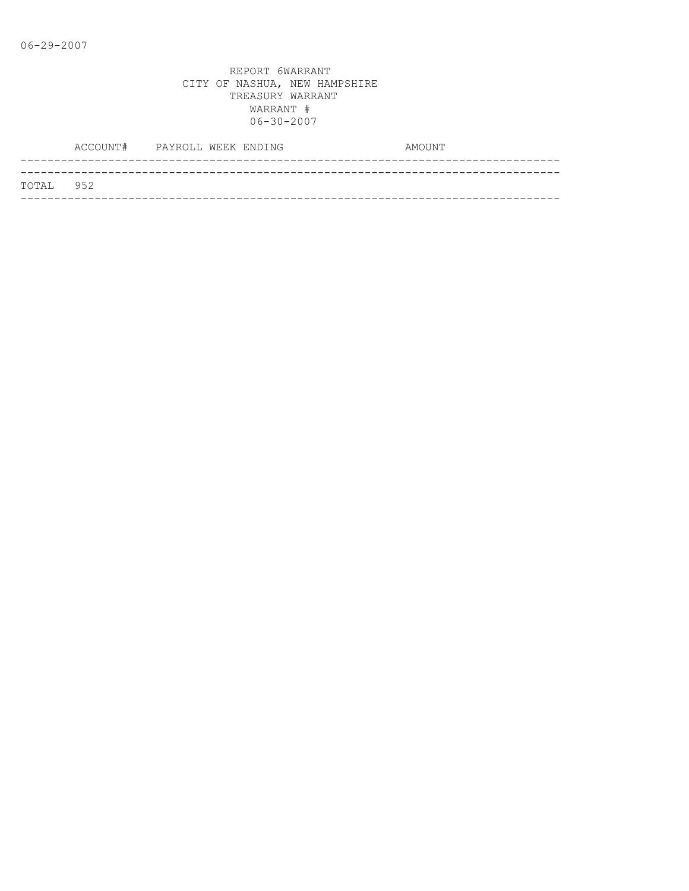06-29-2007

REPORT 6WARRANT
CITY OF NASHUA, NEW HAMPSHIRE
TREASURY WARRANT
WARRANT #
06-30-2007

| ACCOUNT# | PAYROLL WEEK ENDING | AMOUNT |
|---|---|---|
| TOTAL 952 | | |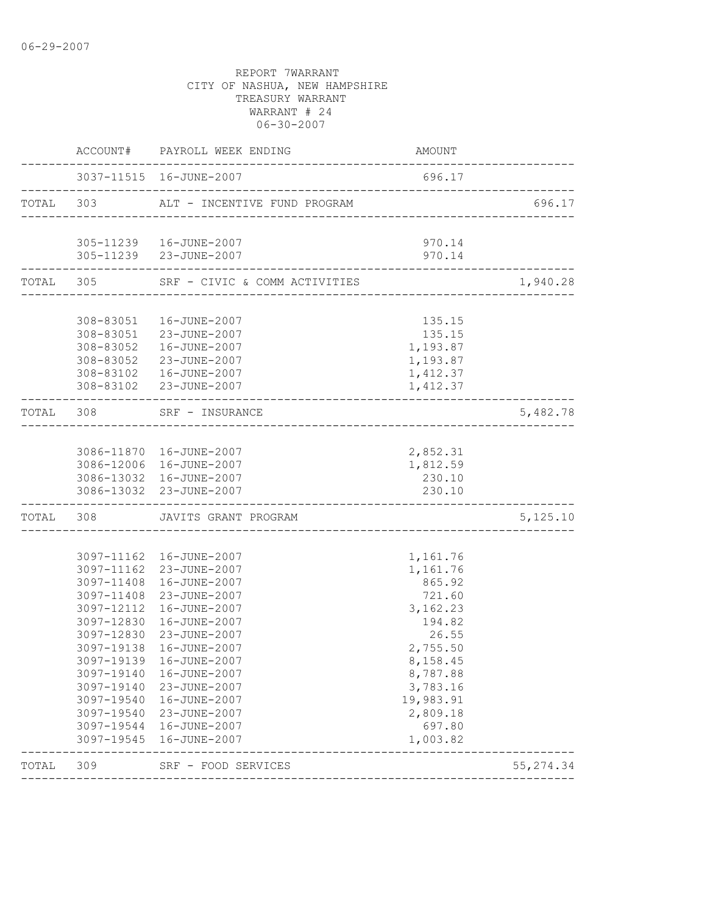06-29-2007

REPORT 7WARRANT
CITY OF NASHUA, NEW HAMPSHIRE
TREASURY WARRANT
WARRANT # 24
06-30-2007

| | ACCOUNT# | PAYROLL WEEK ENDING | AMOUNT | |
|---|---|---|---|---|
| | 3037-11515 | 16-JUNE-2007 | 696.17 | |
| TOTAL | 303 | ALT - INCENTIVE FUND PROGRAM | | 696.17 |
| | 305-11239 | 16-JUNE-2007 | 970.14 | |
| | 305-11239 | 23-JUNE-2007 | 970.14 | |
| TOTAL | 305 | SRF - CIVIC & COMM ACTIVITIES | | 1,940.28 |
| | 308-83051 | 16-JUNE-2007 | 135.15 | |
| | 308-83051 | 23-JUNE-2007 | 135.15 | |
| | 308-83052 | 16-JUNE-2007 | 1,193.87 | |
| | 308-83052 | 23-JUNE-2007 | 1,193.87 | |
| | 308-83102 | 16-JUNE-2007 | 1,412.37 | |
| | 308-83102 | 23-JUNE-2007 | 1,412.37 | |
| TOTAL | 308 | SRF - INSURANCE | | 5,482.78 |
| | 3086-11870 | 16-JUNE-2007 | 2,852.31 | |
| | 3086-12006 | 16-JUNE-2007 | 1,812.59 | |
| | 3086-13032 | 16-JUNE-2007 | 230.10 | |
| | 3086-13032 | 23-JUNE-2007 | 230.10 | |
| TOTAL | 308 | JAVITS GRANT PROGRAM | | 5,125.10 |
| | 3097-11162 | 16-JUNE-2007 | 1,161.76 | |
| | 3097-11162 | 23-JUNE-2007 | 1,161.76 | |
| | 3097-11408 | 16-JUNE-2007 | 865.92 | |
| | 3097-11408 | 23-JUNE-2007 | 721.60 | |
| | 3097-12112 | 16-JUNE-2007 | 3,162.23 | |
| | 3097-12830 | 16-JUNE-2007 | 194.82 | |
| | 3097-12830 | 23-JUNE-2007 | 26.55 | |
| | 3097-19138 | 16-JUNE-2007 | 2,755.50 | |
| | 3097-19139 | 16-JUNE-2007 | 8,158.45 | |
| | 3097-19140 | 16-JUNE-2007 | 8,787.88 | |
| | 3097-19140 | 23-JUNE-2007 | 3,783.16 | |
| | 3097-19540 | 16-JUNE-2007 | 19,983.91 | |
| | 3097-19540 | 23-JUNE-2007 | 2,809.18 | |
| | 3097-19544 | 16-JUNE-2007 | 697.80 | |
| | 3097-19545 | 16-JUNE-2007 | 1,003.82 | |
| TOTAL | 309 | SRF - FOOD SERVICES | | 55,274.34 |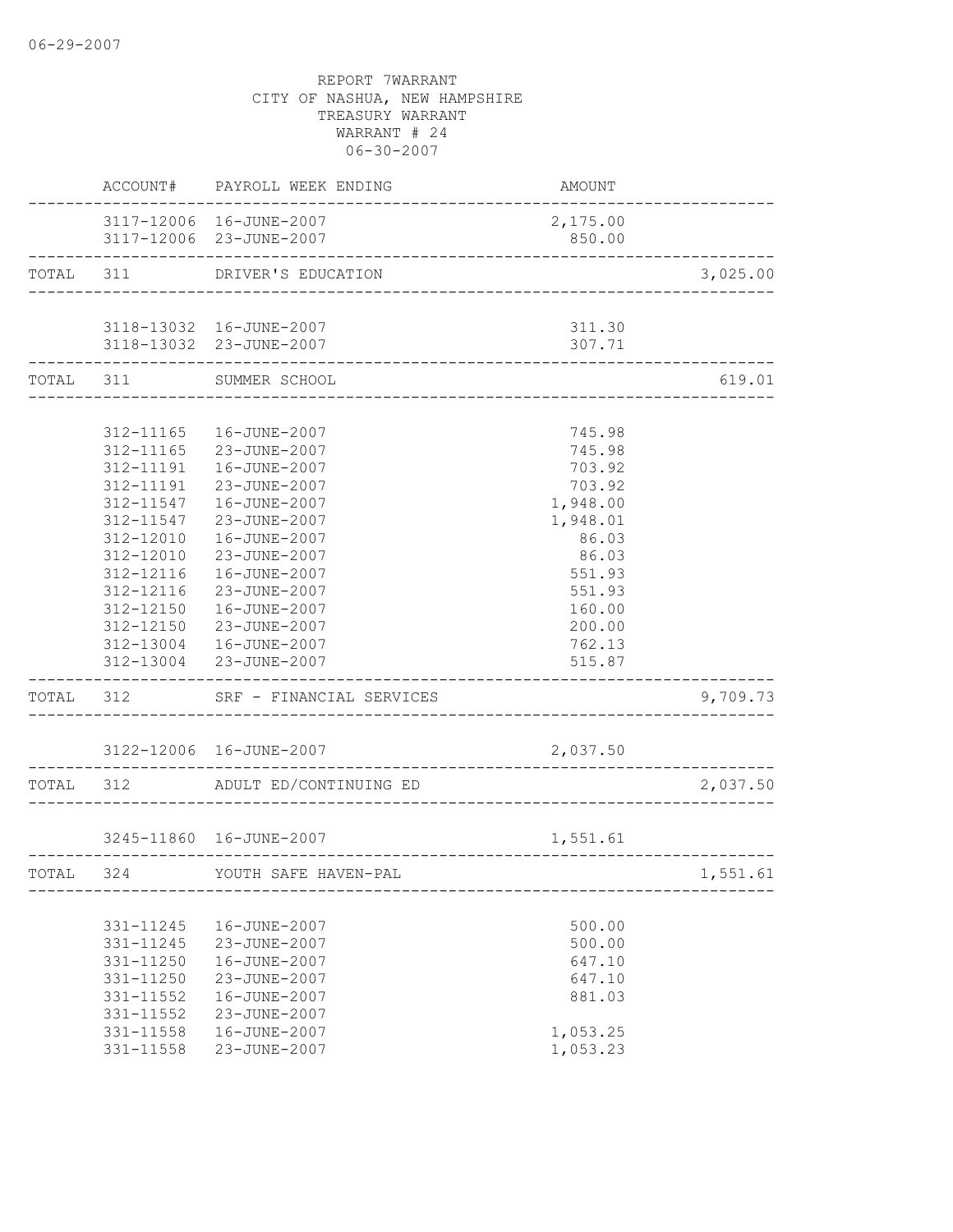06-29-2007

REPORT 7WARRANT
CITY OF NASHUA, NEW HAMPSHIRE
TREASURY WARRANT
WARRANT # 24
06-30-2007

| | ACCOUNT# | PAYROLL WEEK ENDING | AMOUNT | |
|---|---|---|---|---|
| | 3117-12006 | 16-JUNE-2007 | 2,175.00 | |
| | 3117-12006 | 23-JUNE-2007 | 850.00 | |
| TOTAL | 311 | DRIVER'S EDUCATION | | 3,025.00 |
| | 3118-13032 | 16-JUNE-2007 | 311.30 | |
| | 3118-13032 | 23-JUNE-2007 | 307.71 | |
| TOTAL | 311 | SUMMER SCHOOL | | 619.01 |
| | 312-11165 | 16-JUNE-2007 | 745.98 | |
| | 312-11165 | 23-JUNE-2007 | 745.98 | |
| | 312-11191 | 16-JUNE-2007 | 703.92 | |
| | 312-11191 | 23-JUNE-2007 | 703.92 | |
| | 312-11547 | 16-JUNE-2007 | 1,948.00 | |
| | 312-11547 | 23-JUNE-2007 | 1,948.01 | |
| | 312-12010 | 16-JUNE-2007 | 86.03 | |
| | 312-12010 | 23-JUNE-2007 | 86.03 | |
| | 312-12116 | 16-JUNE-2007 | 551.93 | |
| | 312-12116 | 23-JUNE-2007 | 551.93 | |
| | 312-12150 | 16-JUNE-2007 | 160.00 | |
| | 312-12150 | 23-JUNE-2007 | 200.00 | |
| | 312-13004 | 16-JUNE-2007 | 762.13 | |
| | 312-13004 | 23-JUNE-2007 | 515.87 | |
| TOTAL | 312 | SRF - FINANCIAL SERVICES | | 9,709.73 |
| | 3122-12006 | 16-JUNE-2007 | 2,037.50 | |
| TOTAL | 312 | ADULT ED/CONTINUING ED | | 2,037.50 |
| | 3245-11860 | 16-JUNE-2007 | 1,551.61 | |
| TOTAL | 324 | YOUTH SAFE HAVEN-PAL | | 1,551.61 |
| | 331-11245 | 16-JUNE-2007 | 500.00 | |
| | 331-11245 | 23-JUNE-2007 | 500.00 | |
| | 331-11250 | 16-JUNE-2007 | 647.10 | |
| | 331-11250 | 23-JUNE-2007 | 647.10 | |
| | 331-11552 | 16-JUNE-2007 | 881.03 | |
| | 331-11552 | 23-JUNE-2007 | | |
| | 331-11558 | 16-JUNE-2007 | 1,053.25 | |
| | 331-11558 | 23-JUNE-2007 | 1,053.23 | |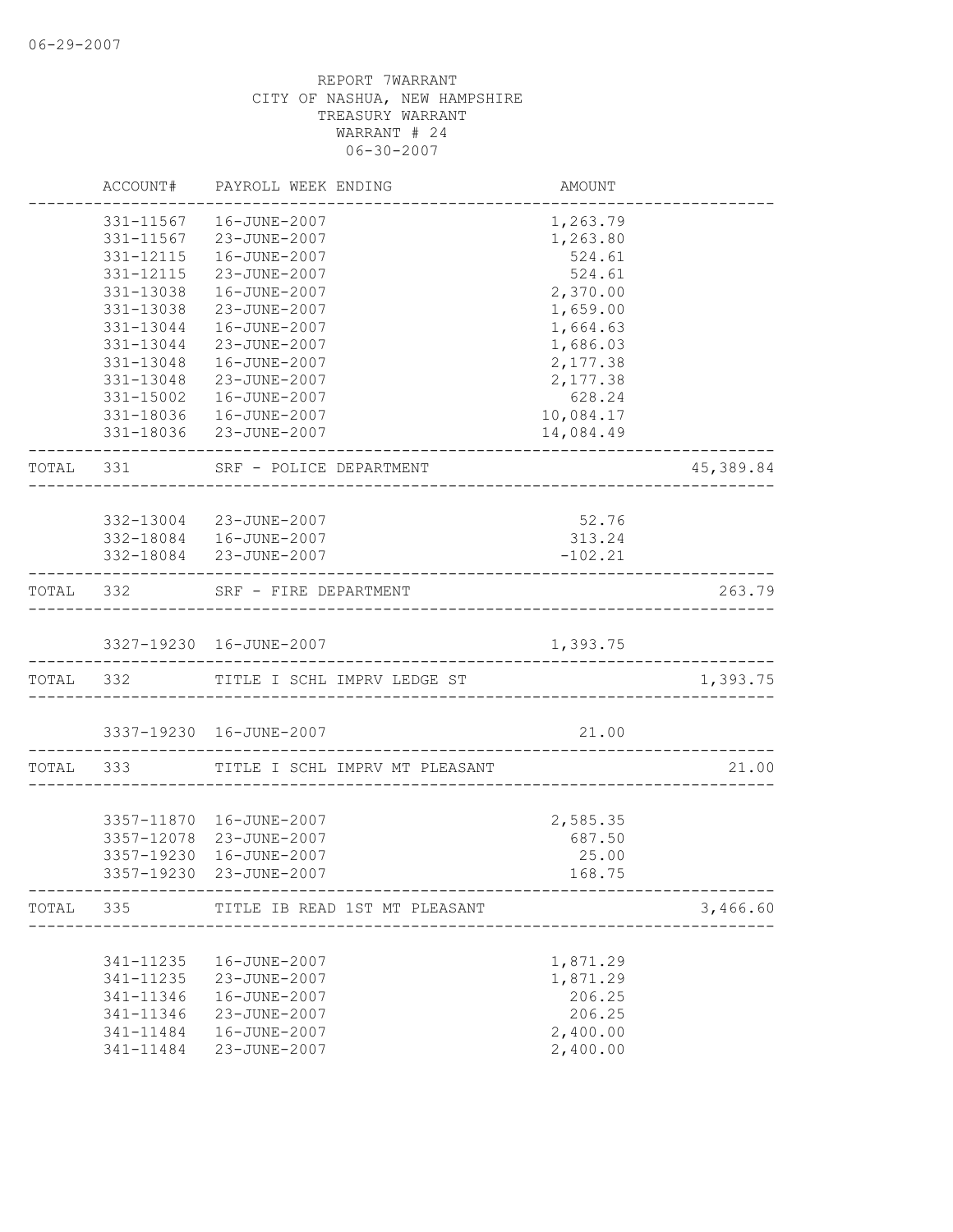06-29-2007

REPORT 7WARRANT
CITY OF NASHUA, NEW HAMPSHIRE
TREASURY WARRANT
WARRANT # 24
06-30-2007

| | ACCOUNT# | PAYROLL WEEK ENDING | AMOUNT | |
|---|---|---|---|---|
| | 331-11567 | 16-JUNE-2007 | 1,263.79 | |
| | 331-11567 | 23-JUNE-2007 | 1,263.80 | |
| | 331-12115 | 16-JUNE-2007 | 524.61 | |
| | 331-12115 | 23-JUNE-2007 | 524.61 | |
| | 331-13038 | 16-JUNE-2007 | 2,370.00 | |
| | 331-13038 | 23-JUNE-2007 | 1,659.00 | |
| | 331-13044 | 16-JUNE-2007 | 1,664.63 | |
| | 331-13044 | 23-JUNE-2007 | 1,686.03 | |
| | 331-13048 | 16-JUNE-2007 | 2,177.38 | |
| | 331-13048 | 23-JUNE-2007 | 2,177.38 | |
| | 331-15002 | 16-JUNE-2007 | 628.24 | |
| | 331-18036 | 16-JUNE-2007 | 10,084.17 | |
| | 331-18036 | 23-JUNE-2007 | 14,084.49 | |
| TOTAL | 331 | SRF - POLICE DEPARTMENT | | 45,389.84 |
| | 332-13004 | 23-JUNE-2007 | 52.76 | |
| | 332-18084 | 16-JUNE-2007 | 313.24 | |
| | 332-18084 | 23-JUNE-2007 | -102.21 | |
| TOTAL | 332 | SRF - FIRE DEPARTMENT | | 263.79 |
| | 3327-19230 | 16-JUNE-2007 | 1,393.75 | |
| TOTAL | 332 | TITLE I SCHL IMPRV LEDGE ST | | 1,393.75 |
| | 3337-19230 | 16-JUNE-2007 | 21.00 | |
| TOTAL | 333 | TITLE I SCHL IMPRV MT PLEASANT | | 21.00 |
| | 3357-11870 | 16-JUNE-2007 | 2,585.35 | |
| | 3357-12078 | 23-JUNE-2007 | 687.50 | |
| | 3357-19230 | 16-JUNE-2007 | 25.00 | |
| | 3357-19230 | 23-JUNE-2007 | 168.75 | |
| TOTAL | 335 | TITLE IB READ 1ST MT PLEASANT | | 3,466.60 |
| | 341-11235 | 16-JUNE-2007 | 1,871.29 | |
| | 341-11235 | 23-JUNE-2007 | 1,871.29 | |
| | 341-11346 | 16-JUNE-2007 | 206.25 | |
| | 341-11346 | 23-JUNE-2007 | 206.25 | |
| | 341-11484 | 16-JUNE-2007 | 2,400.00 | |
| | 341-11484 | 23-JUNE-2007 | 2,400.00 | |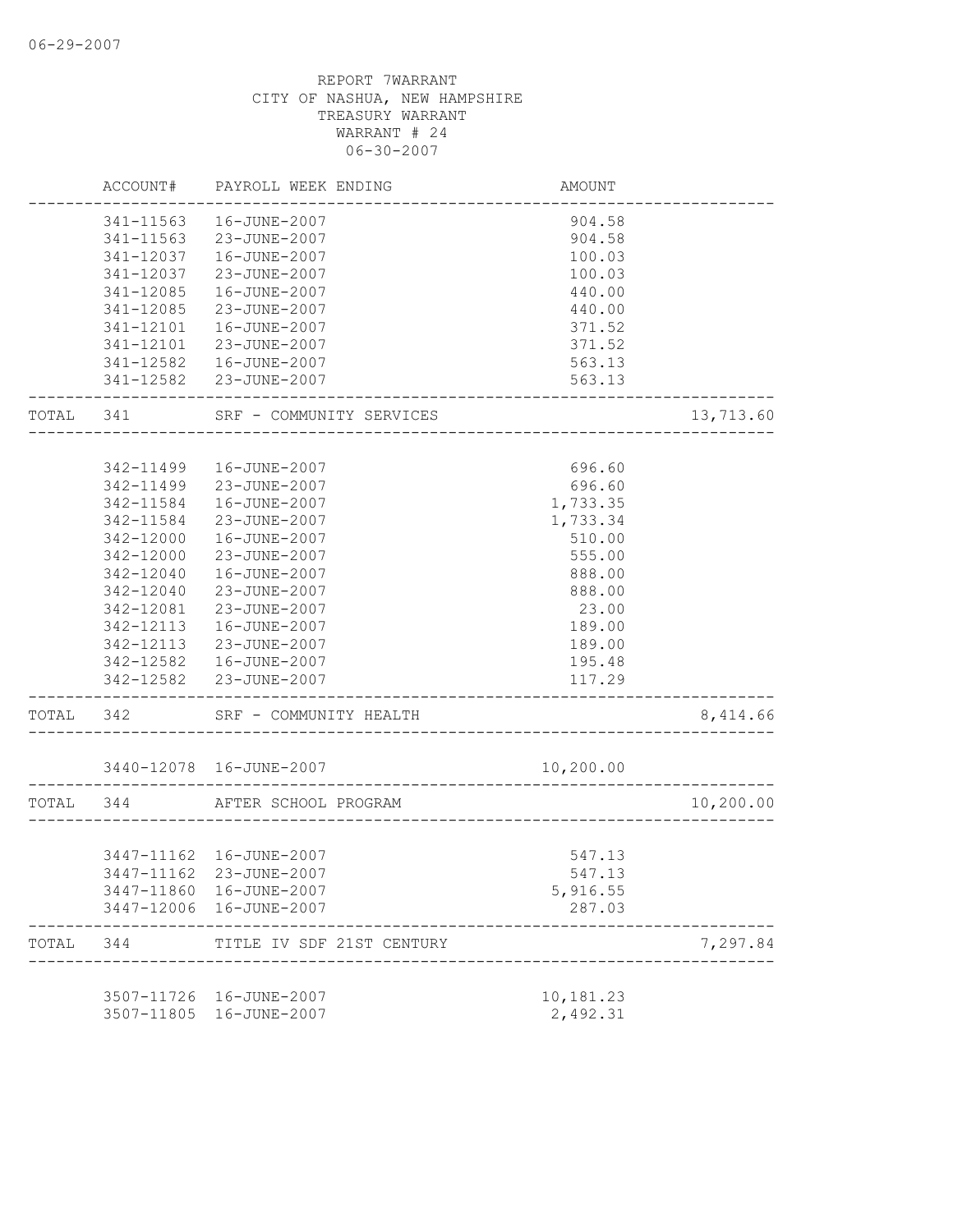06-29-2007

REPORT 7WARRANT
CITY OF NASHUA, NEW HAMPSHIRE
TREASURY WARRANT
WARRANT # 24
06-30-2007

| | ACCOUNT# | PAYROLL WEEK ENDING | AMOUNT | |
|---|---|---|---|---|
| | 341-11563 | 16-JUNE-2007 | 904.58 | |
| | 341-11563 | 23-JUNE-2007 | 904.58 | |
| | 341-12037 | 16-JUNE-2007 | 100.03 | |
| | 341-12037 | 23-JUNE-2007 | 100.03 | |
| | 341-12085 | 16-JUNE-2007 | 440.00 | |
| | 341-12085 | 23-JUNE-2007 | 440.00 | |
| | 341-12101 | 16-JUNE-2007 | 371.52 | |
| | 341-12101 | 23-JUNE-2007 | 371.52 | |
| | 341-12582 | 16-JUNE-2007 | 563.13 | |
| | 341-12582 | 23-JUNE-2007 | 563.13 | |
| TOTAL | 341 | SRF - COMMUNITY SERVICES | | 13,713.60 |
| | 342-11499 | 16-JUNE-2007 | 696.60 | |
| | 342-11499 | 23-JUNE-2007 | 696.60 | |
| | 342-11584 | 16-JUNE-2007 | 1,733.35 | |
| | 342-11584 | 23-JUNE-2007 | 1,733.34 | |
| | 342-12000 | 16-JUNE-2007 | 510.00 | |
| | 342-12000 | 23-JUNE-2007 | 555.00 | |
| | 342-12040 | 16-JUNE-2007 | 888.00 | |
| | 342-12040 | 23-JUNE-2007 | 888.00 | |
| | 342-12081 | 23-JUNE-2007 | 23.00 | |
| | 342-12113 | 16-JUNE-2007 | 189.00 | |
| | 342-12113 | 23-JUNE-2007 | 189.00 | |
| | 342-12582 | 16-JUNE-2007 | 195.48 | |
| | 342-12582 | 23-JUNE-2007 | 117.29 | |
| TOTAL | 342 | SRF - COMMUNITY HEALTH | | 8,414.66 |
| | 3440-12078 | 16-JUNE-2007 | 10,200.00 | |
| TOTAL | 344 | AFTER SCHOOL PROGRAM | | 10,200.00 |
| | 3447-11162 | 16-JUNE-2007 | 547.13 | |
| | 3447-11162 | 23-JUNE-2007 | 547.13 | |
| | 3447-11860 | 16-JUNE-2007 | 5,916.55 | |
| | 3447-12006 | 16-JUNE-2007 | 287.03 | |
| TOTAL | 344 | TITLE IV SDF 21ST CENTURY | | 7,297.84 |
| | 3507-11726 | 16-JUNE-2007 | 10,181.23 | |
| | 3507-11805 | 16-JUNE-2007 | 2,492.31 | |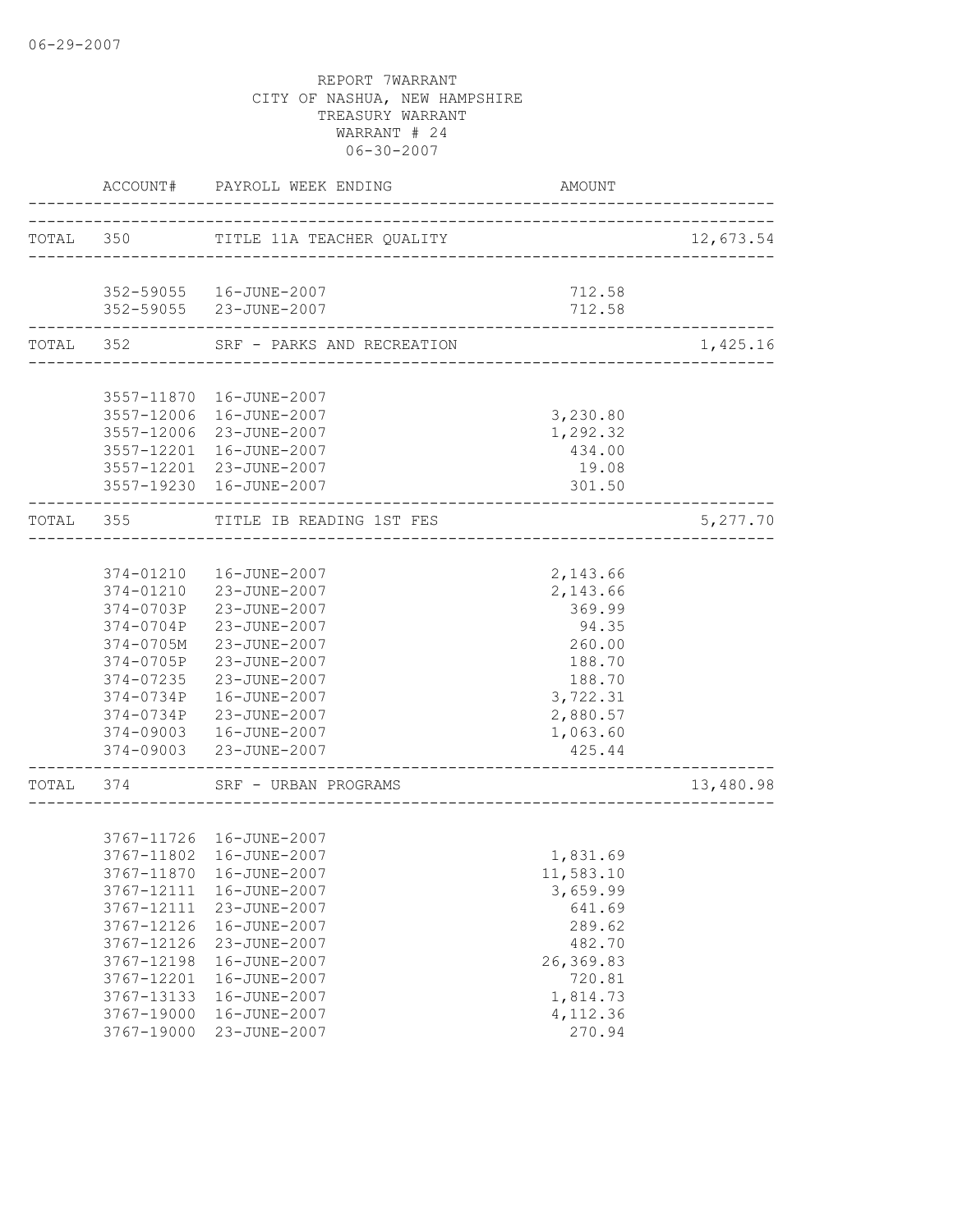06-29-2007

REPORT 7WARRANT
CITY OF NASHUA, NEW HAMPSHIRE
TREASURY WARRANT
WARRANT # 24
06-30-2007

| | ACCOUNT# | PAYROLL WEEK ENDING | AMOUNT | |
|---|---|---|---|---|
| TOTAL | 350 | TITLE 11A TEACHER QUALITY | | 12,673.54 |
| | 352-59055 | 16-JUNE-2007 | 712.58 | |
| | 352-59055 | 23-JUNE-2007 | 712.58 | |
| TOTAL | 352 | SRF - PARKS AND RECREATION | | 1,425.16 |
| | 3557-11870 | 16-JUNE-2007 | | |
| | 3557-12006 | 16-JUNE-2007 | 3,230.80 | |
| | 3557-12006 | 23-JUNE-2007 | 1,292.32 | |
| | 3557-12201 | 16-JUNE-2007 | 434.00 | |
| | 3557-12201 | 23-JUNE-2007 | 19.08 | |
| | 3557-19230 | 16-JUNE-2007 | 301.50 | |
| TOTAL | 355 | TITLE IB READING 1ST FES | | 5,277.70 |
| | 374-01210 | 16-JUNE-2007 | 2,143.66 | |
| | 374-01210 | 23-JUNE-2007 | 2,143.66 | |
| | 374-0703P | 23-JUNE-2007 | 369.99 | |
| | 374-0704P | 23-JUNE-2007 | 94.35 | |
| | 374-0705M | 23-JUNE-2007 | 260.00 | |
| | 374-0705P | 23-JUNE-2007 | 188.70 | |
| | 374-07235 | 23-JUNE-2007 | 188.70 | |
| | 374-0734P | 16-JUNE-2007 | 3,722.31 | |
| | 374-0734P | 23-JUNE-2007 | 2,880.57 | |
| | 374-09003 | 16-JUNE-2007 | 1,063.60 | |
| | 374-09003 | 23-JUNE-2007 | 425.44 | |
| TOTAL | 374 | SRF - URBAN PROGRAMS | | 13,480.98 |
| | 3767-11726 | 16-JUNE-2007 | | |
| | 3767-11802 | 16-JUNE-2007 | 1,831.69 | |
| | 3767-11870 | 16-JUNE-2007 | 11,583.10 | |
| | 3767-12111 | 16-JUNE-2007 | 3,659.99 | |
| | 3767-12111 | 23-JUNE-2007 | 641.69 | |
| | 3767-12126 | 16-JUNE-2007 | 289.62 | |
| | 3767-12126 | 23-JUNE-2007 | 482.70 | |
| | 3767-12198 | 16-JUNE-2007 | 26,369.83 | |
| | 3767-12201 | 16-JUNE-2007 | 720.81 | |
| | 3767-13133 | 16-JUNE-2007 | 1,814.73 | |
| | 3767-19000 | 16-JUNE-2007 | 4,112.36 | |
| | 3767-19000 | 23-JUNE-2007 | 270.94 | |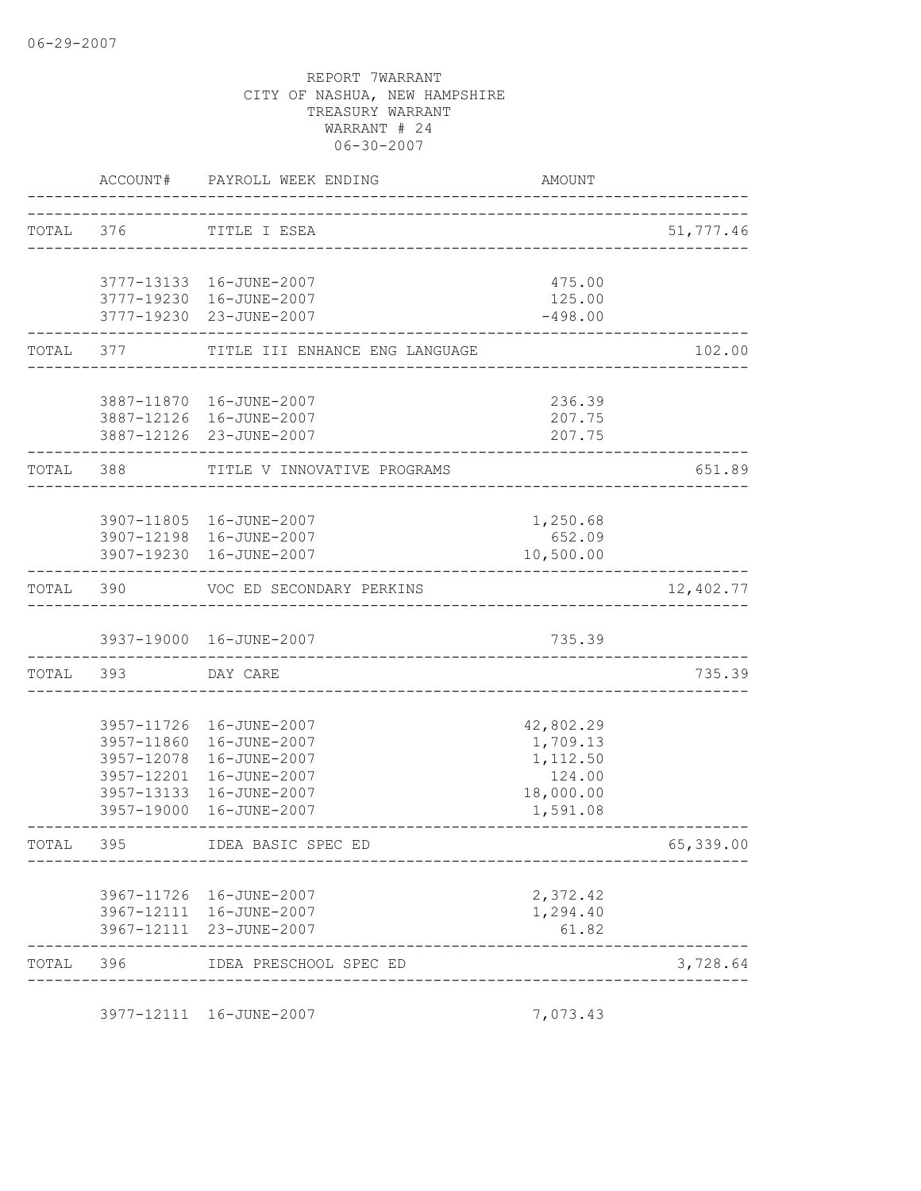06-29-2007

REPORT 7WARRANT
CITY OF NASHUA, NEW HAMPSHIRE
TREASURY WARRANT
WARRANT # 24
06-30-2007

| | ACCOUNT# | PAYROLL WEEK ENDING | AMOUNT | |
|---|---|---|---|---|
| TOTAL | 376 | TITLE I ESEA | | 51,777.46 |
| | 3777-13133 | 16-JUNE-2007 | 475.00 | |
| | 3777-19230 | 16-JUNE-2007 | 125.00 | |
| | 3777-19230 | 23-JUNE-2007 | -498.00 | |
| TOTAL | 377 | TITLE III ENHANCE ENG LANGUAGE | | 102.00 |
| | 3887-11870 | 16-JUNE-2007 | 236.39 | |
| | 3887-12126 | 16-JUNE-2007 | 207.75 | |
| | 3887-12126 | 23-JUNE-2007 | 207.75 | |
| TOTAL | 388 | TITLE V INNOVATIVE PROGRAMS | | 651.89 |
| | 3907-11805 | 16-JUNE-2007 | 1,250.68 | |
| | 3907-12198 | 16-JUNE-2007 | 652.09 | |
| | 3907-19230 | 16-JUNE-2007 | 10,500.00 | |
| TOTAL | 390 | VOC ED SECONDARY PERKINS | | 12,402.77 |
| | 3937-19000 | 16-JUNE-2007 | 735.39 | |
| TOTAL | 393 | DAY CARE | | 735.39 |
| | 3957-11726 | 16-JUNE-2007 | 42,802.29 | |
| | 3957-11860 | 16-JUNE-2007 | 1,709.13 | |
| | 3957-12078 | 16-JUNE-2007 | 1,112.50 | |
| | 3957-12201 | 16-JUNE-2007 | 124.00 | |
| | 3957-13133 | 16-JUNE-2007 | 18,000.00 | |
| | 3957-19000 | 16-JUNE-2007 | 1,591.08 | |
| TOTAL | 395 | IDEA BASIC SPEC ED | | 65,339.00 |
| | 3967-11726 | 16-JUNE-2007 | 2,372.42 | |
| | 3967-12111 | 16-JUNE-2007 | 1,294.40 | |
| | 3967-12111 | 23-JUNE-2007 | 61.82 | |
| TOTAL | 396 | IDEA PRESCHOOL SPEC ED | | 3,728.64 |
| | 3977-12111 | 16-JUNE-2007 | 7,073.43 | |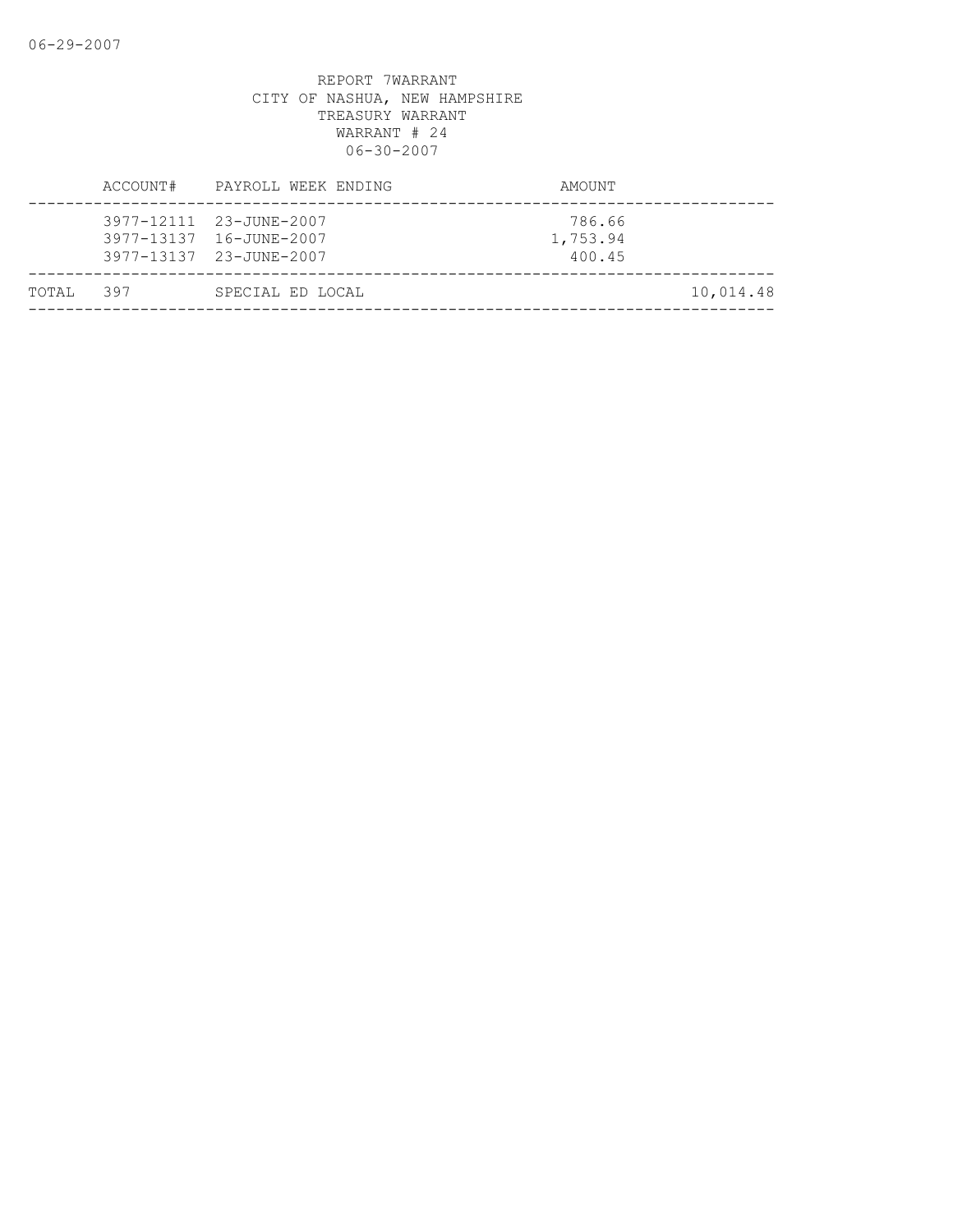REPORT 7WARRANT
CITY OF NASHUA, NEW HAMPSHIRE
TREASURY WARRANT
WARRANT # 24
06-30-2007

| | ACCOUNT# | PAYROLL WEEK ENDING | AMOUNT | |
|---|---|---|---|---|
| | 3977-12111 | 23-JUNE-2007 | 786.66 | |
| | 3977-13137 | 16-JUNE-2007 | 1,753.94 | |
| | 3977-13137 | 23-JUNE-2007 | 400.45 | |
| TOTAL | 397 | SPECIAL ED LOCAL | | 10,014.48 |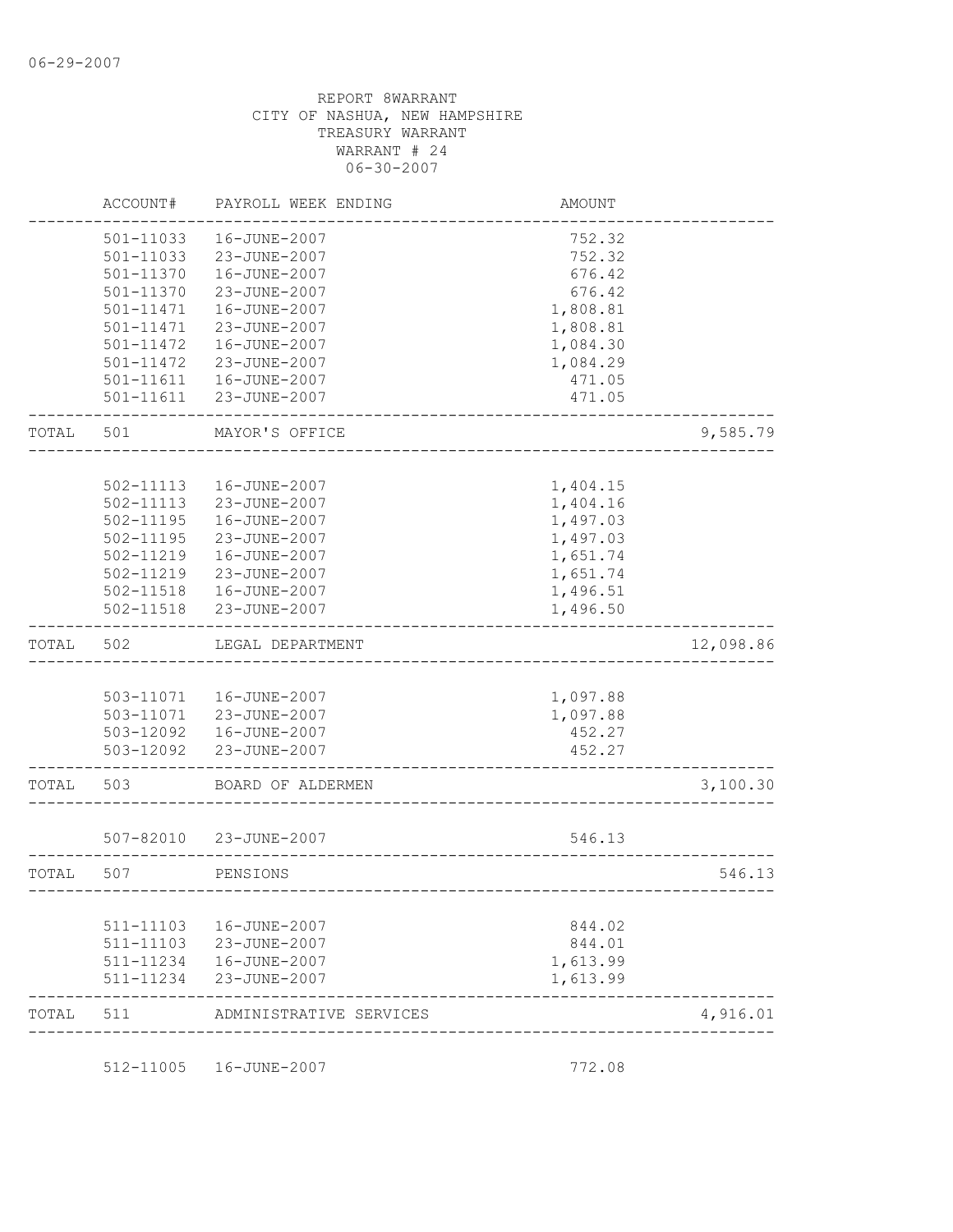06-29-2007

REPORT 8WARRANT
CITY OF NASHUA, NEW HAMPSHIRE
TREASURY WARRANT
WARRANT # 24
06-30-2007

| | ACCOUNT# | PAYROLL WEEK ENDING | AMOUNT | |
|---|---|---|---|---|
| | 501-11033 | 16-JUNE-2007 | 752.32 | |
| | 501-11033 | 23-JUNE-2007 | 752.32 | |
| | 501-11370 | 16-JUNE-2007 | 676.42 | |
| | 501-11370 | 23-JUNE-2007 | 676.42 | |
| | 501-11471 | 16-JUNE-2007 | 1,808.81 | |
| | 501-11471 | 23-JUNE-2007 | 1,808.81 | |
| | 501-11472 | 16-JUNE-2007 | 1,084.30 | |
| | 501-11472 | 23-JUNE-2007 | 1,084.29 | |
| | 501-11611 | 16-JUNE-2007 | 471.05 | |
| | 501-11611 | 23-JUNE-2007 | 471.05 | |
| TOTAL | 501 | MAYOR'S OFFICE | | 9,585.79 |
| | 502-11113 | 16-JUNE-2007 | 1,404.15 | |
| | 502-11113 | 23-JUNE-2007 | 1,404.16 | |
| | 502-11195 | 16-JUNE-2007 | 1,497.03 | |
| | 502-11195 | 23-JUNE-2007 | 1,497.03 | |
| | 502-11219 | 16-JUNE-2007 | 1,651.74 | |
| | 502-11219 | 23-JUNE-2007 | 1,651.74 | |
| | 502-11518 | 16-JUNE-2007 | 1,496.51 | |
| | 502-11518 | 23-JUNE-2007 | 1,496.50 | |
| TOTAL | 502 | LEGAL DEPARTMENT | | 12,098.86 |
| | 503-11071 | 16-JUNE-2007 | 1,097.88 | |
| | 503-11071 | 23-JUNE-2007 | 1,097.88 | |
| | 503-12092 | 16-JUNE-2007 | 452.27 | |
| | 503-12092 | 23-JUNE-2007 | 452.27 | |
| TOTAL | 503 | BOARD OF ALDERMEN | | 3,100.30 |
| | 507-82010 | 23-JUNE-2007 | 546.13 | |
| TOTAL | 507 | PENSIONS | | 546.13 |
| | 511-11103 | 16-JUNE-2007 | 844.02 | |
| | 511-11103 | 23-JUNE-2007 | 844.01 | |
| | 511-11234 | 16-JUNE-2007 | 1,613.99 | |
| | 511-11234 | 23-JUNE-2007 | 1,613.99 | |
| TOTAL | 511 | ADMINISTRATIVE SERVICES | | 4,916.01 |
| | 512-11005 | 16-JUNE-2007 | 772.08 | |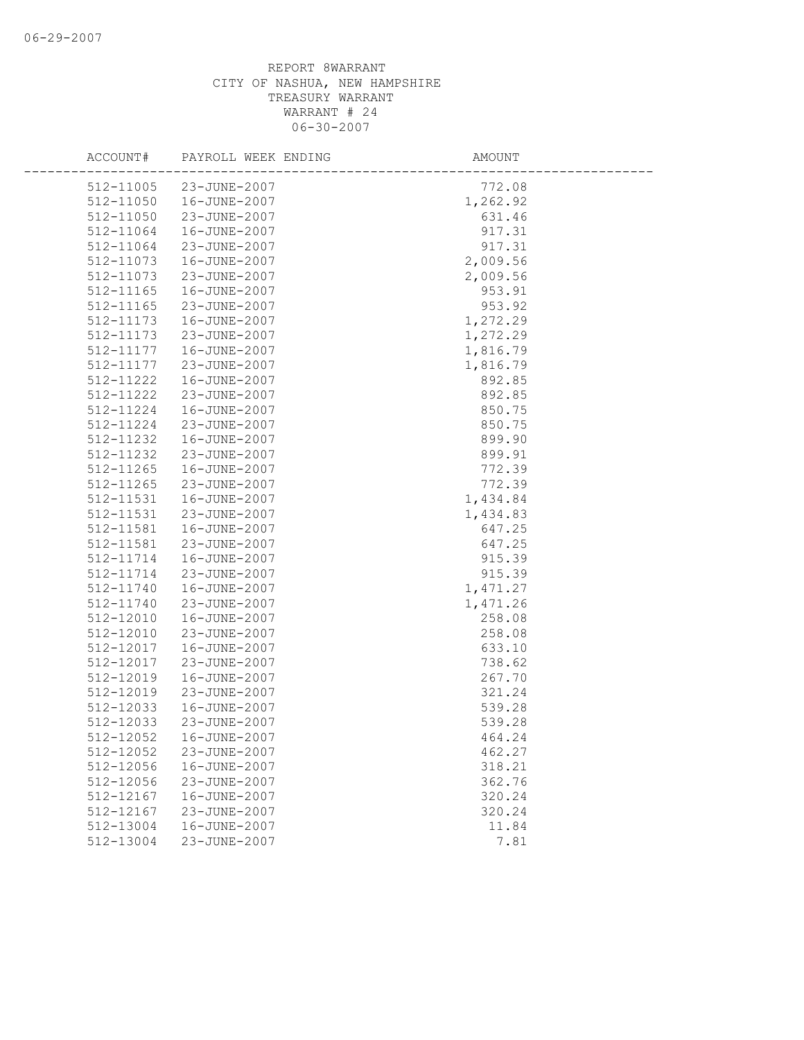REPORT 8WARRANT
CITY OF NASHUA, NEW HAMPSHIRE
TREASURY WARRANT
WARRANT # 24
06-30-2007

| ACCOUNT# | PAYROLL WEEK ENDING | AMOUNT |
|---|---|---|
| 512-11005 | 23-JUNE-2007 | 772.08 |
| 512-11050 | 16-JUNE-2007 | 1,262.92 |
| 512-11050 | 23-JUNE-2007 | 631.46 |
| 512-11064 | 16-JUNE-2007 | 917.31 |
| 512-11064 | 23-JUNE-2007 | 917.31 |
| 512-11073 | 16-JUNE-2007 | 2,009.56 |
| 512-11073 | 23-JUNE-2007 | 2,009.56 |
| 512-11165 | 16-JUNE-2007 | 953.91 |
| 512-11165 | 23-JUNE-2007 | 953.92 |
| 512-11173 | 16-JUNE-2007 | 1,272.29 |
| 512-11173 | 23-JUNE-2007 | 1,272.29 |
| 512-11177 | 16-JUNE-2007 | 1,816.79 |
| 512-11177 | 23-JUNE-2007 | 1,816.79 |
| 512-11222 | 16-JUNE-2007 | 892.85 |
| 512-11222 | 23-JUNE-2007 | 892.85 |
| 512-11224 | 16-JUNE-2007 | 850.75 |
| 512-11224 | 23-JUNE-2007 | 850.75 |
| 512-11232 | 16-JUNE-2007 | 899.90 |
| 512-11232 | 23-JUNE-2007 | 899.91 |
| 512-11265 | 16-JUNE-2007 | 772.39 |
| 512-11265 | 23-JUNE-2007 | 772.39 |
| 512-11531 | 16-JUNE-2007 | 1,434.84 |
| 512-11531 | 23-JUNE-2007 | 1,434.83 |
| 512-11581 | 16-JUNE-2007 | 647.25 |
| 512-11581 | 23-JUNE-2007 | 647.25 |
| 512-11714 | 16-JUNE-2007 | 915.39 |
| 512-11714 | 23-JUNE-2007 | 915.39 |
| 512-11740 | 16-JUNE-2007 | 1,471.27 |
| 512-11740 | 23-JUNE-2007 | 1,471.26 |
| 512-12010 | 16-JUNE-2007 | 258.08 |
| 512-12010 | 23-JUNE-2007 | 258.08 |
| 512-12017 | 16-JUNE-2007 | 633.10 |
| 512-12017 | 23-JUNE-2007 | 738.62 |
| 512-12019 | 16-JUNE-2007 | 267.70 |
| 512-12019 | 23-JUNE-2007 | 321.24 |
| 512-12033 | 16-JUNE-2007 | 539.28 |
| 512-12033 | 23-JUNE-2007 | 539.28 |
| 512-12052 | 16-JUNE-2007 | 464.24 |
| 512-12052 | 23-JUNE-2007 | 462.27 |
| 512-12056 | 16-JUNE-2007 | 318.21 |
| 512-12056 | 23-JUNE-2007 | 362.76 |
| 512-12167 | 16-JUNE-2007 | 320.24 |
| 512-12167 | 23-JUNE-2007 | 320.24 |
| 512-13004 | 16-JUNE-2007 | 11.84 |
| 512-13004 | 23-JUNE-2007 | 7.81 |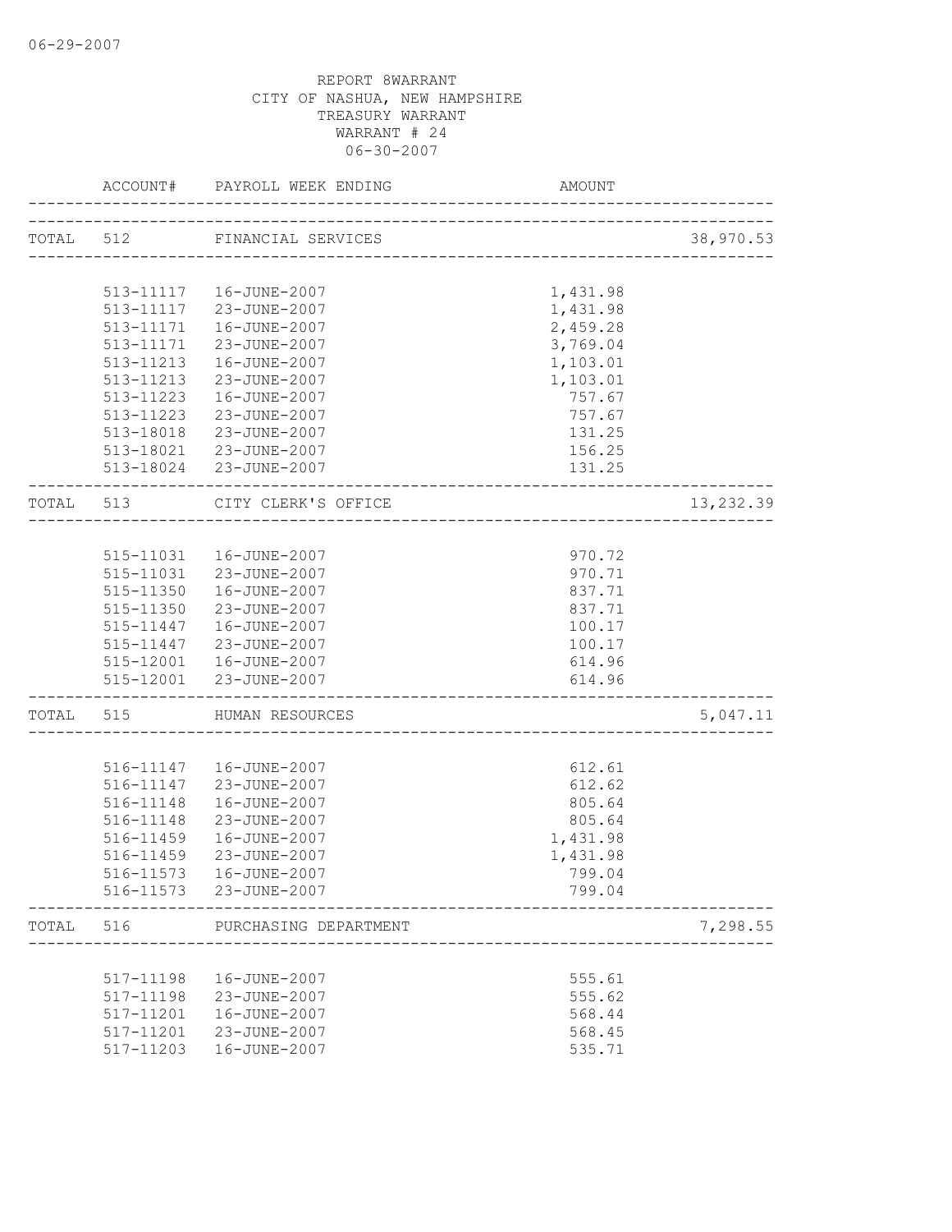REPORT 8WARRANT
CITY OF NASHUA, NEW HAMPSHIRE
TREASURY WARRANT
WARRANT # 24
06-30-2007

| | ACCOUNT# | PAYROLL WEEK ENDING | AMOUNT | |
|---|---|---|---|---|
| TOTAL | 512 | FINANCIAL SERVICES | | 38,970.53 |
| | 513-11117 | 16-JUNE-2007 | 1,431.98 | |
| | 513-11117 | 23-JUNE-2007 | 1,431.98 | |
| | 513-11171 | 16-JUNE-2007 | 2,459.28 | |
| | 513-11171 | 23-JUNE-2007 | 3,769.04 | |
| | 513-11213 | 16-JUNE-2007 | 1,103.01 | |
| | 513-11213 | 23-JUNE-2007 | 1,103.01 | |
| | 513-11223 | 16-JUNE-2007 | 757.67 | |
| | 513-11223 | 23-JUNE-2007 | 757.67 | |
| | 513-18018 | 23-JUNE-2007 | 131.25 | |
| | 513-18021 | 23-JUNE-2007 | 156.25 | |
| | 513-18024 | 23-JUNE-2007 | 131.25 | |
| TOTAL | 513 | CITY CLERK'S OFFICE | | 13,232.39 |
| | 515-11031 | 16-JUNE-2007 | 970.72 | |
| | 515-11031 | 23-JUNE-2007 | 970.71 | |
| | 515-11350 | 16-JUNE-2007 | 837.71 | |
| | 515-11350 | 23-JUNE-2007 | 837.71 | |
| | 515-11447 | 16-JUNE-2007 | 100.17 | |
| | 515-11447 | 23-JUNE-2007 | 100.17 | |
| | 515-12001 | 16-JUNE-2007 | 614.96 | |
| | 515-12001 | 23-JUNE-2007 | 614.96 | |
| TOTAL | 515 | HUMAN RESOURCES | | 5,047.11 |
| | 516-11147 | 16-JUNE-2007 | 612.61 | |
| | 516-11147 | 23-JUNE-2007 | 612.62 | |
| | 516-11148 | 16-JUNE-2007 | 805.64 | |
| | 516-11148 | 23-JUNE-2007 | 805.64 | |
| | 516-11459 | 16-JUNE-2007 | 1,431.98 | |
| | 516-11459 | 23-JUNE-2007 | 1,431.98 | |
| | 516-11573 | 16-JUNE-2007 | 799.04 | |
| | 516-11573 | 23-JUNE-2007 | 799.04 | |
| TOTAL | 516 | PURCHASING DEPARTMENT | | 7,298.55 |
| | 517-11198 | 16-JUNE-2007 | 555.61 | |
| | 517-11198 | 23-JUNE-2007 | 555.62 | |
| | 517-11201 | 16-JUNE-2007 | 568.44 | |
| | 517-11201 | 23-JUNE-2007 | 568.45 | |
| | 517-11203 | 16-JUNE-2007 | 535.71 | |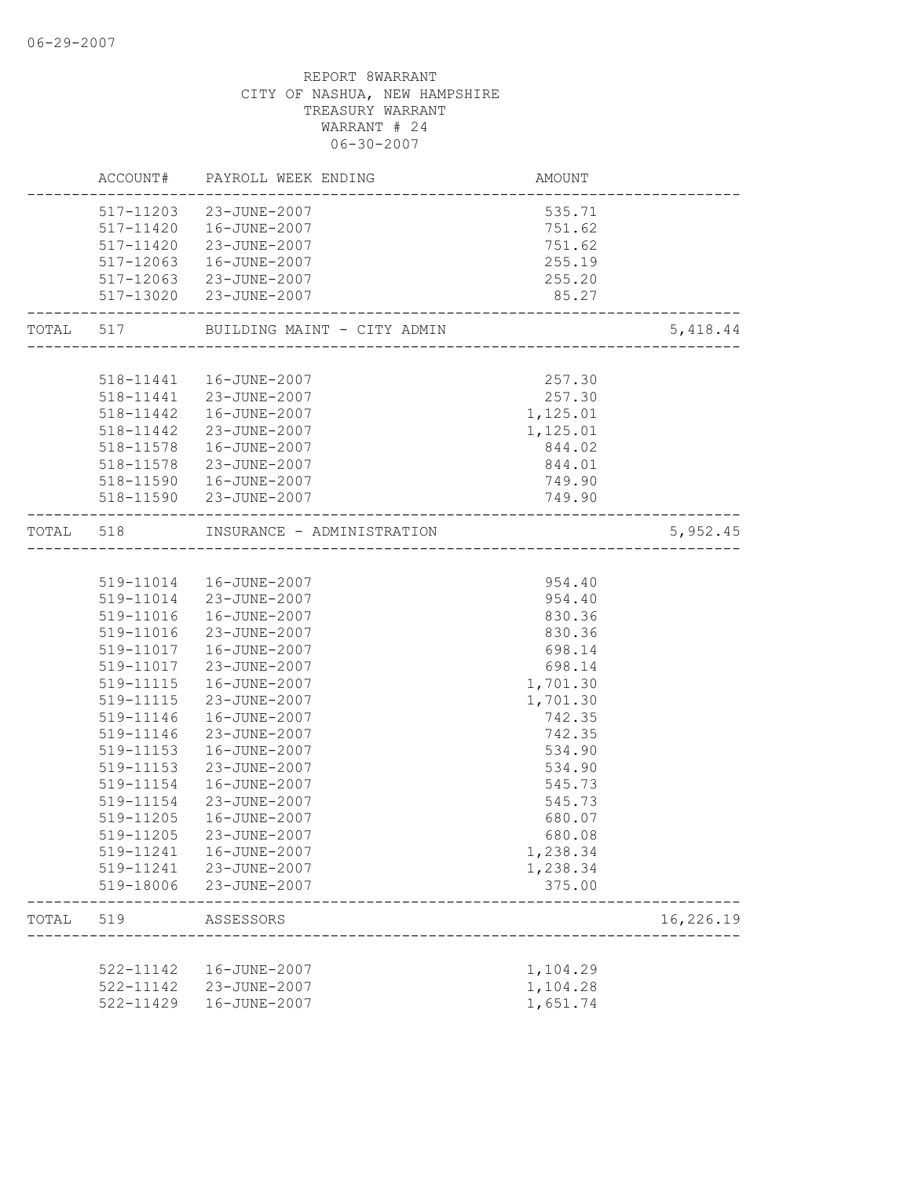06-29-2007

REPORT 8WARRANT
CITY OF NASHUA, NEW HAMPSHIRE
TREASURY WARRANT
WARRANT # 24
06-30-2007

| | ACCOUNT# | PAYROLL WEEK ENDING | AMOUNT | |
|---|---|---|---|---|
| | 517-11203 | 23-JUNE-2007 | 535.71 | |
| | 517-11420 | 16-JUNE-2007 | 751.62 | |
| | 517-11420 | 23-JUNE-2007 | 751.62 | |
| | 517-12063 | 16-JUNE-2007 | 255.19 | |
| | 517-12063 | 23-JUNE-2007 | 255.20 | |
| | 517-13020 | 23-JUNE-2007 | 85.27 | |
| TOTAL | 517 | BUILDING MAINT - CITY ADMIN | | 5,418.44 |
| | 518-11441 | 16-JUNE-2007 | 257.30 | |
| | 518-11441 | 23-JUNE-2007 | 257.30 | |
| | 518-11442 | 16-JUNE-2007 | 1,125.01 | |
| | 518-11442 | 23-JUNE-2007 | 1,125.01 | |
| | 518-11578 | 16-JUNE-2007 | 844.02 | |
| | 518-11578 | 23-JUNE-2007 | 844.01 | |
| | 518-11590 | 16-JUNE-2007 | 749.90 | |
| | 518-11590 | 23-JUNE-2007 | 749.90 | |
| TOTAL | 518 | INSURANCE - ADMINISTRATION | | 5,952.45 |
| | 519-11014 | 16-JUNE-2007 | 954.40 | |
| | 519-11014 | 23-JUNE-2007 | 954.40 | |
| | 519-11016 | 16-JUNE-2007 | 830.36 | |
| | 519-11016 | 23-JUNE-2007 | 830.36 | |
| | 519-11017 | 16-JUNE-2007 | 698.14 | |
| | 519-11017 | 23-JUNE-2007 | 698.14 | |
| | 519-11115 | 16-JUNE-2007 | 1,701.30 | |
| | 519-11115 | 23-JUNE-2007 | 1,701.30 | |
| | 519-11146 | 16-JUNE-2007 | 742.35 | |
| | 519-11146 | 23-JUNE-2007 | 742.35 | |
| | 519-11153 | 16-JUNE-2007 | 534.90 | |
| | 519-11153 | 23-JUNE-2007 | 534.90 | |
| | 519-11154 | 16-JUNE-2007 | 545.73 | |
| | 519-11154 | 23-JUNE-2007 | 545.73 | |
| | 519-11205 | 16-JUNE-2007 | 680.07 | |
| | 519-11205 | 23-JUNE-2007 | 680.08 | |
| | 519-11241 | 16-JUNE-2007 | 1,238.34 | |
| | 519-11241 | 23-JUNE-2007 | 1,238.34 | |
| | 519-18006 | 23-JUNE-2007 | 375.00 | |
| TOTAL | 519 | ASSESSORS | | 16,226.19 |
| | 522-11142 | 16-JUNE-2007 | 1,104.29 | |
| | 522-11142 | 23-JUNE-2007 | 1,104.28 | |
| | 522-11429 | 16-JUNE-2007 | 1,651.74 | |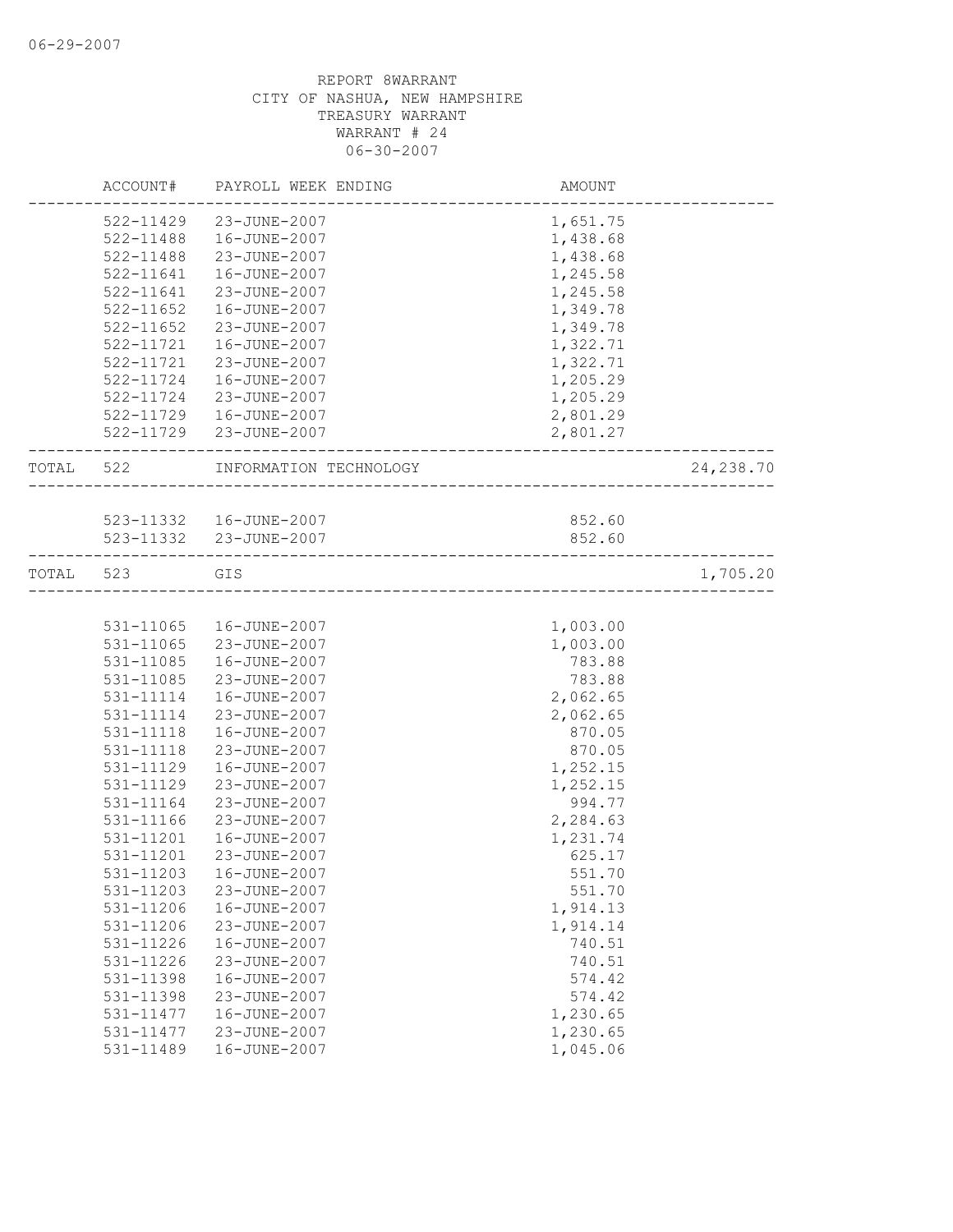06-29-2007

REPORT 8WARRANT
CITY OF NASHUA, NEW HAMPSHIRE
TREASURY WARRANT
WARRANT # 24
06-30-2007

| | ACCOUNT# | PAYROLL WEEK ENDING | AMOUNT | |
|---|---|---|---|---|
| | 522-11429 | 23-JUNE-2007 | 1,651.75 | |
| | 522-11488 | 16-JUNE-2007 | 1,438.68 | |
| | 522-11488 | 23-JUNE-2007 | 1,438.68 | |
| | 522-11641 | 16-JUNE-2007 | 1,245.58 | |
| | 522-11641 | 23-JUNE-2007 | 1,245.58 | |
| | 522-11652 | 16-JUNE-2007 | 1,349.78 | |
| | 522-11652 | 23-JUNE-2007 | 1,349.78 | |
| | 522-11721 | 16-JUNE-2007 | 1,322.71 | |
| | 522-11721 | 23-JUNE-2007 | 1,322.71 | |
| | 522-11724 | 16-JUNE-2007 | 1,205.29 | |
| | 522-11724 | 23-JUNE-2007 | 1,205.29 | |
| | 522-11729 | 16-JUNE-2007 | 2,801.29 | |
| | 522-11729 | 23-JUNE-2007 | 2,801.27 | |
| TOTAL | 522 | INFORMATION TECHNOLOGY | | 24,238.70 |
| | 523-11332 | 16-JUNE-2007 | 852.60 | |
| | 523-11332 | 23-JUNE-2007 | 852.60 | |
| TOTAL | 523 | GIS | | 1,705.20 |
| | 531-11065 | 16-JUNE-2007 | 1,003.00 | |
| | 531-11065 | 23-JUNE-2007 | 1,003.00 | |
| | 531-11085 | 16-JUNE-2007 | 783.88 | |
| | 531-11085 | 23-JUNE-2007 | 783.88 | |
| | 531-11114 | 16-JUNE-2007 | 2,062.65 | |
| | 531-11114 | 23-JUNE-2007 | 2,062.65 | |
| | 531-11118 | 16-JUNE-2007 | 870.05 | |
| | 531-11118 | 23-JUNE-2007 | 870.05 | |
| | 531-11129 | 16-JUNE-2007 | 1,252.15 | |
| | 531-11129 | 23-JUNE-2007 | 1,252.15 | |
| | 531-11164 | 23-JUNE-2007 | 994.77 | |
| | 531-11166 | 23-JUNE-2007 | 2,284.63 | |
| | 531-11201 | 16-JUNE-2007 | 1,231.74 | |
| | 531-11201 | 23-JUNE-2007 | 625.17 | |
| | 531-11203 | 16-JUNE-2007 | 551.70 | |
| | 531-11203 | 23-JUNE-2007 | 551.70 | |
| | 531-11206 | 16-JUNE-2007 | 1,914.13 | |
| | 531-11206 | 23-JUNE-2007 | 1,914.14 | |
| | 531-11226 | 16-JUNE-2007 | 740.51 | |
| | 531-11226 | 23-JUNE-2007 | 740.51 | |
| | 531-11398 | 16-JUNE-2007 | 574.42 | |
| | 531-11398 | 23-JUNE-2007 | 574.42 | |
| | 531-11477 | 16-JUNE-2007 | 1,230.65 | |
| | 531-11477 | 23-JUNE-2007 | 1,230.65 | |
| | 531-11489 | 16-JUNE-2007 | 1,045.06 | |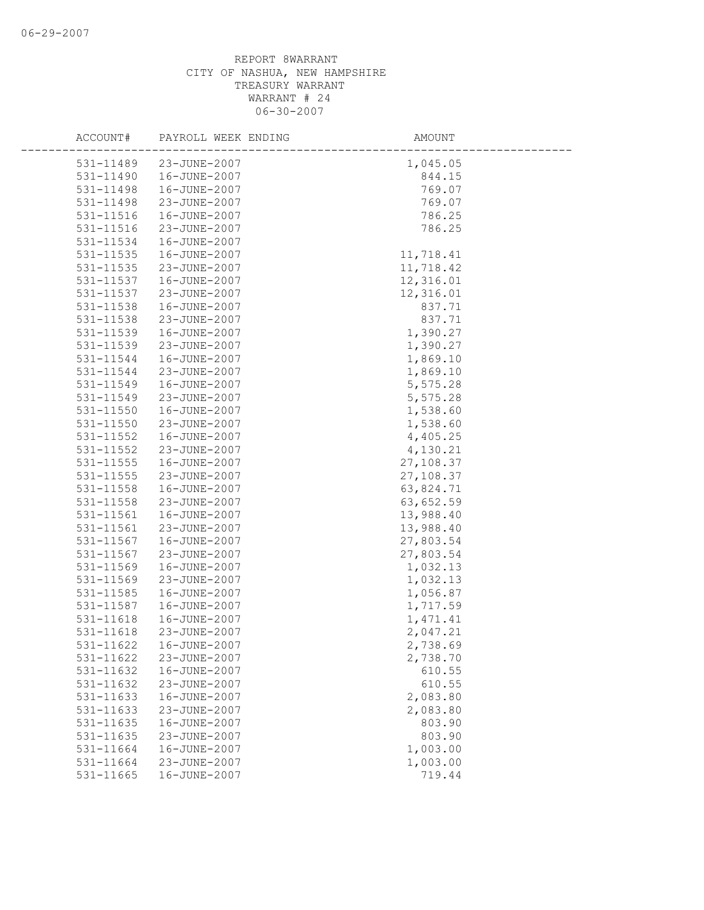REPORT 8WARRANT
CITY OF NASHUA, NEW HAMPSHIRE
TREASURY WARRANT
WARRANT # 24
06-30-2007

| ACCOUNT# | PAYROLL WEEK ENDING | AMOUNT |
|---|---|---|
| 531-11489 | 23-JUNE-2007 | 1,045.05 |
| 531-11490 | 16-JUNE-2007 | 844.15 |
| 531-11498 | 16-JUNE-2007 | 769.07 |
| 531-11498 | 23-JUNE-2007 | 769.07 |
| 531-11516 | 16-JUNE-2007 | 786.25 |
| 531-11516 | 23-JUNE-2007 | 786.25 |
| 531-11534 | 16-JUNE-2007 | |
| 531-11535 | 16-JUNE-2007 | 11,718.41 |
| 531-11535 | 23-JUNE-2007 | 11,718.42 |
| 531-11537 | 16-JUNE-2007 | 12,316.01 |
| 531-11537 | 23-JUNE-2007 | 12,316.01 |
| 531-11538 | 16-JUNE-2007 | 837.71 |
| 531-11538 | 23-JUNE-2007 | 837.71 |
| 531-11539 | 16-JUNE-2007 | 1,390.27 |
| 531-11539 | 23-JUNE-2007 | 1,390.27 |
| 531-11544 | 16-JUNE-2007 | 1,869.10 |
| 531-11544 | 23-JUNE-2007 | 1,869.10 |
| 531-11549 | 16-JUNE-2007 | 5,575.28 |
| 531-11549 | 23-JUNE-2007 | 5,575.28 |
| 531-11550 | 16-JUNE-2007 | 1,538.60 |
| 531-11550 | 23-JUNE-2007 | 1,538.60 |
| 531-11552 | 16-JUNE-2007 | 4,405.25 |
| 531-11552 | 23-JUNE-2007 | 4,130.21 |
| 531-11555 | 16-JUNE-2007 | 27,108.37 |
| 531-11555 | 23-JUNE-2007 | 27,108.37 |
| 531-11558 | 16-JUNE-2007 | 63,824.71 |
| 531-11558 | 23-JUNE-2007 | 63,652.59 |
| 531-11561 | 16-JUNE-2007 | 13,988.40 |
| 531-11561 | 23-JUNE-2007 | 13,988.40 |
| 531-11567 | 16-JUNE-2007 | 27,803.54 |
| 531-11567 | 23-JUNE-2007 | 27,803.54 |
| 531-11569 | 16-JUNE-2007 | 1,032.13 |
| 531-11569 | 23-JUNE-2007 | 1,032.13 |
| 531-11585 | 16-JUNE-2007 | 1,056.87 |
| 531-11587 | 16-JUNE-2007 | 1,717.59 |
| 531-11618 | 16-JUNE-2007 | 1,471.41 |
| 531-11618 | 23-JUNE-2007 | 2,047.21 |
| 531-11622 | 16-JUNE-2007 | 2,738.69 |
| 531-11622 | 23-JUNE-2007 | 2,738.70 |
| 531-11632 | 16-JUNE-2007 | 610.55 |
| 531-11632 | 23-JUNE-2007 | 610.55 |
| 531-11633 | 16-JUNE-2007 | 2,083.80 |
| 531-11633 | 23-JUNE-2007 | 2,083.80 |
| 531-11635 | 16-JUNE-2007 | 803.90 |
| 531-11635 | 23-JUNE-2007 | 803.90 |
| 531-11664 | 16-JUNE-2007 | 1,003.00 |
| 531-11664 | 23-JUNE-2007 | 1,003.00 |
| 531-11665 | 16-JUNE-2007 | 719.44 |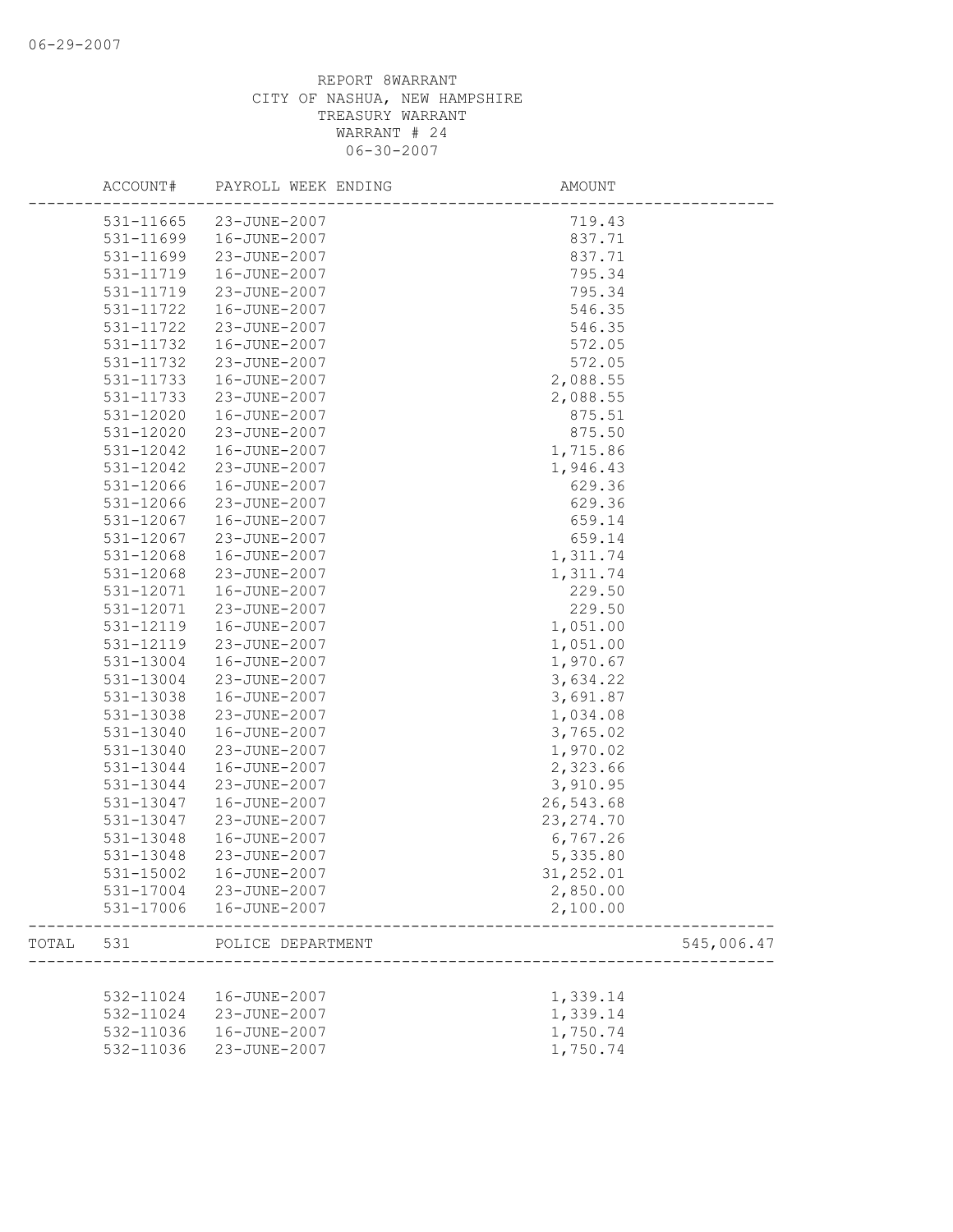REPORT 8WARRANT
CITY OF NASHUA, NEW HAMPSHIRE
TREASURY WARRANT
WARRANT # 24
06-30-2007

| | ACCOUNT# | PAYROLL WEEK ENDING | AMOUNT | |
|---|---|---|---|---|
| | 531-11665 | 23-JUNE-2007 | 719.43 | |
| | 531-11699 | 16-JUNE-2007 | 837.71 | |
| | 531-11699 | 23-JUNE-2007 | 837.71 | |
| | 531-11719 | 16-JUNE-2007 | 795.34 | |
| | 531-11719 | 23-JUNE-2007 | 795.34 | |
| | 531-11722 | 16-JUNE-2007 | 546.35 | |
| | 531-11722 | 23-JUNE-2007 | 546.35 | |
| | 531-11732 | 16-JUNE-2007 | 572.05 | |
| | 531-11732 | 23-JUNE-2007 | 572.05 | |
| | 531-11733 | 16-JUNE-2007 | 2,088.55 | |
| | 531-11733 | 23-JUNE-2007 | 2,088.55 | |
| | 531-12020 | 16-JUNE-2007 | 875.51 | |
| | 531-12020 | 23-JUNE-2007 | 875.50 | |
| | 531-12042 | 16-JUNE-2007 | 1,715.86 | |
| | 531-12042 | 23-JUNE-2007 | 1,946.43 | |
| | 531-12066 | 16-JUNE-2007 | 629.36 | |
| | 531-12066 | 23-JUNE-2007 | 629.36 | |
| | 531-12067 | 16-JUNE-2007 | 659.14 | |
| | 531-12067 | 23-JUNE-2007 | 659.14 | |
| | 531-12068 | 16-JUNE-2007 | 1,311.74 | |
| | 531-12068 | 23-JUNE-2007 | 1,311.74 | |
| | 531-12071 | 16-JUNE-2007 | 229.50 | |
| | 531-12071 | 23-JUNE-2007 | 229.50 | |
| | 531-12119 | 16-JUNE-2007 | 1,051.00 | |
| | 531-12119 | 23-JUNE-2007 | 1,051.00 | |
| | 531-13004 | 16-JUNE-2007 | 1,970.67 | |
| | 531-13004 | 23-JUNE-2007 | 3,634.22 | |
| | 531-13038 | 16-JUNE-2007 | 3,691.87 | |
| | 531-13038 | 23-JUNE-2007 | 1,034.08 | |
| | 531-13040 | 16-JUNE-2007 | 3,765.02 | |
| | 531-13040 | 23-JUNE-2007 | 1,970.02 | |
| | 531-13044 | 16-JUNE-2007 | 2,323.66 | |
| | 531-13044 | 23-JUNE-2007 | 3,910.95 | |
| | 531-13047 | 16-JUNE-2007 | 26,543.68 | |
| | 531-13047 | 23-JUNE-2007 | 23,274.70 | |
| | 531-13048 | 16-JUNE-2007 | 6,767.26 | |
| | 531-13048 | 23-JUNE-2007 | 5,335.80 | |
| | 531-15002 | 16-JUNE-2007 | 31,252.01 | |
| | 531-17004 | 23-JUNE-2007 | 2,850.00 | |
| | 531-17006 | 16-JUNE-2007 | 2,100.00 | |
| TOTAL | 531 | POLICE DEPARTMENT | | 545,006.47 |
| | 532-11024 | 16-JUNE-2007 | 1,339.14 | |
| | 532-11024 | 23-JUNE-2007 | 1,339.14 | |
| | 532-11036 | 16-JUNE-2007 | 1,750.74 | |
| | 532-11036 | 23-JUNE-2007 | 1,750.74 | |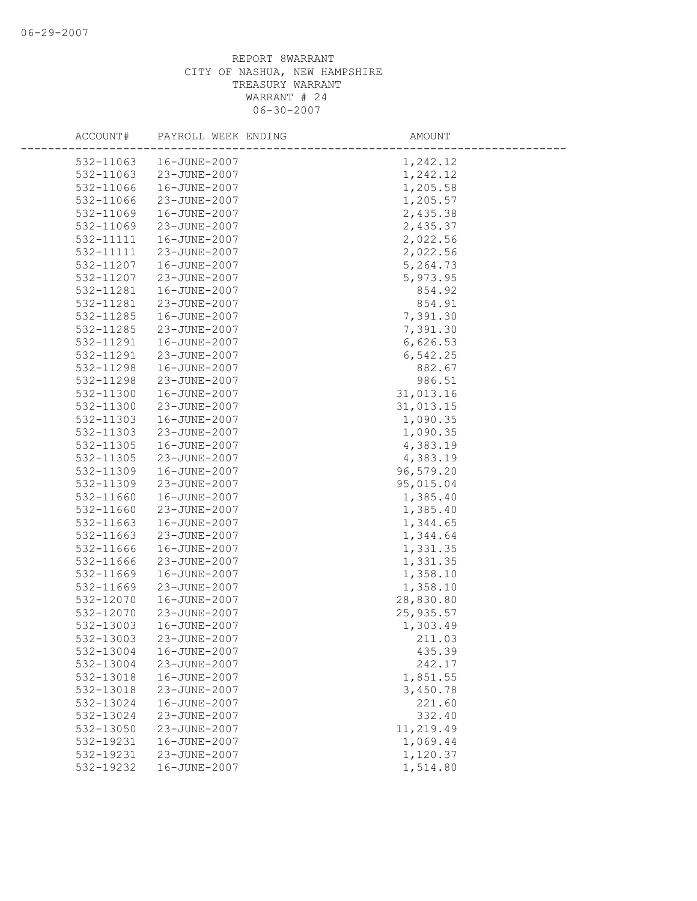REPORT 8WARRANT
CITY OF NASHUA, NEW HAMPSHIRE
TREASURY WARRANT
WARRANT # 24
06-30-2007

| ACCOUNT# | PAYROLL WEEK ENDING | AMOUNT |
|---|---|---|
| 532-11063 | 16-JUNE-2007 | 1,242.12 |
| 532-11063 | 23-JUNE-2007 | 1,242.12 |
| 532-11066 | 16-JUNE-2007 | 1,205.58 |
| 532-11066 | 23-JUNE-2007 | 1,205.57 |
| 532-11069 | 16-JUNE-2007 | 2,435.38 |
| 532-11069 | 23-JUNE-2007 | 2,435.37 |
| 532-11111 | 16-JUNE-2007 | 2,022.56 |
| 532-11111 | 23-JUNE-2007 | 2,022.56 |
| 532-11207 | 16-JUNE-2007 | 5,264.73 |
| 532-11207 | 23-JUNE-2007 | 5,973.95 |
| 532-11281 | 16-JUNE-2007 | 854.92 |
| 532-11281 | 23-JUNE-2007 | 854.91 |
| 532-11285 | 16-JUNE-2007 | 7,391.30 |
| 532-11285 | 23-JUNE-2007 | 7,391.30 |
| 532-11291 | 16-JUNE-2007 | 6,626.53 |
| 532-11291 | 23-JUNE-2007 | 6,542.25 |
| 532-11298 | 16-JUNE-2007 | 882.67 |
| 532-11298 | 23-JUNE-2007 | 986.51 |
| 532-11300 | 16-JUNE-2007 | 31,013.16 |
| 532-11300 | 23-JUNE-2007 | 31,013.15 |
| 532-11303 | 16-JUNE-2007 | 1,090.35 |
| 532-11303 | 23-JUNE-2007 | 1,090.35 |
| 532-11305 | 16-JUNE-2007 | 4,383.19 |
| 532-11305 | 23-JUNE-2007 | 4,383.19 |
| 532-11309 | 16-JUNE-2007 | 96,579.20 |
| 532-11309 | 23-JUNE-2007 | 95,015.04 |
| 532-11660 | 16-JUNE-2007 | 1,385.40 |
| 532-11660 | 23-JUNE-2007 | 1,385.40 |
| 532-11663 | 16-JUNE-2007 | 1,344.65 |
| 532-11663 | 23-JUNE-2007 | 1,344.64 |
| 532-11666 | 16-JUNE-2007 | 1,331.35 |
| 532-11666 | 23-JUNE-2007 | 1,331.35 |
| 532-11669 | 16-JUNE-2007 | 1,358.10 |
| 532-11669 | 23-JUNE-2007 | 1,358.10 |
| 532-12070 | 16-JUNE-2007 | 28,830.80 |
| 532-12070 | 23-JUNE-2007 | 25,935.57 |
| 532-13003 | 16-JUNE-2007 | 1,303.49 |
| 532-13003 | 23-JUNE-2007 | 211.03 |
| 532-13004 | 16-JUNE-2007 | 435.39 |
| 532-13004 | 23-JUNE-2007 | 242.17 |
| 532-13018 | 16-JUNE-2007 | 1,851.55 |
| 532-13018 | 23-JUNE-2007 | 3,450.78 |
| 532-13024 | 16-JUNE-2007 | 221.60 |
| 532-13024 | 23-JUNE-2007 | 332.40 |
| 532-13050 | 23-JUNE-2007 | 11,219.49 |
| 532-19231 | 16-JUNE-2007 | 1,069.44 |
| 532-19231 | 23-JUNE-2007 | 1,120.37 |
| 532-19232 | 16-JUNE-2007 | 1,514.80 |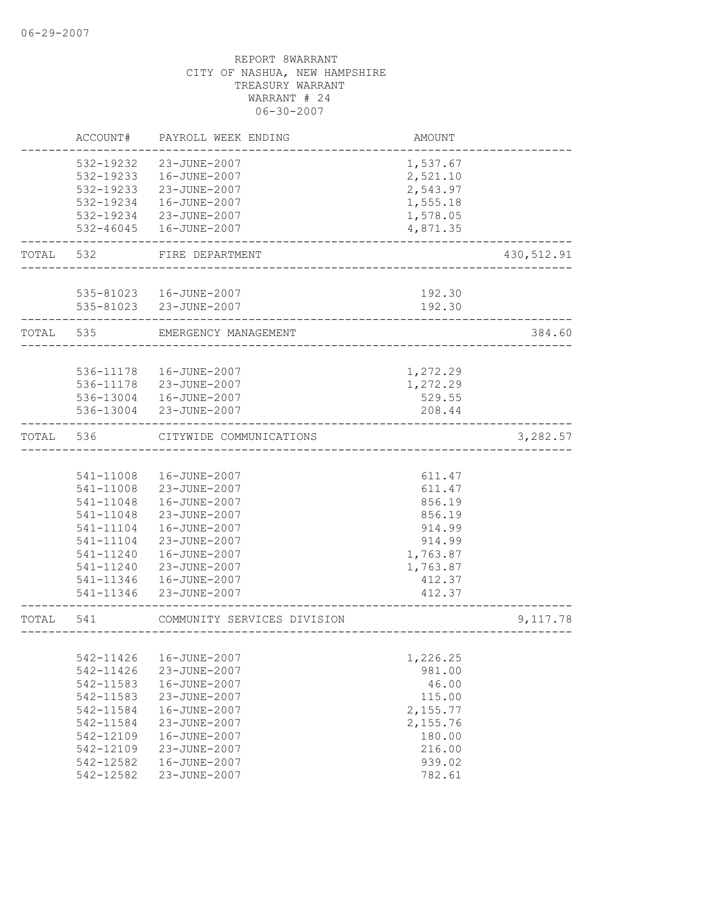REPORT 8WARRANT
CITY OF NASHUA, NEW HAMPSHIRE
TREASURY WARRANT
WARRANT # 24
06-30-2007

| | ACCOUNT# | PAYROLL WEEK ENDING | AMOUNT | |
|---|---|---|---|---|
| | 532-19232 | 23-JUNE-2007 | 1,537.67 | |
| | 532-19233 | 16-JUNE-2007 | 2,521.10 | |
| | 532-19233 | 23-JUNE-2007 | 2,543.97 | |
| | 532-19234 | 16-JUNE-2007 | 1,555.18 | |
| | 532-19234 | 23-JUNE-2007 | 1,578.05 | |
| | 532-46045 | 16-JUNE-2007 | 4,871.35 | |
| TOTAL | 532 | FIRE DEPARTMENT | | 430,512.91 |
| | 535-81023 | 16-JUNE-2007 | 192.30 | |
| | 535-81023 | 23-JUNE-2007 | 192.30 | |
| TOTAL | 535 | EMERGENCY MANAGEMENT | | 384.60 |
| | 536-11178 | 16-JUNE-2007 | 1,272.29 | |
| | 536-11178 | 23-JUNE-2007 | 1,272.29 | |
| | 536-13004 | 16-JUNE-2007 | 529.55 | |
| | 536-13004 | 23-JUNE-2007 | 208.44 | |
| TOTAL | 536 | CITYWIDE COMMUNICATIONS | | 3,282.57 |
| | 541-11008 | 16-JUNE-2007 | 611.47 | |
| | 541-11008 | 23-JUNE-2007 | 611.47 | |
| | 541-11048 | 16-JUNE-2007 | 856.19 | |
| | 541-11048 | 23-JUNE-2007 | 856.19 | |
| | 541-11104 | 16-JUNE-2007 | 914.99 | |
| | 541-11104 | 23-JUNE-2007 | 914.99 | |
| | 541-11240 | 16-JUNE-2007 | 1,763.87 | |
| | 541-11240 | 23-JUNE-2007 | 1,763.87 | |
| | 541-11346 | 16-JUNE-2007 | 412.37 | |
| | 541-11346 | 23-JUNE-2007 | 412.37 | |
| TOTAL | 541 | COMMUNITY SERVICES DIVISION | | 9,117.78 |
| | 542-11426 | 16-JUNE-2007 | 1,226.25 | |
| | 542-11426 | 23-JUNE-2007 | 981.00 | |
| | 542-11583 | 16-JUNE-2007 | 46.00 | |
| | 542-11583 | 23-JUNE-2007 | 115.00 | |
| | 542-11584 | 16-JUNE-2007 | 2,155.77 | |
| | 542-11584 | 23-JUNE-2007 | 2,155.76 | |
| | 542-12109 | 16-JUNE-2007 | 180.00 | |
| | 542-12109 | 23-JUNE-2007 | 216.00 | |
| | 542-12582 | 16-JUNE-2007 | 939.02 | |
| | 542-12582 | 23-JUNE-2007 | 782.61 | |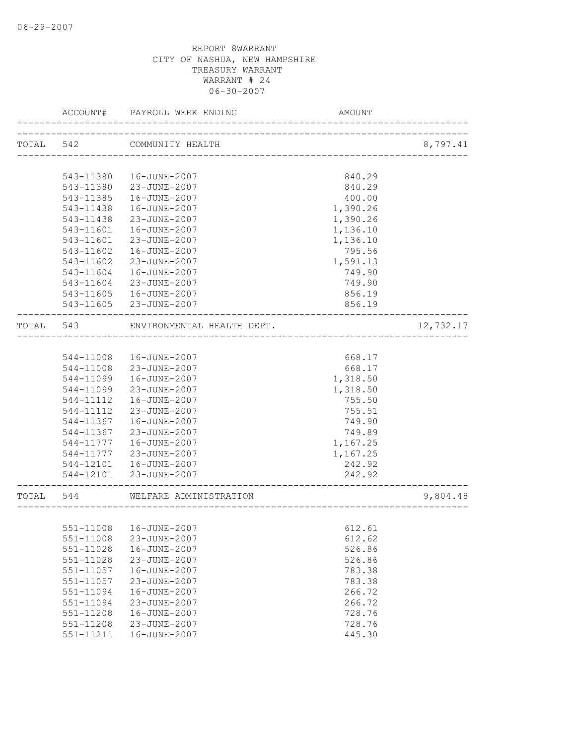REPORT 8WARRANT
CITY OF NASHUA, NEW HAMPSHIRE
TREASURY WARRANT
WARRANT # 24
06-30-2007

| | ACCOUNT# | PAYROLL WEEK ENDING | AMOUNT | |
|---|---|---|---|---|
| TOTAL | 542 | COMMUNITY HEALTH | | 8,797.41 |
| | 543-11380 | 16-JUNE-2007 | 840.29 | |
| | 543-11380 | 23-JUNE-2007 | 840.29 | |
| | 543-11385 | 16-JUNE-2007 | 400.00 | |
| | 543-11438 | 16-JUNE-2007 | 1,390.26 | |
| | 543-11438 | 23-JUNE-2007 | 1,390.26 | |
| | 543-11601 | 16-JUNE-2007 | 1,136.10 | |
| | 543-11601 | 23-JUNE-2007 | 1,136.10 | |
| | 543-11602 | 16-JUNE-2007 | 795.56 | |
| | 543-11602 | 23-JUNE-2007 | 1,591.13 | |
| | 543-11604 | 16-JUNE-2007 | 749.90 | |
| | 543-11604 | 23-JUNE-2007 | 749.90 | |
| | 543-11605 | 16-JUNE-2007 | 856.19 | |
| | 543-11605 | 23-JUNE-2007 | 856.19 | |
| TOTAL | 543 | ENVIRONMENTAL HEALTH DEPT. | | 12,732.17 |
| | 544-11008 | 16-JUNE-2007 | 668.17 | |
| | 544-11008 | 23-JUNE-2007 | 668.17 | |
| | 544-11099 | 16-JUNE-2007 | 1,318.50 | |
| | 544-11099 | 23-JUNE-2007 | 1,318.50 | |
| | 544-11112 | 16-JUNE-2007 | 755.50 | |
| | 544-11112 | 23-JUNE-2007 | 755.51 | |
| | 544-11367 | 16-JUNE-2007 | 749.90 | |
| | 544-11367 | 23-JUNE-2007 | 749.89 | |
| | 544-11777 | 16-JUNE-2007 | 1,167.25 | |
| | 544-11777 | 23-JUNE-2007 | 1,167.25 | |
| | 544-12101 | 16-JUNE-2007 | 242.92 | |
| | 544-12101 | 23-JUNE-2007 | 242.92 | |
| TOTAL | 544 | WELFARE ADMINISTRATION | | 9,804.48 |
| | 551-11008 | 16-JUNE-2007 | 612.61 | |
| | 551-11008 | 23-JUNE-2007 | 612.62 | |
| | 551-11028 | 16-JUNE-2007 | 526.86 | |
| | 551-11028 | 23-JUNE-2007 | 526.86 | |
| | 551-11057 | 16-JUNE-2007 | 783.38 | |
| | 551-11057 | 23-JUNE-2007 | 783.38 | |
| | 551-11094 | 16-JUNE-2007 | 266.72 | |
| | 551-11094 | 23-JUNE-2007 | 266.72 | |
| | 551-11208 | 16-JUNE-2007 | 728.76 | |
| | 551-11208 | 23-JUNE-2007 | 728.76 | |
| | 551-11211 | 16-JUNE-2007 | 445.30 | |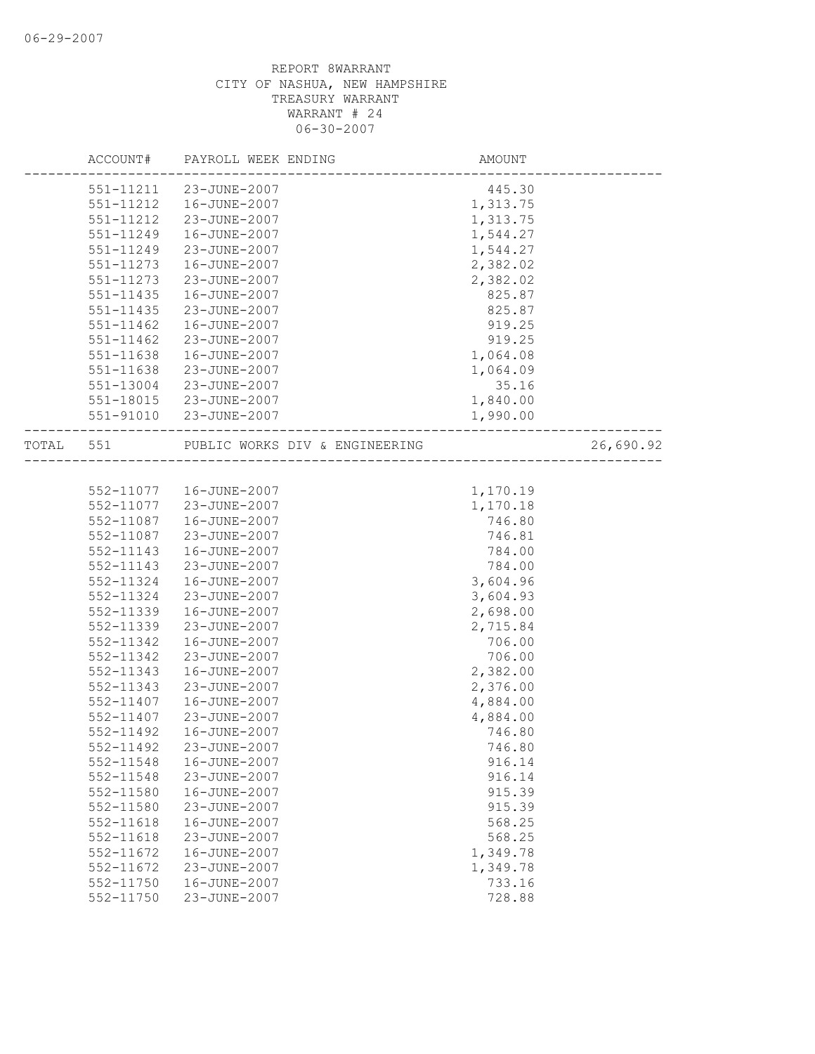06-29-2007

REPORT 8WARRANT
CITY OF NASHUA, NEW HAMPSHIRE
TREASURY WARRANT
WARRANT # 24
06-30-2007

| ACCOUNT# | PAYROLL WEEK ENDING | AMOUNT | |
|---|---|---|---|
| 551-11211 | 23-JUNE-2007 | 445.30 | |
| 551-11212 | 16-JUNE-2007 | 1,313.75 | |
| 551-11212 | 23-JUNE-2007 | 1,313.75 | |
| 551-11249 | 16-JUNE-2007 | 1,544.27 | |
| 551-11249 | 23-JUNE-2007 | 1,544.27 | |
| 551-11273 | 16-JUNE-2007 | 2,382.02 | |
| 551-11273 | 23-JUNE-2007 | 2,382.02 | |
| 551-11435 | 16-JUNE-2007 | 825.87 | |
| 551-11435 | 23-JUNE-2007 | 825.87 | |
| 551-11462 | 16-JUNE-2007 | 919.25 | |
| 551-11462 | 23-JUNE-2007 | 919.25 | |
| 551-11638 | 16-JUNE-2007 | 1,064.08 | |
| 551-11638 | 23-JUNE-2007 | 1,064.09 | |
| 551-13004 | 23-JUNE-2007 | 35.16 | |
| 551-18015 | 23-JUNE-2007 | 1,840.00 | |
| 551-91010 | 23-JUNE-2007 | 1,990.00 | |
| TOTAL 551 | PUBLIC WORKS DIV & ENGINEERING | | 26,690.92 |
| 552-11077 | 16-JUNE-2007 | 1,170.19 | |
| 552-11077 | 23-JUNE-2007 | 1,170.18 | |
| 552-11087 | 16-JUNE-2007 | 746.80 | |
| 552-11087 | 23-JUNE-2007 | 746.81 | |
| 552-11143 | 16-JUNE-2007 | 784.00 | |
| 552-11143 | 23-JUNE-2007 | 784.00 | |
| 552-11324 | 16-JUNE-2007 | 3,604.96 | |
| 552-11324 | 23-JUNE-2007 | 3,604.93 | |
| 552-11339 | 16-JUNE-2007 | 2,698.00 | |
| 552-11339 | 23-JUNE-2007 | 2,715.84 | |
| 552-11342 | 16-JUNE-2007 | 706.00 | |
| 552-11342 | 23-JUNE-2007 | 706.00 | |
| 552-11343 | 16-JUNE-2007 | 2,382.00 | |
| 552-11343 | 23-JUNE-2007 | 2,376.00 | |
| 552-11407 | 16-JUNE-2007 | 4,884.00 | |
| 552-11407 | 23-JUNE-2007 | 4,884.00 | |
| 552-11492 | 16-JUNE-2007 | 746.80 | |
| 552-11492 | 23-JUNE-2007 | 746.80 | |
| 552-11548 | 16-JUNE-2007 | 916.14 | |
| 552-11548 | 23-JUNE-2007 | 916.14 | |
| 552-11580 | 16-JUNE-2007 | 915.39 | |
| 552-11580 | 23-JUNE-2007 | 915.39 | |
| 552-11618 | 16-JUNE-2007 | 568.25 | |
| 552-11618 | 23-JUNE-2007 | 568.25 | |
| 552-11672 | 16-JUNE-2007 | 1,349.78 | |
| 552-11672 | 23-JUNE-2007 | 1,349.78 | |
| 552-11750 | 16-JUNE-2007 | 733.16 | |
| 552-11750 | 23-JUNE-2007 | 728.88 | |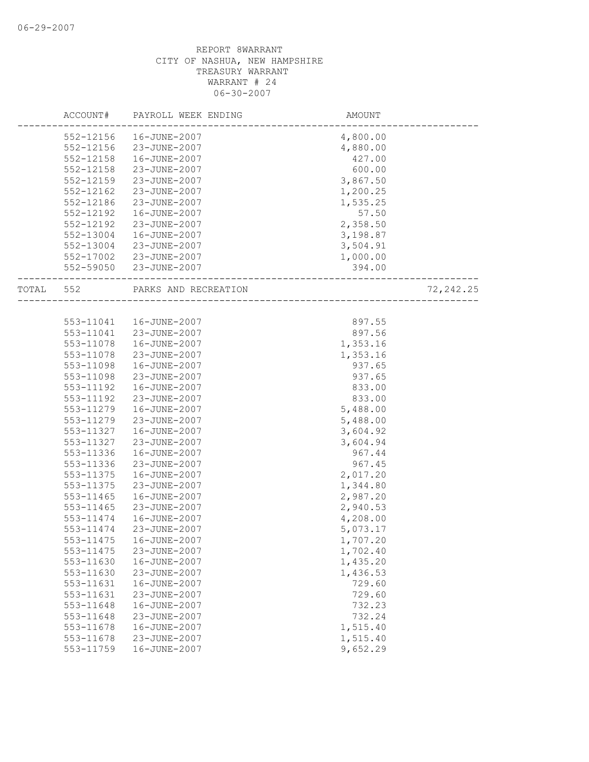06-29-2007

REPORT 8WARRANT
CITY OF NASHUA, NEW HAMPSHIRE
TREASURY WARRANT
WARRANT # 24
06-30-2007

| ACCOUNT# | PAYROLL WEEK ENDING | AMOUNT | |
|---|---|---|---|
| 552-12156 | 16-JUNE-2007 | 4,800.00 | |
| 552-12156 | 23-JUNE-2007 | 4,880.00 | |
| 552-12158 | 16-JUNE-2007 | 427.00 | |
| 552-12158 | 23-JUNE-2007 | 600.00 | |
| 552-12159 | 23-JUNE-2007 | 3,867.50 | |
| 552-12162 | 23-JUNE-2007 | 1,200.25 | |
| 552-12186 | 23-JUNE-2007 | 1,535.25 | |
| 552-12192 | 16-JUNE-2007 | 57.50 | |
| 552-12192 | 23-JUNE-2007 | 2,358.50 | |
| 552-13004 | 16-JUNE-2007 | 3,198.87 | |
| 552-13004 | 23-JUNE-2007 | 3,504.91 | |
| 552-17002 | 23-JUNE-2007 | 1,000.00 | |
| 552-59050 | 23-JUNE-2007 | 394.00 | |
| TOTAL 552 | PARKS AND RECREATION | | 72,242.25 |
| 553-11041 | 16-JUNE-2007 | 897.55 | |
| 553-11041 | 23-JUNE-2007 | 897.56 | |
| 553-11078 | 16-JUNE-2007 | 1,353.16 | |
| 553-11078 | 23-JUNE-2007 | 1,353.16 | |
| 553-11098 | 16-JUNE-2007 | 937.65 | |
| 553-11098 | 23-JUNE-2007 | 937.65 | |
| 553-11192 | 16-JUNE-2007 | 833.00 | |
| 553-11192 | 23-JUNE-2007 | 833.00 | |
| 553-11279 | 16-JUNE-2007 | 5,488.00 | |
| 553-11279 | 23-JUNE-2007 | 5,488.00 | |
| 553-11327 | 16-JUNE-2007 | 3,604.92 | |
| 553-11327 | 23-JUNE-2007 | 3,604.94 | |
| 553-11336 | 16-JUNE-2007 | 967.44 | |
| 553-11336 | 23-JUNE-2007 | 967.45 | |
| 553-11375 | 16-JUNE-2007 | 2,017.20 | |
| 553-11375 | 23-JUNE-2007 | 1,344.80 | |
| 553-11465 | 16-JUNE-2007 | 2,987.20 | |
| 553-11465 | 23-JUNE-2007 | 2,940.53 | |
| 553-11474 | 16-JUNE-2007 | 4,208.00 | |
| 553-11474 | 23-JUNE-2007 | 5,073.17 | |
| 553-11475 | 16-JUNE-2007 | 1,707.20 | |
| 553-11475 | 23-JUNE-2007 | 1,702.40 | |
| 553-11630 | 16-JUNE-2007 | 1,435.20 | |
| 553-11630 | 23-JUNE-2007 | 1,436.53 | |
| 553-11631 | 16-JUNE-2007 | 729.60 | |
| 553-11631 | 23-JUNE-2007 | 729.60 | |
| 553-11648 | 16-JUNE-2007 | 732.23 | |
| 553-11648 | 23-JUNE-2007 | 732.24 | |
| 553-11678 | 16-JUNE-2007 | 1,515.40 | |
| 553-11678 | 23-JUNE-2007 | 1,515.40 | |
| 553-11759 | 16-JUNE-2007 | 9,652.29 | |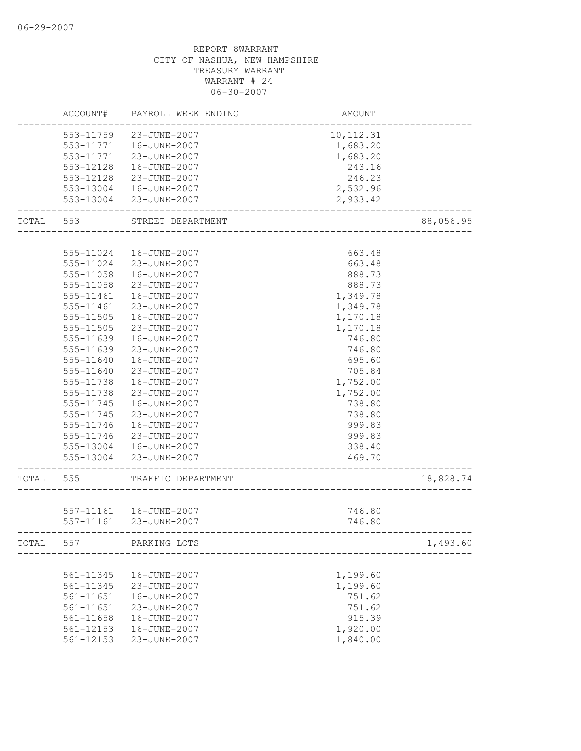06-29-2007

REPORT 8WARRANT
CITY OF NASHUA, NEW HAMPSHIRE
TREASURY WARRANT
WARRANT # 24
06-30-2007

| | ACCOUNT# | PAYROLL WEEK ENDING | AMOUNT | |
|---|---|---|---|---|
| | 553-11759 | 23-JUNE-2007 | 10,112.31 | |
| | 553-11771 | 16-JUNE-2007 | 1,683.20 | |
| | 553-11771 | 23-JUNE-2007 | 1,683.20 | |
| | 553-12128 | 16-JUNE-2007 | 243.16 | |
| | 553-12128 | 23-JUNE-2007 | 246.23 | |
| | 553-13004 | 16-JUNE-2007 | 2,532.96 | |
| | 553-13004 | 23-JUNE-2007 | 2,933.42 | |
| TOTAL | 553 | STREET DEPARTMENT | | 88,056.95 |
| | 555-11024 | 16-JUNE-2007 | 663.48 | |
| | 555-11024 | 23-JUNE-2007 | 663.48 | |
| | 555-11058 | 16-JUNE-2007 | 888.73 | |
| | 555-11058 | 23-JUNE-2007 | 888.73 | |
| | 555-11461 | 16-JUNE-2007 | 1,349.78 | |
| | 555-11461 | 23-JUNE-2007 | 1,349.78 | |
| | 555-11505 | 16-JUNE-2007 | 1,170.18 | |
| | 555-11505 | 23-JUNE-2007 | 1,170.18 | |
| | 555-11639 | 16-JUNE-2007 | 746.80 | |
| | 555-11639 | 23-JUNE-2007 | 746.80 | |
| | 555-11640 | 16-JUNE-2007 | 695.60 | |
| | 555-11640 | 23-JUNE-2007 | 705.84 | |
| | 555-11738 | 16-JUNE-2007 | 1,752.00 | |
| | 555-11738 | 23-JUNE-2007 | 1,752.00 | |
| | 555-11745 | 16-JUNE-2007 | 738.80 | |
| | 555-11745 | 23-JUNE-2007 | 738.80 | |
| | 555-11746 | 16-JUNE-2007 | 999.83 | |
| | 555-11746 | 23-JUNE-2007 | 999.83 | |
| | 555-13004 | 16-JUNE-2007 | 338.40 | |
| | 555-13004 | 23-JUNE-2007 | 469.70 | |
| TOTAL | 555 | TRAFFIC DEPARTMENT | | 18,828.74 |
| | 557-11161 | 16-JUNE-2007 | 746.80 | |
| | 557-11161 | 23-JUNE-2007 | 746.80 | |
| TOTAL | 557 | PARKING LOTS | | 1,493.60 |
| | 561-11345 | 16-JUNE-2007 | 1,199.60 | |
| | 561-11345 | 23-JUNE-2007 | 1,199.60 | |
| | 561-11651 | 16-JUNE-2007 | 751.62 | |
| | 561-11651 | 23-JUNE-2007 | 751.62 | |
| | 561-11658 | 16-JUNE-2007 | 915.39 | |
| | 561-12153 | 16-JUNE-2007 | 1,920.00 | |
| | 561-12153 | 23-JUNE-2007 | 1,840.00 | |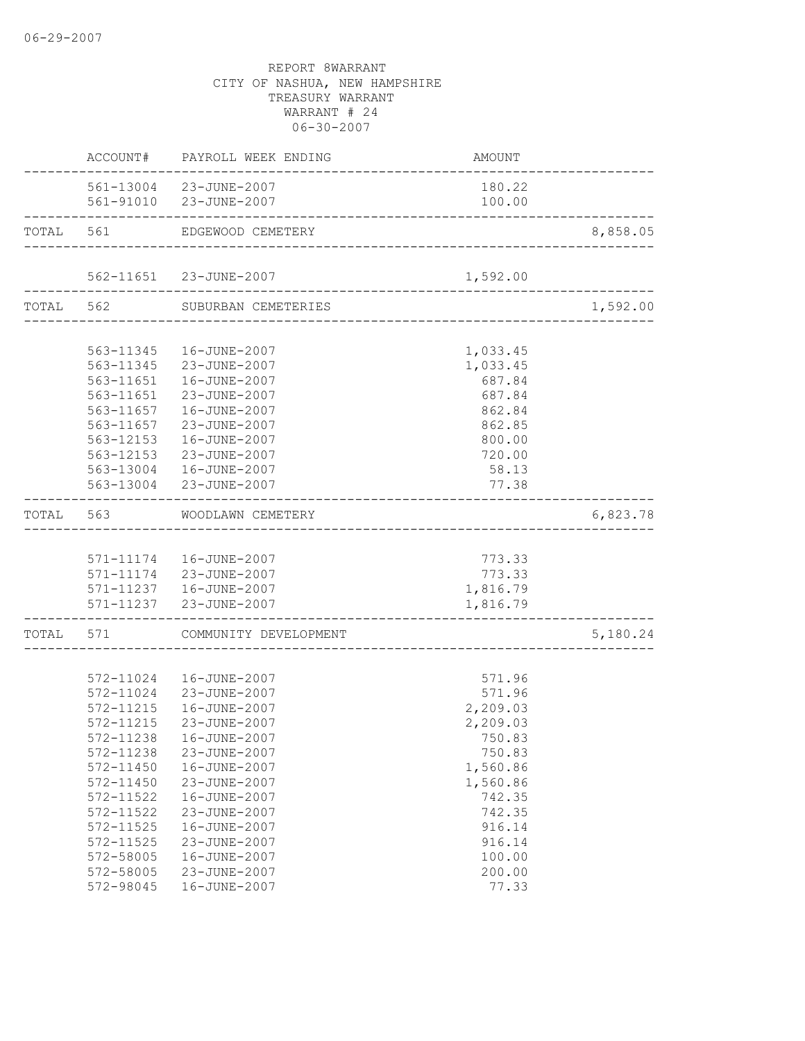REPORT 8WARRANT
CITY OF NASHUA, NEW HAMPSHIRE
TREASURY WARRANT
WARRANT # 24
06-30-2007

| | ACCOUNT# | PAYROLL WEEK ENDING | AMOUNT | |
|---|---|---|---|---|
| | 561-13004 | 23-JUNE-2007 | 180.22 | |
| | 561-91010 | 23-JUNE-2007 | 100.00 | |
| TOTAL | 561 | EDGEWOOD CEMETERY | | 8,858.05 |
| | 562-11651 | 23-JUNE-2007 | 1,592.00 | |
| TOTAL | 562 | SUBURBAN CEMETERIES | | 1,592.00 |
| | 563-11345 | 16-JUNE-2007 | 1,033.45 | |
| | 563-11345 | 23-JUNE-2007 | 1,033.45 | |
| | 563-11651 | 16-JUNE-2007 | 687.84 | |
| | 563-11651 | 23-JUNE-2007 | 687.84 | |
| | 563-11657 | 16-JUNE-2007 | 862.84 | |
| | 563-11657 | 23-JUNE-2007 | 862.85 | |
| | 563-12153 | 16-JUNE-2007 | 800.00 | |
| | 563-12153 | 23-JUNE-2007 | 720.00 | |
| | 563-13004 | 16-JUNE-2007 | 58.13 | |
| | 563-13004 | 23-JUNE-2007 | 77.38 | |
| TOTAL | 563 | WOODLAWN CEMETERY | | 6,823.78 |
| | 571-11174 | 16-JUNE-2007 | 773.33 | |
| | 571-11174 | 23-JUNE-2007 | 773.33 | |
| | 571-11237 | 16-JUNE-2007 | 1,816.79 | |
| | 571-11237 | 23-JUNE-2007 | 1,816.79 | |
| TOTAL | 571 | COMMUNITY DEVELOPMENT | | 5,180.24 |
| | 572-11024 | 16-JUNE-2007 | 571.96 | |
| | 572-11024 | 23-JUNE-2007 | 571.96 | |
| | 572-11215 | 16-JUNE-2007 | 2,209.03 | |
| | 572-11215 | 23-JUNE-2007 | 2,209.03 | |
| | 572-11238 | 16-JUNE-2007 | 750.83 | |
| | 572-11238 | 23-JUNE-2007 | 750.83 | |
| | 572-11450 | 16-JUNE-2007 | 1,560.86 | |
| | 572-11450 | 23-JUNE-2007 | 1,560.86 | |
| | 572-11522 | 16-JUNE-2007 | 742.35 | |
| | 572-11522 | 23-JUNE-2007 | 742.35 | |
| | 572-11525 | 16-JUNE-2007 | 916.14 | |
| | 572-11525 | 23-JUNE-2007 | 916.14 | |
| | 572-58005 | 16-JUNE-2007 | 100.00 | |
| | 572-58005 | 23-JUNE-2007 | 200.00 | |
| | 572-98045 | 16-JUNE-2007 | 77.33 | |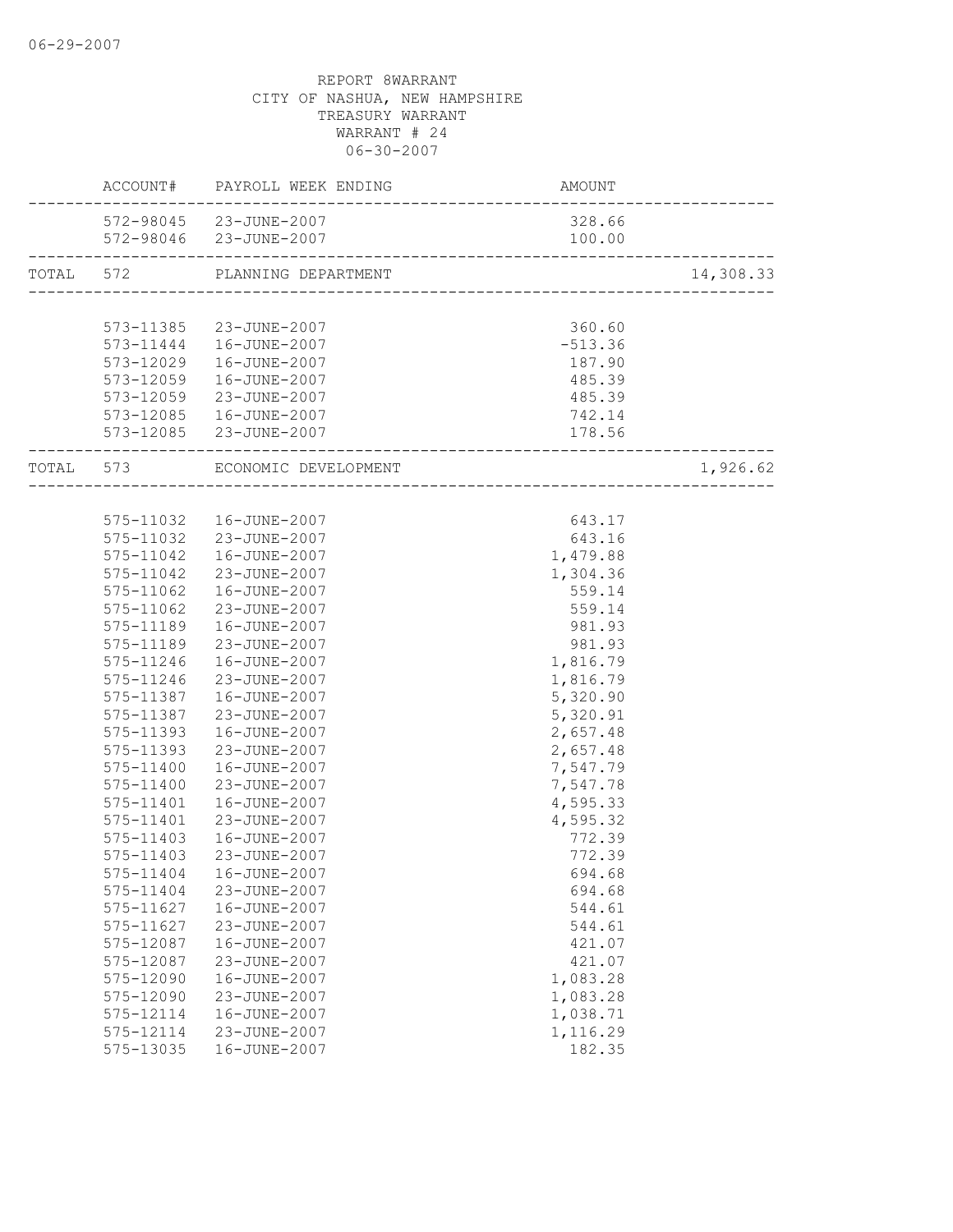06-29-2007

REPORT 8WARRANT
CITY OF NASHUA, NEW HAMPSHIRE
TREASURY WARRANT
WARRANT # 24
06-30-2007

| | ACCOUNT# | PAYROLL WEEK ENDING | AMOUNT | |
|---|---|---|---|---|
| | 572-98045 | 23-JUNE-2007 | 328.66 | |
| | 572-98046 | 23-JUNE-2007 | 100.00 | |
| TOTAL | 572 | PLANNING DEPARTMENT | | 14,308.33 |
| | 573-11385 | 23-JUNE-2007 | 360.60 | |
| | 573-11444 | 16-JUNE-2007 | -513.36 | |
| | 573-12029 | 16-JUNE-2007 | 187.90 | |
| | 573-12059 | 16-JUNE-2007 | 485.39 | |
| | 573-12059 | 23-JUNE-2007 | 485.39 | |
| | 573-12085 | 16-JUNE-2007 | 742.14 | |
| | 573-12085 | 23-JUNE-2007 | 178.56 | |
| TOTAL | 573 | ECONOMIC DEVELOPMENT | | 1,926.62 |
| | 575-11032 | 16-JUNE-2007 | 643.17 | |
| | 575-11032 | 23-JUNE-2007 | 643.16 | |
| | 575-11042 | 16-JUNE-2007 | 1,479.88 | |
| | 575-11042 | 23-JUNE-2007 | 1,304.36 | |
| | 575-11062 | 16-JUNE-2007 | 559.14 | |
| | 575-11062 | 23-JUNE-2007 | 559.14 | |
| | 575-11189 | 16-JUNE-2007 | 981.93 | |
| | 575-11189 | 23-JUNE-2007 | 981.93 | |
| | 575-11246 | 16-JUNE-2007 | 1,816.79 | |
| | 575-11246 | 23-JUNE-2007 | 1,816.79 | |
| | 575-11387 | 16-JUNE-2007 | 5,320.90 | |
| | 575-11387 | 23-JUNE-2007 | 5,320.91 | |
| | 575-11393 | 16-JUNE-2007 | 2,657.48 | |
| | 575-11393 | 23-JUNE-2007 | 2,657.48 | |
| | 575-11400 | 16-JUNE-2007 | 7,547.79 | |
| | 575-11400 | 23-JUNE-2007 | 7,547.78 | |
| | 575-11401 | 16-JUNE-2007 | 4,595.33 | |
| | 575-11401 | 23-JUNE-2007 | 4,595.32 | |
| | 575-11403 | 16-JUNE-2007 | 772.39 | |
| | 575-11403 | 23-JUNE-2007 | 772.39 | |
| | 575-11404 | 16-JUNE-2007 | 694.68 | |
| | 575-11404 | 23-JUNE-2007 | 694.68 | |
| | 575-11627 | 16-JUNE-2007 | 544.61 | |
| | 575-11627 | 23-JUNE-2007 | 544.61 | |
| | 575-12087 | 16-JUNE-2007 | 421.07 | |
| | 575-12087 | 23-JUNE-2007 | 421.07 | |
| | 575-12090 | 16-JUNE-2007 | 1,083.28 | |
| | 575-12090 | 23-JUNE-2007 | 1,083.28 | |
| | 575-12114 | 16-JUNE-2007 | 1,038.71 | |
| | 575-12114 | 23-JUNE-2007 | 1,116.29 | |
| | 575-13035 | 16-JUNE-2007 | 182.35 | |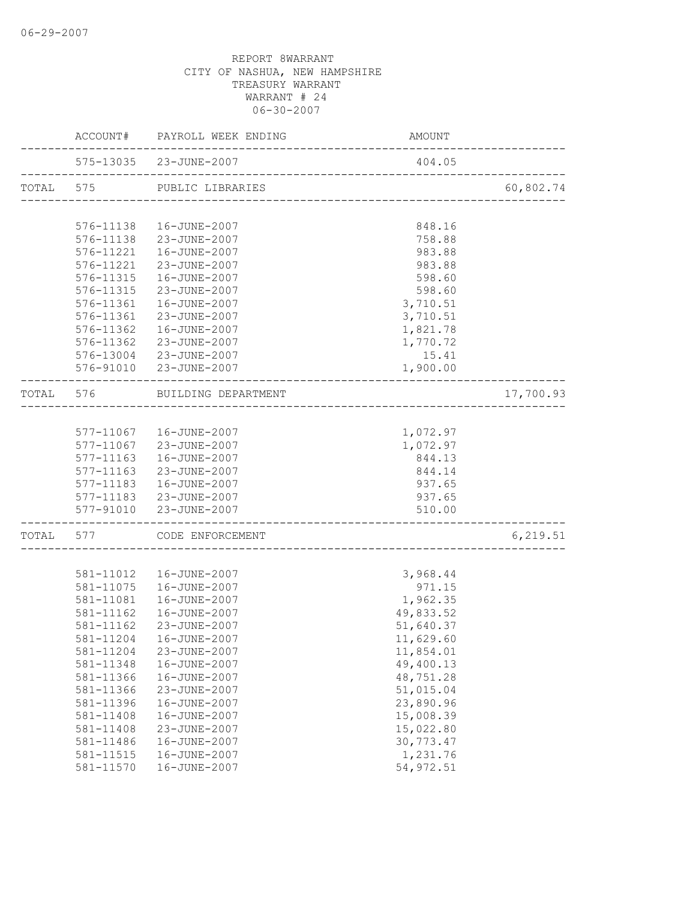06-29-2007

REPORT 8WARRANT
CITY OF NASHUA, NEW HAMPSHIRE
TREASURY WARRANT
WARRANT # 24
06-30-2007

| | ACCOUNT# | PAYROLL WEEK ENDING | AMOUNT | |
|---|---|---|---|---|
| | 575-13035 | 23-JUNE-2007 | 404.05 | |
| TOTAL | 575 | PUBLIC LIBRARIES | | 60,802.74 |
| | 576-11138 | 16-JUNE-2007 | 848.16 | |
| | 576-11138 | 23-JUNE-2007 | 758.88 | |
| | 576-11221 | 16-JUNE-2007 | 983.88 | |
| | 576-11221 | 23-JUNE-2007 | 983.88 | |
| | 576-11315 | 16-JUNE-2007 | 598.60 | |
| | 576-11315 | 23-JUNE-2007 | 598.60 | |
| | 576-11361 | 16-JUNE-2007 | 3,710.51 | |
| | 576-11361 | 23-JUNE-2007 | 3,710.51 | |
| | 576-11362 | 16-JUNE-2007 | 1,821.78 | |
| | 576-11362 | 23-JUNE-2007 | 1,770.72 | |
| | 576-13004 | 23-JUNE-2007 | 15.41 | |
| | 576-91010 | 23-JUNE-2007 | 1,900.00 | |
| TOTAL | 576 | BUILDING DEPARTMENT | | 17,700.93 |
| | 577-11067 | 16-JUNE-2007 | 1,072.97 | |
| | 577-11067 | 23-JUNE-2007 | 1,072.97 | |
| | 577-11163 | 16-JUNE-2007 | 844.13 | |
| | 577-11163 | 23-JUNE-2007 | 844.14 | |
| | 577-11183 | 16-JUNE-2007 | 937.65 | |
| | 577-11183 | 23-JUNE-2007 | 937.65 | |
| | 577-91010 | 23-JUNE-2007 | 510.00 | |
| TOTAL | 577 | CODE ENFORCEMENT | | 6,219.51 |
| | 581-11012 | 16-JUNE-2007 | 3,968.44 | |
| | 581-11075 | 16-JUNE-2007 | 971.15 | |
| | 581-11081 | 16-JUNE-2007 | 1,962.35 | |
| | 581-11162 | 16-JUNE-2007 | 49,833.52 | |
| | 581-11162 | 23-JUNE-2007 | 51,640.37 | |
| | 581-11204 | 16-JUNE-2007 | 11,629.60 | |
| | 581-11204 | 23-JUNE-2007 | 11,854.01 | |
| | 581-11348 | 16-JUNE-2007 | 49,400.13 | |
| | 581-11366 | 16-JUNE-2007 | 48,751.28 | |
| | 581-11366 | 23-JUNE-2007 | 51,015.04 | |
| | 581-11396 | 16-JUNE-2007 | 23,890.96 | |
| | 581-11408 | 16-JUNE-2007 | 15,008.39 | |
| | 581-11408 | 23-JUNE-2007 | 15,022.80 | |
| | 581-11486 | 16-JUNE-2007 | 30,773.47 | |
| | 581-11515 | 16-JUNE-2007 | 1,231.76 | |
| | 581-11570 | 16-JUNE-2007 | 54,972.51 | |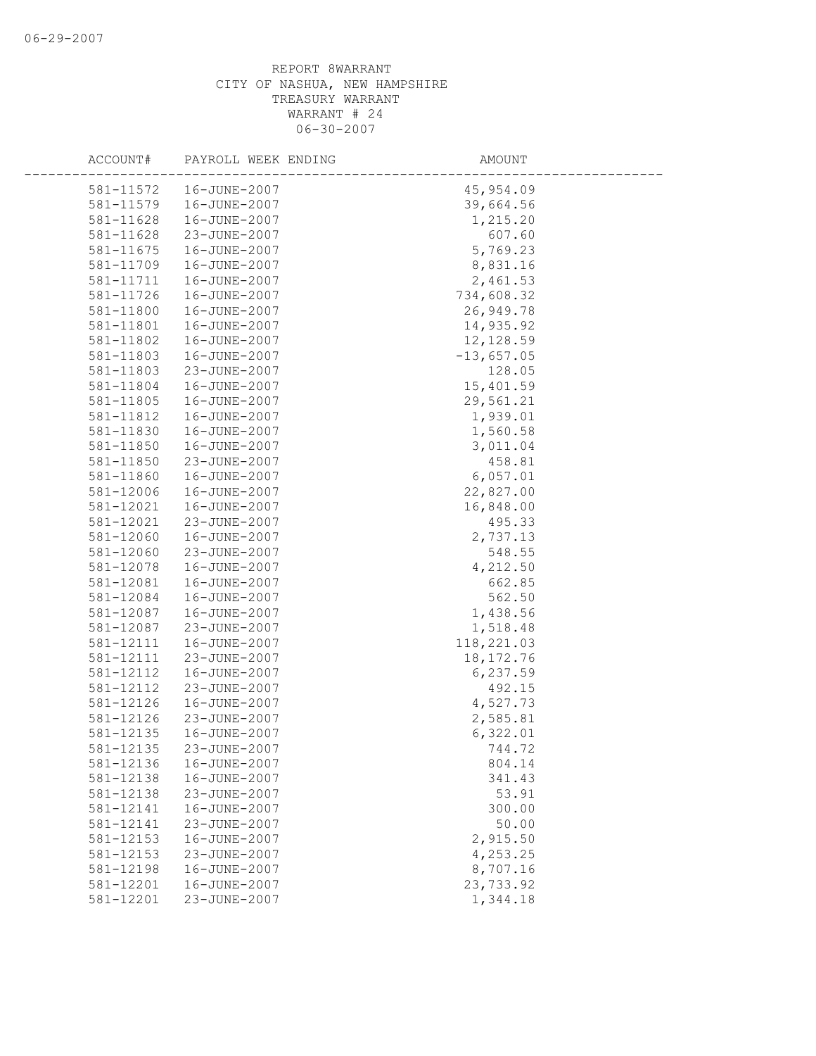REPORT 8WARRANT
CITY OF NASHUA, NEW HAMPSHIRE
TREASURY WARRANT
WARRANT # 24
06-30-2007

| ACCOUNT# | PAYROLL WEEK ENDING | AMOUNT |
|---|---|---|
| 581-11572 | 16-JUNE-2007 | 45,954.09 |
| 581-11579 | 16-JUNE-2007 | 39,664.56 |
| 581-11628 | 16-JUNE-2007 | 1,215.20 |
| 581-11628 | 23-JUNE-2007 | 607.60 |
| 581-11675 | 16-JUNE-2007 | 5,769.23 |
| 581-11709 | 16-JUNE-2007 | 8,831.16 |
| 581-11711 | 16-JUNE-2007 | 2,461.53 |
| 581-11726 | 16-JUNE-2007 | 734,608.32 |
| 581-11800 | 16-JUNE-2007 | 26,949.78 |
| 581-11801 | 16-JUNE-2007 | 14,935.92 |
| 581-11802 | 16-JUNE-2007 | 12,128.59 |
| 581-11803 | 16-JUNE-2007 | -13,657.05 |
| 581-11803 | 23-JUNE-2007 | 128.05 |
| 581-11804 | 16-JUNE-2007 | 15,401.59 |
| 581-11805 | 16-JUNE-2007 | 29,561.21 |
| 581-11812 | 16-JUNE-2007 | 1,939.01 |
| 581-11830 | 16-JUNE-2007 | 1,560.58 |
| 581-11850 | 16-JUNE-2007 | 3,011.04 |
| 581-11850 | 23-JUNE-2007 | 458.81 |
| 581-11860 | 16-JUNE-2007 | 6,057.01 |
| 581-12006 | 16-JUNE-2007 | 22,827.00 |
| 581-12021 | 16-JUNE-2007 | 16,848.00 |
| 581-12021 | 23-JUNE-2007 | 495.33 |
| 581-12060 | 16-JUNE-2007 | 2,737.13 |
| 581-12060 | 23-JUNE-2007 | 548.55 |
| 581-12078 | 16-JUNE-2007 | 4,212.50 |
| 581-12081 | 16-JUNE-2007 | 662.85 |
| 581-12084 | 16-JUNE-2007 | 562.50 |
| 581-12087 | 16-JUNE-2007 | 1,438.56 |
| 581-12087 | 23-JUNE-2007 | 1,518.48 |
| 581-12111 | 16-JUNE-2007 | 118,221.03 |
| 581-12111 | 23-JUNE-2007 | 18,172.76 |
| 581-12112 | 16-JUNE-2007 | 6,237.59 |
| 581-12112 | 23-JUNE-2007 | 492.15 |
| 581-12126 | 16-JUNE-2007 | 4,527.73 |
| 581-12126 | 23-JUNE-2007 | 2,585.81 |
| 581-12135 | 16-JUNE-2007 | 6,322.01 |
| 581-12135 | 23-JUNE-2007 | 744.72 |
| 581-12136 | 16-JUNE-2007 | 804.14 |
| 581-12138 | 16-JUNE-2007 | 341.43 |
| 581-12138 | 23-JUNE-2007 | 53.91 |
| 581-12141 | 16-JUNE-2007 | 300.00 |
| 581-12141 | 23-JUNE-2007 | 50.00 |
| 581-12153 | 16-JUNE-2007 | 2,915.50 |
| 581-12153 | 23-JUNE-2007 | 4,253.25 |
| 581-12198 | 16-JUNE-2007 | 8,707.16 |
| 581-12201 | 16-JUNE-2007 | 23,733.92 |
| 581-12201 | 23-JUNE-2007 | 1,344.18 |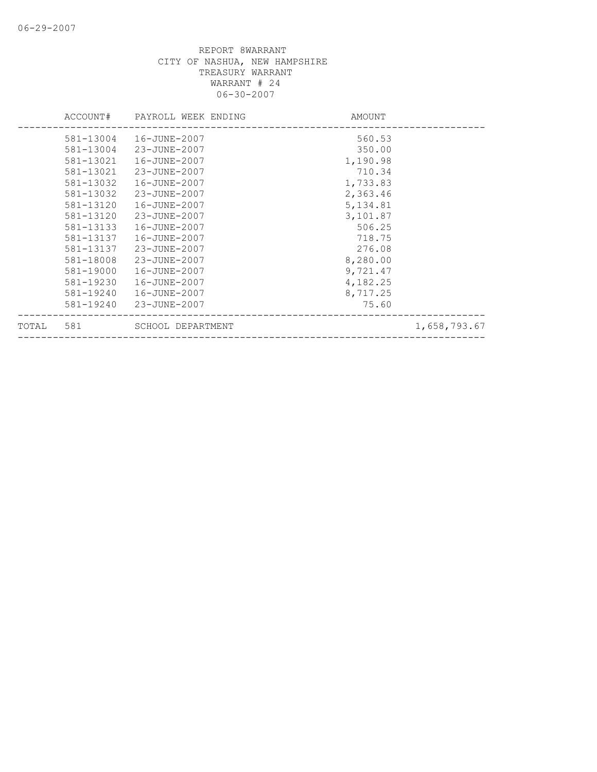REPORT 8WARRANT
CITY OF NASHUA, NEW HAMPSHIRE
TREASURY WARRANT
WARRANT # 24
06-30-2007

| | ACCOUNT# | PAYROLL WEEK ENDING | AMOUNT | |
|---|---|---|---|---|
| | 581-13004 | 16-JUNE-2007 | 560.53 | |
| | 581-13004 | 23-JUNE-2007 | 350.00 | |
| | 581-13021 | 16-JUNE-2007 | 1,190.98 | |
| | 581-13021 | 23-JUNE-2007 | 710.34 | |
| | 581-13032 | 16-JUNE-2007 | 1,733.83 | |
| | 581-13032 | 23-JUNE-2007 | 2,363.46 | |
| | 581-13120 | 16-JUNE-2007 | 5,134.81 | |
| | 581-13120 | 23-JUNE-2007 | 3,101.87 | |
| | 581-13133 | 16-JUNE-2007 | 506.25 | |
| | 581-13137 | 16-JUNE-2007 | 718.75 | |
| | 581-13137 | 23-JUNE-2007 | 276.08 | |
| | 581-18008 | 23-JUNE-2007 | 8,280.00 | |
| | 581-19000 | 16-JUNE-2007 | 9,721.47 | |
| | 581-19230 | 16-JUNE-2007 | 4,182.25 | |
| | 581-19240 | 16-JUNE-2007 | 8,717.25 | |
| | 581-19240 | 23-JUNE-2007 | 75.60 | |
| TOTAL | 581 | SCHOOL DEPARTMENT | | 1,658,793.67 |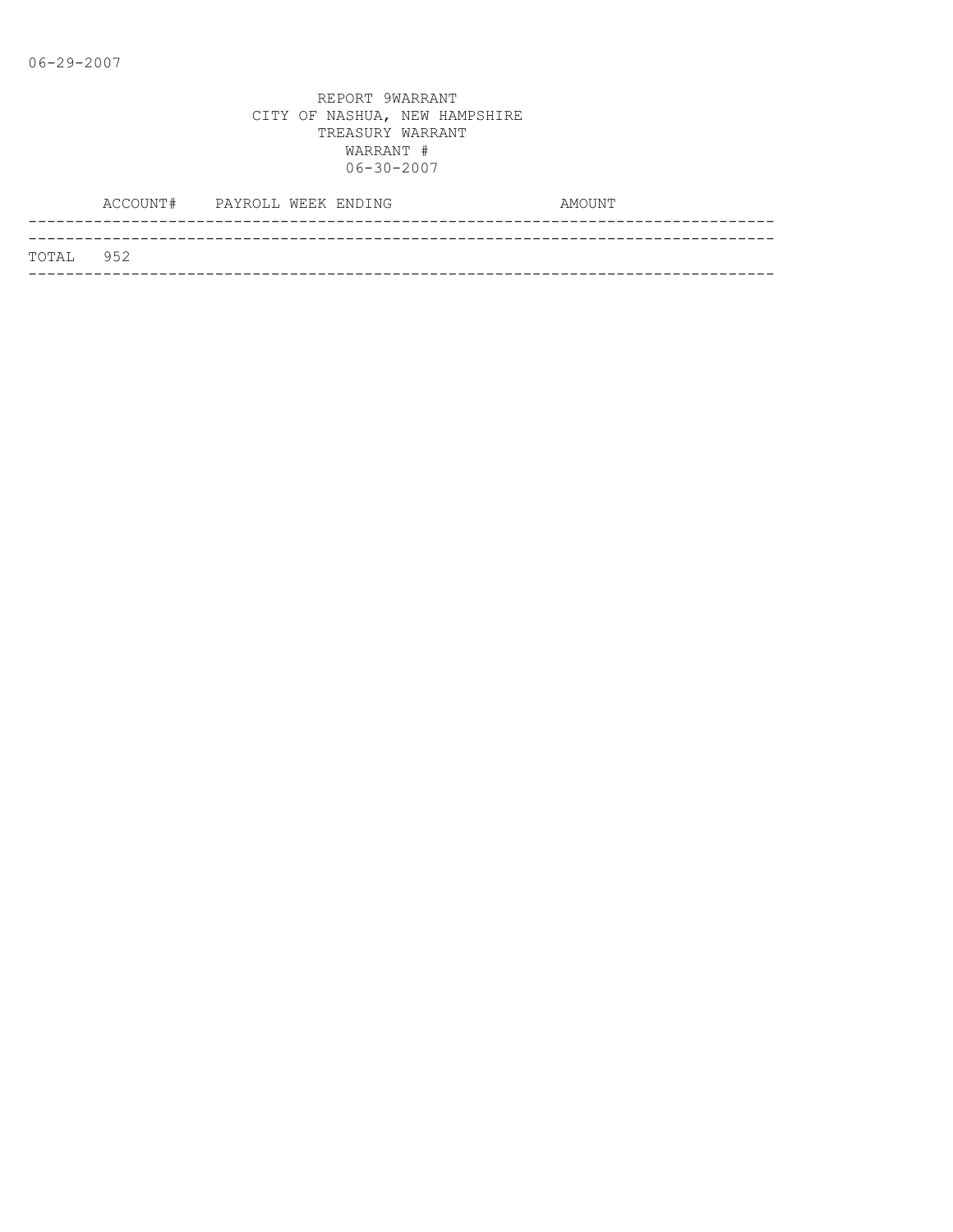06-29-2007

REPORT 9WARRANT
CITY OF NASHUA, NEW HAMPSHIRE
TREASURY WARRANT
WARRANT #
06-30-2007

| ACCOUNT# | PAYROLL WEEK ENDING | AMOUNT |
|---|---|---|
| TOTAL 952 | | |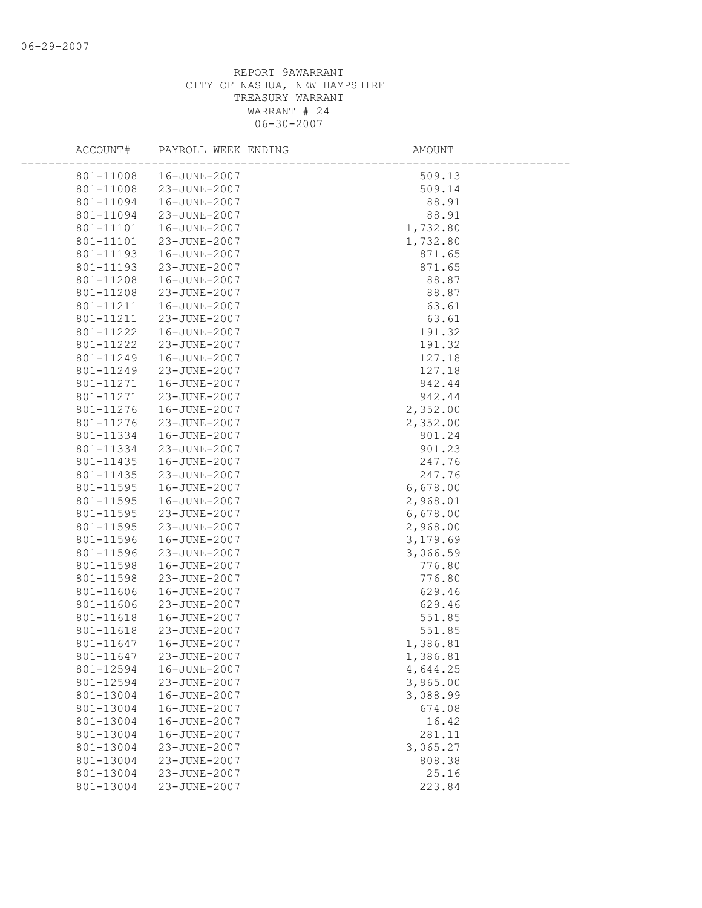06-29-2007

REPORT 9AWARRANT
CITY OF NASHUA, NEW HAMPSHIRE
TREASURY WARRANT
WARRANT # 24
06-30-2007

| ACCOUNT# | PAYROLL WEEK ENDING | AMOUNT |
|---|---|---|
| 801-11008 | 16-JUNE-2007 | 509.13 |
| 801-11008 | 23-JUNE-2007 | 509.14 |
| 801-11094 | 16-JUNE-2007 | 88.91 |
| 801-11094 | 23-JUNE-2007 | 88.91 |
| 801-11101 | 16-JUNE-2007 | 1,732.80 |
| 801-11101 | 23-JUNE-2007 | 1,732.80 |
| 801-11193 | 16-JUNE-2007 | 871.65 |
| 801-11193 | 23-JUNE-2007 | 871.65 |
| 801-11208 | 16-JUNE-2007 | 88.87 |
| 801-11208 | 23-JUNE-2007 | 88.87 |
| 801-11211 | 16-JUNE-2007 | 63.61 |
| 801-11211 | 23-JUNE-2007 | 63.61 |
| 801-11222 | 16-JUNE-2007 | 191.32 |
| 801-11222 | 23-JUNE-2007 | 191.32 |
| 801-11249 | 16-JUNE-2007 | 127.18 |
| 801-11249 | 23-JUNE-2007 | 127.18 |
| 801-11271 | 16-JUNE-2007 | 942.44 |
| 801-11271 | 23-JUNE-2007 | 942.44 |
| 801-11276 | 16-JUNE-2007 | 2,352.00 |
| 801-11276 | 23-JUNE-2007 | 2,352.00 |
| 801-11334 | 16-JUNE-2007 | 901.24 |
| 801-11334 | 23-JUNE-2007 | 901.23 |
| 801-11435 | 16-JUNE-2007 | 247.76 |
| 801-11435 | 23-JUNE-2007 | 247.76 |
| 801-11595 | 16-JUNE-2007 | 6,678.00 |
| 801-11595 | 16-JUNE-2007 | 2,968.01 |
| 801-11595 | 23-JUNE-2007 | 6,678.00 |
| 801-11595 | 23-JUNE-2007 | 2,968.00 |
| 801-11596 | 16-JUNE-2007 | 3,179.69 |
| 801-11596 | 23-JUNE-2007 | 3,066.59 |
| 801-11598 | 16-JUNE-2007 | 776.80 |
| 801-11598 | 23-JUNE-2007 | 776.80 |
| 801-11606 | 16-JUNE-2007 | 629.46 |
| 801-11606 | 23-JUNE-2007 | 629.46 |
| 801-11618 | 16-JUNE-2007 | 551.85 |
| 801-11618 | 23-JUNE-2007 | 551.85 |
| 801-11647 | 16-JUNE-2007 | 1,386.81 |
| 801-11647 | 23-JUNE-2007 | 1,386.81 |
| 801-12594 | 16-JUNE-2007 | 4,644.25 |
| 801-12594 | 23-JUNE-2007 | 3,965.00 |
| 801-13004 | 16-JUNE-2007 | 3,088.99 |
| 801-13004 | 16-JUNE-2007 | 674.08 |
| 801-13004 | 16-JUNE-2007 | 16.42 |
| 801-13004 | 16-JUNE-2007 | 281.11 |
| 801-13004 | 23-JUNE-2007 | 3,065.27 |
| 801-13004 | 23-JUNE-2007 | 808.38 |
| 801-13004 | 23-JUNE-2007 | 25.16 |
| 801-13004 | 23-JUNE-2007 | 223.84 |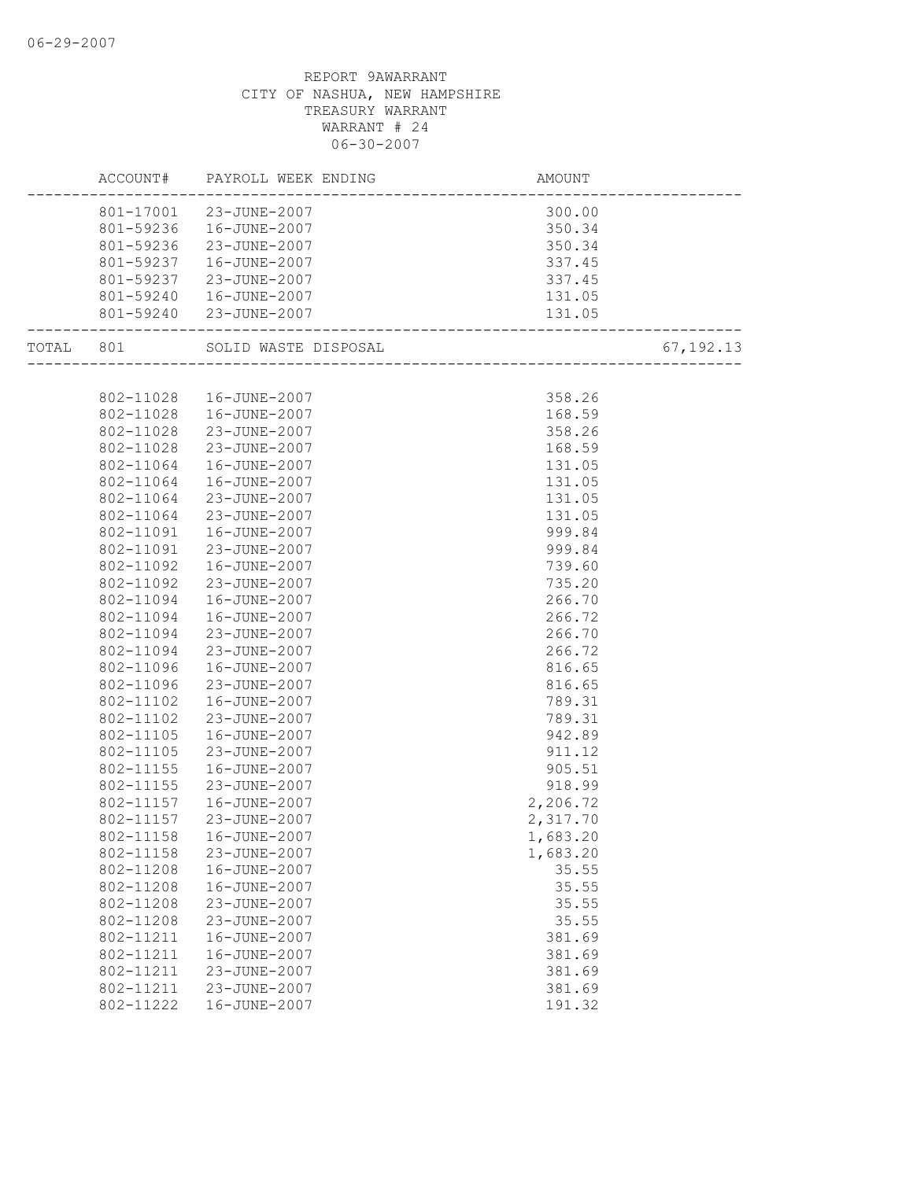06-29-2007

REPORT 9AWARRANT
CITY OF NASHUA, NEW HAMPSHIRE
TREASURY WARRANT
WARRANT # 24
06-30-2007

| | ACCOUNT# | PAYROLL WEEK ENDING | AMOUNT | |
|---|---|---|---|---|
| | 801-17001 | 23-JUNE-2007 | 300.00 | |
| | 801-59236 | 16-JUNE-2007 | 350.34 | |
| | 801-59236 | 23-JUNE-2007 | 350.34 | |
| | 801-59237 | 16-JUNE-2007 | 337.45 | |
| | 801-59237 | 23-JUNE-2007 | 337.45 | |
| | 801-59240 | 16-JUNE-2007 | 131.05 | |
| | 801-59240 | 23-JUNE-2007 | 131.05 | |
| TOTAL | 801 | SOLID WASTE DISPOSAL | | 67,192.13 |
| | 802-11028 | 16-JUNE-2007 | 358.26 | |
| | 802-11028 | 16-JUNE-2007 | 168.59 | |
| | 802-11028 | 23-JUNE-2007 | 358.26 | |
| | 802-11028 | 23-JUNE-2007 | 168.59 | |
| | 802-11064 | 16-JUNE-2007 | 131.05 | |
| | 802-11064 | 16-JUNE-2007 | 131.05 | |
| | 802-11064 | 23-JUNE-2007 | 131.05 | |
| | 802-11064 | 23-JUNE-2007 | 131.05 | |
| | 802-11091 | 16-JUNE-2007 | 999.84 | |
| | 802-11091 | 23-JUNE-2007 | 999.84 | |
| | 802-11092 | 16-JUNE-2007 | 739.60 | |
| | 802-11092 | 23-JUNE-2007 | 735.20 | |
| | 802-11094 | 16-JUNE-2007 | 266.70 | |
| | 802-11094 | 16-JUNE-2007 | 266.72 | |
| | 802-11094 | 23-JUNE-2007 | 266.70 | |
| | 802-11094 | 23-JUNE-2007 | 266.72 | |
| | 802-11096 | 16-JUNE-2007 | 816.65 | |
| | 802-11096 | 23-JUNE-2007 | 816.65 | |
| | 802-11102 | 16-JUNE-2007 | 789.31 | |
| | 802-11102 | 23-JUNE-2007 | 789.31 | |
| | 802-11105 | 16-JUNE-2007 | 942.89 | |
| | 802-11105 | 23-JUNE-2007 | 911.12 | |
| | 802-11155 | 16-JUNE-2007 | 905.51 | |
| | 802-11155 | 23-JUNE-2007 | 918.99 | |
| | 802-11157 | 16-JUNE-2007 | 2,206.72 | |
| | 802-11157 | 23-JUNE-2007 | 2,317.70 | |
| | 802-11158 | 16-JUNE-2007 | 1,683.20 | |
| | 802-11158 | 23-JUNE-2007 | 1,683.20 | |
| | 802-11208 | 16-JUNE-2007 | 35.55 | |
| | 802-11208 | 16-JUNE-2007 | 35.55 | |
| | 802-11208 | 23-JUNE-2007 | 35.55 | |
| | 802-11208 | 23-JUNE-2007 | 35.55 | |
| | 802-11211 | 16-JUNE-2007 | 381.69 | |
| | 802-11211 | 16-JUNE-2007 | 381.69 | |
| | 802-11211 | 23-JUNE-2007 | 381.69 | |
| | 802-11211 | 23-JUNE-2007 | 381.69 | |
| | 802-11222 | 16-JUNE-2007 | 191.32 | |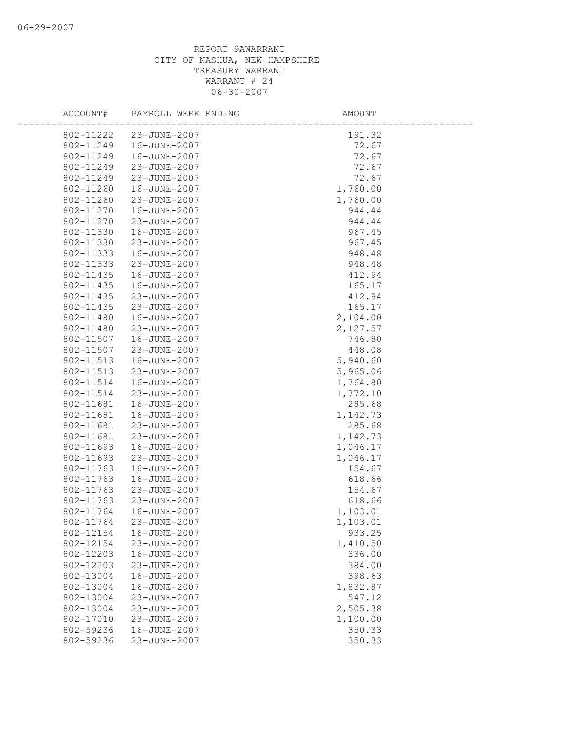REPORT 9AWARRANT
CITY OF NASHUA, NEW HAMPSHIRE
TREASURY WARRANT
WARRANT # 24
06-30-2007

| ACCOUNT# | PAYROLL WEEK ENDING | AMOUNT |
|---|---|---|
| 802-11222 | 23-JUNE-2007 | 191.32 |
| 802-11249 | 16-JUNE-2007 | 72.67 |
| 802-11249 | 16-JUNE-2007 | 72.67 |
| 802-11249 | 23-JUNE-2007 | 72.67 |
| 802-11249 | 23-JUNE-2007 | 72.67 |
| 802-11260 | 16-JUNE-2007 | 1,760.00 |
| 802-11260 | 23-JUNE-2007 | 1,760.00 |
| 802-11270 | 16-JUNE-2007 | 944.44 |
| 802-11270 | 23-JUNE-2007 | 944.44 |
| 802-11330 | 16-JUNE-2007 | 967.45 |
| 802-11330 | 23-JUNE-2007 | 967.45 |
| 802-11333 | 16-JUNE-2007 | 948.48 |
| 802-11333 | 23-JUNE-2007 | 948.48 |
| 802-11435 | 16-JUNE-2007 | 412.94 |
| 802-11435 | 16-JUNE-2007 | 165.17 |
| 802-11435 | 23-JUNE-2007 | 412.94 |
| 802-11435 | 23-JUNE-2007 | 165.17 |
| 802-11480 | 16-JUNE-2007 | 2,104.00 |
| 802-11480 | 23-JUNE-2007 | 2,127.57 |
| 802-11507 | 16-JUNE-2007 | 746.80 |
| 802-11507 | 23-JUNE-2007 | 448.08 |
| 802-11513 | 16-JUNE-2007 | 5,940.60 |
| 802-11513 | 23-JUNE-2007 | 5,965.06 |
| 802-11514 | 16-JUNE-2007 | 1,764.80 |
| 802-11514 | 23-JUNE-2007 | 1,772.10 |
| 802-11681 | 16-JUNE-2007 | 285.68 |
| 802-11681 | 16-JUNE-2007 | 1,142.73 |
| 802-11681 | 23-JUNE-2007 | 285.68 |
| 802-11681 | 23-JUNE-2007 | 1,142.73 |
| 802-11693 | 16-JUNE-2007 | 1,046.17 |
| 802-11693 | 23-JUNE-2007 | 1,046.17 |
| 802-11763 | 16-JUNE-2007 | 154.67 |
| 802-11763 | 16-JUNE-2007 | 618.66 |
| 802-11763 | 23-JUNE-2007 | 154.67 |
| 802-11763 | 23-JUNE-2007 | 618.66 |
| 802-11764 | 16-JUNE-2007 | 1,103.01 |
| 802-11764 | 23-JUNE-2007 | 1,103.01 |
| 802-12154 | 16-JUNE-2007 | 933.25 |
| 802-12154 | 23-JUNE-2007 | 1,410.50 |
| 802-12203 | 16-JUNE-2007 | 336.00 |
| 802-12203 | 23-JUNE-2007 | 384.00 |
| 802-13004 | 16-JUNE-2007 | 398.63 |
| 802-13004 | 16-JUNE-2007 | 1,832.87 |
| 802-13004 | 23-JUNE-2007 | 547.12 |
| 802-13004 | 23-JUNE-2007 | 2,505.38 |
| 802-17010 | 23-JUNE-2007 | 1,100.00 |
| 802-59236 | 16-JUNE-2007 | 350.33 |
| 802-59236 | 23-JUNE-2007 | 350.33 |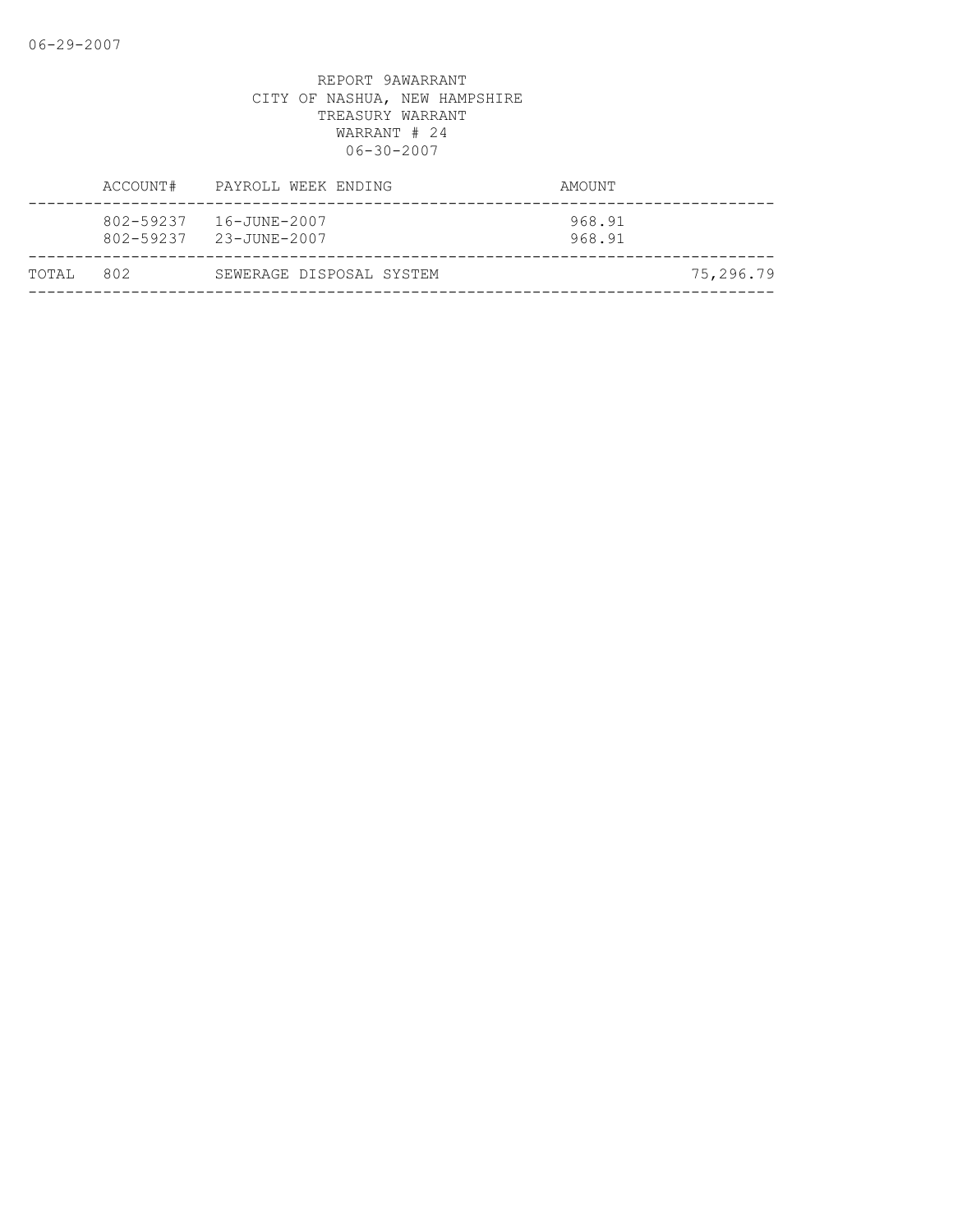REPORT 9AWARRANT
CITY OF NASHUA, NEW HAMPSHIRE
TREASURY WARRANT
WARRANT # 24
06-30-2007

| | ACCOUNT# | PAYROLL WEEK ENDING | AMOUNT | |
|---|---|---|---|---|
| | 802-59237 | 16-JUNE-2007 | 968.91 | |
| | 802-59237 | 23-JUNE-2007 | 968.91 | |
| TOTAL | 802 | SEWERAGE DISPOSAL SYSTEM | | 75,296.79 |